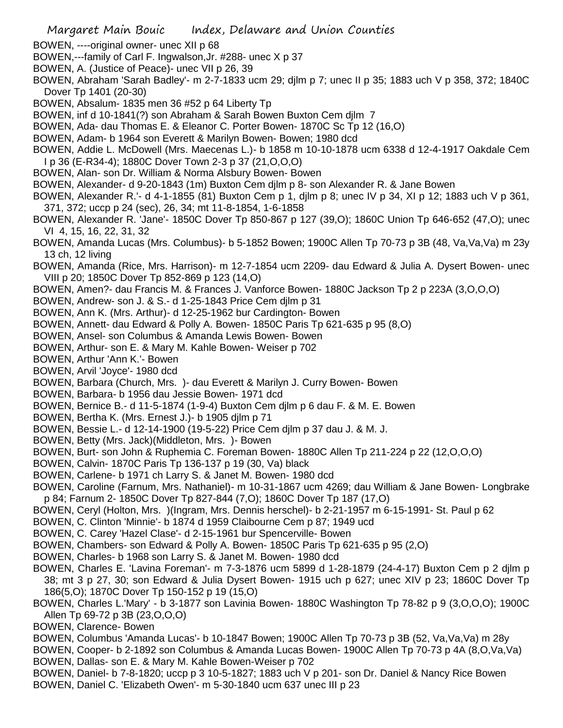BOWEN, ----original owner- unec XII p 68

BOWEN,---family of Carl F. Ingwalson,Jr. #288- unec X p 37

BOWEN, A. (Justice of Peace)- unec VII p 26, 39

BOWEN, Abraham 'Sarah Badley'- m 2-7-1833 ucm 29; djlm p 7; unec II p 35; 1883 uch V p 358, 372; 1840C Dover Tp 1401 (20-30)

BOWEN, Absalum- 1835 men 36 #52 p 64 Liberty Tp

BOWEN, inf d 10-1841(?) son Abraham & Sarah Bowen Buxton Cem djlm 7

BOWEN, Ada- dau Thomas E. & Eleanor C. Porter Bowen- 1870C Sc Tp 12 (16,O)

BOWEN, Adam- b 1964 son Everett & Marilyn Bowen- Bowen; 1980 dcd

BOWEN, Addie L. McDowell (Mrs. Maecenas L.)- b 1858 m 10-10-1878 ucm 6338 d 12-4-1917 Oakdale Cem I p 36 (E-R34-4); 1880C Dover Town 2-3 p 37 (21,O,O,O)

BOWEN, Alan- son Dr. William & Norma Alsbury Bowen- Bowen

BOWEN, Alexander- d 9-20-1843 (1m) Buxton Cem djlm p 8- son Alexander R. & Jane Bowen

BOWEN, Alexander R.'- d 4-1-1855 (81) Buxton Cem p 1, djlm p 8; unec IV p 34, XI p 12; 1883 uch V p 361, 371, 372; uccp p 24 (sec), 26, 34; mt 11-8-1854, 1-6-1858

BOWEN, Alexander R. 'Jane'- 1850C Dover Tp 850-867 p 127 (39,O); 1860C Union Tp 646-652 (47,O); unec VI 4, 15, 16, 22, 31, 32

BOWEN, Amanda Lucas (Mrs. Columbus)- b 5-1852 Bowen; 1900C Allen Tp 70-73 p 3B (48, Va,Va,Va) m 23y 13 ch, 12 living

BOWEN, Amanda (Rice, Mrs. Harrison)- m 12-7-1854 ucm 2209- dau Edward & Julia A. Dysert Bowen- unec VIII p 20; 1850C Dover Tp 852-869 p 123 (14,O)

BOWEN, Amen?- dau Francis M. & Frances J. Vanforce Bowen- 1880C Jackson Tp 2 p 223A (3,O,O,O)

BOWEN, Andrew- son J. & S.- d 1-25-1843 Price Cem djlm p 31

BOWEN, Ann K. (Mrs. Arthur)- d 12-25-1962 bur Cardington- Bowen

BOWEN, Annett- dau Edward & Polly A. Bowen- 1850C Paris Tp 621-635 p 95 (8,O)

BOWEN, Ansel- son Columbus & Amanda Lewis Bowen- Bowen

BOWEN, Arthur- son E. & Mary M. Kahle Bowen- Weiser p 702

BOWEN, Arthur 'Ann K.'- Bowen

BOWEN, Arvil 'Joyce'- 1980 dcd

BOWEN, Barbara (Church, Mrs. )- dau Everett & Marilyn J. Curry Bowen- Bowen

BOWEN, Barbara- b 1956 dau Jessie Bowen- 1971 dcd

BOWEN, Bernice B.- d 11-5-1874 (1-9-4) Buxton Cem djlm p 6 dau F. & M. E. Bowen

BOWEN, Bertha K. (Mrs. Ernest J.)- b 1905 djlm p 71

BOWEN, Bessie L.- d 12-14-1900 (19-5-22) Price Cem djlm p 37 dau J. & M. J.

BOWEN, Betty (Mrs. Jack)(Middleton, Mrs. )- Bowen

BOWEN, Burt- son John & Ruphemia C. Foreman Bowen- 1880C Allen Tp 211-224 p 22 (12,O,O,O)

BOWEN, Calvin- 1870C Paris Tp 136-137 p 19 (30, Va) black

BOWEN, Carlene- b 1971 ch Larry S. & Janet M. Bowen- 1980 dcd

BOWEN, Caroline (Farnum, Mrs. Nathaniel)- m 10-31-1867 ucm 4269; dau William & Jane Bowen- Longbrake p 84; Farnum 2- 1850C Dover Tp 827-844 (7,O); 1860C Dover Tp 187 (17,O)

BOWEN, Ceryl (Holton, Mrs. )(Ingram, Mrs. Dennis herschel)- b 2-21-1957 m 6-15-1991- St. Paul p 62

BOWEN, C. Clinton 'Minnie'- b 1874 d 1959 Claibourne Cem p 87; 1949 ucd

BOWEN, C. Carey 'Hazel Clase'- d 2-15-1961 bur Spencerville- Bowen

BOWEN, Chambers- son Edward & Polly A. Bowen- 1850C Paris Tp 621-635 p 95 (2,O)

BOWEN, Charles- b 1968 son Larry S. & Janet M. Bowen- 1980 dcd

BOWEN, Charles E. 'Lavina Foreman'- m 7-3-1876 ucm 5899 d 1-28-1879 (24-4-17) Buxton Cem p 2 djlm p 38; mt 3 p 27, 30; son Edward & Julia Dysert Bowen- 1915 uch p 627; unec XIV p 23; 1860C Dover Tp 186(5,O); 1870C Dover Tp 150-152 p 19 (15,O)

BOWEN, Charles L.'Mary' - b 3-1877 son Lavinia Bowen- 1880C Washington Tp 78-82 p 9 (3,O,O,O); 1900C Allen Tp 69-72 p 3B (23,O,O,O)

BOWEN, Clarence- Bowen

BOWEN, Columbus 'Amanda Lucas'- b 10-1847 Bowen; 1900C Allen Tp 70-73 p 3B (52, Va,Va,Va) m 28y

BOWEN, Cooper- b 2-1892 son Columbus & Amanda Lucas Bowen- 1900C Allen Tp 70-73 p 4A (8,O,Va,Va)

BOWEN, Dallas- son E. & Mary M. Kahle Bowen-Weiser p 702

BOWEN, Daniel- b 7-8-1820; uccp p 3 10-5-1827; 1883 uch V p 201- son Dr. Daniel & Nancy Rice Bowen

BOWEN, Daniel C. 'Elizabeth Owen'- m 5-30-1840 ucm 637 unec III p 23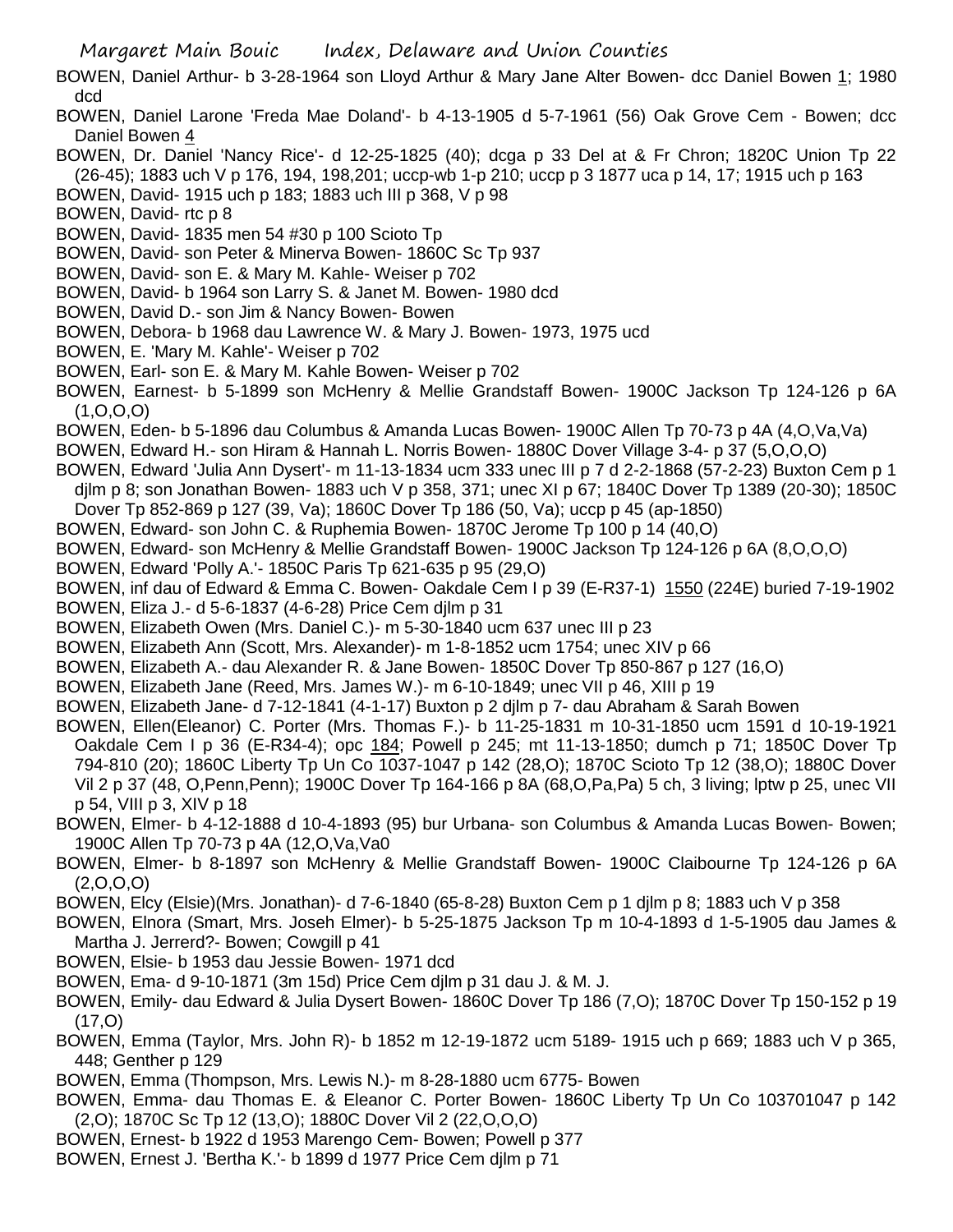BOWEN, Daniel Arthur- b 3-28-1964 son Lloyd Arthur & Mary Jane Alter Bowen- dcc Daniel Bowen 1; 1980 dcd

BOWEN, Daniel Larone 'Freda Mae Doland'- b 4-13-1905 d 5-7-1961 (56) Oak Grove Cem - Bowen; dcc Daniel Bowen 4

BOWEN, Dr. Daniel 'Nancy Rice'- d 12-25-1825 (40); dcga p 33 Del at & Fr Chron; 1820C Union Tp 22 (26-45); 1883 uch V p 176, 194, 198,201; uccp-wb 1-p 210; uccp p 3 1877 uca p 14, 17; 1915 uch p 163

BOWEN, David- 1915 uch p 183; 1883 uch III p 368, V p 98

BOWEN, David- rtc p 8

BOWEN, David- 1835 men 54 #30 p 100 Scioto Tp

BOWEN, David- son Peter & Minerva Bowen- 1860C Sc Tp 937

BOWEN, David- son E. & Mary M. Kahle- Weiser p 702

BOWEN, David- b 1964 son Larry S. & Janet M. Bowen- 1980 dcd

BOWEN, David D.- son Jim & Nancy Bowen- Bowen

BOWEN, Debora- b 1968 dau Lawrence W. & Mary J. Bowen- 1973, 1975 ucd

BOWEN, E. 'Mary M. Kahle'- Weiser p 702

BOWEN, Earl- son E. & Mary M. Kahle Bowen- Weiser p 702

BOWEN, Earnest- b 5-1899 son McHenry & Mellie Grandstaff Bowen- 1900C Jackson Tp 124-126 p 6A (1,O,O,O)

BOWEN, Eden- b 5-1896 dau Columbus & Amanda Lucas Bowen- 1900C Allen Tp 70-73 p 4A (4,O,Va,Va)

BOWEN, Edward H.- son Hiram & Hannah L. Norris Bowen- 1880C Dover Village 3-4- p 37 (5,O,O,O)

BOWEN, Edward 'Julia Ann Dysert'- m 11-13-1834 ucm 333 unec III p 7 d 2-2-1868 (57-2-23) Buxton Cem p 1 djlm p 8; son Jonathan Bowen- 1883 uch V p 358, 371; unec XI p 67; 1840C Dover Tp 1389 (20-30); 1850C Dover Tp 852-869 p 127 (39, Va); 1860C Dover Tp 186 (50, Va); uccp p 45 (ap-1850)

BOWEN, Edward- son John C. & Ruphemia Bowen- 1870C Jerome Tp 100 p 14 (40,O)

BOWEN, Edward- son McHenry & Mellie Grandstaff Bowen- 1900C Jackson Tp 124-126 p 6A (8,O,O,O)

BOWEN, Edward 'Polly A.'- 1850C Paris Tp 621-635 p 95 (29,O)

BOWEN, inf dau of Edward & Emma C. Bowen- Oakdale Cem I p 39 (E-R37-1) 1550 (224E) buried 7-19-1902

BOWEN, Eliza J.- d 5-6-1837 (4-6-28) Price Cem djlm p 31

BOWEN, Elizabeth Owen (Mrs. Daniel C.)- m 5-30-1840 ucm 637 unec III p 23

BOWEN, Elizabeth Ann (Scott, Mrs. Alexander)- m 1-8-1852 ucm 1754; unec XIV p 66

BOWEN, Elizabeth A.- dau Alexander R. & Jane Bowen- 1850C Dover Tp 850-867 p 127 (16,O)

BOWEN, Elizabeth Jane (Reed, Mrs. James W.)- m 6-10-1849; unec VII p 46, XIII p 19

BOWEN, Elizabeth Jane- d 7-12-1841 (4-1-17) Buxton p 2 djlm p 7- dau Abraham & Sarah Bowen

BOWEN, Ellen(Eleanor) C. Porter (Mrs. Thomas F.)- b 11-25-1831 m 10-31-1850 ucm 1591 d 10-19-1921 Oakdale Cem I p 36 (E-R34-4); opc 184; Powell p 245; mt 11-13-1850; dumch p 71; 1850C Dover Tp 794-810 (20); 1860C Liberty Tp Un Co 1037-1047 p 142 (28,O); 1870C Scioto Tp 12 (38,O); 1880C Dover Vil 2 p 37 (48, O,Penn,Penn); 1900C Dover Tp 164-166 p 8A (68,O,Pa,Pa) 5 ch, 3 living; lptw p 25, unec VII p 54, VIII p 3, XIV p 18

BOWEN, Elmer- b 4-12-1888 d 10-4-1893 (95) bur Urbana- son Columbus & Amanda Lucas Bowen- Bowen; 1900C Allen Tp 70-73 p 4A (12,O,Va,Va0

BOWEN, Elmer- b 8-1897 son McHenry & Mellie Grandstaff Bowen- 1900C Claibourne Tp 124-126 p 6A (2,O,O,O)

BOWEN, Elcy (Elsie)(Mrs. Jonathan)- d 7-6-1840 (65-8-28) Buxton Cem p 1 djlm p 8; 1883 uch V p 358

BOWEN, Elnora (Smart, Mrs. Joseh Elmer)- b 5-25-1875 Jackson Tp m 10-4-1893 d 1-5-1905 dau James & Martha J. Jerrerd?- Bowen; Cowgill p 41

BOWEN, Elsie- b 1953 dau Jessie Bowen- 1971 dcd

BOWEN, Ema- d 9-10-1871 (3m 15d) Price Cem djlm p 31 dau J. & M. J.

BOWEN, Emily- dau Edward & Julia Dysert Bowen- 1860C Dover Tp 186 (7,O); 1870C Dover Tp 150-152 p 19 (17,O)

BOWEN, Emma (Taylor, Mrs. John R)- b 1852 m 12-19-1872 ucm 5189- 1915 uch p 669; 1883 uch V p 365, 448; Genther p 129

BOWEN, Emma (Thompson, Mrs. Lewis N.)- m 8-28-1880 ucm 6775- Bowen

BOWEN, Emma- dau Thomas E. & Eleanor C. Porter Bowen- 1860C Liberty Tp Un Co 103701047 p 142 (2,O); 1870C Sc Tp 12 (13,O); 1880C Dover Vil 2 (22,O,O,O)

BOWEN, Ernest- b 1922 d 1953 Marengo Cem- Bowen; Powell p 377

BOWEN, Ernest J. 'Bertha K.'- b 1899 d 1977 Price Cem djlm p 71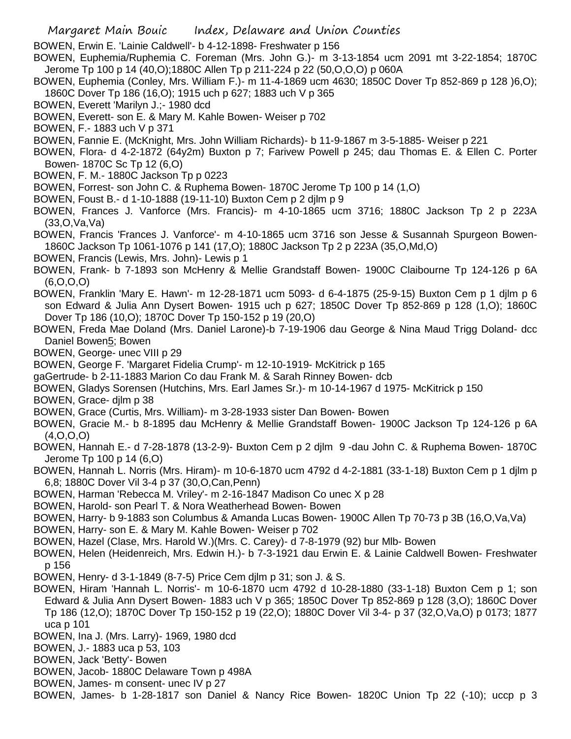BOWEN, Erwin E. 'Lainie Caldwell'- b 4-12-1898- Freshwater p 156

BOWEN, Euphemia/Ruphemia C. Foreman (Mrs. John G.)- m 3-13-1854 ucm 2091 mt 3-22-1854; 1870C Jerome Tp 100 p 14 (40,O);1880C Allen Tp p 211-224 p 22 (50,O,O,O) p 060A

BOWEN, Euphemia (Conley, Mrs. William F.)- m 11-4-1869 ucm 4630; 1850C Dover Tp 852-869 p 128 )6,O); 1860C Dover Tp 186 (16,O); 1915 uch p 627; 1883 uch V p 365

BOWEN, Everett 'Marilyn J.;- 1980 dcd

BOWEN, Everett- son E. & Mary M. Kahle Bowen- Weiser p 702

BOWEN, F.- 1883 uch V p 371

BOWEN, Fannie E. (McKnight, Mrs. John William Richards)- b 11-9-1867 m 3-5-1885- Weiser p 221

BOWEN, Flora- d 4-2-1872 (64y2m) Buxton p 7; Farivew Powell p 245; dau Thomas E. & Ellen C. Porter Bowen- 1870C Sc Tp 12 (6,O)

BOWEN, F. M.- 1880C Jackson Tp p 0223

BOWEN, Forrest- son John C. & Ruphema Bowen- 1870C Jerome Tp 100 p 14 (1,O)

BOWEN, Foust B.- d 1-10-1888 (19-11-10) Buxton Cem p 2 djlm p 9

BOWEN, Frances J. Vanforce (Mrs. Francis)- m 4-10-1865 ucm 3716; 1880C Jackson Tp 2 p 223A (33,O,Va,Va)

BOWEN, Francis 'Frances J. Vanforce'- m 4-10-1865 ucm 3716 son Jesse & Susannah Spurgeon Bowen- 1860C Jackson Tp 1061-1076 p 141 (17,O); 1880C Jackson Tp 2 p 223A (35,O,Md,O)

BOWEN, Francis (Lewis, Mrs. John)- Lewis p 1

BOWEN, Frank- b 7-1893 son McHenry & Mellie Grandstaff Bowen- 1900C Claibourne Tp 124-126 p 6A (6,O,O,O)

BOWEN, Franklin 'Mary E. Hawn'- m 12-28-1871 ucm 5093- d 6-4-1875 (25-9-15) Buxton Cem p 1 djlm p 6 son Edward & Julia Ann Dysert Bowen- 1915 uch p 627; 1850C Dover Tp 852-869 p 128 (1,O); 1860C Dover Tp 186 (10,O); 1870C Dover Tp 150-152 p 19 (20,O)

BOWEN, Freda Mae Doland (Mrs. Daniel Larone)-b 7-19-1906 dau George & Nina Maud Trigg Doland- dcc Daniel Bowen5; Bowen

BOWEN, George- unec VIII p 29

BOWEN, George F. 'Margaret Fidelia Crump'- m 12-10-1919- McKitrick p 165

gaGertrude- b 2-11-1883 Marion Co dau Frank M. & Sarah Rinney Bowen- dcb

BOWEN, Gladys Sorensen (Hutchins, Mrs. Earl James Sr.)- m 10-14-1967 d 1975- McKitrick p 150

BOWEN, Grace- djlm p 38

BOWEN, Grace (Curtis, Mrs. William)- m 3-28-1933 sister Dan Bowen- Bowen

BOWEN, Gracie M.- b 8-1895 dau McHenry & Mellie Grandstaff Bowen- 1900C Jackson Tp 124-126 p 6A (4,O,O,O)

BOWEN, Hannah E.- d 7-28-1878 (13-2-9)- Buxton Cem p 2 djlm 9 -dau John C. & Ruphema Bowen- 1870C Jerome Tp 100 p 14 (6,O)

BOWEN, Hannah L. Norris (Mrs. Hiram)- m 10-6-1870 ucm 4792 d 4-2-1881 (33-1-18) Buxton Cem p 1 djlm p 6,8; 1880C Dover Vil 3-4 p 37 (30,O,Can,Penn)

BOWEN, Harman 'Rebecca M. Vriley'- m 2-16-1847 Madison Co unec X p 28

BOWEN, Harold- son Pearl T. & Nora Weatherhead Bowen- Bowen

BOWEN, Harry- b 9-1883 son Columbus & Amanda Lucas Bowen- 1900C Allen Tp 70-73 p 3B (16,O,Va,Va)

BOWEN, Harry- son E. & Mary M. Kahle Bowen- Weiser p 702

BOWEN, Hazel (Clase, Mrs. Harold W.)(Mrs. C. Carey)- d 7-8-1979 (92) bur Mlb- Bowen

BOWEN, Helen (Heidenreich, Mrs. Edwin H.)- b 7-3-1921 dau Erwin E. & Lainie Caldwell Bowen- Freshwater p 156

BOWEN, Henry- d 3-1-1849 (8-7-5) Price Cem djlm p 31; son J. & S.

BOWEN, Hiram 'Hannah L. Norris'- m 10-6-1870 ucm 4792 d 10-28-1880 (33-1-18) Buxton Cem p 1; son Edward & Julia Ann Dysert Bowen- 1883 uch V p 365; 1850C Dover Tp 852-869 p 128 (3,O); 1860C Dover Tp 186 (12,O); 1870C Dover Tp 150-152 p 19 (22,O); 1880C Dover Vil 3-4- p 37 (32,O,Va,O) p 0173; 1877 uca p 101

BOWEN, Ina J. (Mrs. Larry)- 1969, 1980 dcd

BOWEN, J.- 1883 uca p 53, 103

BOWEN, Jack 'Betty'- Bowen

BOWEN, Jacob- 1880C Delaware Town p 498A

BOWEN, James- m consent- unec IV p 27

BOWEN, James- b 1-28-1817 son Daniel & Nancy Rice Bowen- 1820C Union Tp 22 (-10); uccp p 3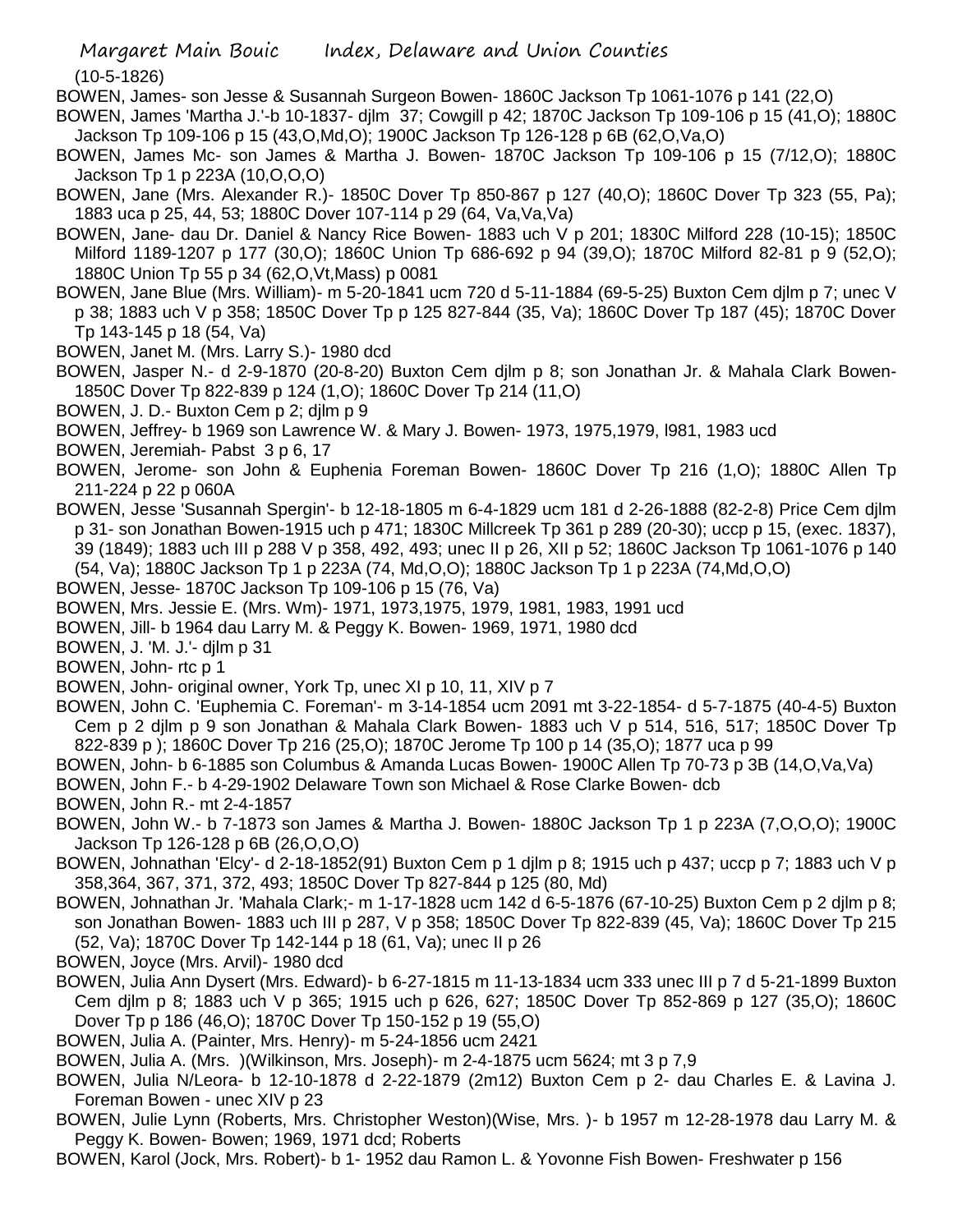(10-5-1826)

BOWEN, James- son Jesse & Susannah Surgeon Bowen- 1860C Jackson Tp 1061-1076 p 141 (22,O)

BOWEN, James 'Martha J.'-b 10-1837- djlm 37; Cowgill p 42; 1870C Jackson Tp 109-106 p 15 (41,O); 1880C Jackson Tp 109-106 p 15 (43,O,Md,O); 1900C Jackson Tp 126-128 p 6B (62,O,Va,O)

BOWEN, James Mc- son James & Martha J. Bowen- 1870C Jackson Tp 109-106 p 15 (7/12,O); 1880C Jackson Tp 1 p 223A (10,O,O,O)

BOWEN, Jane (Mrs. Alexander R.)- 1850C Dover Tp 850-867 p 127 (40,O); 1860C Dover Tp 323 (55, Pa); 1883 uca p 25, 44, 53; 1880C Dover 107-114 p 29 (64, Va,Va,Va)

BOWEN, Jane- dau Dr. Daniel & Nancy Rice Bowen- 1883 uch V p 201; 1830C Milford 228 (10-15); 1850C Milford 1189-1207 p 177 (30,O); 1860C Union Tp 686-692 p 94 (39,O); 1870C Milford 82-81 p 9 (52,O); 1880C Union Tp 55 p 34 (62,O,Vt,Mass) p 0081

BOWEN, Jane Blue (Mrs. William)- m 5-20-1841 ucm 720 d 5-11-1884 (69-5-25) Buxton Cem djlm p 7; unec V p 38; 1883 uch V p 358; 1850C Dover Tp p 125 827-844 (35, Va); 1860C Dover Tp 187 (45); 1870C Dover Tp 143-145 p 18 (54, Va)

BOWEN, Janet M. (Mrs. Larry S.)- 1980 dcd

BOWEN, Jasper N.- d 2-9-1870 (20-8-20) Buxton Cem djlm p 8; son Jonathan Jr. & Mahala Clark Bowen- 1850C Dover Tp 822-839 p 124 (1,O); 1860C Dover Tp 214 (11,O)

BOWEN, J. D.- Buxton Cem p 2; djlm p 9

BOWEN, Jeffrey- b 1969 son Lawrence W. & Mary J. Bowen- 1973, 1975,1979, l981, 1983 ucd

BOWEN, Jeremiah- Pabst 3 p 6, 17

BOWEN, Jerome- son John & Euphenia Foreman Bowen- 1860C Dover Tp 216 (1,O); 1880C Allen Tp 211-224 p 22 p 060A

BOWEN, Jesse 'Susannah Spergin'- b 12-18-1805 m 6-4-1829 ucm 181 d 2-26-1888 (82-2-8) Price Cem djlm p 31- son Jonathan Bowen-1915 uch p 471; 1830C Millcreek Tp 361 p 289 (20-30); uccp p 15, (exec. 1837), 39 (1849); 1883 uch III p 288 V p 358, 492, 493; unec II p 26, XII p 52; 1860C Jackson Tp 1061-1076 p 140 (54, Va); 1880C Jackson Tp 1 p 223A (74, Md,O,O); 1880C Jackson Tp 1 p 223A (74,Md,O,O)

BOWEN, Jesse- 1870C Jackson Tp 109-106 p 15 (76, Va)

BOWEN, Mrs. Jessie E. (Mrs. Wm)- 1971, 1973,1975, 1979, 1981, 1983, 1991 ucd

BOWEN, Jill- b 1964 dau Larry M. & Peggy K. Bowen- 1969, 1971, 1980 dcd

BOWEN, J. 'M. J.'- djlm p 31

BOWEN, John- rtc p 1

BOWEN, John- original owner, York Tp, unec XI p 10, 11, XIV p 7

BOWEN, John C. 'Euphemia C. Foreman'- m 3-14-1854 ucm 2091 mt 3-22-1854- d 5-7-1875 (40-4-5) Buxton Cem p 2 djlm p 9 son Jonathan & Mahala Clark Bowen- 1883 uch V p 514, 516, 517; 1850C Dover Tp 822-839 p ); 1860C Dover Tp 216 (25,O); 1870C Jerome Tp 100 p 14 (35,O); 1877 uca p 99

BOWEN, John- b 6-1885 son Columbus & Amanda Lucas Bowen- 1900C Allen Tp 70-73 p 3B (14,O,Va,Va)

BOWEN, John F.- b 4-29-1902 Delaware Town son Michael & Rose Clarke Bowen- dcb

BOWEN, John R.- mt 2-4-1857

BOWEN, John W.- b 7-1873 son James & Martha J. Bowen- 1880C Jackson Tp 1 p 223A (7,O,O,O); 1900C Jackson Tp 126-128 p 6B (26,O,O,O)

BOWEN, Johnathan 'Elcy'- d 2-18-1852(91) Buxton Cem p 1 djlm p 8; 1915 uch p 437; uccp p 7; 1883 uch V p 358,364, 367, 371, 372, 493; 1850C Dover Tp 827-844 p 125 (80, Md)

BOWEN, Johnathan Jr. 'Mahala Clark;- m 1-17-1828 ucm 142 d 6-5-1876 (67-10-25) Buxton Cem p 2 djlm p 8; son Jonathan Bowen- 1883 uch III p 287, V p 358; 1850C Dover Tp 822-839 (45, Va); 1860C Dover Tp 215 (52, Va); 1870C Dover Tp 142-144 p 18 (61, Va); unec II p 26

BOWEN, Joyce (Mrs. Arvil)- 1980 dcd

BOWEN, Julia Ann Dysert (Mrs. Edward)- b 6-27-1815 m 11-13-1834 ucm 333 unec III p 7 d 5-21-1899 Buxton Cem djlm p 8; 1883 uch V p 365; 1915 uch p 626, 627; 1850C Dover Tp 852-869 p 127 (35,O); 1860C Dover Tp p 186 (46,O); 1870C Dover Tp 150-152 p 19 (55,O)

BOWEN, Julia A. (Painter, Mrs. Henry)- m 5-24-1856 ucm 2421

BOWEN, Julia A. (Mrs. )(Wilkinson, Mrs. Joseph)- m 2-4-1875 ucm 5624; mt 3 p 7,9

BOWEN, Julia N/Leora- b 12-10-1878 d 2-22-1879 (2m12) Buxton Cem p 2- dau Charles E. & Lavina J. Foreman Bowen - unec XIV p 23

BOWEN, Julie Lynn (Roberts, Mrs. Christopher Weston)(Wise, Mrs. )- b 1957 m 12-28-1978 dau Larry M. & Peggy K. Bowen- Bowen; 1969, 1971 dcd; Roberts

BOWEN, Karol (Jock, Mrs. Robert)- b 1- 1952 dau Ramon L. & Yovonne Fish Bowen- Freshwater p 156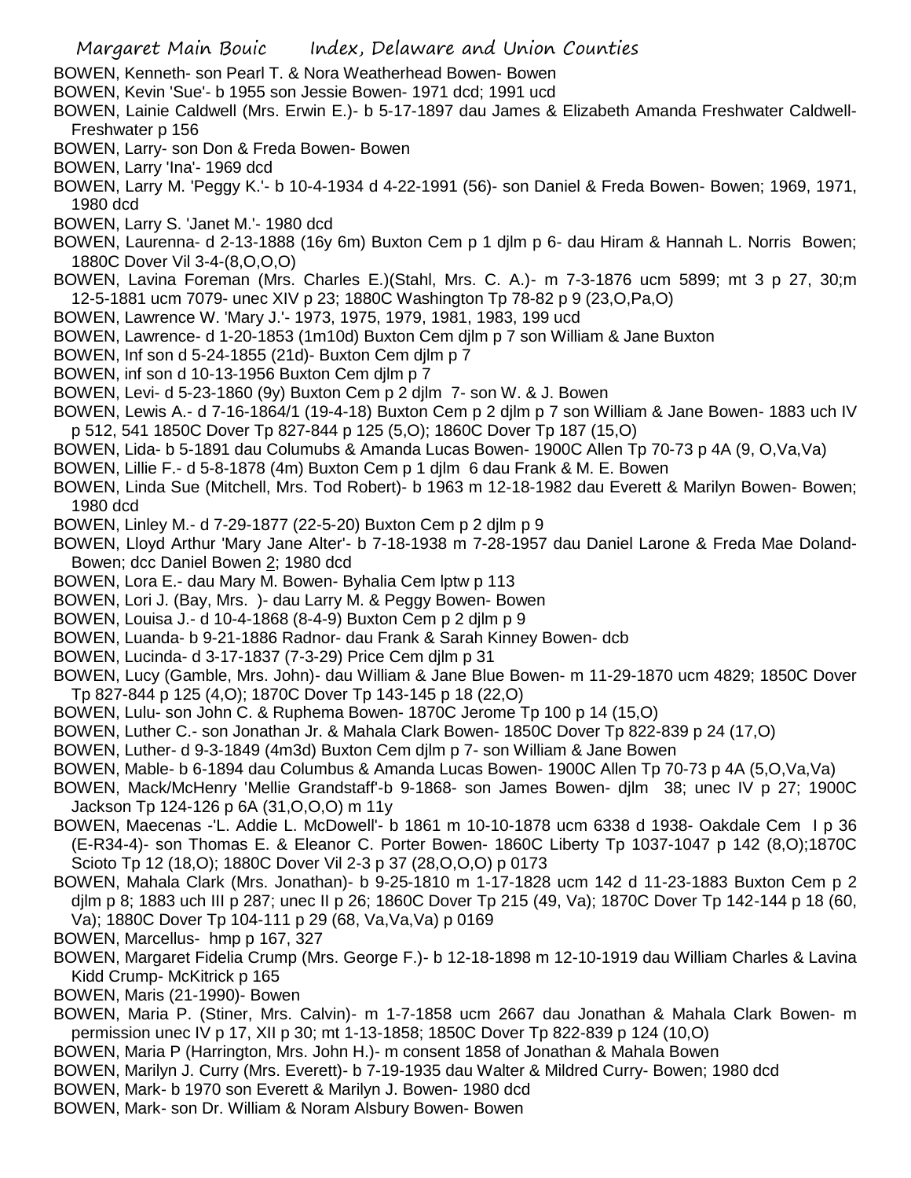BOWEN, Kenneth- son Pearl T. & Nora Weatherhead Bowen- Bowen

BOWEN, Kevin 'Sue'- b 1955 son Jessie Bowen- 1971 dcd; 1991 ucd

BOWEN, Lainie Caldwell (Mrs. Erwin E.)- b 5-17-1897 dau James & Elizabeth Amanda Freshwater Caldwell- Freshwater p 156

BOWEN, Larry- son Don & Freda Bowen- Bowen

BOWEN, Larry 'Ina'- 1969 dcd

BOWEN, Larry M. 'Peggy K.'- b 10-4-1934 d 4-22-1991 (56)- son Daniel & Freda Bowen- Bowen; 1969, 1971, 1980 dcd

BOWEN, Larry S. 'Janet M.'- 1980 dcd

BOWEN, Laurenna- d 2-13-1888 (16y 6m) Buxton Cem p 1 djlm p 6- dau Hiram & Hannah L. Norris Bowen; 1880C Dover Vil 3-4-(8,O,O,O)

BOWEN, Lavina Foreman (Mrs. Charles E.)(Stahl, Mrs. C. A.)- m 7-3-1876 ucm 5899; mt 3 p 27, 30;m 12-5-1881 ucm 7079- unec XIV p 23; 1880C Washington Tp 78-82 p 9 (23,O,Pa,O)

BOWEN, Lawrence W. 'Mary J.'- 1973, 1975, 1979, 1981, 1983, 199 ucd

BOWEN, Lawrence- d 1-20-1853 (1m10d) Buxton Cem djlm p 7 son William & Jane Buxton

BOWEN, Inf son d 5-24-1855 (21d)- Buxton Cem djlm p 7

BOWEN, inf son d 10-13-1956 Buxton Cem djlm p 7

BOWEN, Levi- d 5-23-1860 (9y) Buxton Cem p 2 djlm 7- son W. & J. Bowen

BOWEN, Lewis A.- d 7-16-1864/1 (19-4-18) Buxton Cem p 2 djlm p 7 son William & Jane Bowen- 1883 uch IV p 512, 541 1850C Dover Tp 827-844 p 125 (5,O); 1860C Dover Tp 187 (15,O)

BOWEN, Lida- b 5-1891 dau Columubs & Amanda Lucas Bowen- 1900C Allen Tp 70-73 p 4A (9, O,Va,Va)

BOWEN, Lillie F.- d 5-8-1878 (4m) Buxton Cem p 1 djlm 6 dau Frank & M. E. Bowen

BOWEN, Linda Sue (Mitchell, Mrs. Tod Robert)- b 1963 m 12-18-1982 dau Everett & Marilyn Bowen- Bowen; 1980 dcd

BOWEN, Linley M.- d 7-29-1877 (22-5-20) Buxton Cem p 2 djlm p 9

BOWEN, Lloyd Arthur 'Mary Jane Alter'- b 7-18-1938 m 7-28-1957 dau Daniel Larone & Freda Mae Doland- Bowen; dcc Daniel Bowen 2; 1980 dcd

BOWEN, Lora E.- dau Mary M. Bowen- Byhalia Cem lptw p 113

BOWEN, Lori J. (Bay, Mrs. )- dau Larry M. & Peggy Bowen- Bowen

BOWEN, Louisa J.- d 10-4-1868 (8-4-9) Buxton Cem p 2 djlm p 9

BOWEN, Luanda- b 9-21-1886 Radnor- dau Frank & Sarah Kinney Bowen- dcb

BOWEN, Lucinda- d 3-17-1837 (7-3-29) Price Cem djlm p 31

BOWEN, Lucy (Gamble, Mrs. John)- dau William & Jane Blue Bowen- m 11-29-1870 ucm 4829; 1850C Dover Tp 827-844 p 125 (4,O); 1870C Dover Tp 143-145 p 18 (22,O)

BOWEN, Lulu- son John C. & Ruphema Bowen- 1870C Jerome Tp 100 p 14 (15,O)

BOWEN, Luther C.- son Jonathan Jr. & Mahala Clark Bowen- 1850C Dover Tp 822-839 p 24 (17,O)

BOWEN, Luther- d 9-3-1849 (4m3d) Buxton Cem djlm p 7- son William & Jane Bowen

BOWEN, Mable- b 6-1894 dau Columbus & Amanda Lucas Bowen- 1900C Allen Tp 70-73 p 4A (5,O,Va,Va)

BOWEN, Mack/McHenry 'Mellie Grandstaff'-b 9-1868- son James Bowen- djlm 38; unec IV p 27; 1900C Jackson Tp 124-126 p 6A (31,O,O,O) m 11y

BOWEN, Maecenas -'L. Addie L. McDowell'- b 1861 m 10-10-1878 ucm 6338 d 1938- Oakdale Cem I p 36 (E-R34-4)- son Thomas E. & Eleanor C. Porter Bowen- 1860C Liberty Tp 1037-1047 p 142 (8,O);1870C Scioto Tp 12 (18,O); 1880C Dover Vil 2-3 p 37 (28,O,O,O) p 0173

BOWEN, Mahala Clark (Mrs. Jonathan)- b 9-25-1810 m 1-17-1828 ucm 142 d 11-23-1883 Buxton Cem p 2 djlm p 8; 1883 uch III p 287; unec II p 26; 1860C Dover Tp 215 (49, Va); 1870C Dover Tp 142-144 p 18 (60, Va); 1880C Dover Tp 104-111 p 29 (68, Va,Va,Va) p 0169

BOWEN, Marcellus- hmp p 167, 327

BOWEN, Margaret Fidelia Crump (Mrs. George F.)- b 12-18-1898 m 12-10-1919 dau William Charles & Lavina Kidd Crump- McKitrick p 165

BOWEN, Maris (21-1990)- Bowen

BOWEN, Maria P. (Stiner, Mrs. Calvin)- m 1-7-1858 ucm 2667 dau Jonathan & Mahala Clark Bowen- m permission unec IV p 17, XII p 30; mt 1-13-1858; 1850C Dover Tp 822-839 p 124 (10,O)

BOWEN, Maria P (Harrington, Mrs. John H.)- m consent 1858 of Jonathan & Mahala Bowen

BOWEN, Marilyn J. Curry (Mrs. Everett)- b 7-19-1935 dau Walter & Mildred Curry- Bowen; 1980 dcd

BOWEN, Mark- b 1970 son Everett & Marilyn J. Bowen- 1980 dcd

BOWEN, Mark- son Dr. William & Noram Alsbury Bowen- Bowen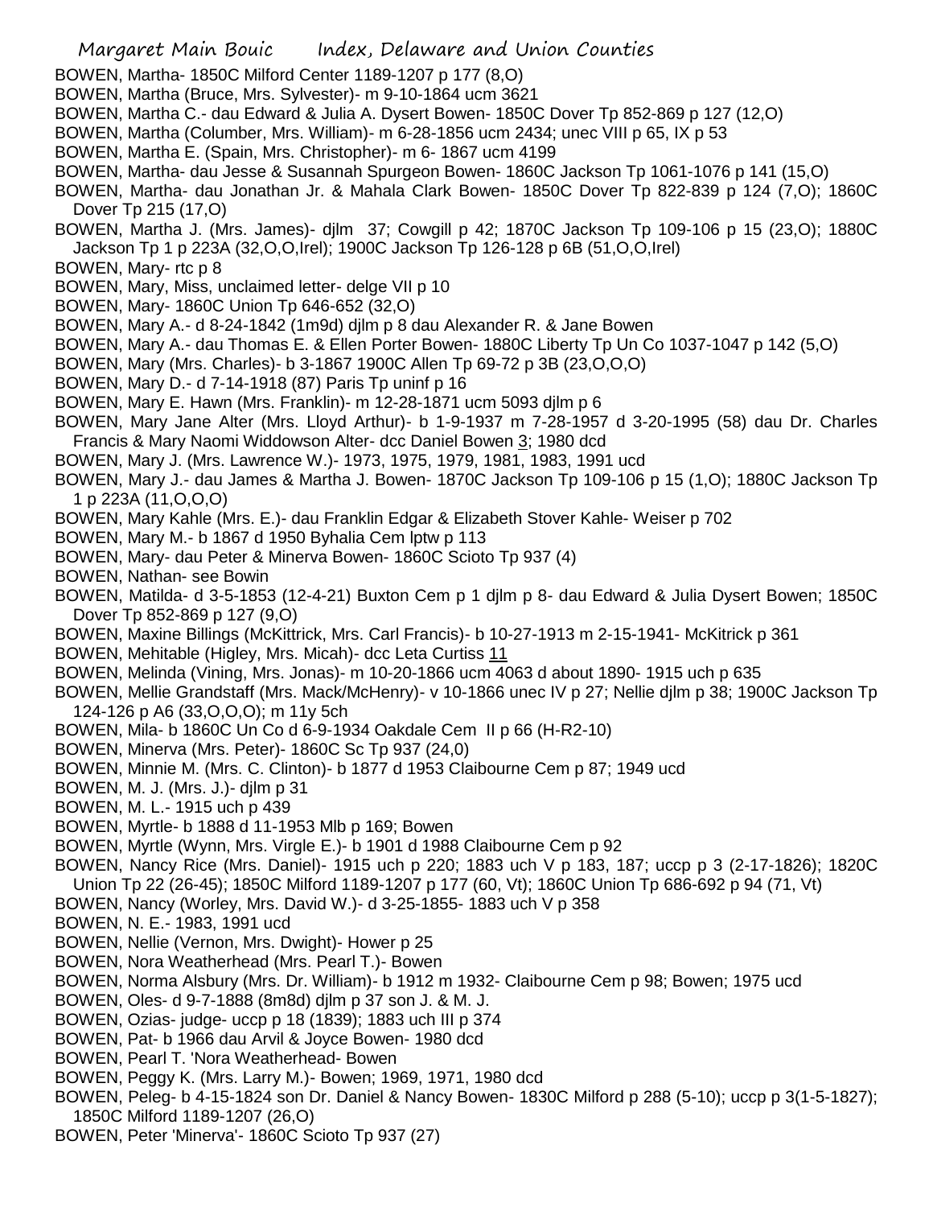BOWEN, Martha- 1850C Milford Center 1189-1207 p 177 (8,O)

BOWEN, Martha (Bruce, Mrs. Sylvester)- m 9-10-1864 ucm 3621

BOWEN, Martha C.- dau Edward & Julia A. Dysert Bowen- 1850C Dover Tp 852-869 p 127 (12,O)

BOWEN, Martha (Columber, Mrs. William)- m 6-28-1856 ucm 2434; unec VIII p 65, IX p 53

BOWEN, Martha E. (Spain, Mrs. Christopher)- m 6- 1867 ucm 4199

BOWEN, Martha- dau Jesse & Susannah Spurgeon Bowen- 1860C Jackson Tp 1061-1076 p 141 (15,O)

BOWEN, Martha- dau Jonathan Jr. & Mahala Clark Bowen- 1850C Dover Tp 822-839 p 124 (7,O); 1860C Dover Tp 215 (17,O)

BOWEN, Martha J. (Mrs. James)- djlm 37; Cowgill p 42; 1870C Jackson Tp 109-106 p 15 (23,O); 1880C Jackson Tp 1 p 223A (32,O,O,Irel); 1900C Jackson Tp 126-128 p 6B (51,O,O,Irel)

BOWEN, Mary- rtc p 8

BOWEN, Mary, Miss, unclaimed letter- delge VII p 10

BOWEN, Mary- 1860C Union Tp 646-652 (32,O)

BOWEN, Mary A.- d 8-24-1842 (1m9d) djlm p 8 dau Alexander R. & Jane Bowen

BOWEN, Mary A.- dau Thomas E. & Ellen Porter Bowen- 1880C Liberty Tp Un Co 1037-1047 p 142 (5,O)

BOWEN, Mary (Mrs. Charles)- b 3-1867 1900C Allen Tp 69-72 p 3B (23,O,O,O)

BOWEN, Mary D.- d 7-14-1918 (87) Paris Tp uninf p 16

BOWEN, Mary E. Hawn (Mrs. Franklin)- m 12-28-1871 ucm 5093 djlm p 6

BOWEN, Mary Jane Alter (Mrs. Lloyd Arthur)- b 1-9-1937 m 7-28-1957 d 3-20-1995 (58) dau Dr. Charles Francis & Mary Naomi Widdowson Alter- dcc Daniel Bowen 3; 1980 dcd

BOWEN, Mary J. (Mrs. Lawrence W.)- 1973, 1975, 1979, 1981, 1983, 1991 ucd

BOWEN, Mary J.- dau James & Martha J. Bowen- 1870C Jackson Tp 109-106 p 15 (1,O); 1880C Jackson Tp 1 p 223A (11,O,O,O)

BOWEN, Mary Kahle (Mrs. E.)- dau Franklin Edgar & Elizabeth Stover Kahle- Weiser p 702

BOWEN, Mary M.- b 1867 d 1950 Byhalia Cem lptw p 113

BOWEN, Mary- dau Peter & Minerva Bowen- 1860C Scioto Tp 937 (4)

BOWEN, Nathan- see Bowin

BOWEN, Matilda- d 3-5-1853 (12-4-21) Buxton Cem p 1 djlm p 8- dau Edward & Julia Dysert Bowen; 1850C Dover Tp 852-869 p 127 (9,O)

BOWEN, Maxine Billings (McKittrick, Mrs. Carl Francis)- b 10-27-1913 m 2-15-1941- McKitrick p 361

BOWEN, Mehitable (Higley, Mrs. Micah)- dcc Leta Curtiss 11

BOWEN, Melinda (Vining, Mrs. Jonas)- m 10-20-1866 ucm 4063 d about 1890- 1915 uch p 635

BOWEN, Mellie Grandstaff (Mrs. Mack/McHenry)- v 10-1866 unec IV p 27; Nellie djlm p 38; 1900C Jackson Tp 124-126 p A6 (33,O,O,O); m 11y 5ch

BOWEN, Mila- b 1860C Un Co d 6-9-1934 Oakdale Cem II p 66 (H-R2-10)

BOWEN, Minerva (Mrs. Peter)- 1860C Sc Tp 937 (24,0)

BOWEN, Minnie M. (Mrs. C. Clinton)- b 1877 d 1953 Claibourne Cem p 87; 1949 ucd

BOWEN, M. J. (Mrs. J.)- djlm p 31

BOWEN, M. L.- 1915 uch p 439

BOWEN, Myrtle- b 1888 d 11-1953 Mlb p 169; Bowen

BOWEN, Myrtle (Wynn, Mrs. Virgle E.)- b 1901 d 1988 Claibourne Cem p 92

BOWEN, Nancy Rice (Mrs. Daniel)- 1915 uch p 220; 1883 uch V p 183, 187; uccp p 3 (2-17-1826); 1820C Union Tp 22 (26-45); 1850C Milford 1189-1207 p 177 (60, Vt); 1860C Union Tp 686-692 p 94 (71, Vt)

BOWEN, Nancy (Worley, Mrs. David W.)- d 3-25-1855- 1883 uch V p 358

BOWEN, N. E.- 1983, 1991 ucd

BOWEN, Nellie (Vernon, Mrs. Dwight)- Hower p 25

BOWEN, Nora Weatherhead (Mrs. Pearl T.)- Bowen

BOWEN, Norma Alsbury (Mrs. Dr. William)- b 1912 m 1932- Claibourne Cem p 98; Bowen; 1975 ucd

BOWEN, Oles- d 9-7-1888 (8m8d) djlm p 37 son J. & M. J.

BOWEN, Ozias- judge- uccp p 18 (1839); 1883 uch III p 374

BOWEN, Pat- b 1966 dau Arvil & Joyce Bowen- 1980 dcd

BOWEN, Pearl T. 'Nora Weatherhead- Bowen

BOWEN, Peggy K. (Mrs. Larry M.)- Bowen; 1969, 1971, 1980 dcd

BOWEN, Peleg- b 4-15-1824 son Dr. Daniel & Nancy Bowen- 1830C Milford p 288 (5-10); uccp p 3(1-5-1827); 1850C Milford 1189-1207 (26,O)

BOWEN, Peter 'Minerva'- 1860C Scioto Tp 937 (27)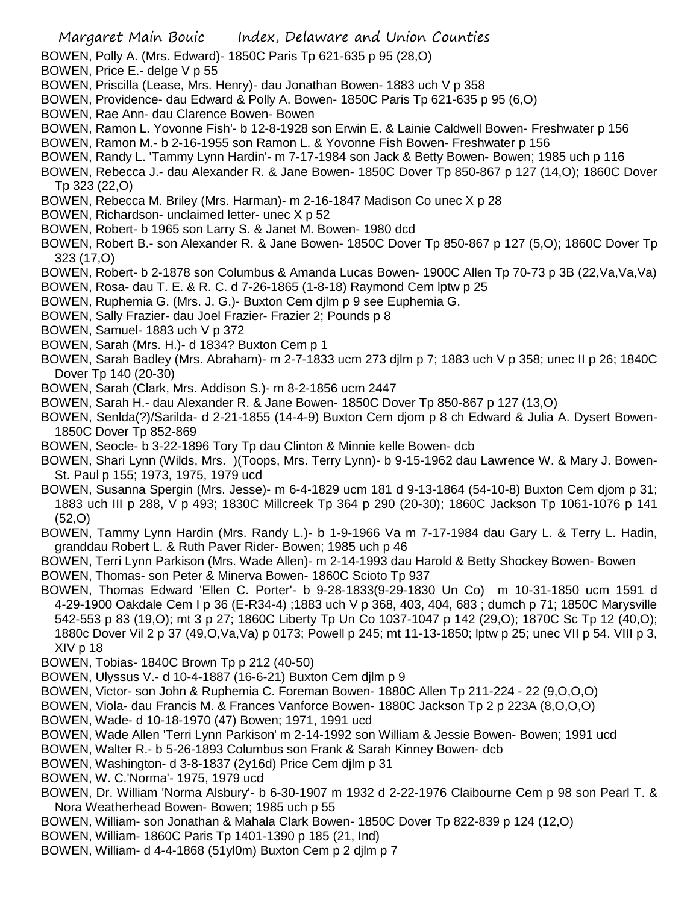BOWEN, Polly A. (Mrs. Edward)- 1850C Paris Tp 621-635 p 95 (28,O)

BOWEN, Price E.- delge V p 55

BOWEN, Priscilla (Lease, Mrs. Henry)- dau Jonathan Bowen- 1883 uch V p 358

BOWEN, Providence- dau Edward & Polly A. Bowen- 1850C Paris Tp 621-635 p 95 (6,O)

BOWEN, Rae Ann- dau Clarence Bowen- Bowen

BOWEN, Ramon L. Yovonne Fish'- b 12-8-1928 son Erwin E. & Lainie Caldwell Bowen- Freshwater p 156

BOWEN, Ramon M.- b 2-16-1955 son Ramon L. & Yovonne Fish Bowen- Freshwater p 156

BOWEN, Randy L. 'Tammy Lynn Hardin'- m 7-17-1984 son Jack & Betty Bowen- Bowen; 1985 uch p 116

BOWEN, Rebecca J.- dau Alexander R. & Jane Bowen- 1850C Dover Tp 850-867 p 127 (14,O); 1860C Dover Tp 323 (22,O)

BOWEN, Rebecca M. Briley (Mrs. Harman)- m 2-16-1847 Madison Co unec X p 28

BOWEN, Richardson- unclaimed letter- unec X p 52

BOWEN, Robert- b 1965 son Larry S. & Janet M. Bowen- 1980 dcd

BOWEN, Robert B.- son Alexander R. & Jane Bowen- 1850C Dover Tp 850-867 p 127 (5,O); 1860C Dover Tp 323 (17,O)

BOWEN, Robert- b 2-1878 son Columbus & Amanda Lucas Bowen- 1900C Allen Tp 70-73 p 3B (22,Va,Va,Va)

BOWEN, Rosa- dau T. E. & R. C. d 7-26-1865 (1-8-18) Raymond Cem lptw p 25

BOWEN, Ruphemia G. (Mrs. J. G.)- Buxton Cem djlm p 9 see Euphemia G.

BOWEN, Sally Frazier- dau Joel Frazier- Frazier 2; Pounds p 8

BOWEN, Samuel- 1883 uch V p 372

BOWEN, Sarah (Mrs. H.)- d 1834? Buxton Cem p 1

BOWEN, Sarah Badley (Mrs. Abraham)- m 2-7-1833 ucm 273 djlm p 7; 1883 uch V p 358; unec II p 26; 1840C Dover Tp 140 (20-30)

BOWEN, Sarah (Clark, Mrs. Addison S.)- m 8-2-1856 ucm 2447

BOWEN, Sarah H.- dau Alexander R. & Jane Bowen- 1850C Dover Tp 850-867 p 127 (13,O)

BOWEN, Senlda(?)/Sarilda- d 2-21-1855 (14-4-9) Buxton Cem djom p 8 ch Edward & Julia A. Dysert Bowen- 1850C Dover Tp 852-869

BOWEN, Seocle- b 3-22-1896 Tory Tp dau Clinton & Minnie kelle Bowen- dcb

BOWEN, Shari Lynn (Wilds, Mrs. )(Toops, Mrs. Terry Lynn)- b 9-15-1962 dau Lawrence W. & Mary J. Bowen- St. Paul p 155; 1973, 1975, 1979 ucd

BOWEN, Susanna Spergin (Mrs. Jesse)- m 6-4-1829 ucm 181 d 9-13-1864 (54-10-8) Buxton Cem djom p 31; 1883 uch III p 288, V p 493; 1830C Millcreek Tp 364 p 290 (20-30); 1860C Jackson Tp 1061-1076 p 141 (52,O)

BOWEN, Tammy Lynn Hardin (Mrs. Randy L.)- b 1-9-1966 Va m 7-17-1984 dau Gary L. & Terry L. Hadin, granddau Robert L. & Ruth Paver Rider- Bowen; 1985 uch p 46

BOWEN, Terri Lynn Parkison (Mrs. Wade Allen)- m 2-14-1993 dau Harold & Betty Shockey Bowen- Bowen

BOWEN, Thomas- son Peter & Minerva Bowen- 1860C Scioto Tp 937

BOWEN, Thomas Edward 'Ellen C. Porter'- b 9-28-1833(9-29-1830 Un Co) m 10-31-1850 ucm 1591 d 4-29-1900 Oakdale Cem I p 36 (E-R34-4) ;1883 uch V p 368, 403, 404, 683 ; dumch p 71; 1850C Marysville 542-553 p 83 (19,O); mt 3 p 27; 1860C Liberty Tp Un Co 1037-1047 p 142 (29,O); 1870C Sc Tp 12 (40,O); 1880c Dover Vil 2 p 37 (49,O,Va,Va) p 0173; Powell p 245; mt 11-13-1850; lptw p 25; unec VII p 54. VIII p 3, XIV p 18

BOWEN, Tobias- 1840C Brown Tp p 212 (40-50)

BOWEN, Ulyssus V.- d 10-4-1887 (16-6-21) Buxton Cem djlm p 9

BOWEN, Victor- son John & Ruphemia C. Foreman Bowen- 1880C Allen Tp 211-224 - 22 (9,O,O,O)

BOWEN, Viola- dau Francis M. & Frances Vanforce Bowen- 1880C Jackson Tp 2 p 223A (8,O,O,O)

BOWEN, Wade- d 10-18-1970 (47) Bowen; 1971, 1991 ucd

BOWEN, Wade Allen 'Terri Lynn Parkison' m 2-14-1992 son William & Jessie Bowen- Bowen; 1991 ucd

BOWEN, Walter R.- b 5-26-1893 Columbus son Frank & Sarah Kinney Bowen- dcb

BOWEN, Washington- d 3-8-1837 (2y16d) Price Cem djlm p 31

BOWEN, W. C.'Norma'- 1975, 1979 ucd

BOWEN, Dr. William 'Norma Alsbury'- b 6-30-1907 m 1932 d 2-22-1976 Claibourne Cem p 98 son Pearl T. & Nora Weatherhead Bowen- Bowen; 1985 uch p 55

BOWEN, William- son Jonathan & Mahala Clark Bowen- 1850C Dover Tp 822-839 p 124 (12,O)

BOWEN, William- 1860C Paris Tp 1401-1390 p 185 (21, Ind)

BOWEN, William- d 4-4-1868 (51yl0m) Buxton Cem p 2 djlm p 7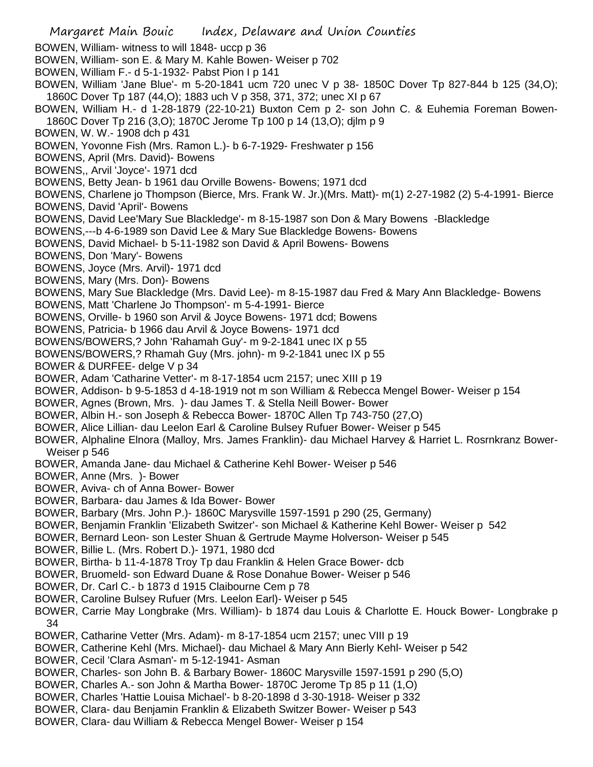BOWEN, William- witness to will 1848- uccp p 36
BOWEN, William- son E. & Mary M. Kahle Bowen- Weiser p 702
BOWEN, William F.- d 5-1-1932- Pabst Pion I p 141
BOWEN, William 'Jane Blue'- m 5-20-1841 ucm 720 unec V p 38- 1850C Dover Tp 827-844 b 125 (34,O); 1860C Dover Tp 187 (44,O); 1883 uch V p 358, 371, 372; unec XI p 67
BOWEN, William H.- d 1-28-1879 (22-10-21) Buxton Cem p 2- son John C. & Euhemia Foreman Bowen- 1860C Dover Tp 216 (3,O); 1870C Jerome Tp 100 p 14 (13,O); djlm p 9
BOWEN, W. W.- 1908 dch p 431
BOWEN, Yovonne Fish (Mrs. Ramon L.)- b 6-7-1929- Freshwater p 156
BOWENS, April (Mrs. David)- Bowens
BOWENS,, Arvil 'Joyce'- 1971 dcd
BOWENS, Betty Jean- b 1961 dau Orville Bowens- Bowens; 1971 dcd
BOWENS, Charlene jo Thompson (Bierce, Mrs. Frank W. Jr.)(Mrs. Matt)- m(1) 2-27-1982 (2) 5-4-1991- Bierce
BOWENS, David 'April'- Bowens
BOWENS, David Lee'Mary Sue Blackledge'- m 8-15-1987 son Don & Mary Bowens -Blackledge
BOWENS,---b 4-6-1989 son David Lee & Mary Sue Blackledge Bowens- Bowens
BOWENS, David Michael- b 5-11-1982 son David & April Bowens- Bowens
BOWENS, Don 'Mary'- Bowens
BOWENS, Joyce (Mrs. Arvil)- 1971 dcd
BOWENS, Mary (Mrs. Don)- Bowens
BOWENS, Mary Sue Blackledge (Mrs. David Lee)- m 8-15-1987 dau Fred & Mary Ann Blackledge- Bowens
BOWENS, Matt 'Charlene Jo Thompson'- m 5-4-1991- Bierce
BOWENS, Orville- b 1960 son Arvil & Joyce Bowens- 1971 dcd; Bowens
BOWENS, Patricia- b 1966 dau Arvil & Joyce Bowens- 1971 dcd
BOWENS/BOWERS,? John 'Rahamah Guy'- m 9-2-1841 unec IX p 55
BOWENS/BOWERS,? Rhamah Guy (Mrs. john)- m 9-2-1841 unec IX p 55
BOWER & DURFEE- delge V p 34
BOWER, Adam 'Catharine Vetter'- m 8-17-1854 ucm 2157; unec XIII p 19
BOWER, Addison- b 9-5-1853 d 4-18-1919 not m son William & Rebecca Mengel Bower- Weiser p 154
BOWER, Agnes (Brown, Mrs. )- dau James T. & Stella Neill Bower- Bower
BOWER, Albin H.- son Joseph & Rebecca Bower- 1870C Allen Tp 743-750 (27,O)
BOWER, Alice Lillian- dau Leelon Earl & Caroline Bulsey Rufuer Bower- Weiser p 545
BOWER, Alphaline Elnora (Malloy, Mrs. James Franklin)- dau Michael Harvey & Harriet L. Rosrnkranz Bower- Weiser p 546
BOWER, Amanda Jane- dau Michael & Catherine Kehl Bower- Weiser p 546
BOWER, Anne (Mrs. )- Bower
BOWER, Aviva- ch of Anna Bower- Bower
BOWER, Barbara- dau James & Ida Bower- Bower
BOWER, Barbary (Mrs. John P.)- 1860C Marysville 1597-1591 p 290 (25, Germany)
BOWER, Benjamin Franklin 'Elizabeth Switzer'- son Michael & Katherine Kehl Bower- Weiser p 542
BOWER, Bernard Leon- son Lester Shuan & Gertrude Mayme Holverson- Weiser p 545
BOWER, Billie L. (Mrs. Robert D.)- 1971, 1980 dcd
BOWER, Birtha- b 11-4-1878 Troy Tp dau Franklin & Helen Grace Bower- dcb
BOWER, Bruomeld- son Edward Duane & Rose Donahue Bower- Weiser p 546
BOWER, Dr. Carl C.- b 1873 d 1915 Claibourne Cem p 78
BOWER, Caroline Bulsey Rufuer (Mrs. Leelon Earl)- Weiser p 545
BOWER, Carrie May Longbrake (Mrs. William)- b 1874 dau Louis & Charlotte E. Houck Bower- Longbrake p 34
BOWER, Catharine Vetter (Mrs. Adam)- m 8-17-1854 ucm 2157; unec VIII p 19
BOWER, Catherine Kehl (Mrs. Michael)- dau Michael & Mary Ann Bierly Kehl- Weiser p 542
BOWER, Cecil 'Clara Asman'- m 5-12-1941- Asman
BOWER, Charles- son John B. & Barbary Bower- 1860C Marysville 1597-1591 p 290 (5,O)
BOWER, Charles A.- son John & Martha Bower- 1870C Jerome Tp 85 p 11 (1,O)
BOWER, Charles 'Hattie Louisa Michael'- b 8-20-1898 d 3-30-1918- Weiser p 332
BOWER, Clara- dau Benjamin Franklin & Elizabeth Switzer Bower- Weiser p 543
BOWER, Clara- dau William & Rebecca Mengel Bower- Weiser p 154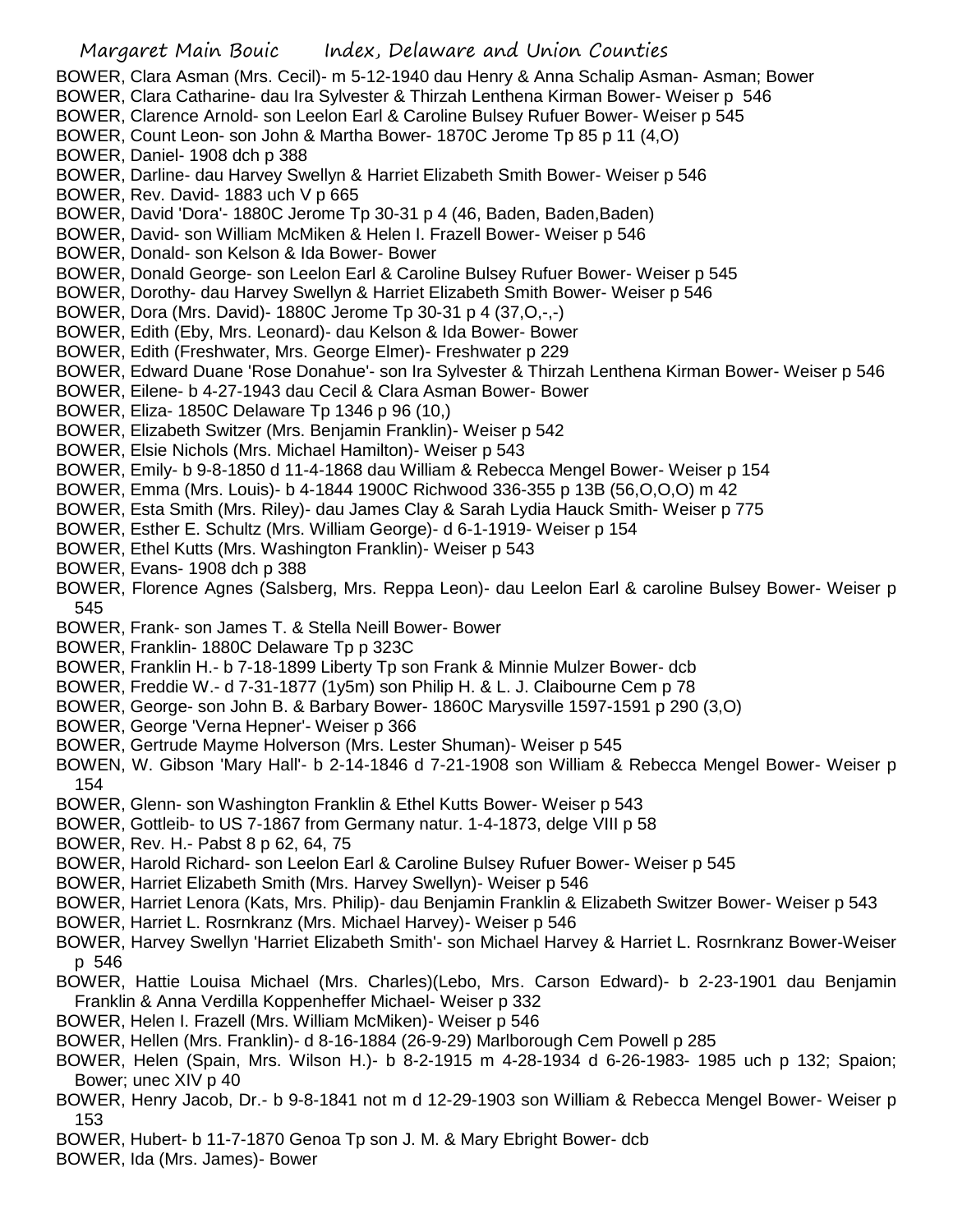BOWER, Clara Asman (Mrs. Cecil)- m 5-12-1940 dau Henry & Anna Schalip Asman- Asman; Bower
BOWER, Clara Catharine- dau Ira Sylvester & Thirzah Lenthena Kirman Bower- Weiser p 546
BOWER, Clarence Arnold- son Leelon Earl & Caroline Bulsey Rufuer Bower- Weiser p 545
BOWER, Count Leon- son John & Martha Bower- 1870C Jerome Tp 85 p 11 (4,O)
BOWER, Daniel- 1908 dch p 388
BOWER, Darline- dau Harvey Swellyn & Harriet Elizabeth Smith Bower- Weiser p 546
BOWER, Rev. David- 1883 uch V p 665
BOWER, David 'Dora'- 1880C Jerome Tp 30-31 p 4 (46, Baden, Baden,Baden)
BOWER, David- son William McMiken & Helen I. Frazell Bower- Weiser p 546
BOWER, Donald- son Kelson & Ida Bower- Bower
BOWER, Donald George- son Leelon Earl & Caroline Bulsey Rufuer Bower- Weiser p 545
BOWER, Dorothy- dau Harvey Swellyn & Harriet Elizabeth Smith Bower- Weiser p 546
BOWER, Dora (Mrs. David)- 1880C Jerome Tp 30-31 p 4 (37,O,-,-)
BOWER, Edith (Eby, Mrs. Leonard)- dau Kelson & Ida Bower- Bower
BOWER, Edith (Freshwater, Mrs. George Elmer)- Freshwater p 229
BOWER, Edward Duane 'Rose Donahue'- son Ira Sylvester & Thirzah Lenthena Kirman Bower- Weiser p 546
BOWER, Eilene- b 4-27-1943 dau Cecil & Clara Asman Bower- Bower
BOWER, Eliza- 1850C Delaware Tp 1346 p 96 (10,)
BOWER, Elizabeth Switzer (Mrs. Benjamin Franklin)- Weiser p 542
BOWER, Elsie Nichols (Mrs. Michael Hamilton)- Weiser p 543
BOWER, Emily- b 9-8-1850 d 11-4-1868 dau William & Rebecca Mengel Bower- Weiser p 154
BOWER, Emma (Mrs. Louis)- b 4-1844 1900C Richwood 336-355 p 13B (56,O,O,O) m 42
BOWER, Esta Smith (Mrs. Riley)- dau James Clay & Sarah Lydia Hauck Smith- Weiser p 775
BOWER, Esther E. Schultz (Mrs. William George)- d 6-1-1919- Weiser p 154
BOWER, Ethel Kutts (Mrs. Washington Franklin)- Weiser p 543
BOWER, Evans- 1908 dch p 388
BOWER, Florence Agnes (Salsberg, Mrs. Reppa Leon)- dau Leelon Earl & caroline Bulsey Bower- Weiser p 545
BOWER, Frank- son James T. & Stella Neill Bower- Bower
BOWER, Franklin- 1880C Delaware Tp p 323C
BOWER, Franklin H.- b 7-18-1899 Liberty Tp son Frank & Minnie Mulzer Bower- dcb
BOWER, Freddie W.- d 7-31-1877 (1y5m) son Philip H. & L. J. Claibourne Cem p 78
BOWER, George- son John B. & Barbary Bower- 1860C Marysville 1597-1591 p 290 (3,O)
BOWER, George 'Verna Hepner'- Weiser p 366
BOWER, Gertrude Mayme Holverson (Mrs. Lester Shuman)- Weiser p 545
BOWEN, W. Gibson 'Mary Hall'- b 2-14-1846 d 7-21-1908 son William & Rebecca Mengel Bower- Weiser p 154
BOWER, Glenn- son Washington Franklin & Ethel Kutts Bower- Weiser p 543
BOWER, Gottleib- to US 7-1867 from Germany natur. 1-4-1873, delge VIII p 58
BOWER, Rev. H.- Pabst 8 p 62, 64, 75
BOWER, Harold Richard- son Leelon Earl & Caroline Bulsey Rufuer Bower- Weiser p 545
BOWER, Harriet Elizabeth Smith (Mrs. Harvey Swellyn)- Weiser p 546
BOWER, Harriet Lenora (Kats, Mrs. Philip)- dau Benjamin Franklin & Elizabeth Switzer Bower- Weiser p 543
BOWER, Harriet L. Rosrnkranz (Mrs. Michael Harvey)- Weiser p 546
BOWER, Harvey Swellyn 'Harriet Elizabeth Smith'- son Michael Harvey & Harriet L. Rosrnkranz Bower-Weiser p 546
BOWER, Hattie Louisa Michael (Mrs. Charles)(Lebo, Mrs. Carson Edward)- b 2-23-1901 dau Benjamin Franklin & Anna Verdilla Koppenheffer Michael- Weiser p 332
BOWER, Helen I. Frazell (Mrs. William McMiken)- Weiser p 546
BOWER, Hellen (Mrs. Franklin)- d 8-16-1884 (26-9-29) Marlborough Cem Powell p 285
BOWER, Helen (Spain, Mrs. Wilson H.)- b 8-2-1915 m 4-28-1934 d 6-26-1983- 1985 uch p 132; Spaion; Bower; unec XIV p 40
BOWER, Henry Jacob, Dr.- b 9-8-1841 not m d 12-29-1903 son William & Rebecca Mengel Bower- Weiser p 153
BOWER, Hubert- b 11-7-1870 Genoa Tp son J. M. & Mary Ebright Bower- dcb
BOWER, Ida (Mrs. James)- Bower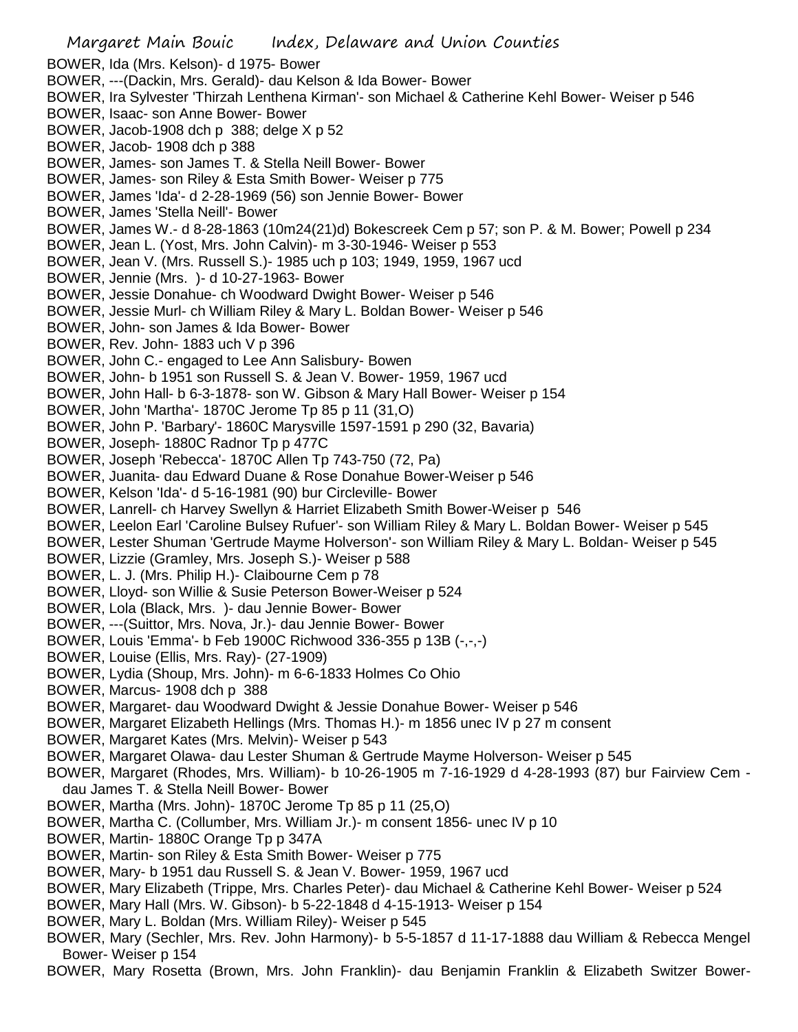BOWER, Ida (Mrs. Kelson)- d 1975- Bower
BOWER, ---(Dackin, Mrs. Gerald)- dau Kelson & Ida Bower- Bower
BOWER, Ira Sylvester 'Thirzah Lenthena Kirman'- son Michael & Catherine Kehl Bower- Weiser p 546
BOWER, Isaac- son Anne Bower- Bower
BOWER, Jacob-1908 dch p 388; delge X p 52
BOWER, Jacob- 1908 dch p 388
BOWER, James- son James T. & Stella Neill Bower- Bower
BOWER, James- son Riley & Esta Smith Bower- Weiser p 775
BOWER, James 'Ida'- d 2-28-1969 (56) son Jennie Bower- Bower
BOWER, James 'Stella Neill'- Bower
BOWER, James W.- d 8-28-1863 (10m24(21)d) Bokescreek Cem p 57; son P. & M. Bower; Powell p 234
BOWER, Jean L. (Yost, Mrs. John Calvin)- m 3-30-1946- Weiser p 553
BOWER, Jean V. (Mrs. Russell S.)- 1985 uch p 103; 1949, 1959, 1967 ucd
BOWER, Jennie (Mrs. )- d 10-27-1963- Bower
BOWER, Jessie Donahue- ch Woodward Dwight Bower- Weiser p 546
BOWER, Jessie Murl- ch William Riley & Mary L. Boldan Bower- Weiser p 546
BOWER, John- son James & Ida Bower- Bower
BOWER, Rev. John- 1883 uch V p 396
BOWER, John C.- engaged to Lee Ann Salisbury- Bowen
BOWER, John- b 1951 son Russell S. & Jean V. Bower- 1959, 1967 ucd
BOWER, John Hall- b 6-3-1878- son W. Gibson & Mary Hall Bower- Weiser p 154
BOWER, John 'Martha'- 1870C Jerome Tp 85 p 11 (31,O)
BOWER, John P. 'Barbary'- 1860C Marysville 1597-1591 p 290 (32, Bavaria)
BOWER, Joseph- 1880C Radnor Tp p 477C
BOWER, Joseph 'Rebecca'- 1870C Allen Tp 743-750 (72, Pa)
BOWER, Juanita- dau Edward Duane & Rose Donahue Bower-Weiser p 546
BOWER, Kelson 'Ida'- d 5-16-1981 (90) bur Circleville- Bower
BOWER, Lanrell- ch Harvey Swellyn & Harriet Elizabeth Smith Bower-Weiser p 546
BOWER, Leelon Earl 'Caroline Bulsey Rufuer'- son William Riley & Mary L. Boldan Bower- Weiser p 545
BOWER, Lester Shuman 'Gertrude Mayme Holverson'- son William Riley & Mary L. Boldan- Weiser p 545
BOWER, Lizzie (Gramley, Mrs. Joseph S.)- Weiser p 588
BOWER, L. J. (Mrs. Philip H.)- Claibourne Cem p 78
BOWER, Lloyd- son Willie & Susie Peterson Bower-Weiser p 524
BOWER, Lola (Black, Mrs. )- dau Jennie Bower- Bower
BOWER, ---(Suittor, Mrs. Nova, Jr.)- dau Jennie Bower- Bower
BOWER, Louis 'Emma'- b Feb 1900C Richwood 336-355 p 13B (-,-,-)
BOWER, Louise (Ellis, Mrs. Ray)- (27-1909)
BOWER, Lydia (Shoup, Mrs. John)- m 6-6-1833 Holmes Co Ohio
BOWER, Marcus- 1908 dch p 388
BOWER, Margaret- dau Woodward Dwight & Jessie Donahue Bower- Weiser p 546
BOWER, Margaret Elizabeth Hellings (Mrs. Thomas H.)- m 1856 unec IV p 27 m consent
BOWER, Margaret Kates (Mrs. Melvin)- Weiser p 543
BOWER, Margaret Olawa- dau Lester Shuman & Gertrude Mayme Holverson- Weiser p 545
BOWER, Margaret (Rhodes, Mrs. William)- b 10-26-1905 m 7-16-1929 d 4-28-1993 (87) bur Fairview Cem - dau James T. & Stella Neill Bower- Bower
BOWER, Martha (Mrs. John)- 1870C Jerome Tp 85 p 11 (25,O)
BOWER, Martha C. (Collumber, Mrs. William Jr.)- m consent 1856- unec IV p 10
BOWER, Martin- 1880C Orange Tp p 347A
BOWER, Martin- son Riley & Esta Smith Bower- Weiser p 775
BOWER, Mary- b 1951 dau Russell S. & Jean V. Bower- 1959, 1967 ucd
BOWER, Mary Elizabeth (Trippe, Mrs. Charles Peter)- dau Michael & Catherine Kehl Bower- Weiser p 524
BOWER, Mary Hall (Mrs. W. Gibson)- b 5-22-1848 d 4-15-1913- Weiser p 154
BOWER, Mary L. Boldan (Mrs. William Riley)- Weiser p 545
BOWER, Mary (Sechler, Mrs. Rev. John Harmony)- b 5-5-1857 d 11-17-1888 dau William & Rebecca Mengel Bower- Weiser p 154
BOWER, Mary Rosetta (Brown, Mrs. John Franklin)- dau Benjamin Franklin & Elizabeth Switzer Bower-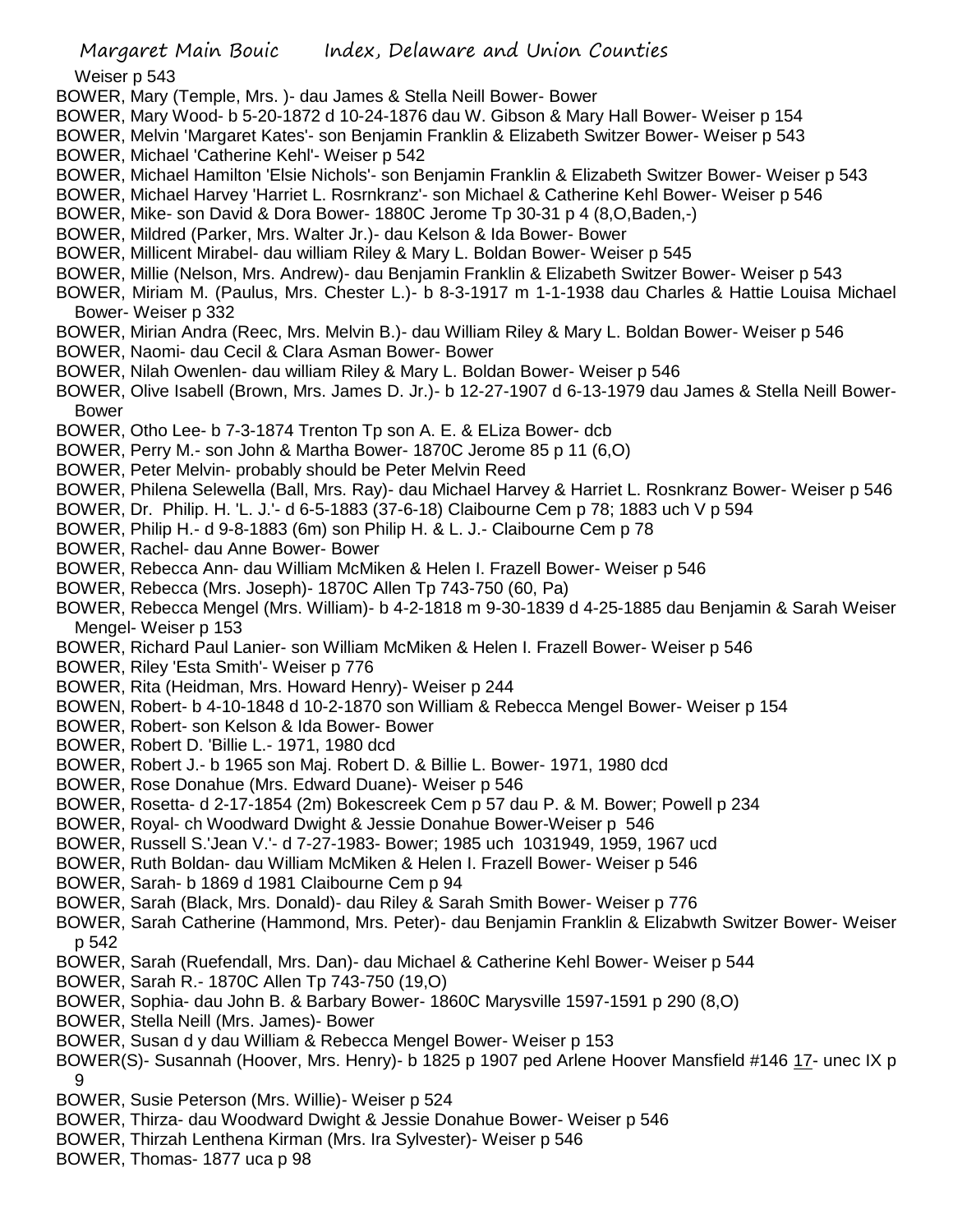Weiser p 543

BOWER, Mary (Temple, Mrs. )- dau James & Stella Neill Bower- Bower

BOWER, Mary Wood- b 5-20-1872 d 10-24-1876 dau W. Gibson & Mary Hall Bower- Weiser p 154

BOWER, Melvin 'Margaret Kates'- son Benjamin Franklin & Elizabeth Switzer Bower- Weiser p 543

BOWER, Michael 'Catherine Kehl'- Weiser p 542

BOWER, Michael Hamilton 'Elsie Nichols'- son Benjamin Franklin & Elizabeth Switzer Bower- Weiser p 543

BOWER, Michael Harvey 'Harriet L. Rosrnkranz'- son Michael & Catherine Kehl Bower- Weiser p 546

BOWER, Mike- son David & Dora Bower- 1880C Jerome Tp 30-31 p 4 (8,O,Baden,-)

BOWER, Mildred (Parker, Mrs. Walter Jr.)- dau Kelson & Ida Bower- Bower

BOWER, Millicent Mirabel- dau william Riley & Mary L. Boldan Bower- Weiser p 545

BOWER, Millie (Nelson, Mrs. Andrew)- dau Benjamin Franklin & Elizabeth Switzer Bower- Weiser p 543

BOWER, Miriam M. (Paulus, Mrs. Chester L.)- b 8-3-1917 m 1-1-1938 dau Charles & Hattie Louisa Michael Bower- Weiser p 332

BOWER, Mirian Andra (Reec, Mrs. Melvin B.)- dau William Riley & Mary L. Boldan Bower- Weiser p 546

BOWER, Naomi- dau Cecil & Clara Asman Bower- Bower

BOWER, Nilah Owenlen- dau william Riley & Mary L. Boldan Bower- Weiser p 546

BOWER, Olive Isabell (Brown, Mrs. James D. Jr.)- b 12-27-1907 d 6-13-1979 dau James & Stella Neill Bower- Bower

BOWER, Otho Lee- b 7-3-1874 Trenton Tp son A. E. & ELiza Bower- dcb

BOWER, Perry M.- son John & Martha Bower- 1870C Jerome 85 p 11 (6,O)

BOWER, Peter Melvin- probably should be Peter Melvin Reed

BOWER, Philena Selewella (Ball, Mrs. Ray)- dau Michael Harvey & Harriet L. Rosnkranz Bower- Weiser p 546

BOWER, Dr. Philip. H. 'L. J.'- d 6-5-1883 (37-6-18) Claibourne Cem p 78; 1883 uch V p 594

BOWER, Philip H.- d 9-8-1883 (6m) son Philip H. & L. J.- Claibourne Cem p 78

BOWER, Rachel- dau Anne Bower- Bower

BOWER, Rebecca Ann- dau William McMiken & Helen I. Frazell Bower- Weiser p 546

BOWER, Rebecca (Mrs. Joseph)- 1870C Allen Tp 743-750 (60, Pa)

BOWER, Rebecca Mengel (Mrs. William)- b 4-2-1818 m 9-30-1839 d 4-25-1885 dau Benjamin & Sarah Weiser Mengel- Weiser p 153

BOWER, Richard Paul Lanier- son William McMiken & Helen I. Frazell Bower- Weiser p 546

BOWER, Riley 'Esta Smith'- Weiser p 776

BOWER, Rita (Heidman, Mrs. Howard Henry)- Weiser p 244

BOWEN, Robert- b 4-10-1848 d 10-2-1870 son William & Rebecca Mengel Bower- Weiser p 154

BOWER, Robert- son Kelson & Ida Bower- Bower

BOWER, Robert D. 'Billie L.- 1971, 1980 dcd

BOWER, Robert J.- b 1965 son Maj. Robert D. & Billie L. Bower- 1971, 1980 dcd

BOWER, Rose Donahue (Mrs. Edward Duane)- Weiser p 546

BOWER, Rosetta- d 2-17-1854 (2m) Bokescreek Cem p 57 dau P. & M. Bower; Powell p 234

BOWER, Royal- ch Woodward Dwight & Jessie Donahue Bower-Weiser p 546

BOWER, Russell S.'Jean V.'- d 7-27-1983- Bower; 1985 uch 1031949, 1959, 1967 ucd

BOWER, Ruth Boldan- dau William McMiken & Helen I. Frazell Bower- Weiser p 546

BOWER, Sarah- b 1869 d 1981 Claibourne Cem p 94

BOWER, Sarah (Black, Mrs. Donald)- dau Riley & Sarah Smith Bower- Weiser p 776

BOWER, Sarah Catherine (Hammond, Mrs. Peter)- dau Benjamin Franklin & Elizabwth Switzer Bower- Weiser p 542

BOWER, Sarah (Ruefendall, Mrs. Dan)- dau Michael & Catherine Kehl Bower- Weiser p 544

BOWER, Sarah R.- 1870C Allen Tp 743-750 (19,O)

BOWER, Sophia- dau John B. & Barbary Bower- 1860C Marysville 1597-1591 p 290 (8,O)

BOWER, Stella Neill (Mrs. James)- Bower

BOWER, Susan d y dau William & Rebecca Mengel Bower- Weiser p 153

BOWER(S)- Susannah (Hoover, Mrs. Henry)- b 1825 p 1907 ped Arlene Hoover Mansfield #146 17- unec IX p 9

BOWER, Susie Peterson (Mrs. Willie)- Weiser p 524

BOWER, Thirza- dau Woodward Dwight & Jessie Donahue Bower- Weiser p 546

BOWER, Thirzah Lenthena Kirman (Mrs. Ira Sylvester)- Weiser p 546

BOWER, Thomas- 1877 uca p 98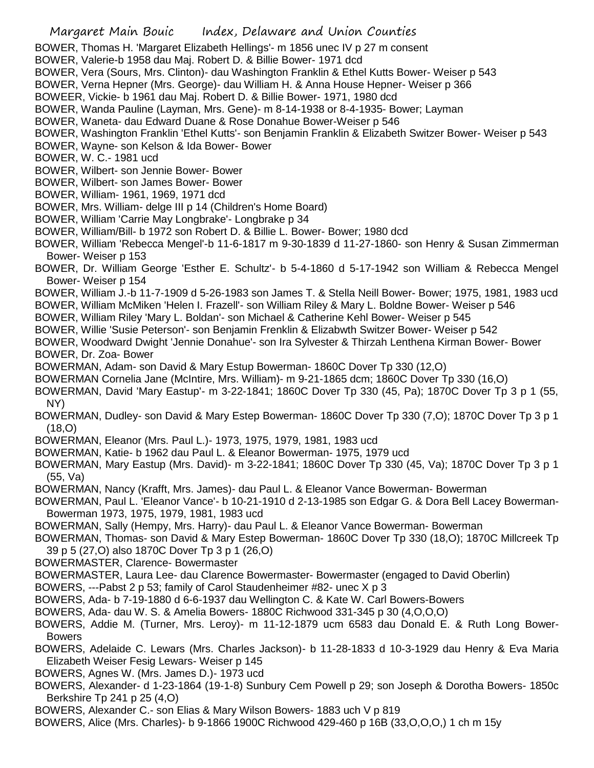BOWER, Thomas H. 'Margaret Elizabeth Hellings'- m 1856 unec IV p 27 m consent
BOWER, Valerie-b 1958 dau Maj. Robert D. & Billie Bower- 1971 dcd
BOWER, Vera (Sours, Mrs. Clinton)- dau Washington Franklin & Ethel Kutts Bower- Weiser p 543
BOWER, Verna Hepner (Mrs. George)- dau William H. & Anna House Hepner- Weiser p 366
BOWEER, Vickie- b 1961 dau Maj. Robert D. & Billie Bower- 1971, 1980 dcd
BOWER, Wanda Pauline (Layman, Mrs. Gene)- m 8-14-1938 or 8-4-1935- Bower; Layman
BOWER, Waneta- dau Edward Duane & Rose Donahue Bower-Weiser p 546
BOWER, Washington Franklin 'Ethel Kutts'- son Benjamin Franklin & Elizabeth Switzer Bower- Weiser p 543
BOWER, Wayne- son Kelson & Ida Bower- Bower
BOWER, W. C.- 1981 ucd
BOWER, Wilbert- son Jennie Bower- Bower
BOWER, Wilbert- son James Bower- Bower
BOWER, William- 1961, 1969, 1971 dcd
BOWER, Mrs. William- delge III p 14 (Children's Home Board)
BOWER, William 'Carrie May Longbrake'- Longbrake p 34
BOWER, William/Bill- b 1972 son Robert D. & Billie L. Bower- Bower; 1980 dcd
BOWER, William 'Rebecca Mengel'-b 11-6-1817 m 9-30-1839 d 11-27-1860- son Henry & Susan Zimmerman Bower- Weiser p 153
BOWER, Dr. William George 'Esther E. Schultz'- b 5-4-1860 d 5-17-1942 son William & Rebecca Mengel Bower- Weiser p 154
BOWER, William J.-b 11-7-1909 d 5-26-1983 son James T. & Stella Neill Bower- Bower; 1975, 1981, 1983 ucd
BOWER, William McMiken 'Helen I. Frazell'- son William Riley & Mary L. Boldne Bower- Weiser p 546
BOWER, William Riley 'Mary L. Boldan'- son Michael & Catherine Kehl Bower- Weiser p 545
BOWER, Willie 'Susie Peterson'- son Benjamin Frenklin & Elizabwth Switzer Bower- Weiser p 542
BOWER, Woodward Dwight 'Jennie Donahue'- son Ira Sylvester & Thirzah Lenthena Kirman Bower- Bower
BOWER, Dr. Zoa- Bower
BOWERMAN, Adam- son David & Mary Estup Bowerman- 1860C Dover Tp 330 (12,O)
BOWERMAN Cornelia Jane (McIntire, Mrs. William)- m 9-21-1865 dcm; 1860C Dover Tp 330 (16,O)
BOWERMAN, David 'Mary Eastup'- m 3-22-1841; 1860C Dover Tp 330 (45, Pa); 1870C Dover Tp 3 p 1 (55, NY)
BOWERMAN, Dudley- son David & Mary Estep Bowerman- 1860C Dover Tp 330 (7,O); 1870C Dover Tp 3 p 1 (18,O)
BOWERMAN, Eleanor (Mrs. Paul L.)- 1973, 1975, 1979, 1981, 1983 ucd
BOWERMAN, Katie- b 1962 dau Paul L. & Eleanor Bowerman- 1975, 1979 ucd
BOWERMAN, Mary Eastup (Mrs. David)- m 3-22-1841; 1860C Dover Tp 330 (45, Va); 1870C Dover Tp 3 p 1 (55, Va)
BOWERMAN, Nancy (Krafft, Mrs. James)- dau Paul L. & Eleanor Vance Bowerman- Bowerman
BOWERMAN, Paul L. 'Eleanor Vance'- b 10-21-1910 d 2-13-1985 son Edgar G. & Dora Bell Lacey Bowerman- Bowerman 1973, 1975, 1979, 1981, 1983 ucd
BOWERMAN, Sally (Hempy, Mrs. Harry)- dau Paul L. & Eleanor Vance Bowerman- Bowerman
BOWERMAN, Thomas- son David & Mary Estep Bowerman- 1860C Dover Tp 330 (18,O); 1870C Millcreek Tp 39 p 5 (27,O) also 1870C Dover Tp 3 p 1 (26,O)
BOWERMASTER, Clarence- Bowermaster
BOWERMASTER, Laura Lee- dau Clarence Bowermaster- Bowermaster (engaged to David Oberlin)
BOWERS, ---Pabst 2 p 53; family of Carol Staudenheimer #82- unec X p 3
BOWERS, Ada- b 7-19-1880 d 6-6-1937 dau Wellington C. & Kate W. Carl Bowers-Bowers
BOWERS, Ada- dau W. S. & Amelia Bowers- 1880C Richwood 331-345 p 30 (4,O,O,O)
BOWERS, Addie M. (Turner, Mrs. Leroy)- m 11-12-1879 ucm 6583 dau Donald E. & Ruth Long Bower- Bowers
BOWERS, Adelaide C. Lewars (Mrs. Charles Jackson)- b 11-28-1833 d 10-3-1929 dau Henry & Eva Maria Elizabeth Weiser Fesig Lewars- Weiser p 145
BOWERS, Agnes W. (Mrs. James D.)- 1973 ucd
BOWERS, Alexander- d 1-23-1864 (19-1-8) Sunbury Cem Powell p 29; son Joseph & Dorotha Bowers- 1850c Berkshire Tp 241 p 25 (4,O)
BOWERS, Alexander C.- son Elias & Mary Wilson Bowers- 1883 uch V p 819
BOWERS, Alice (Mrs. Charles)- b 9-1866 1900C Richwood 429-460 p 16B (33,O,O,O,) 1 ch m 15y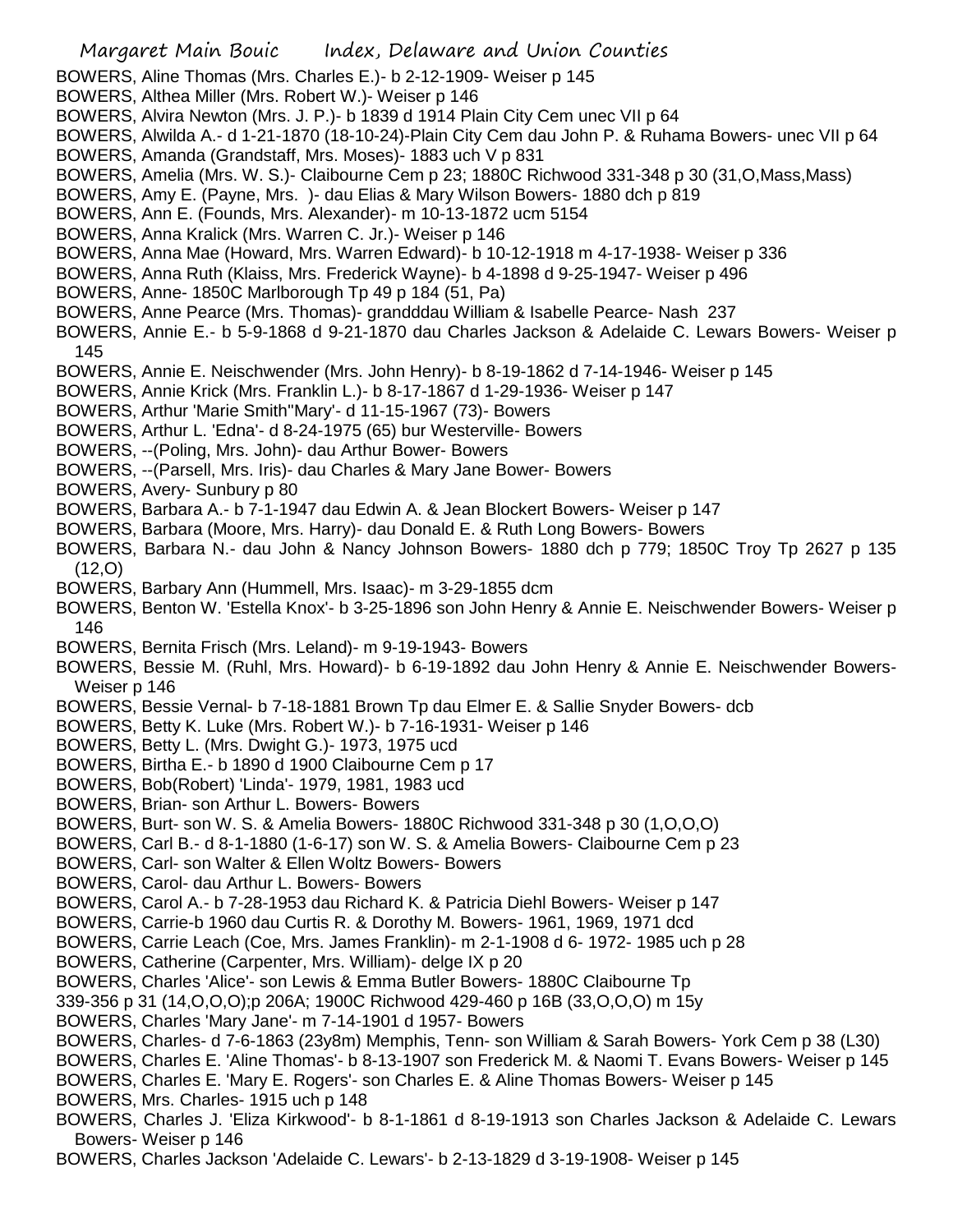BOWERS, Aline Thomas (Mrs. Charles E.)- b 2-12-1909- Weiser p 145
BOWERS, Althea Miller (Mrs. Robert W.)- Weiser p 146
BOWERS, Alvira Newton (Mrs. J. P.)- b 1839 d 1914 Plain City Cem unec VII p 64
BOWERS, Alwilda A.- d 1-21-1870 (18-10-24)-Plain City Cem dau John P. & Ruhama Bowers- unec VII p 64
BOWERS, Amanda (Grandstaff, Mrs. Moses)- 1883 uch V p 831
BOWERS, Amelia (Mrs. W. S.)- Claibourne Cem p 23; 1880C Richwood 331-348 p 30 (31,O,Mass,Mass)
BOWERS, Amy E. (Payne, Mrs. )- dau Elias & Mary Wilson Bowers- 1880 dch p 819
BOWERS, Ann E. (Founds, Mrs. Alexander)- m 10-13-1872 ucm 5154
BOWERS, Anna Kralick (Mrs. Warren C. Jr.)- Weiser p 146
BOWERS, Anna Mae (Howard, Mrs. Warren Edward)- b 10-12-1918 m 4-17-1938- Weiser p 336
BOWERS, Anna Ruth (Klaiss, Mrs. Frederick Wayne)- b 4-1898 d 9-25-1947- Weiser p 496
BOWERS, Anne- 1850C Marlborough Tp 49 p 184 (51, Pa)
BOWERS, Anne Pearce (Mrs. Thomas)- grandddau William & Isabelle Pearce- Nash 237
BOWERS, Annie E.- b 5-9-1868 d 9-21-1870 dau Charles Jackson & Adelaide C. Lewars Bowers- Weiser p 145
BOWERS, Annie E. Neischwender (Mrs. John Henry)- b 8-19-1862 d 7-14-1946- Weiser p 145
BOWERS, Annie Krick (Mrs. Franklin L.)- b 8-17-1867 d 1-29-1936- Weiser p 147
BOWERS, Arthur 'Marie Smith"Mary'- d 11-15-1967 (73)- Bowers
BOWERS, Arthur L. 'Edna'- d 8-24-1975 (65) bur Westerville- Bowers
BOWERS, --(Poling, Mrs. John)- dau Arthur Bower- Bowers
BOWERS, --(Parsell, Mrs. Iris)- dau Charles & Mary Jane Bower- Bowers
BOWERS, Avery- Sunbury p 80
BOWERS, Barbara A.- b 7-1-1947 dau Edwin A. & Jean Blockert Bowers- Weiser p 147
BOWERS, Barbara (Moore, Mrs. Harry)- dau Donald E. & Ruth Long Bowers- Bowers
BOWERS, Barbara N.- dau John & Nancy Johnson Bowers- 1880 dch p 779; 1850C Troy Tp 2627 p 135 (12,O)
BOWERS, Barbary Ann (Hummell, Mrs. Isaac)- m 3-29-1855 dcm
BOWERS, Benton W. 'Estella Knox'- b 3-25-1896 son John Henry & Annie E. Neischwender Bowers- Weiser p 146
BOWERS, Bernita Frisch (Mrs. Leland)- m 9-19-1943- Bowers
BOWERS, Bessie M. (Ruhl, Mrs. Howard)- b 6-19-1892 dau John Henry & Annie E. Neischwender Bowers- Weiser p 146
BOWERS, Bessie Vernal- b 7-18-1881 Brown Tp dau Elmer E. & Sallie Snyder Bowers- dcb
BOWERS, Betty K. Luke (Mrs. Robert W.)- b 7-16-1931- Weiser p 146
BOWERS, Betty L. (Mrs. Dwight G.)- 1973, 1975 ucd
BOWERS, Birtha E.- b 1890 d 1900 Claibourne Cem p 17
BOWERS, Bob(Robert) 'Linda'- 1979, 1981, 1983 ucd
BOWERS, Brian- son Arthur L. Bowers- Bowers
BOWERS, Burt- son W. S. & Amelia Bowers- 1880C Richwood 331-348 p 30 (1,O,O,O)
BOWERS, Carl B.- d 8-1-1880 (1-6-17) son W. S. & Amelia Bowers- Claibourne Cem p 23
BOWERS, Carl- son Walter & Ellen Woltz Bowers- Bowers
BOWERS, Carol- dau Arthur L. Bowers- Bowers
BOWERS, Carol A.- b 7-28-1953 dau Richard K. & Patricia Diehl Bowers- Weiser p 147
BOWERS, Carrie-b 1960 dau Curtis R. & Dorothy M. Bowers- 1961, 1969, 1971 dcd
BOWERS, Carrie Leach (Coe, Mrs. James Franklin)- m 2-1-1908 d 6- 1972- 1985 uch p 28
BOWERS, Catherine (Carpenter, Mrs. William)- delge IX p 20
BOWERS, Charles 'Alice'- son Lewis & Emma Butler Bowers- 1880C Claibourne Tp 339-356 p 31 (14,O,O,O);p 206A; 1900C Richwood 429-460 p 16B (33,O,O,O) m 15y
BOWERS, Charles 'Mary Jane'- m 7-14-1901 d 1957- Bowers
BOWERS, Charles- d 7-6-1863 (23y8m) Memphis, Tenn- son William & Sarah Bowers- York Cem p 38 (L30)
BOWERS, Charles E. 'Aline Thomas'- b 8-13-1907 son Frederick M. & Naomi T. Evans Bowers- Weiser p 145
BOWERS, Charles E. 'Mary E. Rogers'- son Charles E. & Aline Thomas Bowers- Weiser p 145
BOWERS, Mrs. Charles- 1915 uch p 148
BOWERS, Charles J. 'Eliza Kirkwood'- b 8-1-1861 d 8-19-1913 son Charles Jackson & Adelaide C. Lewars Bowers- Weiser p 146
BOWERS, Charles Jackson 'Adelaide C. Lewars'- b 2-13-1829 d 3-19-1908- Weiser p 145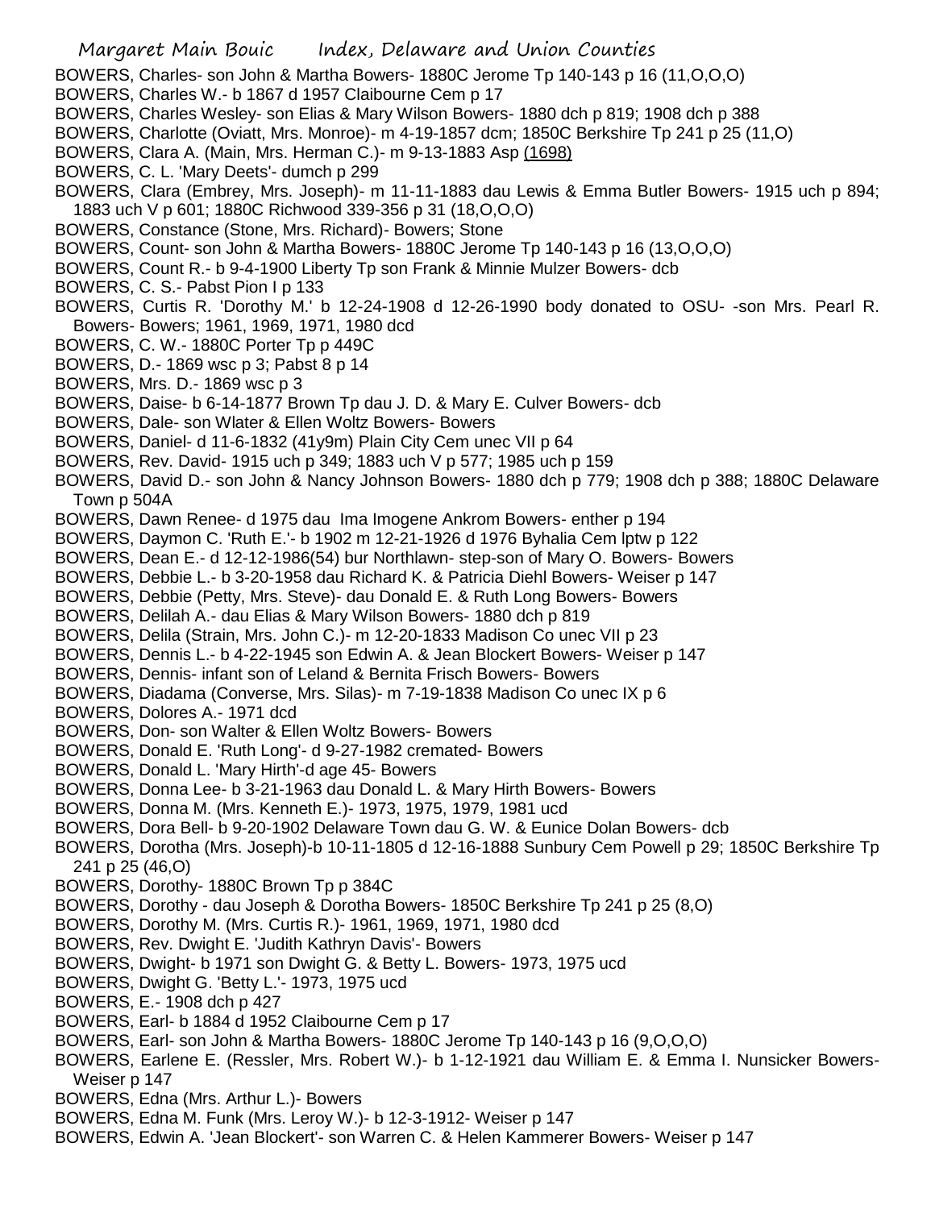BOWERS, Charles- son John & Martha Bowers- 1880C Jerome Tp 140-143 p 16 (11,O,O,O)

BOWERS, Charles W.- b 1867 d 1957 Claibourne Cem p 17

BOWERS, Charles Wesley- son Elias & Mary Wilson Bowers- 1880 dch p 819; 1908 dch p 388

BOWERS, Charlotte (Oviatt, Mrs. Monroe)- m 4-19-1857 dcm; 1850C Berkshire Tp 241 p 25 (11,O)

BOWERS, Clara A. (Main, Mrs. Herman C.)- m 9-13-1883 Asp (1698)

BOWERS, C. L. 'Mary Deets'- dumch p 299

BOWERS, Clara (Embrey, Mrs. Joseph)- m 11-11-1883 dau Lewis & Emma Butler Bowers- 1915 uch p 894; 1883 uch V p 601; 1880C Richwood 339-356 p 31 (18,O,O,O)

BOWERS, Constance (Stone, Mrs. Richard)- Bowers; Stone

BOWERS, Count- son John & Martha Bowers- 1880C Jerome Tp 140-143 p 16 (13,O,O,O)

BOWERS, Count R.- b 9-4-1900 Liberty Tp son Frank & Minnie Mulzer Bowers- dcb

BOWERS, C. S.- Pabst Pion I p 133

BOWERS, Curtis R. 'Dorothy M.' b 12-24-1908 d 12-26-1990 body donated to OSU- -son Mrs. Pearl R. Bowers- Bowers; 1961, 1969, 1971, 1980 dcd

BOWERS, C. W.- 1880C Porter Tp p 449C

BOWERS, D.- 1869 wsc p 3; Pabst 8 p 14

BOWERS, Mrs. D.- 1869 wsc p 3

BOWERS, Daise- b 6-14-1877 Brown Tp dau J. D. & Mary E. Culver Bowers- dcb

BOWERS, Dale- son Wlater & Ellen Woltz Bowers- Bowers

BOWERS, Daniel- d 11-6-1832 (41y9m) Plain City Cem unec VII p 64

BOWERS, Rev. David- 1915 uch p 349; 1883 uch V p 577; 1985 uch p 159

BOWERS, David D.- son John & Nancy Johnson Bowers- 1880 dch p 779; 1908 dch p 388; 1880C Delaware Town p 504A

BOWERS, Dawn Renee- d 1975 dau Ima Imogene Ankrom Bowers- enther p 194

BOWERS, Daymon C. 'Ruth E.'- b 1902 m 12-21-1926 d 1976 Byhalia Cem lptw p 122

BOWERS, Dean E.- d 12-12-1986(54) bur Northlawn- step-son of Mary O. Bowers- Bowers

BOWERS, Debbie L.- b 3-20-1958 dau Richard K. & Patricia Diehl Bowers- Weiser p 147

BOWERS, Debbie (Petty, Mrs. Steve)- dau Donald E. & Ruth Long Bowers- Bowers

BOWERS, Delilah A.- dau Elias & Mary Wilson Bowers- 1880 dch p 819

BOWERS, Delila (Strain, Mrs. John C.)- m 12-20-1833 Madison Co unec VII p 23

BOWERS, Dennis L.- b 4-22-1945 son Edwin A. & Jean Blockert Bowers- Weiser p 147

BOWERS, Dennis- infant son of Leland & Bernita Frisch Bowers- Bowers

BOWERS, Diadama (Converse, Mrs. Silas)- m 7-19-1838 Madison Co unec IX p 6

BOWERS, Dolores A.- 1971 dcd

BOWERS, Don- son Walter & Ellen Woltz Bowers- Bowers

BOWERS, Donald E. 'Ruth Long'- d 9-27-1982 cremated- Bowers

BOWERS, Donald L. 'Mary Hirth'-d age 45- Bowers

BOWERS, Donna Lee- b 3-21-1963 dau Donald L. & Mary Hirth Bowers- Bowers

BOWERS, Donna M. (Mrs. Kenneth E.)- 1973, 1975, 1979, 1981 ucd

BOWERS, Dora Bell- b 9-20-1902 Delaware Town dau G. W. & Eunice Dolan Bowers- dcb

BOWERS, Dorotha (Mrs. Joseph)-b 10-11-1805 d 12-16-1888 Sunbury Cem Powell p 29; 1850C Berkshire Tp 241 p 25 (46,O)

BOWERS, Dorothy- 1880C Brown Tp p 384C

BOWERS, Dorothy - dau Joseph & Dorotha Bowers- 1850C Berkshire Tp 241 p 25 (8,O)

BOWERS, Dorothy M. (Mrs. Curtis R.)- 1961, 1969, 1971, 1980 dcd

BOWERS, Rev. Dwight E. 'Judith Kathryn Davis'- Bowers

BOWERS, Dwight- b 1971 son Dwight G. & Betty L. Bowers- 1973, 1975 ucd

BOWERS, Dwight G. 'Betty L.'- 1973, 1975 ucd

BOWERS, E.- 1908 dch p 427

BOWERS, Earl- b 1884 d 1952 Claibourne Cem p 17

BOWERS, Earl- son John & Martha Bowers- 1880C Jerome Tp 140-143 p 16 (9,O,O,O)

BOWERS, Earlene E. (Ressler, Mrs. Robert W.)- b 1-12-1921 dau William E. & Emma I. Nunsicker Bowers- Weiser p 147

BOWERS, Edna (Mrs. Arthur L.)- Bowers

BOWERS, Edna M. Funk (Mrs. Leroy W.)- b 12-3-1912- Weiser p 147

BOWERS, Edwin A. 'Jean Blockert'- son Warren C. & Helen Kammerer Bowers- Weiser p 147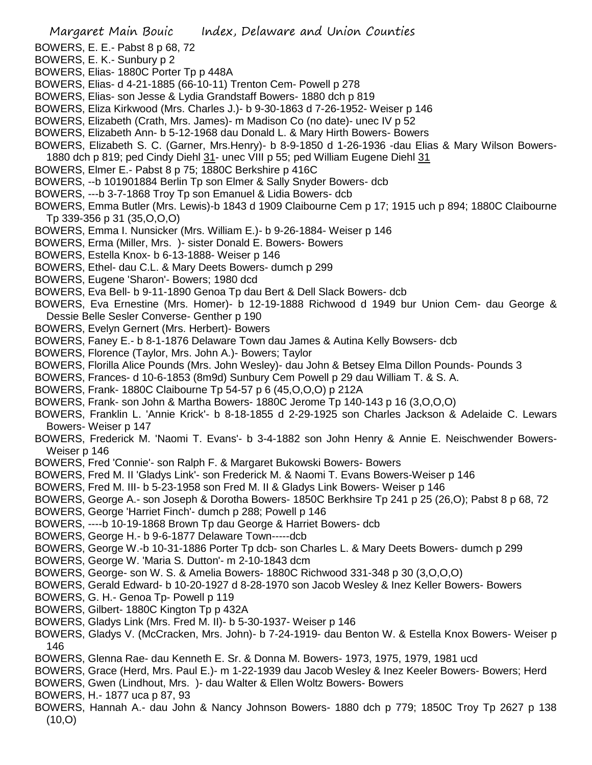BOWERS, E. E.- Pabst 8 p 68, 72
BOWERS, E. K.- Sunbury p 2
BOWERS, Elias- 1880C Porter Tp p 448A
BOWERS, Elias- d 4-21-1885 (66-10-11) Trenton Cem- Powell p 278
BOWERS, Elias- son Jesse & Lydia Grandstaff Bowers- 1880 dch p 819
BOWERS, Eliza Kirkwood (Mrs. Charles J.)- b 9-30-1863 d 7-26-1952- Weiser p 146
BOWERS, Elizabeth (Crath, Mrs. James)- m Madison Co (no date)- unec IV p 52
BOWERS, Elizabeth Ann- b 5-12-1968 dau Donald L. & Mary Hirth Bowers- Bowers
BOWERS, Elizabeth S. C. (Garner, Mrs.Henry)- b 8-9-1850 d 1-26-1936 -dau Elias & Mary Wilson Bowers- 1880 dch p 819; ped Cindy Diehl 31- unec VIII p 55; ped William Eugene Diehl 31
BOWERS, Elmer E.- Pabst 8 p 75; 1880C Berkshire p 416C
BOWERS, --b 101901884 Berlin Tp son Elmer & Sally Snyder Bowers- dcb
BOWERS, ---b 3-7-1868 Troy Tp son Emanuel & Lidia Bowers- dcb
BOWERS, Emma Butler (Mrs. Lewis)-b 1843 d 1909 Claibourne Cem p 17; 1915 uch p 894; 1880C Claibourne Tp 339-356 p 31 (35,O,O,O)
BOWERS, Emma I. Nunsicker (Mrs. William E.)- b 9-26-1884- Weiser p 146
BOWERS, Erma (Miller, Mrs. )- sister Donald E. Bowers- Bowers
BOWERS, Estella Knox- b 6-13-1888- Weiser p 146
BOWERS, Ethel- dau C.L. & Mary Deets Bowers- dumch p 299
BOWERS, Eugene 'Sharon'- Bowers; 1980 dcd
BOWERS, Eva Bell- b 9-11-1890 Genoa Tp dau Bert & Dell Slack Bowers- dcb
BOWERS, Eva Ernestine (Mrs. Homer)- b 12-19-1888 Richwood d 1949 bur Union Cem- dau George & Dessie Belle Sesler Converse- Genther p 190
BOWERS, Evelyn Gernert (Mrs. Herbert)- Bowers
BOWERS, Faney E.- b 8-1-1876 Delaware Town dau James & Autina Kelly Bowsers- dcb
BOWERS, Florence (Taylor, Mrs. John A.)- Bowers; Taylor
BOWERS, Florilla Alice Pounds (Mrs. John Wesley)- dau John & Betsey Elma Dillon Pounds- Pounds 3
BOWERS, Frances- d 10-6-1853 (8m9d) Sunbury Cem Powell p 29 dau William T. & S. A.
BOWERS, Frank- 1880C Claibourne Tp 54-57 p 6 (45,O,O,O) p 212A
BOWERS, Frank- son John & Martha Bowers- 1880C Jerome Tp 140-143 p 16 (3,O,O,O)
BOWERS, Franklin L. 'Annie Krick'- b 8-18-1855 d 2-29-1925 son Charles Jackson & Adelaide C. Lewars Bowers- Weiser p 147
BOWERS, Frederick M. 'Naomi T. Evans'- b 3-4-1882 son John Henry & Annie E. Neischwender Bowers- Weiser p 146
BOWERS, Fred 'Connie'- son Ralph F. & Margaret Bukowski Bowers- Bowers
BOWERS, Fred M. II 'Gladys Link'- son Frederick M. & Naomi T. Evans Bowers-Weiser p 146
BOWERS, Fred M. III- b 5-23-1958 son Fred M. II & Gladys Link Bowers- Weiser p 146
BOWERS, George A.- son Joseph & Dorotha Bowers- 1850C Berkhsire Tp 241 p 25 (26,O); Pabst 8 p 68, 72
BOWERS, George 'Harriet Finch'- dumch p 288; Powell p 146
BOWERS, ----b 10-19-1868 Brown Tp dau George & Harriet Bowers- dcb
BOWERS, George H.- b 9-6-1877 Delaware Town-----dcb
BOWERS, George W.-b 10-31-1886 Porter Tp dcb- son Charles L. & Mary Deets Bowers- dumch p 299
BOWERS, George W. 'Maria S. Dutton'- m 2-10-1843 dcm
BOWERS, George- son W. S. & Amelia Bowers- 1880C Richwood 331-348 p 30 (3,O,O,O)
BOWERS, Gerald Edward- b 10-20-1927 d 8-28-1970 son Jacob Wesley & Inez Keller Bowers- Bowers
BOWERS, G. H.- Genoa Tp- Powell p 119
BOWERS, Gilbert- 1880C Kington Tp p 432A
BOWERS, Gladys Link (Mrs. Fred M. II)- b 5-30-1937- Weiser p 146
BOWERS, Gladys V. (McCracken, Mrs. John)- b 7-24-1919- dau Benton W. & Estella Knox Bowers- Weiser p 146
BOWERS, Glenna Rae- dau Kenneth E. Sr. & Donna M. Bowers- 1973, 1975, 1979, 1981 ucd
BOWERS, Grace (Herd, Mrs. Paul E.)- m 1-22-1939 dau Jacob Wesley & Inez Keeler Bowers- Bowers; Herd
BOWERS, Gwen (Lindhout, Mrs. )- dau Walter & Ellen Woltz Bowers- Bowers
BOWERS, H.- 1877 uca p 87, 93
BOWERS, Hannah A.- dau John & Nancy Johnson Bowers- 1880 dch p 779; 1850C Troy Tp 2627 p 138 (10,O)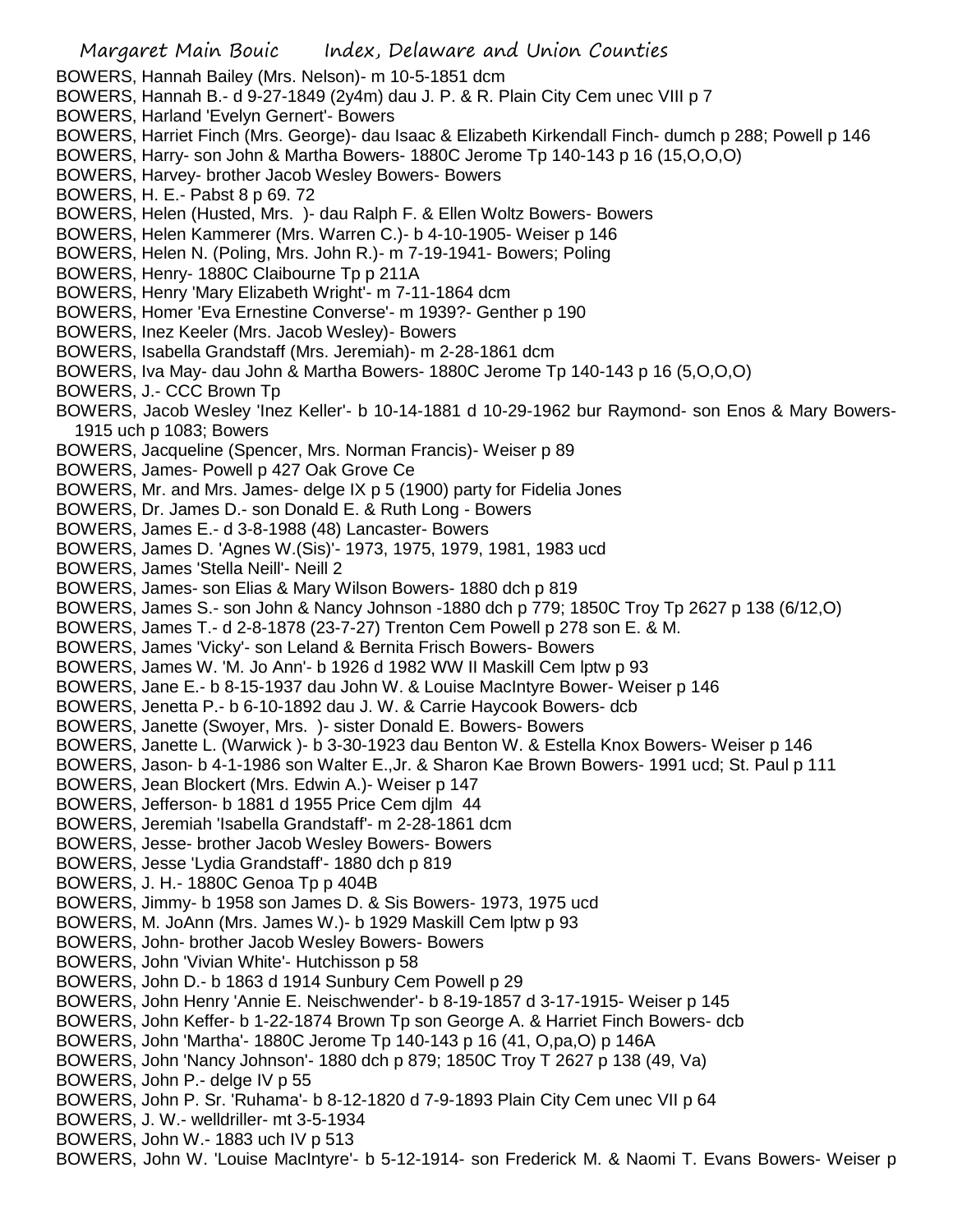BOWERS, Hannah Bailey (Mrs. Nelson)- m 10-5-1851 dcm
BOWERS, Hannah B.- d 9-27-1849 (2y4m) dau J. P. & R. Plain City Cem unec VIII p 7
BOWERS, Harland 'Evelyn Gernert'- Bowers
BOWERS, Harriet Finch (Mrs. George)- dau Isaac & Elizabeth Kirkendall Finch- dumch p 288; Powell p 146
BOWERS, Harry- son John & Martha Bowers- 1880C Jerome Tp 140-143 p 16 (15,O,O,O)
BOWERS, Harvey- brother Jacob Wesley Bowers- Bowers
BOWERS, H. E.- Pabst 8 p 69. 72
BOWERS, Helen (Husted, Mrs. )- dau Ralph F. & Ellen Woltz Bowers- Bowers
BOWERS, Helen Kammerer (Mrs. Warren C.)- b 4-10-1905- Weiser p 146
BOWERS, Helen N. (Poling, Mrs. John R.)- m 7-19-1941- Bowers; Poling
BOWERS, Henry- 1880C Claibourne Tp p 211A
BOWERS, Henry 'Mary Elizabeth Wright'- m 7-11-1864 dcm
BOWERS, Homer 'Eva Ernestine Converse'- m 1939?- Genther p 190
BOWERS, Inez Keeler (Mrs. Jacob Wesley)- Bowers
BOWERS, Isabella Grandstaff (Mrs. Jeremiah)- m 2-28-1861 dcm
BOWERS, Iva May- dau John & Martha Bowers- 1880C Jerome Tp 140-143 p 16 (5,O,O,O)
BOWERS, J.- CCC Brown Tp
BOWERS, Jacob Wesley 'Inez Keller'- b 10-14-1881 d 10-29-1962 bur Raymond- son Enos & Mary Bowers- 1915 uch p 1083; Bowers
BOWERS, Jacqueline (Spencer, Mrs. Norman Francis)- Weiser p 89
BOWERS, James- Powell p 427 Oak Grove Ce
BOWERS, Mr. and Mrs. James- delge IX p 5 (1900) party for Fidelia Jones
BOWERS, Dr. James D.- son Donald E. & Ruth Long - Bowers
BOWERS, James E.- d 3-8-1988 (48) Lancaster- Bowers
BOWERS, James D. 'Agnes W.(Sis)'- 1973, 1975, 1979, 1981, 1983 ucd
BOWERS, James 'Stella Neill'- Neill 2
BOWERS, James- son Elias & Mary Wilson Bowers- 1880 dch p 819
BOWERS, James S.- son John & Nancy Johnson -1880 dch p 779; 1850C Troy Tp 2627 p 138 (6/12,O)
BOWERS, James T.- d 2-8-1878 (23-7-27) Trenton Cem Powell p 278 son E. & M.
BOWERS, James 'Vicky'- son Leland & Bernita Frisch Bowers- Bowers
BOWERS, James W. 'M. Jo Ann'- b 1926 d 1982 WW II Maskill Cem lptw p 93
BOWERS, Jane E.- b 8-15-1937 dau John W. & Louise MacIntyre Bower- Weiser p 146
BOWERS, Jenetta P.- b 6-10-1892 dau J. W. & Carrie Haycook Bowers- dcb
BOWERS, Janette (Swoyer, Mrs. )- sister Donald E. Bowers- Bowers
BOWERS, Janette L. (Warwick )- b 3-30-1923 dau Benton W. & Estella Knox Bowers- Weiser p 146
BOWERS, Jason- b 4-1-1986 son Walter E.,Jr. & Sharon Kae Brown Bowers- 1991 ucd; St. Paul p 111
BOWERS, Jean Blockert (Mrs. Edwin A.)- Weiser p 147
BOWERS, Jefferson- b 1881 d 1955 Price Cem djlm 44
BOWERS, Jeremiah 'Isabella Grandstaff'- m 2-28-1861 dcm
BOWERS, Jesse- brother Jacob Wesley Bowers- Bowers
BOWERS, Jesse 'Lydia Grandstaff'- 1880 dch p 819
BOWERS, J. H.- 1880C Genoa Tp p 404B
BOWERS, Jimmy- b 1958 son James D. & Sis Bowers- 1973, 1975 ucd
BOWERS, M. JoAnn (Mrs. James W.)- b 1929 Maskill Cem lptw p 93
BOWERS, John- brother Jacob Wesley Bowers- Bowers
BOWERS, John 'Vivian White'- Hutchisson p 58
BOWERS, John D.- b 1863 d 1914 Sunbury Cem Powell p 29
BOWERS, John Henry 'Annie E. Neischwender'- b 8-19-1857 d 3-17-1915- Weiser p 145
BOWERS, John Keffer- b 1-22-1874 Brown Tp son George A. & Harriet Finch Bowers- dcb
BOWERS, John 'Martha'- 1880C Jerome Tp 140-143 p 16 (41, O,pa,O) p 146A
BOWERS, John 'Nancy Johnson'- 1880 dch p 879; 1850C Troy T 2627 p 138 (49, Va)
BOWERS, John P.- delge IV p 55
BOWERS, John P. Sr. 'Ruhama'- b 8-12-1820 d 7-9-1893 Plain City Cem unec VII p 64
BOWERS, J. W.- welldriller- mt 3-5-1934
BOWERS, John W.- 1883 uch IV p 513
BOWERS, John W. 'Louise MacIntyre'- b 5-12-1914- son Frederick M. & Naomi T. Evans Bowers- Weiser p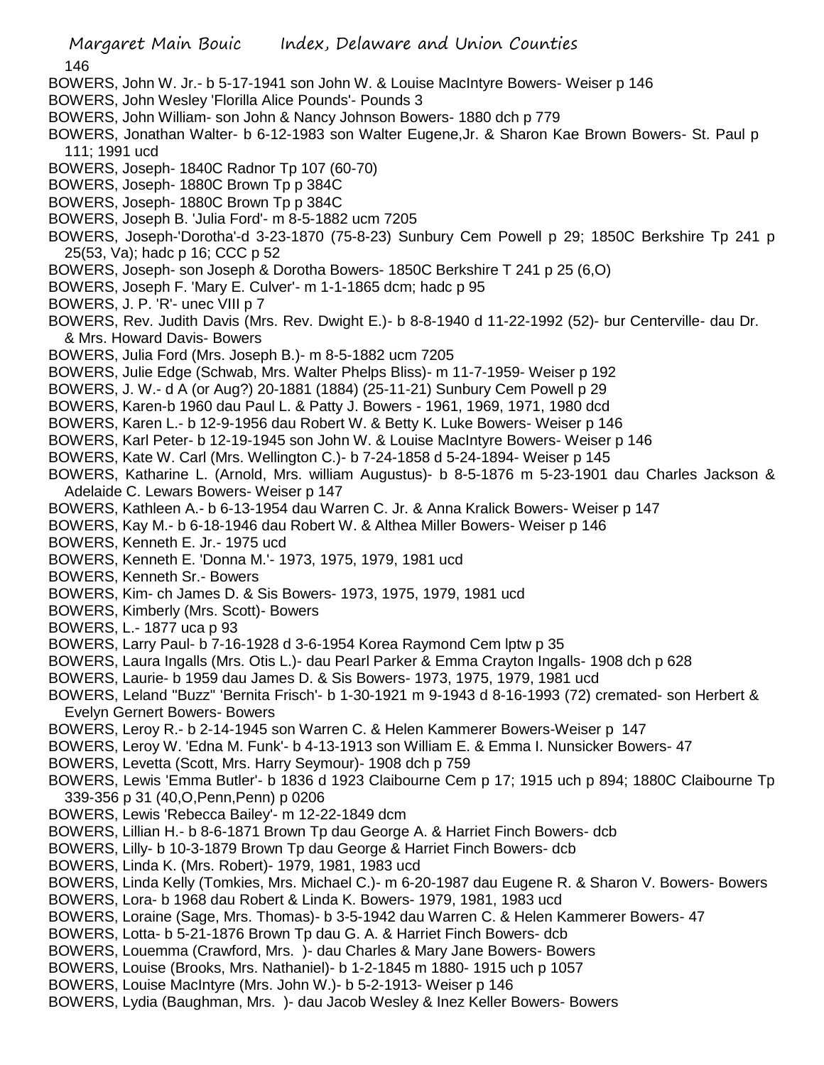BOWERS, John W. Jr.- b 5-17-1941 son John W. & Louise MacIntyre Bowers- Weiser p 146

BOWERS, John Wesley 'Florilla Alice Pounds'- Pounds 3

BOWERS, John William- son John & Nancy Johnson Bowers- 1880 dch p 779

BOWERS, Jonathan Walter- b 6-12-1983 son Walter Eugene,Jr. & Sharon Kae Brown Bowers- St. Paul p 111; 1991 ucd

BOWERS, Joseph- 1840C Radnor Tp 107 (60-70)

BOWERS, Joseph- 1880C Brown Tp p 384C

BOWERS, Joseph- 1880C Brown Tp p 384C

BOWERS, Joseph B. 'Julia Ford'- m 8-5-1882 ucm 7205

BOWERS, Joseph-'Dorotha'-d 3-23-1870 (75-8-23) Sunbury Cem Powell p 29; 1850C Berkshire Tp 241 p 25(53, Va); hadc p 16; CCC p 52

BOWERS, Joseph- son Joseph & Dorotha Bowers- 1850C Berkshire T 241 p 25 (6,O)

BOWERS, Joseph F. 'Mary E. Culver'- m 1-1-1865 dcm; hadc p 95

BOWERS, J. P. 'R'- unec VIII p 7

BOWERS, Rev. Judith Davis (Mrs. Rev. Dwight E.)- b 8-8-1940 d 11-22-1992 (52)- bur Centerville- dau Dr. & Mrs. Howard Davis- Bowers

BOWERS, Julia Ford (Mrs. Joseph B.)- m 8-5-1882 ucm 7205

BOWERS, Julie Edge (Schwab, Mrs. Walter Phelps Bliss)- m 11-7-1959- Weiser p 192

BOWERS, J. W.- d A (or Aug?) 20-1881 (1884) (25-11-21) Sunbury Cem Powell p 29

BOWERS, Karen-b 1960 dau Paul L. & Patty J. Bowers - 1961, 1969, 1971, 1980 dcd

BOWERS, Karen L.- b 12-9-1956 dau Robert W. & Betty K. Luke Bowers- Weiser p 146

BOWERS, Karl Peter- b 12-19-1945 son John W. & Louise MacIntyre Bowers- Weiser p 146

BOWERS, Kate W. Carl (Mrs. Wellington C.)- b 7-24-1858 d 5-24-1894- Weiser p 145

BOWERS, Katharine L. (Arnold, Mrs. william Augustus)- b 8-5-1876 m 5-23-1901 dau Charles Jackson & Adelaide C. Lewars Bowers- Weiser p 147

BOWERS, Kathleen A.- b 6-13-1954 dau Warren C. Jr. & Anna Kralick Bowers- Weiser p 147

BOWERS, Kay M.- b 6-18-1946 dau Robert W. & Althea Miller Bowers- Weiser p 146

BOWERS, Kenneth E. Jr.- 1975 ucd

BOWERS, Kenneth E. 'Donna M.'- 1973, 1975, 1979, 1981 ucd

BOWERS, Kenneth Sr.- Bowers

BOWERS, Kim- ch James D. & Sis Bowers- 1973, 1975, 1979, 1981 ucd

BOWERS, Kimberly (Mrs. Scott)- Bowers

BOWERS, L.- 1877 uca p 93

BOWERS, Larry Paul- b 7-16-1928 d 3-6-1954 Korea Raymond Cem lptw p 35

BOWERS, Laura Ingalls (Mrs. Otis L.)- dau Pearl Parker & Emma Crayton Ingalls- 1908 dch p 628

BOWERS, Laurie- b 1959 dau James D. & Sis Bowers- 1973, 1975, 1979, 1981 ucd

BOWERS, Leland "Buzz" 'Bernita Frisch'- b 1-30-1921 m 9-1943 d 8-16-1993 (72) cremated- son Herbert & Evelyn Gernert Bowers- Bowers

BOWERS, Leroy R.- b 2-14-1945 son Warren C. & Helen Kammerer Bowers-Weiser p 147

BOWERS, Leroy W. 'Edna M. Funk'- b 4-13-1913 son William E. & Emma I. Nunsicker Bowers- 47

BOWERS, Levetta (Scott, Mrs. Harry Seymour)- 1908 dch p 759

BOWERS, Lewis 'Emma Butler'- b 1836 d 1923 Claibourne Cem p 17; 1915 uch p 894; 1880C Claibourne Tp 339-356 p 31 (40,O,Penn,Penn) p 0206

BOWERS, Lewis 'Rebecca Bailey'- m 12-22-1849 dcm

BOWERS, Lillian H.- b 8-6-1871 Brown Tp dau George A. & Harriet Finch Bowers- dcb

BOWERS, Lilly- b 10-3-1879 Brown Tp dau George & Harriet Finch Bowers- dcb

BOWERS, Linda K. (Mrs. Robert)- 1979, 1981, 1983 ucd

BOWERS, Linda Kelly (Tomkies, Mrs. Michael C.)- m 6-20-1987 dau Eugene R. & Sharon V. Bowers- Bowers

BOWERS, Lora- b 1968 dau Robert & Linda K. Bowers- 1979, 1981, 1983 ucd

BOWERS, Loraine (Sage, Mrs. Thomas)- b 3-5-1942 dau Warren C. & Helen Kammerer Bowers- 47

BOWERS, Lotta- b 5-21-1876 Brown Tp dau G. A. & Harriet Finch Bowers- dcb

BOWERS, Louemma (Crawford, Mrs. )- dau Charles & Mary Jane Bowers- Bowers

BOWERS, Louise (Brooks, Mrs. Nathaniel)- b 1-2-1845 m 1880- 1915 uch p 1057

BOWERS, Louise MacIntyre (Mrs. John W.)- b 5-2-1913- Weiser p 146

BOWERS, Lydia (Baughman, Mrs. )- dau Jacob Wesley & Inez Keller Bowers- Bowers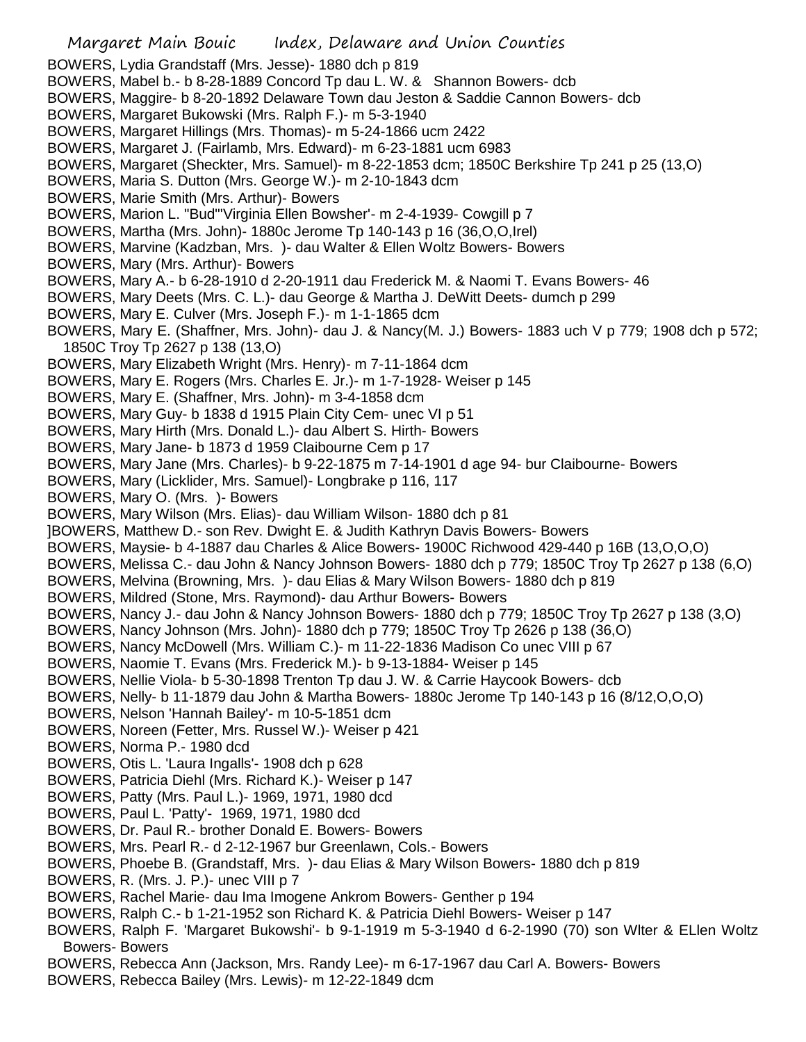BOWERS, Lydia Grandstaff (Mrs. Jesse)- 1880 dch p 819
BOWERS, Mabel b.- b 8-28-1889 Concord Tp dau L. W. & Shannon Bowers- dcb
BOWERS, Maggire- b 8-20-1892 Delaware Town dau Jeston & Saddie Cannon Bowers- dcb
BOWERS, Margaret Bukowski (Mrs. Ralph F.)- m 5-3-1940
BOWERS, Margaret Hillings (Mrs. Thomas)- m 5-24-1866 ucm 2422
BOWERS, Margaret J. (Fairlamb, Mrs. Edward)- m 6-23-1881 ucm 6983
BOWERS, Margaret (Sheckter, Mrs. Samuel)- m 8-22-1853 dcm; 1850C Berkshire Tp 241 p 25 (13,O)
BOWERS, Maria S. Dutton (Mrs. George W.)- m 2-10-1843 dcm
BOWERS, Marie Smith (Mrs. Arthur)- Bowers
BOWERS, Marion L. "Bud"'Virginia Ellen Bowsher'- m 2-4-1939- Cowgill p 7
BOWERS, Martha (Mrs. John)- 1880c Jerome Tp 140-143 p 16 (36,O,O,Irel)
BOWERS, Marvine (Kadzban, Mrs. )- dau Walter & Ellen Woltz Bowers- Bowers
BOWERS, Mary (Mrs. Arthur)- Bowers
BOWERS, Mary A.- b 6-28-1910 d 2-20-1911 dau Frederick M. & Naomi T. Evans Bowers- 46
BOWERS, Mary Deets (Mrs. C. L.)- dau George & Martha J. DeWitt Deets- dumch p 299
BOWERS, Mary E. Culver (Mrs. Joseph F.)- m 1-1-1865 dcm
BOWERS, Mary E. (Shaffner, Mrs. John)- dau J. & Nancy(M. J.) Bowers- 1883 uch V p 779; 1908 dch p 572; 1850C Troy Tp 2627 p 138 (13,O)
BOWERS, Mary Elizabeth Wright (Mrs. Henry)- m 7-11-1864 dcm
BOWERS, Mary E. Rogers (Mrs. Charles E. Jr.)- m 1-7-1928- Weiser p 145
BOWERS, Mary E. (Shaffner, Mrs. John)- m 3-4-1858 dcm
BOWERS, Mary Guy- b 1838 d 1915 Plain City Cem- unec VI p 51
BOWERS, Mary Hirth (Mrs. Donald L.)- dau Albert S. Hirth- Bowers
BOWERS, Mary Jane- b 1873 d 1959 Claibourne Cem p 17
BOWERS, Mary Jane (Mrs. Charles)- b 9-22-1875 m 7-14-1901 d age 94- bur Claibourne- Bowers
BOWERS, Mary (Licklider, Mrs. Samuel)- Longbrake p 116, 117
BOWERS, Mary O. (Mrs. )- Bowers
BOWERS, Mary Wilson (Mrs. Elias)- dau William Wilson- 1880 dch p 81
]BOWERS, Matthew D.- son Rev. Dwight E. & Judith Kathryn Davis Bowers- Bowers
BOWERS, Maysie- b 4-1887 dau Charles & Alice Bowers- 1900C Richwood 429-440 p 16B (13,O,O,O)
BOWERS, Melissa C.- dau John & Nancy Johnson Bowers- 1880 dch p 779; 1850C Troy Tp 2627 p 138 (6,O)
BOWERS, Melvina (Browning, Mrs. )- dau Elias & Mary Wilson Bowers- 1880 dch p 819
BOWERS, Mildred (Stone, Mrs. Raymond)- dau Arthur Bowers- Bowers
BOWERS, Nancy J.- dau John & Nancy Johnson Bowers- 1880 dch p 779; 1850C Troy Tp 2627 p 138 (3,O)
BOWERS, Nancy Johnson (Mrs. John)- 1880 dch p 779; 1850C Troy Tp 2626 p 138 (36,O)
BOWERS, Nancy McDowell (Mrs. William C.)- m 11-22-1836 Madison Co unec VIII p 67
BOWERS, Naomie T. Evans (Mrs. Frederick M.)- b 9-13-1884- Weiser p 145
BOWERS, Nellie Viola- b 5-30-1898 Trenton Tp dau J. W. & Carrie Haycook Bowers- dcb
BOWERS, Nelly- b 11-1879 dau John & Martha Bowers- 1880c Jerome Tp 140-143 p 16 (8/12,O,O,O)
BOWERS, Nelson 'Hannah Bailey'- m 10-5-1851 dcm
BOWERS, Noreen (Fetter, Mrs. Russel W.)- Weiser p 421
BOWERS, Norma P.- 1980 dcd
BOWERS, Otis L. 'Laura Ingalls'- 1908 dch p 628
BOWERS, Patricia Diehl (Mrs. Richard K.)- Weiser p 147
BOWERS, Patty (Mrs. Paul L.)- 1969, 1971, 1980 dcd
BOWERS, Paul L. 'Patty'- 1969, 1971, 1980 dcd
BOWERS, Dr. Paul R.- brother Donald E. Bowers- Bowers
BOWERS, Mrs. Pearl R.- d 2-12-1967 bur Greenlawn, Cols.- Bowers
BOWERS, Phoebe B. (Grandstaff, Mrs. )- dau Elias & Mary Wilson Bowers- 1880 dch p 819
BOWERS, R. (Mrs. J. P.)- unec VIII p 7
BOWERS, Rachel Marie- dau Ima Imogene Ankrom Bowers- Genther p 194
BOWERS, Ralph C.- b 1-21-1952 son Richard K. & Patricia Diehl Bowers- Weiser p 147
BOWERS, Ralph F. 'Margaret Bukowshi'- b 9-1-1919 m 5-3-1940 d 6-2-1990 (70) son Wlter & ELlen Woltz Bowers- Bowers
BOWERS, Rebecca Ann (Jackson, Mrs. Randy Lee)- m 6-17-1967 dau Carl A. Bowers- Bowers
BOWERS, Rebecca Bailey (Mrs. Lewis)- m 12-22-1849 dcm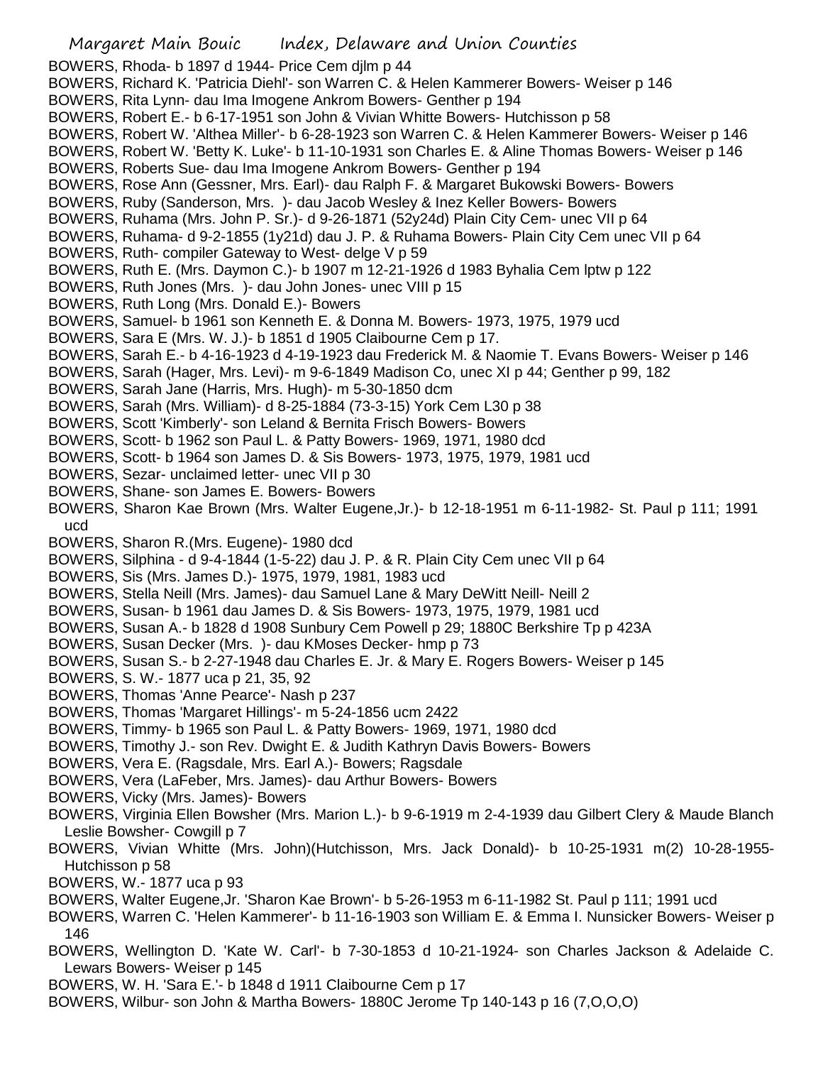BOWERS, Rhoda- b 1897 d 1944- Price Cem djlm p 44
BOWERS, Richard K. 'Patricia Diehl'- son Warren C. & Helen Kammerer Bowers- Weiser p 146
BOWERS, Rita Lynn- dau Ima Imogene Ankrom Bowers- Genther p 194
BOWERS, Robert E.- b 6-17-1951 son John & Vivian Whitte Bowers- Hutchisson p 58
BOWERS, Robert W. 'Althea Miller'- b 6-28-1923 son Warren C. & Helen Kammerer Bowers- Weiser p 146
BOWERS, Robert W. 'Betty K. Luke'- b 11-10-1931 son Charles E. & Aline Thomas Bowers- Weiser p 146
BOWERS, Roberts Sue- dau Ima Imogene Ankrom Bowers- Genther p 194
BOWERS, Rose Ann (Gessner, Mrs. Earl)- dau Ralph F. & Margaret Bukowski Bowers- Bowers
BOWERS, Ruby (Sanderson, Mrs. )- dau Jacob Wesley & Inez Keller Bowers- Bowers
BOWERS, Ruhama (Mrs. John P. Sr.)- d 9-26-1871 (52y24d) Plain City Cem- unec VII p 64
BOWERS, Ruhama- d 9-2-1855 (1y21d) dau J. P. & Ruhama Bowers- Plain City Cem unec VII p 64
BOWERS, Ruth- compiler Gateway to West- delge V p 59
BOWERS, Ruth E. (Mrs. Daymon C.)- b 1907 m 12-21-1926 d 1983 Byhalia Cem lptw p 122
BOWERS, Ruth Jones (Mrs. )- dau John Jones- unec VIII p 15
BOWERS, Ruth Long (Mrs. Donald E.)- Bowers
BOWERS, Samuel- b 1961 son Kenneth E. & Donna M. Bowers- 1973, 1975, 1979 ucd
BOWERS, Sara E (Mrs. W. J.)- b 1851 d 1905 Claibourne Cem p 17.
BOWERS, Sarah E.- b 4-16-1923 d 4-19-1923 dau Frederick M. & Naomie T. Evans Bowers- Weiser p 146
BOWERS, Sarah (Hager, Mrs. Levi)- m 9-6-1849 Madison Co, unec XI p 44; Genther p 99, 182
BOWERS, Sarah Jane (Harris, Mrs. Hugh)- m 5-30-1850 dcm
BOWERS, Sarah (Mrs. William)- d 8-25-1884 (73-3-15) York Cem L30 p 38
BOWERS, Scott 'Kimberly'- son Leland & Bernita Frisch Bowers- Bowers
BOWERS, Scott- b 1962 son Paul L. & Patty Bowers- 1969, 1971, 1980 dcd
BOWERS, Scott- b 1964 son James D. & Sis Bowers- 1973, 1975, 1979, 1981 ucd
BOWERS, Sezar- unclaimed letter- unec VII p 30
BOWERS, Shane- son James E. Bowers- Bowers
BOWERS, Sharon Kae Brown (Mrs. Walter Eugene,Jr.)- b 12-18-1951 m 6-11-1982- St. Paul p 111; 1991 ucd
BOWERS, Sharon R.(Mrs. Eugene)- 1980 dcd
BOWERS, Silphina - d 9-4-1844 (1-5-22) dau J. P. & R. Plain City Cem unec VII p 64
BOWERS, Sis (Mrs. James D.)- 1975, 1979, 1981, 1983 ucd
BOWERS, Stella Neill (Mrs. James)- dau Samuel Lane & Mary DeWitt Neill- Neill 2
BOWERS, Susan- b 1961 dau James D. & Sis Bowers- 1973, 1975, 1979, 1981 ucd
BOWERS, Susan A.- b 1828 d 1908 Sunbury Cem Powell p 29; 1880C Berkshire Tp p 423A
BOWERS, Susan Decker (Mrs. )- dau KMoses Decker- hmp p 73
BOWERS, Susan S.- b 2-27-1948 dau Charles E. Jr. & Mary E. Rogers Bowers- Weiser p 145
BOWERS, S. W.- 1877 uca p 21, 35, 92
BOWERS, Thomas 'Anne Pearce'- Nash p 237
BOWERS, Thomas 'Margaret Hillings'- m 5-24-1856 ucm 2422
BOWERS, Timmy- b 1965 son Paul L. & Patty Bowers- 1969, 1971, 1980 dcd
BOWERS, Timothy J.- son Rev. Dwight E. & Judith Kathryn Davis Bowers- Bowers
BOWERS, Vera E. (Ragsdale, Mrs. Earl A.)- Bowers; Ragsdale
BOWERS, Vera (LaFeber, Mrs. James)- dau Arthur Bowers- Bowers
BOWERS, Vicky (Mrs. James)- Bowers
BOWERS, Virginia Ellen Bowsher (Mrs. Marion L.)- b 9-6-1919 m 2-4-1939 dau Gilbert Clery & Maude Blanch Leslie Bowsher- Cowgill p 7
BOWERS, Vivian Whitte (Mrs. John)(Hutchisson, Mrs. Jack Donald)- b 10-25-1931 m(2) 10-28-1955- Hutchisson p 58
BOWERS, W.- 1877 uca p 93
BOWERS, Walter Eugene,Jr. 'Sharon Kae Brown'- b 5-26-1953 m 6-11-1982 St. Paul p 111; 1991 ucd
BOWERS, Warren C. 'Helen Kammerer'- b 11-16-1903 son William E. & Emma I. Nunsicker Bowers- Weiser p 146
BOWERS, Wellington D. 'Kate W. Carl'- b 7-30-1853 d 10-21-1924- son Charles Jackson & Adelaide C. Lewars Bowers- Weiser p 145
BOWERS, W. H. 'Sara E.'- b 1848 d 1911 Claibourne Cem p 17
BOWERS, Wilbur- son John & Martha Bowers- 1880C Jerome Tp 140-143 p 16 (7,O,O,O)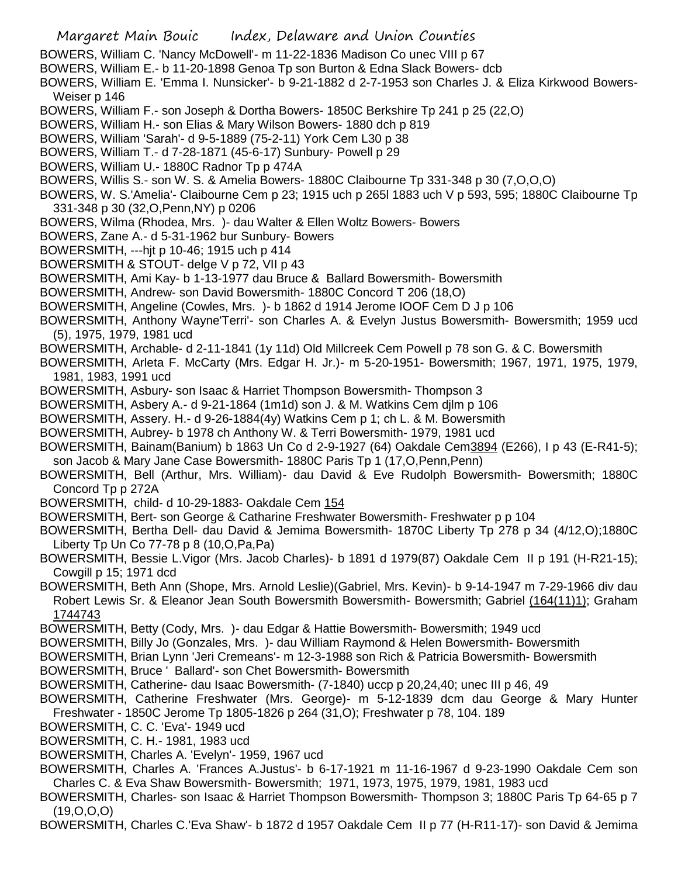BOWERS, William C. 'Nancy McDowell'- m 11-22-1836 Madison Co unec VIII p 67

BOWERS, William E.- b 11-20-1898 Genoa Tp son Burton & Edna Slack Bowers- dcb

BOWERS, William E. 'Emma I. Nunsicker'- b 9-21-1882 d 2-7-1953 son Charles J. & Eliza Kirkwood Bowers- Weiser p 146

BOWERS, William F.- son Joseph & Dortha Bowers- 1850C Berkshire Tp 241 p 25 (22,O)

BOWERS, William H.- son Elias & Mary Wilson Bowers- 1880 dch p 819

BOWERS, William 'Sarah'- d 9-5-1889 (75-2-11) York Cem L30 p 38

BOWERS, William T.- d 7-28-1871 (45-6-17) Sunbury- Powell p 29

BOWERS, William U.- 1880C Radnor Tp p 474A

BOWERS, Willis S.- son W. S. & Amelia Bowers- 1880C Claibourne Tp 331-348 p 30 (7,O,O,O)

BOWERS, W. S.'Amelia'- Claibourne Cem p 23; 1915 uch p 265l 1883 uch V p 593, 595; 1880C Claibourne Tp 331-348 p 30 (32,O,Penn,NY) p 0206

BOWERS, Wilma (Rhodea, Mrs. )- dau Walter & Ellen Woltz Bowers- Bowers

BOWERS, Zane A.- d 5-31-1962 bur Sunbury- Bowers

BOWERSMITH, ---hjt p 10-46; 1915 uch p 414

BOWERSMITH & STOUT- delge V p 72, VII p 43

BOWERSMITH, Ami Kay- b 1-13-1977 dau Bruce & Ballard Bowersmith- Bowersmith

BOWERSMITH, Andrew- son David Bowersmith- 1880C Concord T 206 (18,O)

BOWERSMITH, Angeline (Cowles, Mrs. )- b 1862 d 1914 Jerome IOOF Cem D J p 106

BOWERSMITH, Anthony Wayne'Terri'- son Charles A. & Evelyn Justus Bowersmith- Bowersmith; 1959 ucd (5), 1975, 1979, 1981 ucd

BOWERSMITH, Archable- d 2-11-1841 (1y 11d) Old Millcreek Cem Powell p 78 son G. & C. Bowersmith

BOWERSMITH, Arleta F. McCarty (Mrs. Edgar H. Jr.)- m 5-20-1951- Bowersmith; 1967, 1971, 1975, 1979, 1981, 1983, 1991 ucd

BOWERSMITH, Asbury- son Isaac & Harriet Thompson Bowersmith- Thompson 3

BOWERSMITH, Asbery A.- d 9-21-1864 (1m1d) son J. & M. Watkins Cem djlm p 106

BOWERSMITH, Assery. H.- d 9-26-1884(4y) Watkins Cem p 1; ch L. & M. Bowersmith

BOWERSMITH, Aubrey- b 1978 ch Anthony W. & Terri Bowersmith- 1979, 1981 ucd

BOWERSMITH, Bainam(Banium) b 1863 Un Co d 2-9-1927 (64) Oakdale Cem3894 (E266), I p 43 (E-R41-5); son Jacob & Mary Jane Case Bowersmith- 1880C Paris Tp 1 (17,O,Penn,Penn)

BOWERSMITH, Bell (Arthur, Mrs. William)- dau David & Eve Rudolph Bowersmith- Bowersmith; 1880C Concord Tp p 272A

BOWERSMITH, child- d 10-29-1883- Oakdale Cem 154

BOWERSMITH, Bert- son George & Catharine Freshwater Bowersmith- Freshwater p p 104

BOWERSMITH, Bertha Dell- dau David & Jemima Bowersmith- 1870C Liberty Tp 278 p 34 (4/12,O);1880C Liberty Tp Un Co 77-78 p 8 (10,O,Pa,Pa)

BOWERSMITH, Bessie L.Vigor (Mrs. Jacob Charles)- b 1891 d 1979(87) Oakdale Cem II p 191 (H-R21-15); Cowgill p 15; 1971 dcd

BOWERSMITH, Beth Ann (Shope, Mrs. Arnold Leslie)(Gabriel, Mrs. Kevin)- b 9-14-1947 m 7-29-1966 div dau Robert Lewis Sr. & Eleanor Jean South Bowersmith Bowersmith- Bowersmith; Gabriel (164(11)1); Graham 1744743

BOWERSMITH, Betty (Cody, Mrs. )- dau Edgar & Hattie Bowersmith- Bowersmith; 1949 ucd

BOWERSMITH, Billy Jo (Gonzales, Mrs. )- dau William Raymond & Helen Bowersmith- Bowersmith

BOWERSMITH, Brian Lynn 'Jeri Cremeans'- m 12-3-1988 son Rich & Patricia Bowersmith- Bowersmith

BOWERSMITH, Bruce ' Ballard'- son Chet Bowersmith- Bowersmith

BOWERSMITH, Catherine- dau Isaac Bowersmith- (7-1840) uccp p 20,24,40; unec III p 46, 49

BOWERSMITH, Catherine Freshwater (Mrs. George)- m 5-12-1839 dcm dau George & Mary Hunter Freshwater - 1850C Jerome Tp 1805-1826 p 264 (31,O); Freshwater p 78, 104. 189

BOWERSMITH, C. C. 'Eva'- 1949 ucd

BOWERSMITH, C. H.- 1981, 1983 ucd

BOWERSMITH, Charles A. 'Evelyn'- 1959, 1967 ucd

BOWERSMITH, Charles A. 'Frances A.Justus'- b 6-17-1921 m 11-16-1967 d 9-23-1990 Oakdale Cem son Charles C. & Eva Shaw Bowersmith- Bowersmith; 1971, 1973, 1975, 1979, 1981, 1983 ucd

BOWERSMITH, Charles- son Isaac & Harriet Thompson Bowersmith- Thompson 3; 1880C Paris Tp 64-65 p 7 (19,O,O,O)

BOWERSMITH, Charles C.'Eva Shaw'- b 1872 d 1957 Oakdale Cem II p 77 (H-R11-17)- son David & Jemima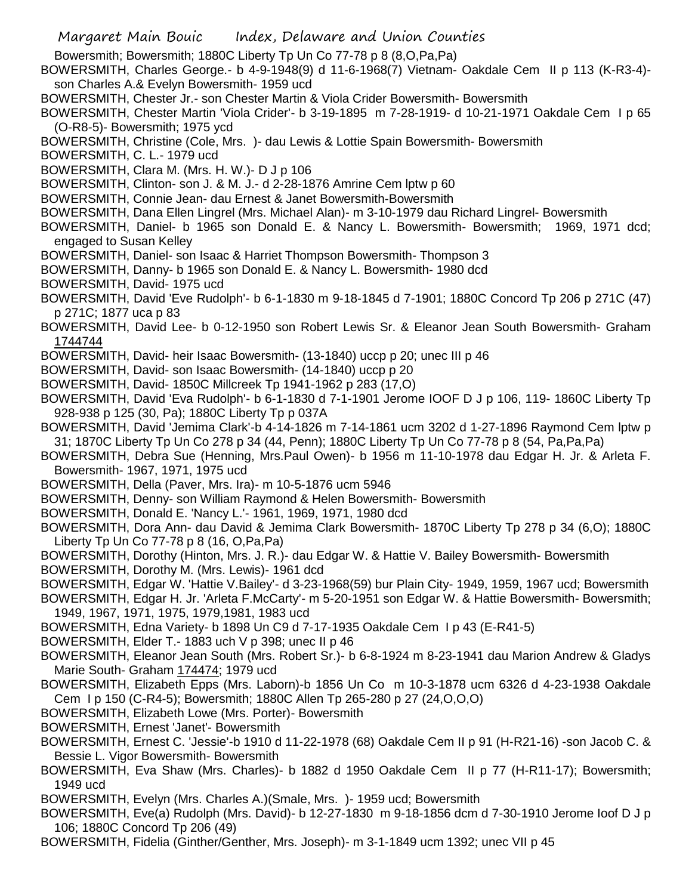Bowersmith; Bowersmith; 1880C Liberty Tp Un Co 77-78 p 8 (8,O,Pa,Pa)

BOWERSMITH, Charles George.- b 4-9-1948(9) d 11-6-1968(7) Vietnam- Oakdale Cem II p 113 (K-R3-4)- son Charles A.& Evelyn Bowersmith- 1959 ucd

BOWERSMITH, Chester Jr.- son Chester Martin & Viola Crider Bowersmith- Bowersmith

BOWERSMITH, Chester Martin 'Viola Crider'- b 3-19-1895 m 7-28-1919- d 10-21-1971 Oakdale Cem I p 65 (O-R8-5)- Bowersmith; 1975 ycd

BOWERSMITH, Christine (Cole, Mrs. )- dau Lewis & Lottie Spain Bowersmith- Bowersmith

BOWERSMITH, C. L.- 1979 ucd

BOWERSMITH, Clara M. (Mrs. H. W.)- D J p 106

BOWERSMITH, Clinton- son J. & M. J.- d 2-28-1876 Amrine Cem lptw p 60

BOWERSMITH, Connie Jean- dau Ernest & Janet Bowersmith-Bowersmith

BOWERSMITH, Dana Ellen Lingrel (Mrs. Michael Alan)- m 3-10-1979 dau Richard Lingrel- Bowersmith

BOWERSMITH, Daniel- b 1965 son Donald E. & Nancy L. Bowersmith- Bowersmith; 1969, 1971 dcd; engaged to Susan Kelley

BOWERSMITH, Daniel- son Isaac & Harriet Thompson Bowersmith- Thompson 3

BOWERSMITH, Danny- b 1965 son Donald E. & Nancy L. Bowersmith- 1980 dcd

BOWERSMITH, David- 1975 ucd

BOWERSMITH, David 'Eve Rudolph'- b 6-1-1830 m 9-18-1845 d 7-1901; 1880C Concord Tp 206 p 271C (47) p 271C; 1877 uca p 83

BOWERSMITH, David Lee- b 0-12-1950 son Robert Lewis Sr. & Eleanor Jean South Bowersmith- Graham 1744744

BOWERSMITH, David- heir Isaac Bowersmith- (13-1840) uccp p 20; unec III p 46

BOWERSMITH, David- son Isaac Bowersmith- (14-1840) uccp p 20

BOWERSMITH, David- 1850C Millcreek Tp 1941-1962 p 283 (17,O)

BOWERSMITH, David 'Eva Rudolph'- b 6-1-1830 d 7-1-1901 Jerome IOOF D J p 106, 119- 1860C Liberty Tp 928-938 p 125 (30, Pa); 1880C Liberty Tp p 037A

BOWERSMITH, David 'Jemima Clark'-b 4-14-1826 m 7-14-1861 ucm 3202 d 1-27-1896 Raymond Cem lptw p 31; 1870C Liberty Tp Un Co 278 p 34 (44, Penn); 1880C Liberty Tp Un Co 77-78 p 8 (54, Pa,Pa,Pa)

BOWERSMITH, Debra Sue (Henning, Mrs.Paul Owen)- b 1956 m 11-10-1978 dau Edgar H. Jr. & Arleta F. Bowersmith- 1967, 1971, 1975 ucd

BOWERSMITH, Della (Paver, Mrs. Ira)- m 10-5-1876 ucm 5946

BOWERSMITH, Denny- son William Raymond & Helen Bowersmith- Bowersmith

BOWERSMITH, Donald E. 'Nancy L.'- 1961, 1969, 1971, 1980 dcd

BOWERSMITH, Dora Ann- dau David & Jemima Clark Bowersmith- 1870C Liberty Tp 278 p 34 (6,O); 1880C Liberty Tp Un Co 77-78 p 8 (16, O,Pa,Pa)

BOWERSMITH, Dorothy (Hinton, Mrs. J. R.)- dau Edgar W. & Hattie V. Bailey Bowersmith- Bowersmith

BOWERSMITH, Dorothy M. (Mrs. Lewis)- 1961 dcd

BOWERSMITH, Edgar W. 'Hattie V.Bailey'- d 3-23-1968(59) bur Plain City- 1949, 1959, 1967 ucd; Bowersmith

BOWERSMITH, Edgar H. Jr. 'Arleta F.McCarty'- m 5-20-1951 son Edgar W. & Hattie Bowersmith- Bowersmith; 1949, 1967, 1971, 1975, 1979,1981, 1983 ucd

BOWERSMITH, Edna Variety- b 1898 Un C9 d 7-17-1935 Oakdale Cem I p 43 (E-R41-5)

BOWERSMITH, Elder T.- 1883 uch V p 398; unec II p 46

BOWERSMITH, Eleanor Jean South (Mrs. Robert Sr.)- b 6-8-1924 m 8-23-1941 dau Marion Andrew & Gladys Marie South- Graham 174474; 1979 ucd

BOWERSMITH, Elizabeth Epps (Mrs. Laborn)-b 1856 Un Co m 10-3-1878 ucm 6326 d 4-23-1938 Oakdale Cem I p 150 (C-R4-5); Bowersmith; 1880C Allen Tp 265-280 p 27 (24,O,O,O)

BOWERSMITH, Elizabeth Lowe (Mrs. Porter)- Bowersmith

BOWERSMITH, Ernest 'Janet'- Bowersmith

BOWERSMITH, Ernest C. 'Jessie'-b 1910 d 11-22-1978 (68) Oakdale Cem II p 91 (H-R21-16) -son Jacob C. & Bessie L. Vigor Bowersmith- Bowersmith

BOWERSMITH, Eva Shaw (Mrs. Charles)- b 1882 d 1950 Oakdale Cem II p 77 (H-R11-17); Bowersmith; 1949 ucd

BOWERSMITH, Evelyn (Mrs. Charles A.)(Smale, Mrs. )- 1959 ucd; Bowersmith

BOWERSMITH, Eve(a) Rudolph (Mrs. David)- b 12-27-1830 m 9-18-1856 dcm d 7-30-1910 Jerome Ioof D J p 106; 1880C Concord Tp 206 (49)

BOWERSMITH, Fidelia (Ginther/Genther, Mrs. Joseph)- m 3-1-1849 ucm 1392; unec VII p 45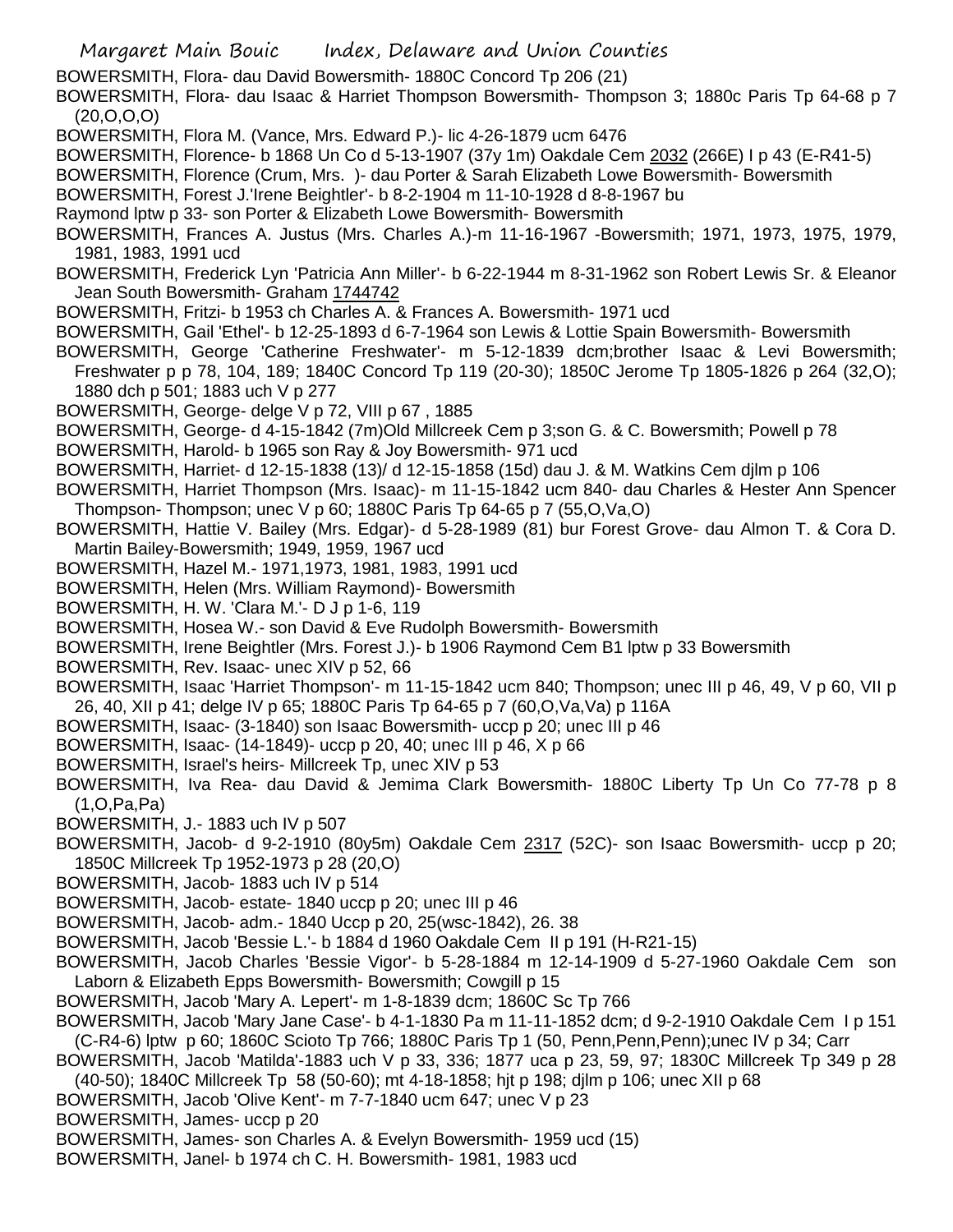BOWERSMITH, Flora- dau David Bowersmith- 1880C Concord Tp 206 (21)

BOWERSMITH, Flora- dau Isaac & Harriet Thompson Bowersmith- Thompson 3; 1880c Paris Tp 64-68 p 7 (20,O,O,O)

BOWERSMITH, Flora M. (Vance, Mrs. Edward P.)- lic 4-26-1879 ucm 6476

BOWERSMITH, Florence- b 1868 Un Co d 5-13-1907 (37y 1m) Oakdale Cem 2032 (266E) I p 43 (E-R41-5)

BOWERSMITH, Florence (Crum, Mrs. )- dau Porter & Sarah Elizabeth Lowe Bowersmith- Bowersmith

BOWERSMITH, Forest J.'Irene Beightler'- b 8-2-1904 m 11-10-1928 d 8-8-1967 bu Raymond lptw p 33- son Porter & Elizabeth Lowe Bowersmith- Bowersmith

BOWERSMITH, Frances A. Justus (Mrs. Charles A.)-m 11-16-1967 -Bowersmith; 1971, 1973, 1975, 1979, 1981, 1983, 1991 ucd

BOWERSMITH, Frederick Lyn 'Patricia Ann Miller'- b 6-22-1944 m 8-31-1962 son Robert Lewis Sr. & Eleanor Jean South Bowersmith- Graham 1744742

BOWERSMITH, Fritzi- b 1953 ch Charles A. & Frances A. Bowersmith- 1971 ucd

BOWERSMITH, Gail 'Ethel'- b 12-25-1893 d 6-7-1964 son Lewis & Lottie Spain Bowersmith- Bowersmith

BOWERSMITH, George 'Catherine Freshwater'- m 5-12-1839 dcm;brother Isaac & Levi Bowersmith; Freshwater p p 78, 104, 189; 1840C Concord Tp 119 (20-30); 1850C Jerome Tp 1805-1826 p 264 (32,O); 1880 dch p 501; 1883 uch V p 277

BOWERSMITH, George- delge V p 72, VIII p 67 , 1885

BOWERSMITH, George- d 4-15-1842 (7m)Old Millcreek Cem p 3;son G. & C. Bowersmith; Powell p 78

BOWERSMITH, Harold- b 1965 son Ray & Joy Bowersmith- 971 ucd

BOWERSMITH, Harriet- d 12-15-1838 (13)/ d 12-15-1858 (15d) dau J. & M. Watkins Cem djlm p 106

BOWERSMITH, Harriet Thompson (Mrs. Isaac)- m 11-15-1842 ucm 840- dau Charles & Hester Ann Spencer Thompson- Thompson; unec V p 60; 1880C Paris Tp 64-65 p 7 (55,O,Va,O)

BOWERSMITH, Hattie V. Bailey (Mrs. Edgar)- d 5-28-1989 (81) bur Forest Grove- dau Almon T. & Cora D. Martin Bailey-Bowersmith; 1949, 1959, 1967 ucd

BOWERSMITH, Hazel M.- 1971,1973, 1981, 1983, 1991 ucd

BOWERSMITH, Helen (Mrs. William Raymond)- Bowersmith

BOWERSMITH, H. W. 'Clara M.'- D J p 1-6, 119

BOWERSMITH, Hosea W.- son David & Eve Rudolph Bowersmith- Bowersmith

BOWERSMITH, Irene Beightler (Mrs. Forest J.)- b 1906 Raymond Cem B1 lptw p 33 Bowersmith

BOWERSMITH, Rev. Isaac- unec XIV p 52, 66

BOWERSMITH, Isaac 'Harriet Thompson'- m 11-15-1842 ucm 840; Thompson; unec III p 46, 49, V p 60, VII p 26, 40, XII p 41; delge IV p 65; 1880C Paris Tp 64-65 p 7 (60,O,Va,Va) p 116A

BOWERSMITH, Isaac- (3-1840) son Isaac Bowersmith- uccp p 20; unec III p 46

BOWERSMITH, Isaac- (14-1849)- uccp p 20, 40; unec III p 46, X p 66

BOWERSMITH, Israel's heirs- Millcreek Tp, unec XIV p 53

BOWERSMITH, Iva Rea- dau David & Jemima Clark Bowersmith- 1880C Liberty Tp Un Co 77-78 p 8 (1,O,Pa,Pa)

BOWERSMITH, J.- 1883 uch IV p 507

BOWERSMITH, Jacob- d 9-2-1910 (80y5m) Oakdale Cem 2317 (52C)- son Isaac Bowersmith- uccp p 20; 1850C Millcreek Tp 1952-1973 p 28 (20,O)

BOWERSMITH, Jacob- 1883 uch IV p 514

BOWERSMITH, Jacob- estate- 1840 uccp p 20; unec III p 46

BOWERSMITH, Jacob- adm.- 1840 Uccp p 20, 25(wsc-1842), 26. 38

BOWERSMITH, Jacob 'Bessie L.'- b 1884 d 1960 Oakdale Cem II p 191 (H-R21-15)

BOWERSMITH, Jacob Charles 'Bessie Vigor'- b 5-28-1884 m 12-14-1909 d 5-27-1960 Oakdale Cem son Laborn & Elizabeth Epps Bowersmith- Bowersmith; Cowgill p 15

BOWERSMITH, Jacob 'Mary A. Lepert'- m 1-8-1839 dcm; 1860C Sc Tp 766

BOWERSMITH, Jacob 'Mary Jane Case'- b 4-1-1830 Pa m 11-11-1852 dcm; d 9-2-1910 Oakdale Cem I p 151 (C-R4-6) lptw p 60; 1860C Scioto Tp 766; 1880C Paris Tp 1 (50, Penn,Penn,Penn);unec IV p 34; Carr

BOWERSMITH, Jacob 'Matilda'-1883 uch V p 33, 336; 1877 uca p 23, 59, 97; 1830C Millcreek Tp 349 p 28 (40-50); 1840C Millcreek Tp 58 (50-60); mt 4-18-1858; hjt p 198; djlm p 106; unec XII p 68

BOWERSMITH, Jacob 'Olive Kent'- m 7-7-1840 ucm 647; unec V p 23

BOWERSMITH, James- uccp p 20

BOWERSMITH, James- son Charles A. & Evelyn Bowersmith- 1959 ucd (15)

BOWERSMITH, Janel- b 1974 ch C. H. Bowersmith- 1981, 1983 ucd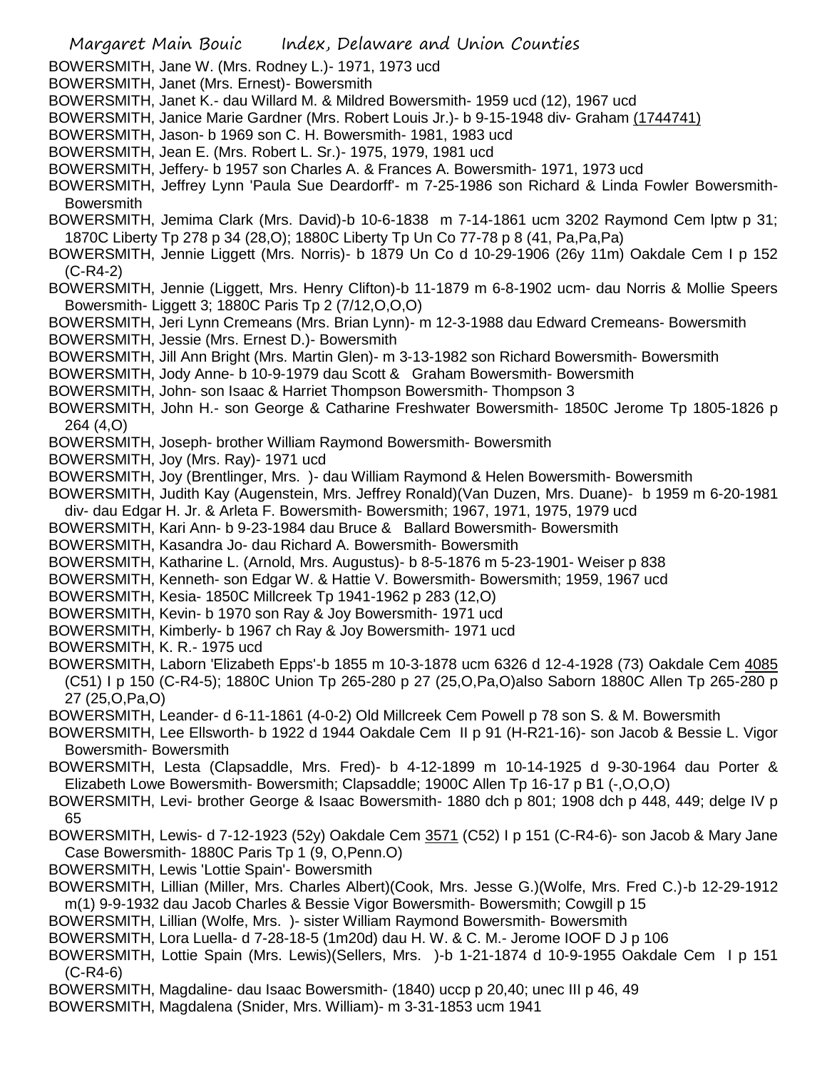BOWERSMITH, Jane W. (Mrs. Rodney L.)- 1971, 1973 ucd
BOWERSMITH, Janet (Mrs. Ernest)- Bowersmith
BOWERSMITH, Janet K.- dau Willard M. & Mildred Bowersmith- 1959 ucd (12), 1967 ucd
BOWERSMITH, Janice Marie Gardner (Mrs. Robert Louis Jr.)- b 9-15-1948 div- Graham (1744741)
BOWERSMITH, Jason- b 1969 son C. H. Bowersmith- 1981, 1983 ucd
BOWERSMITH, Jean E. (Mrs. Robert L. Sr.)- 1975, 1979, 1981 ucd
BOWERSMITH, Jeffery- b 1957 son Charles A. & Frances A. Bowersmith- 1971, 1973 ucd
BOWERSMITH, Jeffrey Lynn 'Paula Sue Deardorff'- m 7-25-1986 son Richard & Linda Fowler Bowersmith- Bowersmith
BOWERSMITH, Jemima Clark (Mrs. David)-b 10-6-1838 m 7-14-1861 ucm 3202 Raymond Cem lptw p 31; 1870C Liberty Tp 278 p 34 (28,O); 1880C Liberty Tp Un Co 77-78 p 8 (41, Pa,Pa,Pa)
BOWERSMITH, Jennie Liggett (Mrs. Norris)- b 1879 Un Co d 10-29-1906 (26y 11m) Oakdale Cem I p 152 (C-R4-2)
BOWERSMITH, Jennie (Liggett, Mrs. Henry Clifton)-b 11-1879 m 6-8-1902 ucm- dau Norris & Mollie Speers Bowersmith- Liggett 3; 1880C Paris Tp 2 (7/12,O,O,O)
BOWERSMITH, Jeri Lynn Cremeans (Mrs. Brian Lynn)- m 12-3-1988 dau Edward Cremeans- Bowersmith
BOWERSMITH, Jessie (Mrs. Ernest D.)- Bowersmith
BOWERSMITH, Jill Ann Bright (Mrs. Martin Glen)- m 3-13-1982 son Richard Bowersmith- Bowersmith
BOWERSMITH, Jody Anne- b 10-9-1979 dau Scott & Graham Bowersmith- Bowersmith
BOWERSMITH, John- son Isaac & Harriet Thompson Bowersmith- Thompson 3
BOWERSMITH, John H.- son George & Catharine Freshwater Bowersmith- 1850C Jerome Tp 1805-1826 p 264 (4,O)
BOWERSMITH, Joseph- brother William Raymond Bowersmith- Bowersmith
BOWERSMITH, Joy (Mrs. Ray)- 1971 ucd
BOWERSMITH, Joy (Brentlinger, Mrs. )- dau William Raymond & Helen Bowersmith- Bowersmith
BOWERSMITH, Judith Kay (Augenstein, Mrs. Jeffrey Ronald)(Van Duzen, Mrs. Duane)- b 1959 m 6-20-1981 div- dau Edgar H. Jr. & Arleta F. Bowersmith- Bowersmith; 1967, 1971, 1975, 1979 ucd
BOWERSMITH, Kari Ann- b 9-23-1984 dau Bruce & Ballard Bowersmith- Bowersmith
BOWERSMITH, Kasandra Jo- dau Richard A. Bowersmith- Bowersmith
BOWERSMITH, Katharine L. (Arnold, Mrs. Augustus)- b 8-5-1876 m 5-23-1901- Weiser p 838
BOWERSMITH, Kenneth- son Edgar W. & Hattie V. Bowersmith- Bowersmith; 1959, 1967 ucd
BOWERSMITH, Kesia- 1850C Millcreek Tp 1941-1962 p 283 (12,O)
BOWERSMITH, Kevin- b 1970 son Ray & Joy Bowersmith- 1971 ucd
BOWERSMITH, Kimberly- b 1967 ch Ray & Joy Bowersmith- 1971 ucd
BOWERSMITH, K. R.- 1975 ucd
BOWERSMITH, Laborn 'Elizabeth Epps'-b 1855 m 10-3-1878 ucm 6326 d 12-4-1928 (73) Oakdale Cem 4085 (C51) I p 150 (C-R4-5); 1880C Union Tp 265-280 p 27 (25,O,Pa,O)also Saborn 1880C Allen Tp 265-280 p 27 (25,O,Pa,O)
BOWERSMITH, Leander- d 6-11-1861 (4-0-2) Old Millcreek Cem Powell p 78 son S. & M. Bowersmith
BOWERSMITH, Lee Ellsworth- b 1922 d 1944 Oakdale Cem II p 91 (H-R21-16)- son Jacob & Bessie L. Vigor Bowersmith- Bowersmith
BOWERSMITH, Lesta (Clapsaddle, Mrs. Fred)- b 4-12-1899 m 10-14-1925 d 9-30-1964 dau Porter & Elizabeth Lowe Bowersmith- Bowersmith; Clapsaddle; 1900C Allen Tp 16-17 p B1 (-,O,O,O)
BOWERSMITH, Levi- brother George & Isaac Bowersmith- 1880 dch p 801; 1908 dch p 448, 449; delge IV p 65
BOWERSMITH, Lewis- d 7-12-1923 (52y) Oakdale Cem 3571 (C52) I p 151 (C-R4-6)- son Jacob & Mary Jane Case Bowersmith- 1880C Paris Tp 1 (9, O,Penn.O)
BOWERSMITH, Lewis 'Lottie Spain'- Bowersmith
BOWERSMITH, Lillian (Miller, Mrs. Charles Albert)(Cook, Mrs. Jesse G.)(Wolfe, Mrs. Fred C.)-b 12-29-1912 m(1) 9-9-1932 dau Jacob Charles & Bessie Vigor Bowersmith- Bowersmith; Cowgill p 15
BOWERSMITH, Lillian (Wolfe, Mrs. )- sister William Raymond Bowersmith- Bowersmith
BOWERSMITH, Lora Luella- d 7-28-18-5 (1m20d) dau H. W. & C. M.- Jerome IOOF D J p 106
BOWERSMITH, Lottie Spain (Mrs. Lewis)(Sellers, Mrs. )-b 1-21-1874 d 10-9-1955 Oakdale Cem I p 151 (C-R4-6)
BOWERSMITH, Magdaline- dau Isaac Bowersmith- (1840) uccp p 20,40; unec III p 46, 49
BOWERSMITH, Magdalena (Snider, Mrs. William)- m 3-31-1853 ucm 1941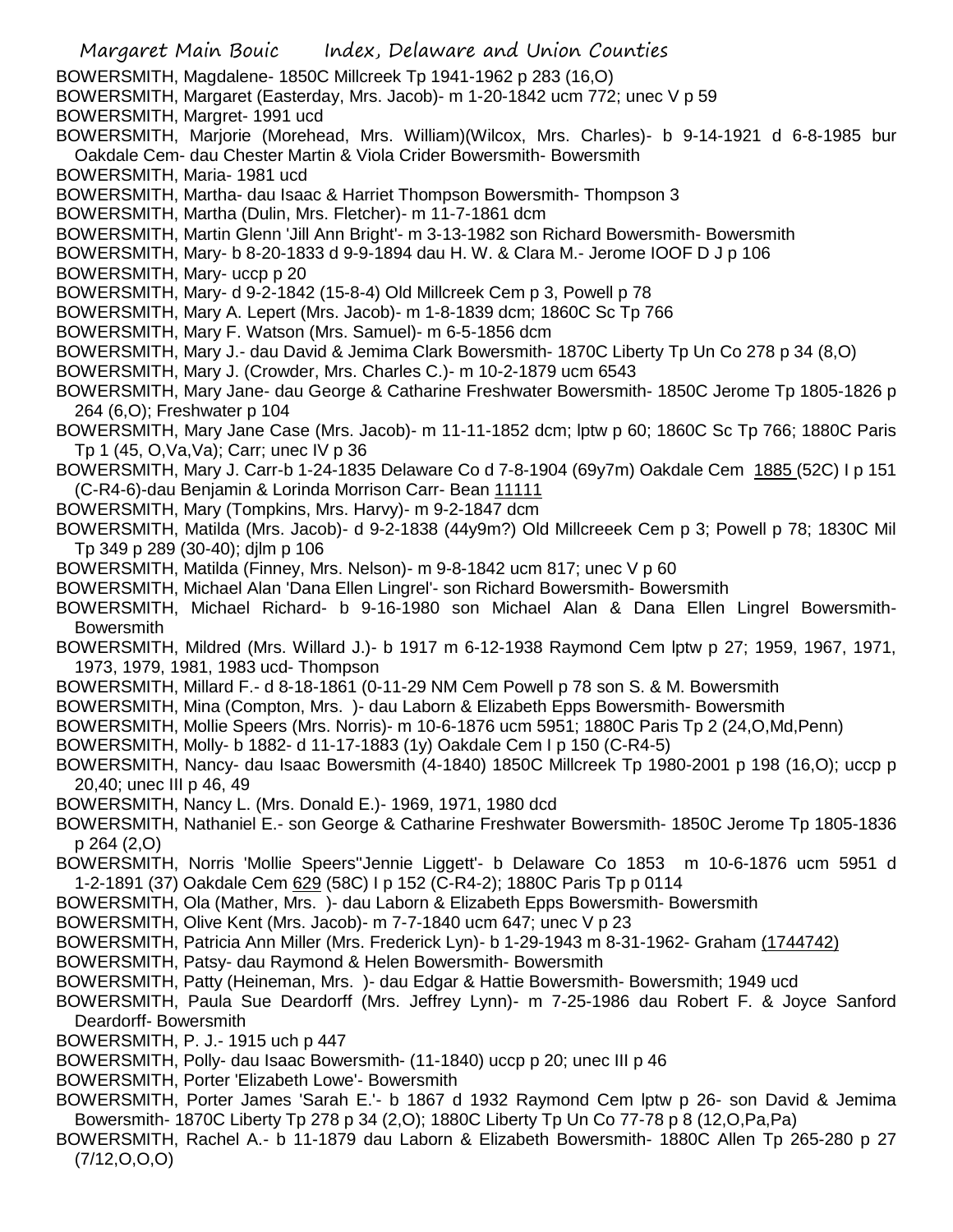BOWERSMITH, Magdalene- 1850C Millcreek Tp 1941-1962 p 283 (16,O)

BOWERSMITH, Margaret (Easterday, Mrs. Jacob)- m 1-20-1842 ucm 772; unec V p 59

BOWERSMITH, Margret- 1991 ucd

BOWERSMITH, Marjorie (Morehead, Mrs. William)(Wilcox, Mrs. Charles)- b 9-14-1921 d 6-8-1985 bur Oakdale Cem- dau Chester Martin & Viola Crider Bowersmith- Bowersmith

BOWERSMITH, Maria- 1981 ucd

BOWERSMITH, Martha- dau Isaac & Harriet Thompson Bowersmith- Thompson 3

BOWERSMITH, Martha (Dulin, Mrs. Fletcher)- m 11-7-1861 dcm

BOWERSMITH, Martin Glenn 'Jill Ann Bright'- m 3-13-1982 son Richard Bowersmith- Bowersmith

BOWERSMITH, Mary- b 8-20-1833 d 9-9-1894 dau H. W. & Clara M.- Jerome IOOF D J p 106

BOWERSMITH, Mary- uccp p 20

BOWERSMITH, Mary- d 9-2-1842 (15-8-4) Old Millcreek Cem p 3, Powell p 78

BOWERSMITH, Mary A. Lepert (Mrs. Jacob)- m 1-8-1839 dcm; 1860C Sc Tp 766

BOWERSMITH, Mary F. Watson (Mrs. Samuel)- m 6-5-1856 dcm

BOWERSMITH, Mary J.- dau David & Jemima Clark Bowersmith- 1870C Liberty Tp Un Co 278 p 34 (8,O)

BOWERSMITH, Mary J. (Crowder, Mrs. Charles C.)- m 10-2-1879 ucm 6543

BOWERSMITH, Mary Jane- dau George & Catharine Freshwater Bowersmith- 1850C Jerome Tp 1805-1826 p 264 (6,O); Freshwater p 104

BOWERSMITH, Mary Jane Case (Mrs. Jacob)- m 11-11-1852 dcm; lptw p 60; 1860C Sc Tp 766; 1880C Paris Tp 1 (45, O,Va,Va); Carr; unec IV p 36

BOWERSMITH, Mary J. Carr-b 1-24-1835 Delaware Co d 7-8-1904 (69y7m) Oakdale Cem 1885 (52C) I p 151 (C-R4-6)-dau Benjamin & Lorinda Morrison Carr- Bean 11111

BOWERSMITH, Mary (Tompkins, Mrs. Harvy)- m 9-2-1847 dcm

BOWERSMITH, Matilda (Mrs. Jacob)- d 9-2-1838 (44y9m?) Old Millcreeek Cem p 3; Powell p 78; 1830C Mil Tp 349 p 289 (30-40); djlm p 106

BOWERSMITH, Matilda (Finney, Mrs. Nelson)- m 9-8-1842 ucm 817; unec V p 60

BOWERSMITH, Michael Alan 'Dana Ellen Lingrel'- son Richard Bowersmith- Bowersmith

BOWERSMITH, Michael Richard- b 9-16-1980 son Michael Alan & Dana Ellen Lingrel Bowersmith- Bowersmith

BOWERSMITH, Mildred (Mrs. Willard J.)- b 1917 m 6-12-1938 Raymond Cem lptw p 27; 1959, 1967, 1971, 1973, 1979, 1981, 1983 ucd- Thompson

BOWERSMITH, Millard F.- d 8-18-1861 (0-11-29 NM Cem Powell p 78 son S. & M. Bowersmith

BOWERSMITH, Mina (Compton, Mrs. )- dau Laborn & Elizabeth Epps Bowersmith- Bowersmith

BOWERSMITH, Mollie Speers (Mrs. Norris)- m 10-6-1876 ucm 5951; 1880C Paris Tp 2 (24,O,Md,Penn)

BOWERSMITH, Molly- b 1882- d 11-17-1883 (1y) Oakdale Cem I p 150 (C-R4-5)

BOWERSMITH, Nancy- dau Isaac Bowersmith (4-1840) 1850C Millcreek Tp 1980-2001 p 198 (16,O); uccp p 20,40; unec III p 46, 49

BOWERSMITH, Nancy L. (Mrs. Donald E.)- 1969, 1971, 1980 dcd

BOWERSMITH, Nathaniel E.- son George & Catharine Freshwater Bowersmith- 1850C Jerome Tp 1805-1836 p 264 (2,O)

BOWERSMITH, Norris 'Mollie Speers''Jennie Liggett'- b Delaware Co 1853 m 10-6-1876 ucm 5951 d 1-2-1891 (37) Oakdale Cem 629 (58C) I p 152 (C-R4-2); 1880C Paris Tp p 0114

BOWERSMITH, Ola (Mather, Mrs. )- dau Laborn & Elizabeth Epps Bowersmith- Bowersmith

BOWERSMITH, Olive Kent (Mrs. Jacob)- m 7-7-1840 ucm 647; unec V p 23

BOWERSMITH, Patricia Ann Miller (Mrs. Frederick Lyn)- b 1-29-1943 m 8-31-1962- Graham (1744742)

BOWERSMITH, Patsy- dau Raymond & Helen Bowersmith- Bowersmith

BOWERSMITH, Patty (Heineman, Mrs. )- dau Edgar & Hattie Bowersmith- Bowersmith; 1949 ucd

BOWERSMITH, Paula Sue Deardorff (Mrs. Jeffrey Lynn)- m 7-25-1986 dau Robert F. & Joyce Sanford Deardorff- Bowersmith

BOWERSMITH, P. J.- 1915 uch p 447

BOWERSMITH, Polly- dau Isaac Bowersmith- (11-1840) uccp p 20; unec III p 46

BOWERSMITH, Porter 'Elizabeth Lowe'- Bowersmith

BOWERSMITH, Porter James 'Sarah E.'- b 1867 d 1932 Raymond Cem lptw p 26- son David & Jemima Bowersmith- 1870C Liberty Tp 278 p 34 (2,O); 1880C Liberty Tp Un Co 77-78 p 8 (12,O,Pa,Pa)

BOWERSMITH, Rachel A.- b 11-1879 dau Laborn & Elizabeth Bowersmith- 1880C Allen Tp 265-280 p 27 (7/12,O,O,O)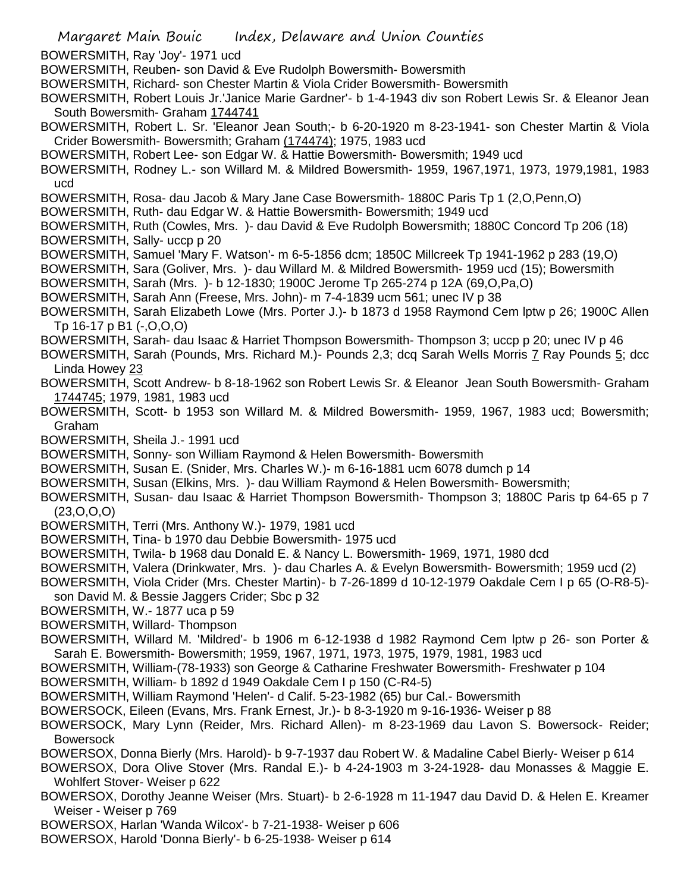BOWERSMITH, Ray 'Joy'- 1971 ucd

BOWERSMITH, Reuben- son David & Eve Rudolph Bowersmith- Bowersmith

BOWERSMITH, Richard- son Chester Martin & Viola Crider Bowersmith- Bowersmith

BOWERSMITH, Robert Louis Jr.'Janice Marie Gardner'- b 1-4-1943 div son Robert Lewis Sr. & Eleanor Jean South Bowersmith- Graham 1744741

BOWERSMITH, Robert L. Sr. 'Eleanor Jean South;- b 6-20-1920 m 8-23-1941- son Chester Martin & Viola Crider Bowersmith- Bowersmith; Graham (174474); 1975, 1983 ucd

BOWERSMITH, Robert Lee- son Edgar W. & Hattie Bowersmith- Bowersmith; 1949 ucd

BOWERSMITH, Rodney L.- son Willard M. & Mildred Bowersmith- 1959, 1967,1971, 1973, 1979,1981, 1983 ucd

BOWERSMITH, Rosa- dau Jacob & Mary Jane Case Bowersmith- 1880C Paris Tp 1 (2,O,Penn,O)

BOWERSMITH, Ruth- dau Edgar W. & Hattie Bowersmith- Bowersmith; 1949 ucd

BOWERSMITH, Ruth (Cowles, Mrs. )- dau David & Eve Rudolph Bowersmith; 1880C Concord Tp 206 (18)

BOWERSMITH, Sally- uccp p 20

BOWERSMITH, Samuel 'Mary F. Watson'- m 6-5-1856 dcm; 1850C Millcreek Tp 1941-1962 p 283 (19,O)

BOWERSMITH, Sara (Goliver, Mrs. )- dau Willard M. & Mildred Bowersmith- 1959 ucd (15); Bowersmith

BOWERSMITH, Sarah (Mrs. )- b 12-1830; 1900C Jerome Tp 265-274 p 12A (69,O,Pa,O)

BOWERSMITH, Sarah Ann (Freese, Mrs. John)- m 7-4-1839 ucm 561; unec IV p 38

BOWERSMITH, Sarah Elizabeth Lowe (Mrs. Porter J.)- b 1873 d 1958 Raymond Cem lptw p 26; 1900C Allen Tp 16-17 p B1 (-,O,O,O)

BOWERSMITH, Sarah- dau Isaac & Harriet Thompson Bowersmith- Thompson 3; uccp p 20; unec IV p 46

BOWERSMITH, Sarah (Pounds, Mrs. Richard M.)- Pounds 2,3; dcq Sarah Wells Morris 7 Ray Pounds 5; dcc Linda Howey 23

BOWERSMITH, Scott Andrew- b 8-18-1962 son Robert Lewis Sr. & Eleanor Jean South Bowersmith- Graham 1744745; 1979, 1981, 1983 ucd

BOWERSMITH, Scott- b 1953 son Willard M. & Mildred Bowersmith- 1959, 1967, 1983 ucd; Bowersmith; Graham

BOWERSMITH, Sheila J.- 1991 ucd

BOWERSMITH, Sonny- son William Raymond & Helen Bowersmith- Bowersmith

BOWERSMITH, Susan E. (Snider, Mrs. Charles W.)- m 6-16-1881 ucm 6078 dumch p 14

BOWERSMITH, Susan (Elkins, Mrs. )- dau William Raymond & Helen Bowersmith- Bowersmith;

BOWERSMITH, Susan- dau Isaac & Harriet Thompson Bowersmith- Thompson 3; 1880C Paris tp 64-65 p 7 (23,O,O,O)

BOWERSMITH, Terri (Mrs. Anthony W.)- 1979, 1981 ucd

BOWERSMITH, Tina- b 1970 dau Debbie Bowersmith- 1975 ucd

BOWERSMITH, Twila- b 1968 dau Donald E. & Nancy L. Bowersmith- 1969, 1971, 1980 dcd

BOWERSMITH, Valera (Drinkwater, Mrs. )- dau Charles A. & Evelyn Bowersmith- Bowersmith; 1959 ucd (2)

BOWERSMITH, Viola Crider (Mrs. Chester Martin)- b 7-26-1899 d 10-12-1979 Oakdale Cem I p 65 (O-R8-5)- son David M. & Bessie Jaggers Crider; Sbc p 32

BOWERSMITH, W.- 1877 uca p 59

BOWERSMITH, Willard- Thompson

BOWERSMITH, Willard M. 'Mildred'- b 1906 m 6-12-1938 d 1982 Raymond Cem lptw p 26- son Porter & Sarah E. Bowersmith- Bowersmith; 1959, 1967, 1971, 1973, 1975, 1979, 1981, 1983 ucd

BOWERSMITH, William-(78-1933) son George & Catharine Freshwater Bowersmith- Freshwater p 104

BOWERSMITH, William- b 1892 d 1949 Oakdale Cem I p 150 (C-R4-5)

BOWERSMITH, William Raymond 'Helen'- d Calif. 5-23-1982 (65) bur Cal.- Bowersmith

BOWERSOCK, Eileen (Evans, Mrs. Frank Ernest, Jr.)- b 8-3-1920 m 9-16-1936- Weiser p 88

BOWERSOCK, Mary Lynn (Reider, Mrs. Richard Allen)- m 8-23-1969 dau Lavon S. Bowersock- Reider; Bowersock

BOWERSOX, Donna Bierly (Mrs. Harold)- b 9-7-1937 dau Robert W. & Madaline Cabel Bierly- Weiser p 614

BOWERSOX, Dora Olive Stover (Mrs. Randal E.)- b 4-24-1903 m 3-24-1928- dau Monasses & Maggie E. Wohlfert Stover- Weiser p 622

BOWERSOX, Dorothy Jeanne Weiser (Mrs. Stuart)- b 2-6-1928 m 11-1947 dau David D. & Helen E. Kreamer Weiser - Weiser p 769

BOWERSOX, Harlan 'Wanda Wilcox'- b 7-21-1938- Weiser p 606

BOWERSOX, Harold 'Donna Bierly'- b 6-25-1938- Weiser p 614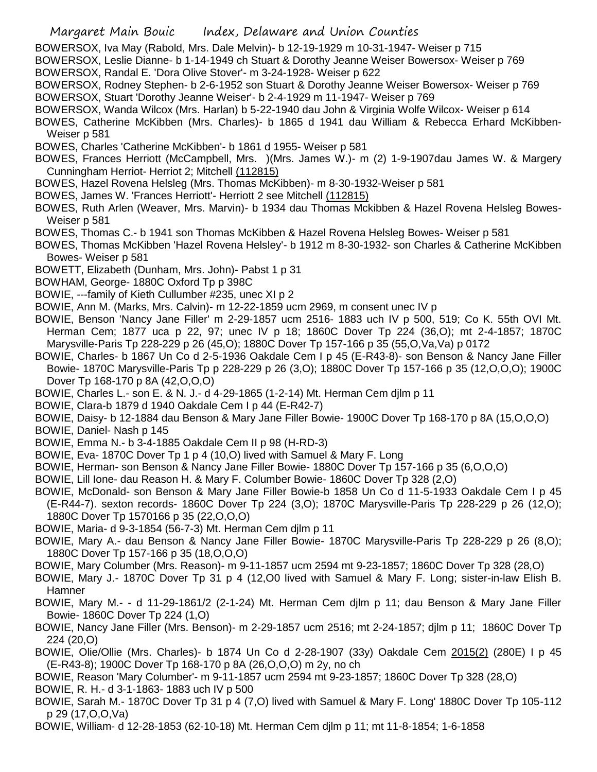BOWERSOX, Iva May (Rabold, Mrs. Dale Melvin)- b 12-19-1929 m 10-31-1947- Weiser p 715

BOWERSOX, Leslie Dianne- b 1-14-1949 ch Stuart & Dorothy Jeanne Weiser Bowersox- Weiser p 769

BOWERSOX, Randal E. 'Dora Olive Stover'- m 3-24-1928- Weiser p 622

BOWERSOX, Rodney Stephen- b 2-6-1952 son Stuart & Dorothy Jeanne Weiser Bowersox- Weiser p 769

BOWERSOX, Stuart 'Dorothy Jeanne Weiser'- b 2-4-1929 m 11-1947- Weiser p 769

BOWERSOX, Wanda Wilcox (Mrs. Harlan) b 5-22-1940 dau John & Virginia Wolfe Wilcox- Weiser p 614

BOWES, Catherine McKibben (Mrs. Charles)- b 1865 d 1941 dau William & Rebecca Erhard McKibben- Weiser p 581

BOWES, Charles 'Catherine McKibben'- b 1861 d 1955- Weiser p 581

BOWES, Frances Herriott (McCampbell, Mrs. )(Mrs. James W.)- m (2) 1-9-1907dau James W. & Margery Cunningham Herriot- Herriot 2; Mitchell (112815)

BOWES, Hazel Rovena Helsleg (Mrs. Thomas McKibben)- m 8-30-1932-Weiser p 581

BOWES, James W. 'Frances Herriott'- Herriott 2 see Mitchell (112815)

BOWES, Ruth Arlen (Weaver, Mrs. Marvin)- b 1934 dau Thomas Mckibben & Hazel Rovena Helsleg Bowes- Weiser p 581

BOWES, Thomas C.- b 1941 son Thomas McKibben & Hazel Rovena Helsleg Bowes- Weiser p 581

BOWES, Thomas McKibben 'Hazel Rovena Helsley'- b 1912 m 8-30-1932- son Charles & Catherine McKibben Bowes- Weiser p 581

BOWETT, Elizabeth (Dunham, Mrs. John)- Pabst 1 p 31

BOWHAM, George- 1880C Oxford Tp p 398C

BOWIE, ---family of Kieth Cullumber #235, unec XI p 2

BOWIE, Ann M. (Marks, Mrs. Calvin)- m 12-22-1859 ucm 2969, m consent unec IV p

BOWIE, Benson 'Nancy Jane Filler' m 2-29-1857 ucm 2516- 1883 uch IV p 500, 519; Co K. 55th OVI Mt. Herman Cem; 1877 uca p 22, 97; unec IV p 18; 1860C Dover Tp 224 (36,O); mt 2-4-1857; 1870C Marysville-Paris Tp 228-229 p 26 (45,O); 1880C Dover Tp 157-166 p 35 (55,O,Va,Va) p 0172

BOWIE, Charles- b 1867 Un Co d 2-5-1936 Oakdale Cem I p 45 (E-R43-8)- son Benson & Nancy Jane Filler Bowie- 1870C Marysville-Paris Tp p 228-229 p 26 (3,O); 1880C Dover Tp 157-166 p 35 (12,O,O,O); 1900C Dover Tp 168-170 p 8A (42,O,O,O)

BOWIE, Charles L.- son E. & N. J.- d 4-29-1865 (1-2-14) Mt. Herman Cem djlm p 11

BOWIE, Clara-b 1879 d 1940 Oakdale Cem I p 44 (E-R42-7)

BOWIE, Daisy- b 12-1884 dau Benson & Mary Jane Filler Bowie- 1900C Dover Tp 168-170 p 8A (15,O,O,O)

BOWIE, Daniel- Nash p 145

BOWIE, Emma N.- b 3-4-1885 Oakdale Cem II p 98 (H-RD-3)

BOWIE, Eva- 1870C Dover Tp 1 p 4 (10,O) lived with Samuel & Mary F. Long

BOWIE, Herman- son Benson & Nancy Jane Filler Bowie- 1880C Dover Tp 157-166 p 35 (6,O,O,O)

BOWIE, Lill Ione- dau Reason H. & Mary F. Columber Bowie- 1860C Dover Tp 328 (2,O)

BOWIE, McDonald- son Benson & Mary Jane Filler Bowie-b 1858 Un Co d 11-5-1933 Oakdale Cem I p 45 (E-R44-7). sexton records- 1860C Dover Tp 224 (3,O); 1870C Marysville-Paris Tp 228-229 p 26 (12,O); 1880C Dover Tp 1570166 p 35 (22,O,O,O)

BOWIE, Maria- d 9-3-1854 (56-7-3) Mt. Herman Cem djlm p 11

BOWIE, Mary A.- dau Benson & Nancy Jane Filler Bowie- 1870C Marysville-Paris Tp 228-229 p 26 (8,O); 1880C Dover Tp 157-166 p 35 (18,O,O,O)

BOWIE, Mary Columber (Mrs. Reason)- m 9-11-1857 ucm 2594 mt 9-23-1857; 1860C Dover Tp 328 (28,O)

BOWIE, Mary J.- 1870C Dover Tp 31 p 4 (12,O0 lived with Samuel & Mary F. Long; sister-in-law Elish B. Hamner

BOWIE, Mary M.- - d 11-29-1861/2 (2-1-24) Mt. Herman Cem djlm p 11; dau Benson & Mary Jane Filler Bowie- 1860C Dover Tp 224 (1,O)

BOWIE, Nancy Jane Filler (Mrs. Benson)- m 2-29-1857 ucm 2516; mt 2-24-1857; djlm p 11; 1860C Dover Tp 224 (20,O)

BOWIE, Olie/Ollie (Mrs. Charles)- b 1874 Un Co d 2-28-1907 (33y) Oakdale Cem 2015(2) (280E) I p 45 (E-R43-8); 1900C Dover Tp 168-170 p 8A (26,O,O,O) m 2y, no ch

BOWIE, Reason 'Mary Columber'- m 9-11-1857 ucm 2594 mt 9-23-1857; 1860C Dover Tp 328 (28,O)

BOWIE, R. H.- d 3-1-1863- 1883 uch IV p 500

BOWIE, Sarah M.- 1870C Dover Tp 31 p 4 (7,O) lived with Samuel & Mary F. Long' 1880C Dover Tp 105-112 p 29 (17,O,O,Va)

BOWIE, William- d 12-28-1853 (62-10-18) Mt. Herman Cem djlm p 11; mt 11-8-1854; 1-6-1858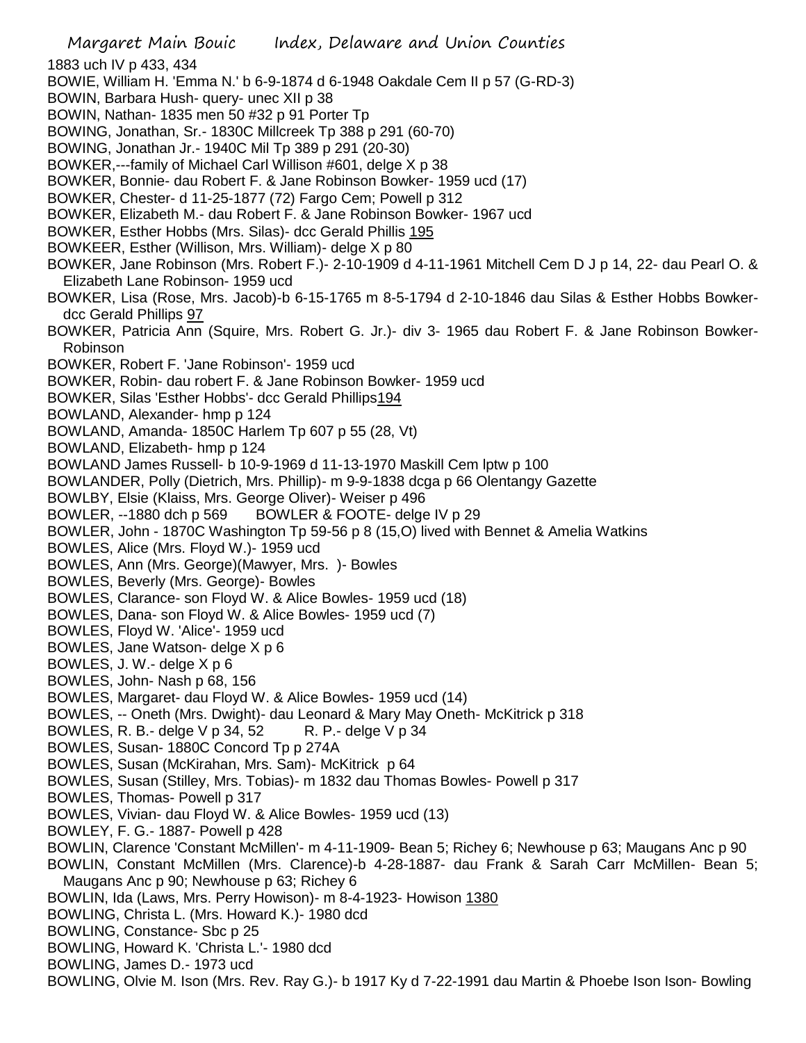1883 uch IV p 433, 434

BOWIE, William H. 'Emma N.' b 6-9-1874 d 6-1948 Oakdale Cem II p 57 (G-RD-3)

BOWIN, Barbara Hush- query- unec XII p 38

BOWIN, Nathan- 1835 men 50 #32 p 91 Porter Tp

BOWING, Jonathan, Sr.- 1830C Millcreek Tp 388 p 291 (60-70)

BOWING, Jonathan Jr.- 1940C Mil Tp 389 p 291 (20-30)

BOWKER,---family of Michael Carl Willison #601, delge X p 38

BOWKER, Bonnie- dau Robert F. & Jane Robinson Bowker- 1959 ucd (17)

BOWKER, Chester- d 11-25-1877 (72) Fargo Cem; Powell p 312

BOWKER, Elizabeth M.- dau Robert F. & Jane Robinson Bowker- 1967 ucd

BOWKER, Esther Hobbs (Mrs. Silas)- dcc Gerald Phillis 195

BOWKEER, Esther (Willison, Mrs. William)- delge X p 80

BOWKER, Jane Robinson (Mrs. Robert F.)- 2-10-1909 d 4-11-1961 Mitchell Cem D J p 14, 22- dau Pearl O. & Elizabeth Lane Robinson- 1959 ucd

BOWKER, Lisa (Rose, Mrs. Jacob)-b 6-15-1765 m 8-5-1794 d 2-10-1846 dau Silas & Esther Hobbs Bowker- dcc Gerald Phillips 97

BOWKER, Patricia Ann (Squire, Mrs. Robert G. Jr.)- div 3- 1965 dau Robert F. & Jane Robinson Bowker- Robinson

BOWKER, Robert F. 'Jane Robinson'- 1959 ucd

BOWKER, Robin- dau robert F. & Jane Robinson Bowker- 1959 ucd

BOWKER, Silas 'Esther Hobbs'- dcc Gerald Phillips194

BOWLAND, Alexander- hmp p 124

BOWLAND, Amanda- 1850C Harlem Tp 607 p 55 (28, Vt)

BOWLAND, Elizabeth- hmp p 124

BOWLAND James Russell- b 10-9-1969 d 11-13-1970 Maskill Cem lptw p 100

BOWLANDER, Polly (Dietrich, Mrs. Phillip)- m 9-9-1838 dcga p 66 Olentangy Gazette

BOWLBY, Elsie (Klaiss, Mrs. George Oliver)- Weiser p 496

BOWLER, --1880 dch p 569    BOWLER & FOOTE- delge IV p 29

BOWLER, John - 1870C Washington Tp 59-56 p 8 (15,O) lived with Bennet & Amelia Watkins

BOWLES, Alice (Mrs. Floyd W.)- 1959 ucd

BOWLES, Ann (Mrs. George)(Mawyer, Mrs. )- Bowles

BOWLES, Beverly (Mrs. George)- Bowles

BOWLES, Clarance- son Floyd W. & Alice Bowles- 1959 ucd (18)

BOWLES, Dana- son Floyd W. & Alice Bowles- 1959 ucd (7)

BOWLES, Floyd W. 'Alice'- 1959 ucd

BOWLES, Jane Watson- delge X p 6

BOWLES, J. W.- delge X p 6

BOWLES, John- Nash p 68, 156

BOWLES, Margaret- dau Floyd W. & Alice Bowles- 1959 ucd (14)

BOWLES, -- Oneth (Mrs. Dwight)- dau Leonard & Mary May Oneth- McKitrick p 318

BOWLES, R. B.- delge V p 34, 52    R. P.- delge V p 34

BOWLES, Susan- 1880C Concord Tp p 274A

BOWLES, Susan (McKirahan, Mrs. Sam)- McKitrick p 64

BOWLES, Susan (Stilley, Mrs. Tobias)- m 1832 dau Thomas Bowles- Powell p 317

BOWLES, Thomas- Powell p 317

BOWLES, Vivian- dau Floyd W. & Alice Bowles- 1959 ucd (13)

BOWLEY, F. G.- 1887- Powell p 428

BOWLIN, Clarence 'Constant McMillen'- m 4-11-1909- Bean 5; Richey 6; Newhouse p 63; Maugans Anc p 90

BOWLIN, Constant McMillen (Mrs. Clarence)-b 4-28-1887- dau Frank & Sarah Carr McMillen- Bean 5; Maugans Anc p 90; Newhouse p 63; Richey 6

BOWLIN, Ida (Laws, Mrs. Perry Howison)- m 8-4-1923- Howison 1380

BOWLING, Christa L. (Mrs. Howard K.)- 1980 dcd

BOWLING, Constance- Sbc p 25

BOWLING, Howard K. 'Christa L.'- 1980 dcd

BOWLING, James D.- 1973 ucd

BOWLING, Olvie M. Ison (Mrs. Rev. Ray G.)- b 1917 Ky d 7-22-1991 dau Martin & Phoebe Ison Ison- Bowling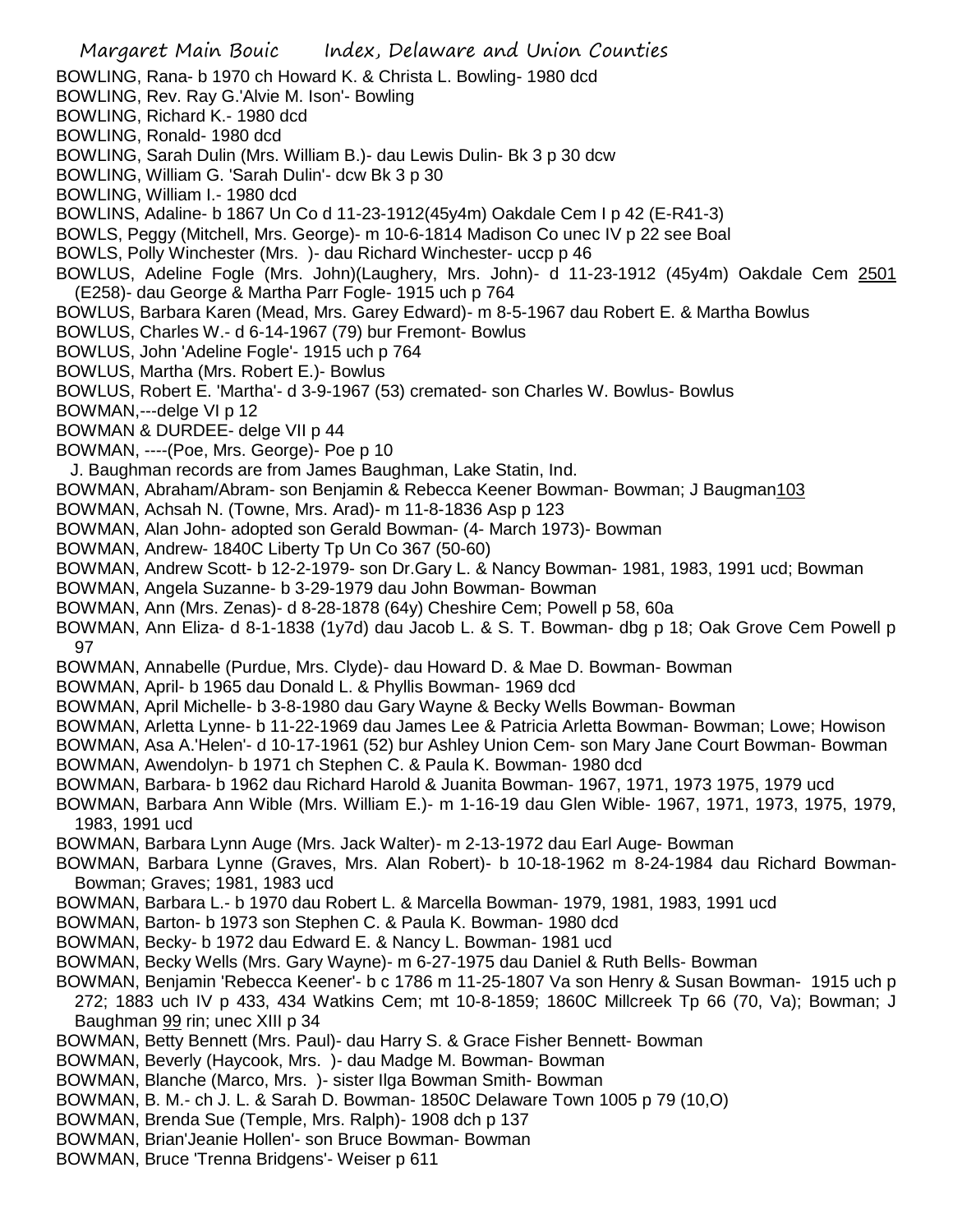BOWLING, Rana- b 1970 ch Howard K. & Christa L. Bowling- 1980 dcd

BOWLING, Rev. Ray G.'Alvie M. Ison'- Bowling

BOWLING, Richard K.- 1980 dcd

BOWLING, Ronald- 1980 dcd

BOWLING, Sarah Dulin (Mrs. William B.)- dau Lewis Dulin- Bk 3 p 30 dcw

BOWLING, William G. 'Sarah Dulin'- dcw Bk 3 p 30

BOWLING, William I.- 1980 dcd

BOWLINS, Adaline- b 1867 Un Co d 11-23-1912(45y4m) Oakdale Cem I p 42 (E-R41-3)

BOWLS, Peggy (Mitchell, Mrs. George)- m 10-6-1814 Madison Co unec IV p 22 see Boal

BOWLS, Polly Winchester (Mrs. )- dau Richard Winchester- uccp p 46

BOWLUS, Adeline Fogle (Mrs. John)(Laughery, Mrs. John)- d 11-23-1912 (45y4m) Oakdale Cem 2501 (E258)- dau George & Martha Parr Fogle- 1915 uch p 764

BOWLUS, Barbara Karen (Mead, Mrs. Garey Edward)- m 8-5-1967 dau Robert E. & Martha Bowlus

BOWLUS, Charles W.- d 6-14-1967 (79) bur Fremont- Bowlus

BOWLUS, John 'Adeline Fogle'- 1915 uch p 764

BOWLUS, Martha (Mrs. Robert E.)- Bowlus

BOWLUS, Robert E. 'Martha'- d 3-9-1967 (53) cremated- son Charles W. Bowlus- Bowlus

BOWMAN,---delge VI p 12

BOWMAN & DURDEE- delge VII p 44

BOWMAN, ----(Poe, Mrs. George)- Poe p 10

J. Baughman records are from James Baughman, Lake Statin, Ind.

BOWMAN, Abraham/Abram- son Benjamin & Rebecca Keener Bowman- Bowman; J Baugman103

BOWMAN, Achsah N. (Towne, Mrs. Arad)- m 11-8-1836 Asp p 123

BOWMAN, Alan John- adopted son Gerald Bowman- (4- March 1973)- Bowman

BOWMAN, Andrew- 1840C Liberty Tp Un Co 367 (50-60)

BOWMAN, Andrew Scott- b 12-2-1979- son Dr.Gary L. & Nancy Bowman- 1981, 1983, 1991 ucd; Bowman

BOWMAN, Angela Suzanne- b 3-29-1979 dau John Bowman- Bowman

BOWMAN, Ann (Mrs. Zenas)- d 8-28-1878 (64y) Cheshire Cem; Powell p 58, 60a

BOWMAN, Ann Eliza- d 8-1-1838 (1y7d) dau Jacob L. & S. T. Bowman- dbg p 18; Oak Grove Cem Powell p 97

BOWMAN, Annabelle (Purdue, Mrs. Clyde)- dau Howard D. & Mae D. Bowman- Bowman

BOWMAN, April- b 1965 dau Donald L. & Phyllis Bowman- 1969 dcd

BOWMAN, April Michelle- b 3-8-1980 dau Gary Wayne & Becky Wells Bowman- Bowman

BOWMAN, Arletta Lynne- b 11-22-1969 dau James Lee & Patricia Arletta Bowman- Bowman; Lowe; Howison

BOWMAN, Asa A.'Helen'- d 10-17-1961 (52) bur Ashley Union Cem- son Mary Jane Court Bowman- Bowman

BOWMAN, Awendolyn- b 1971 ch Stephen C. & Paula K. Bowman- 1980 dcd

BOWMAN, Barbara- b 1962 dau Richard Harold & Juanita Bowman- 1967, 1971, 1973 1975, 1979 ucd

BOWMAN, Barbara Ann Wible (Mrs. William E.)- m 1-16-19 dau Glen Wible- 1967, 1971, 1973, 1975, 1979, 1983, 1991 ucd

BOWMAN, Barbara Lynn Auge (Mrs. Jack Walter)- m 2-13-1972 dau Earl Auge- Bowman

BOWMAN, Barbara Lynne (Graves, Mrs. Alan Robert)- b 10-18-1962 m 8-24-1984 dau Richard Bowman- Bowman; Graves; 1981, 1983 ucd

BOWMAN, Barbara L.- b 1970 dau Robert L. & Marcella Bowman- 1979, 1981, 1983, 1991 ucd

BOWMAN, Barton- b 1973 son Stephen C. & Paula K. Bowman- 1980 dcd

BOWMAN, Becky- b 1972 dau Edward E. & Nancy L. Bowman- 1981 ucd

BOWMAN, Becky Wells (Mrs. Gary Wayne)- m 6-27-1975 dau Daniel & Ruth Bells- Bowman

BOWMAN, Benjamin 'Rebecca Keener'- b c 1786 m 11-25-1807 Va son Henry & Susan Bowman- 1915 uch p 272; 1883 uch IV p 433, 434 Watkins Cem; mt 10-8-1859; 1860C Millcreek Tp 66 (70, Va); Bowman; J Baughman 99 rin; unec XIII p 34

BOWMAN, Betty Bennett (Mrs. Paul)- dau Harry S. & Grace Fisher Bennett- Bowman

BOWMAN, Beverly (Haycook, Mrs. )- dau Madge M. Bowman- Bowman

BOWMAN, Blanche (Marco, Mrs. )- sister Ilga Bowman Smith- Bowman

BOWMAN, B. M.- ch J. L. & Sarah D. Bowman- 1850C Delaware Town 1005 p 79 (10,O)

BOWMAN, Brenda Sue (Temple, Mrs. Ralph)- 1908 dch p 137

BOWMAN, Brian'Jeanie Hollen'- son Bruce Bowman- Bowman

BOWMAN, Bruce 'Trenna Bridgens'- Weiser p 611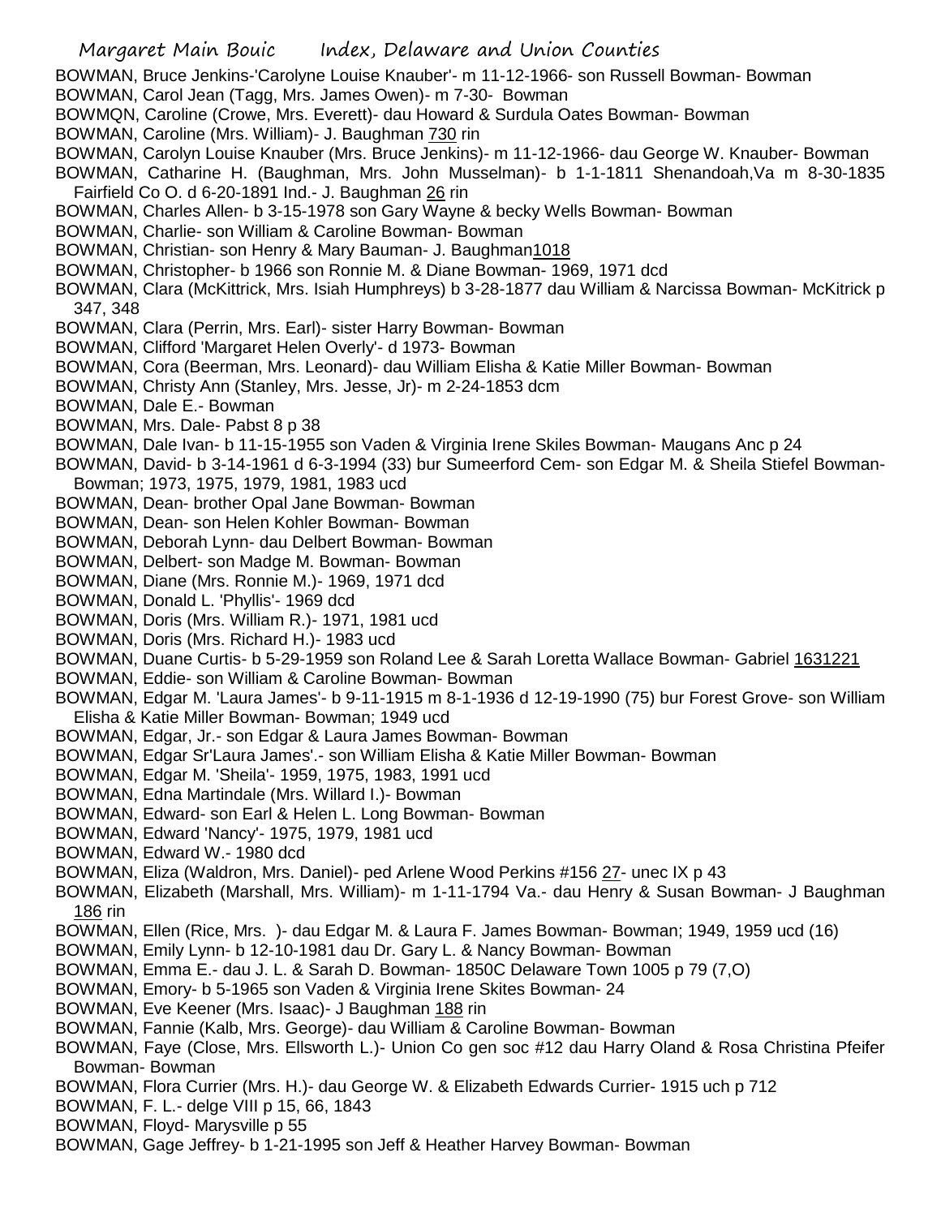BOWMAN, Bruce Jenkins-'Carolyne Louise Knauber'- m 11-12-1966- son Russell Bowman- Bowman
BOWMAN, Carol Jean (Tagg, Mrs. James Owen)- m 7-30- Bowman
BOWMQN, Caroline (Crowe, Mrs. Everett)- dau Howard & Surdula Oates Bowman- Bowman
BOWMAN, Caroline (Mrs. William)- J. Baughman 730 rin
BOWMAN, Carolyn Louise Knauber (Mrs. Bruce Jenkins)- m 11-12-1966- dau George W. Knauber- Bowman
BOWMAN, Catharine H. (Baughman, Mrs. John Musselman)- b 1-1-1811 Shenandoah,Va m 8-30-1835 Fairfield Co O. d 6-20-1891 Ind.- J. Baughman 26 rin
BOWMAN, Charles Allen- b 3-15-1978 son Gary Wayne & becky Wells Bowman- Bowman
BOWMAN, Charlie- son William & Caroline Bowman- Bowman
BOWMAN, Christian- son Henry & Mary Bauman- J. Baughman1018
BOWMAN, Christopher- b 1966 son Ronnie M. & Diane Bowman- 1969, 1971 dcd
BOWMAN, Clara (McKittrick, Mrs. Isiah Humphreys) b 3-28-1877 dau William & Narcissa Bowman- McKitrick p 347, 348
BOWMAN, Clara (Perrin, Mrs. Earl)- sister Harry Bowman- Bowman
BOWMAN, Clifford 'Margaret Helen Overly'- d 1973- Bowman
BOWMAN, Cora (Beerman, Mrs. Leonard)- dau William Elisha & Katie Miller Bowman- Bowman
BOWMAN, Christy Ann (Stanley, Mrs. Jesse, Jr)- m 2-24-1853 dcm
BOWMAN, Dale E.- Bowman
BOWMAN, Mrs. Dale- Pabst 8 p 38
BOWMAN, Dale Ivan- b 11-15-1955 son Vaden & Virginia Irene Skiles Bowman- Maugans Anc p 24
BOWMAN, David- b 3-14-1961 d 6-3-1994 (33) bur Sumeerford Cem- son Edgar M. & Sheila Stiefel Bowman- Bowman; 1973, 1975, 1979, 1981, 1983 ucd
BOWMAN, Dean- brother Opal Jane Bowman- Bowman
BOWMAN, Dean- son Helen Kohler Bowman- Bowman
BOWMAN, Deborah Lynn- dau Delbert Bowman- Bowman
BOWMAN, Delbert- son Madge M. Bowman- Bowman
BOWMAN, Diane (Mrs. Ronnie M.)- 1969, 1971 dcd
BOWMAN, Donald L. 'Phyllis'- 1969 dcd
BOWMAN, Doris (Mrs. William R.)- 1971, 1981 ucd
BOWMAN, Doris (Mrs. Richard H.)- 1983 ucd
BOWMAN, Duane Curtis- b 5-29-1959 son Roland Lee & Sarah Loretta Wallace Bowman- Gabriel 1631221
BOWMAN, Eddie- son William & Caroline Bowman- Bowman
BOWMAN, Edgar M. 'Laura James'- b 9-11-1915 m 8-1-1936 d 12-19-1990 (75) bur Forest Grove- son William Elisha & Katie Miller Bowman- Bowman; 1949 ucd
BOWMAN, Edgar, Jr.- son Edgar & Laura James Bowman- Bowman
BOWMAN, Edgar Sr'Laura James'.- son William Elisha & Katie Miller Bowman- Bowman
BOWMAN, Edgar M. 'Sheila'- 1959, 1975, 1983, 1991 ucd
BOWMAN, Edna Martindale (Mrs. Willard I.)- Bowman
BOWMAN, Edward- son Earl & Helen L. Long Bowman- Bowman
BOWMAN, Edward 'Nancy'- 1975, 1979, 1981 ucd
BOWMAN, Edward W.- 1980 dcd
BOWMAN, Eliza (Waldron, Mrs. Daniel)- ped Arlene Wood Perkins #156 27- unec IX p 43
BOWMAN, Elizabeth (Marshall, Mrs. William)- m 1-11-1794 Va.- dau Henry & Susan Bowman- J Baughman 186 rin
BOWMAN, Ellen (Rice, Mrs. )- dau Edgar M. & Laura F. James Bowman- Bowman; 1949, 1959 ucd (16)
BOWMAN, Emily Lynn- b 12-10-1981 dau Dr. Gary L. & Nancy Bowman- Bowman
BOWMAN, Emma E.- dau J. L. & Sarah D. Bowman- 1850C Delaware Town 1005 p 79 (7,O)
BOWMAN, Emory- b 5-1965 son Vaden & Virginia Irene Skites Bowman- 24
BOWMAN, Eve Keener (Mrs. Isaac)- J Baughman 188 rin
BOWMAN, Fannie (Kalb, Mrs. George)- dau William & Caroline Bowman- Bowman
BOWMAN, Faye (Close, Mrs. Ellsworth L.)- Union Co gen soc #12 dau Harry Oland & Rosa Christina Pfeifer Bowman- Bowman
BOWMAN, Flora Currier (Mrs. H.)- dau George W. & Elizabeth Edwards Currier- 1915 uch p 712
BOWMAN, F. L.- delge VIII p 15, 66, 1843
BOWMAN, Floyd- Marysville p 55
BOWMAN, Gage Jeffrey- b 1-21-1995 son Jeff & Heather Harvey Bowman- Bowman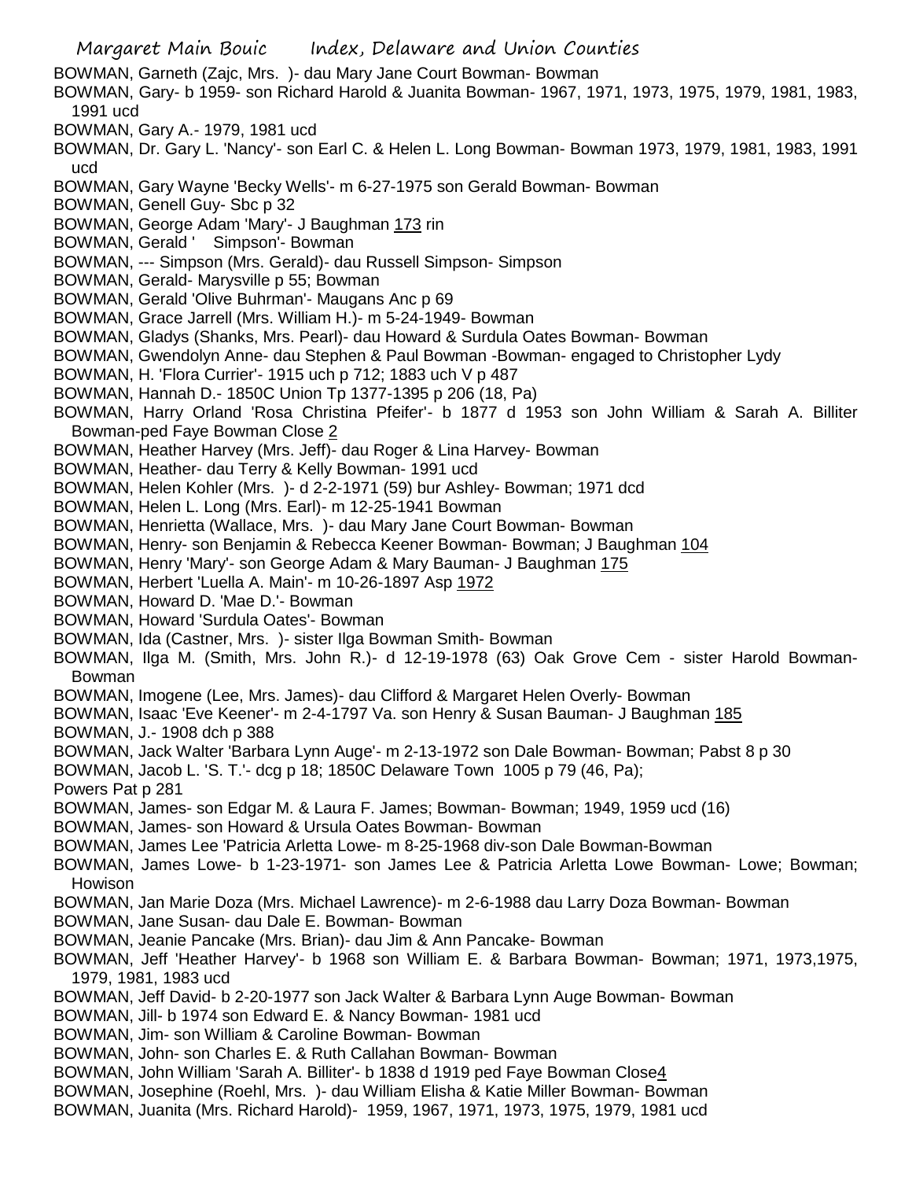BOWMAN, Garneth (Zajc, Mrs. )- dau Mary Jane Court Bowman- Bowman

BOWMAN, Gary- b 1959- son Richard Harold & Juanita Bowman- 1967, 1971, 1973, 1975, 1979, 1981, 1983, 1991 ucd

BOWMAN, Gary A.- 1979, 1981 ucd

BOWMAN, Dr. Gary L. 'Nancy'- son Earl C. & Helen L. Long Bowman- Bowman 1973, 1979, 1981, 1983, 1991 ucd

BOWMAN, Gary Wayne 'Becky Wells'- m 6-27-1975 son Gerald Bowman- Bowman

BOWMAN, Genell Guy- Sbc p 32

BOWMAN, George Adam 'Mary'- J Baughman 173 rin

BOWMAN, Gerald ' Simpson'- Bowman

BOWMAN, --- Simpson (Mrs. Gerald)- dau Russell Simpson- Simpson

BOWMAN, Gerald- Marysville p 55; Bowman

BOWMAN, Gerald 'Olive Buhrman'- Maugans Anc p 69

BOWMAN, Grace Jarrell (Mrs. William H.)- m 5-24-1949- Bowman

BOWMAN, Gladys (Shanks, Mrs. Pearl)- dau Howard & Surdula Oates Bowman- Bowman

BOWMAN, Gwendolyn Anne- dau Stephen & Paul Bowman -Bowman- engaged to Christopher Lydy

BOWMAN, H. 'Flora Currier'- 1915 uch p 712; 1883 uch V p 487

BOWMAN, Hannah D.- 1850C Union Tp 1377-1395 p 206 (18, Pa)

BOWMAN, Harry Orland 'Rosa Christina Pfeifer'- b 1877 d 1953 son John William & Sarah A. Billiter Bowman-ped Faye Bowman Close 2

BOWMAN, Heather Harvey (Mrs. Jeff)- dau Roger & Lina Harvey- Bowman

BOWMAN, Heather- dau Terry & Kelly Bowman- 1991 ucd

BOWMAN, Helen Kohler (Mrs. )- d 2-2-1971 (59) bur Ashley- Bowman; 1971 dcd

BOWMAN, Helen L. Long (Mrs. Earl)- m 12-25-1941 Bowman

BOWMAN, Henrietta (Wallace, Mrs. )- dau Mary Jane Court Bowman- Bowman

BOWMAN, Henry- son Benjamin & Rebecca Keener Bowman- Bowman; J Baughman 104

BOWMAN, Henry 'Mary'- son George Adam & Mary Bauman- J Baughman 175

BOWMAN, Herbert 'Luella A. Main'- m 10-26-1897 Asp 1972

BOWMAN, Howard D. 'Mae D.'- Bowman

BOWMAN, Howard 'Surdula Oates'- Bowman

BOWMAN, Ida (Castner, Mrs. )- sister Ilga Bowman Smith- Bowman

BOWMAN, Ilga M. (Smith, Mrs. John R.)- d 12-19-1978 (63) Oak Grove Cem - sister Harold Bowman- Bowman

BOWMAN, Imogene (Lee, Mrs. James)- dau Clifford & Margaret Helen Overly- Bowman

BOWMAN, Isaac 'Eve Keener'- m 2-4-1797 Va. son Henry & Susan Bauman- J Baughman 185

BOWMAN, J.- 1908 dch p 388

BOWMAN, Jack Walter 'Barbara Lynn Auge'- m 2-13-1972 son Dale Bowman- Bowman; Pabst 8 p 30

BOWMAN, Jacob L. 'S. T.'- dcg p 18; 1850C Delaware Town 1005 p 79 (46, Pa);
Powers Pat p 281

BOWMAN, James- son Edgar M. & Laura F. James; Bowman- Bowman; 1949, 1959 ucd (16)

BOWMAN, James- son Howard & Ursula Oates Bowman- Bowman

BOWMAN, James Lee 'Patricia Arletta Lowe- m 8-25-1968 div-son Dale Bowman-Bowman

BOWMAN, James Lowe- b 1-23-1971- son James Lee & Patricia Arletta Lowe Bowman- Lowe; Bowman; Howison

BOWMAN, Jan Marie Doza (Mrs. Michael Lawrence)- m 2-6-1988 dau Larry Doza Bowman- Bowman

BOWMAN, Jane Susan- dau Dale E. Bowman- Bowman

BOWMAN, Jeanie Pancake (Mrs. Brian)- dau Jim & Ann Pancake- Bowman

BOWMAN, Jeff 'Heather Harvey'- b 1968 son William E. & Barbara Bowman- Bowman; 1971, 1973,1975, 1979, 1981, 1983 ucd

BOWMAN, Jeff David- b 2-20-1977 son Jack Walter & Barbara Lynn Auge Bowman- Bowman

BOWMAN, Jill- b 1974 son Edward E. & Nancy Bowman- 1981 ucd

BOWMAN, Jim- son William & Caroline Bowman- Bowman

BOWMAN, John- son Charles E. & Ruth Callahan Bowman- Bowman

BOWMAN, John William 'Sarah A. Billiter'- b 1838 d 1919 ped Faye Bowman Close4

BOWMAN, Josephine (Roehl, Mrs. )- dau William Elisha & Katie Miller Bowman- Bowman

BOWMAN, Juanita (Mrs. Richard Harold)- 1959, 1967, 1971, 1973, 1975, 1979, 1981 ucd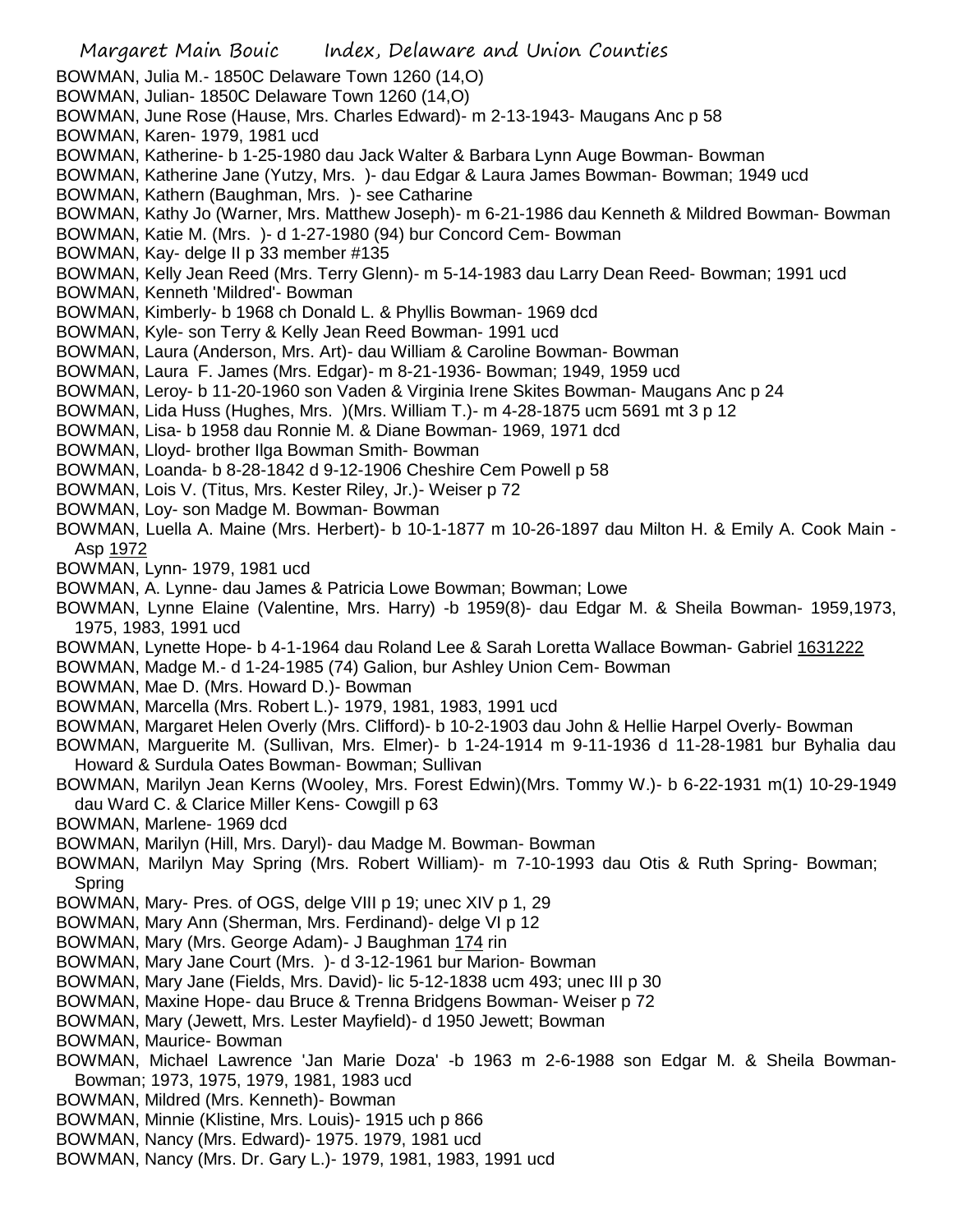BOWMAN, Julia M.- 1850C Delaware Town 1260 (14,O)
BOWMAN, Julian- 1850C Delaware Town 1260 (14,O)
BOWMAN, June Rose (Hause, Mrs. Charles Edward)- m 2-13-1943- Maugans Anc p 58
BOWMAN, Karen- 1979, 1981 ucd
BOWMAN, Katherine- b 1-25-1980 dau Jack Walter & Barbara Lynn Auge Bowman- Bowman
BOWMAN, Katherine Jane (Yutzy, Mrs. )- dau Edgar & Laura James Bowman- Bowman; 1949 ucd
BOWMAN, Kathern (Baughman, Mrs. )- see Catharine
BOWMAN, Kathy Jo (Warner, Mrs. Matthew Joseph)- m 6-21-1986 dau Kenneth & Mildred Bowman- Bowman
BOWMAN, Katie M. (Mrs. )- d 1-27-1980 (94) bur Concord Cem- Bowman
BOWMAN, Kay- delge II p 33 member #135
BOWMAN, Kelly Jean Reed (Mrs. Terry Glenn)- m 5-14-1983 dau Larry Dean Reed- Bowman; 1991 ucd
BOWMAN, Kenneth 'Mildred'- Bowman
BOWMAN, Kimberly- b 1968 ch Donald L. & Phyllis Bowman- 1969 dcd
BOWMAN, Kyle- son Terry & Kelly Jean Reed Bowman- 1991 ucd
BOWMAN, Laura (Anderson, Mrs. Art)- dau William & Caroline Bowman- Bowman
BOWMAN, Laura F. James (Mrs. Edgar)- m 8-21-1936- Bowman; 1949, 1959 ucd
BOWMAN, Leroy- b 11-20-1960 son Vaden & Virginia Irene Skites Bowman- Maugans Anc p 24
BOWMAN, Lida Huss (Hughes, Mrs. )(Mrs. William T.)- m 4-28-1875 ucm 5691 mt 3 p 12
BOWMAN, Lisa- b 1958 dau Ronnie M. & Diane Bowman- 1969, 1971 dcd
BOWMAN, Lloyd- brother Ilga Bowman Smith- Bowman
BOWMAN, Loanda- b 8-28-1842 d 9-12-1906 Cheshire Cem Powell p 58
BOWMAN, Lois V. (Titus, Mrs. Kester Riley, Jr.)- Weiser p 72
BOWMAN, Loy- son Madge M. Bowman- Bowman
BOWMAN, Luella A. Maine (Mrs. Herbert)- b 10-1-1877 m 10-26-1897 dau Milton H. & Emily A. Cook Main - Asp 1972
BOWMAN, Lynn- 1979, 1981 ucd
BOWMAN, A. Lynne- dau James & Patricia Lowe Bowman; Bowman; Lowe
BOWMAN, Lynne Elaine (Valentine, Mrs. Harry) -b 1959(8)- dau Edgar M. & Sheila Bowman- 1959,1973, 1975, 1983, 1991 ucd
BOWMAN, Lynette Hope- b 4-1-1964 dau Roland Lee & Sarah Loretta Wallace Bowman- Gabriel 1631222
BOWMAN, Madge M.- d 1-24-1985 (74) Galion, bur Ashley Union Cem- Bowman
BOWMAN, Mae D. (Mrs. Howard D.)- Bowman
BOWMAN, Marcella (Mrs. Robert L.)- 1979, 1981, 1983, 1991 ucd
BOWMAN, Margaret Helen Overly (Mrs. Clifford)- b 10-2-1903 dau John & Hellie Harpel Overly- Bowman
BOWMAN, Marguerite M. (Sullivan, Mrs. Elmer)- b 1-24-1914 m 9-11-1936 d 11-28-1981 bur Byhalia dau Howard & Surdula Oates Bowman- Bowman; Sullivan
BOWMAN, Marilyn Jean Kerns (Wooley, Mrs. Forest Edwin)(Mrs. Tommy W.)- b 6-22-1931 m(1) 10-29-1949 dau Ward C. & Clarice Miller Kens- Cowgill p 63
BOWMAN, Marlene- 1969 dcd
BOWMAN, Marilyn (Hill, Mrs. Daryl)- dau Madge M. Bowman- Bowman
BOWMAN, Marilyn May Spring (Mrs. Robert William)- m 7-10-1993 dau Otis & Ruth Spring- Bowman; Spring
BOWMAN, Mary- Pres. of OGS, delge VIII p 19; unec XIV p 1, 29
BOWMAN, Mary Ann (Sherman, Mrs. Ferdinand)- delge VI p 12
BOWMAN, Mary (Mrs. George Adam)- J Baughman 174 rin
BOWMAN, Mary Jane Court (Mrs. )- d 3-12-1961 bur Marion- Bowman
BOWMAN, Mary Jane (Fields, Mrs. David)- lic 5-12-1838 ucm 493; unec III p 30
BOWMAN, Maxine Hope- dau Bruce & Trenna Bridgens Bowman- Weiser p 72
BOWMAN, Mary (Jewett, Mrs. Lester Mayfield)- d 1950 Jewett; Bowman
BOWMAN, Maurice- Bowman
BOWMAN, Michael Lawrence 'Jan Marie Doza' -b 1963 m 2-6-1988 son Edgar M. & Sheila Bowman- Bowman; 1973, 1975, 1979, 1981, 1983 ucd
BOWMAN, Mildred (Mrs. Kenneth)- Bowman
BOWMAN, Minnie (Klistine, Mrs. Louis)- 1915 uch p 866
BOWMAN, Nancy (Mrs. Edward)- 1975. 1979, 1981 ucd
BOWMAN, Nancy (Mrs. Dr. Gary L.)- 1979, 1981, 1983, 1991 ucd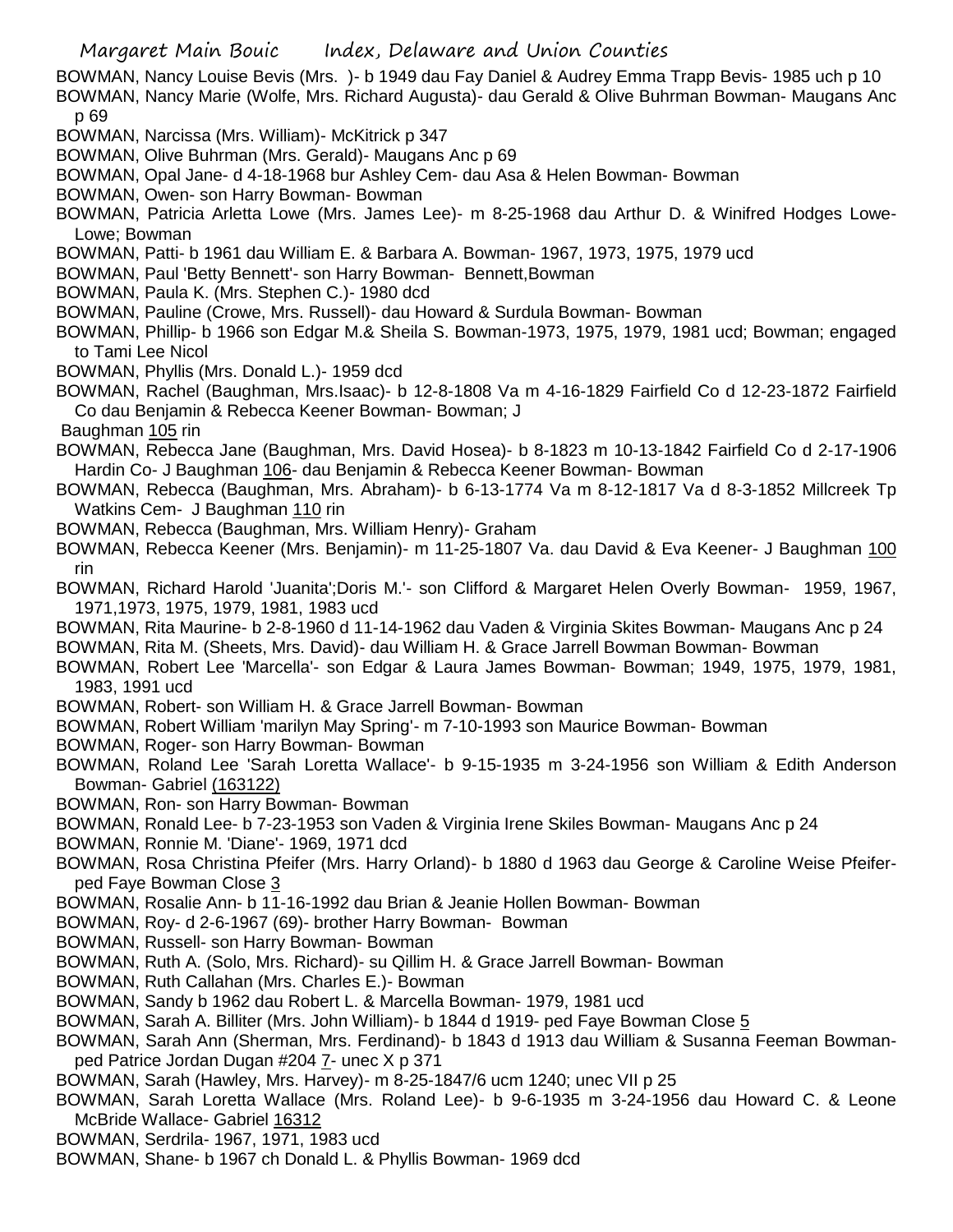BOWMAN, Nancy Louise Bevis (Mrs. )- b 1949 dau Fay Daniel & Audrey Emma Trapp Bevis- 1985 uch p 10
BOWMAN, Nancy Marie (Wolfe, Mrs. Richard Augusta)- dau Gerald & Olive Buhrman Bowman- Maugans Anc p 69
BOWMAN, Narcissa (Mrs. William)- McKitrick p 347
BOWMAN, Olive Buhrman (Mrs. Gerald)- Maugans Anc p 69
BOWMAN, Opal Jane- d 4-18-1968 bur Ashley Cem- dau Asa & Helen Bowman- Bowman
BOWMAN, Owen- son Harry Bowman- Bowman
BOWMAN, Patricia Arletta Lowe (Mrs. James Lee)- m 8-25-1968 dau Arthur D. & Winifred Hodges Lowe- Lowe; Bowman
BOWMAN, Patti- b 1961 dau William E. & Barbara A. Bowman- 1967, 1973, 1975, 1979 ucd
BOWMAN, Paul 'Betty Bennett'- son Harry Bowman- Bennett,Bowman
BOWMAN, Paula K. (Mrs. Stephen C.)- 1980 dcd
BOWMAN, Pauline (Crowe, Mrs. Russell)- dau Howard & Surdula Bowman- Bowman
BOWMAN, Phillip- b 1966 son Edgar M.& Sheila S. Bowman-1973, 1975, 1979, 1981 ucd; Bowman; engaged to Tami Lee Nicol
BOWMAN, Phyllis (Mrs. Donald L.)- 1959 dcd
BOWMAN, Rachel (Baughman, Mrs.Isaac)- b 12-8-1808 Va m 4-16-1829 Fairfield Co d 12-23-1872 Fairfield Co dau Benjamin & Rebecca Keener Bowman- Bowman; J Baughman 105 rin
BOWMAN, Rebecca Jane (Baughman, Mrs. David Hosea)- b 8-1823 m 10-13-1842 Fairfield Co d 2-17-1906 Hardin Co- J Baughman 106- dau Benjamin & Rebecca Keener Bowman- Bowman
BOWMAN, Rebecca (Baughman, Mrs. Abraham)- b 6-13-1774 Va m 8-12-1817 Va d 8-3-1852 Millcreek Tp Watkins Cem- J Baughman 110 rin
BOWMAN, Rebecca (Baughman, Mrs. William Henry)- Graham
BOWMAN, Rebecca Keener (Mrs. Benjamin)- m 11-25-1807 Va. dau David & Eva Keener- J Baughman 100 rin
BOWMAN, Richard Harold 'Juanita';Doris M.'- son Clifford & Margaret Helen Overly Bowman- 1959, 1967, 1971,1973, 1975, 1979, 1981, 1983 ucd
BOWMAN, Rita Maurine- b 2-8-1960 d 11-14-1962 dau Vaden & Virginia Skites Bowman- Maugans Anc p 24
BOWMAN, Rita M. (Sheets, Mrs. David)- dau William H. & Grace Jarrell Bowman Bowman- Bowman
BOWMAN, Robert Lee 'Marcella'- son Edgar & Laura James Bowman- Bowman; 1949, 1975, 1979, 1981, 1983, 1991 ucd
BOWMAN, Robert- son William H. & Grace Jarrell Bowman- Bowman
BOWMAN, Robert William 'marilyn May Spring'- m 7-10-1993 son Maurice Bowman- Bowman
BOWMAN, Roger- son Harry Bowman- Bowman
BOWMAN, Roland Lee 'Sarah Loretta Wallace'- b 9-15-1935 m 3-24-1956 son William & Edith Anderson Bowman- Gabriel (163122)
BOWMAN, Ron- son Harry Bowman- Bowman
BOWMAN, Ronald Lee- b 7-23-1953 son Vaden & Virginia Irene Skiles Bowman- Maugans Anc p 24
BOWMAN, Ronnie M. 'Diane'- 1969, 1971 dcd
BOWMAN, Rosa Christina Pfeifer (Mrs. Harry Orland)- b 1880 d 1963 dau George & Caroline Weise Pfeifer- ped Faye Bowman Close 3
BOWMAN, Rosalie Ann- b 11-16-1992 dau Brian & Jeanie Hollen Bowman- Bowman
BOWMAN, Roy- d 2-6-1967 (69)- brother Harry Bowman- Bowman
BOWMAN, Russell- son Harry Bowman- Bowman
BOWMAN, Ruth A. (Solo, Mrs. Richard)- su Qillim H. & Grace Jarrell Bowman- Bowman
BOWMAN, Ruth Callahan (Mrs. Charles E.)- Bowman
BOWMAN, Sandy b 1962 dau Robert L. & Marcella Bowman- 1979, 1981 ucd
BOWMAN, Sarah A. Billiter (Mrs. John William)- b 1844 d 1919- ped Faye Bowman Close 5
BOWMAN, Sarah Ann (Sherman, Mrs. Ferdinand)- b 1843 d 1913 dau William & Susanna Feeman Bowman- ped Patrice Jordan Dugan #204 7- unec X p 371
BOWMAN, Sarah (Hawley, Mrs. Harvey)- m 8-25-1847/6 ucm 1240; unec VII p 25
BOWMAN, Sarah Loretta Wallace (Mrs. Roland Lee)- b 9-6-1935 m 3-24-1956 dau Howard C. & Leone McBride Wallace- Gabriel 16312
BOWMAN, Serdrila- 1967, 1971, 1983 ucd
BOWMAN, Shane- b 1967 ch Donald L. & Phyllis Bowman- 1969 dcd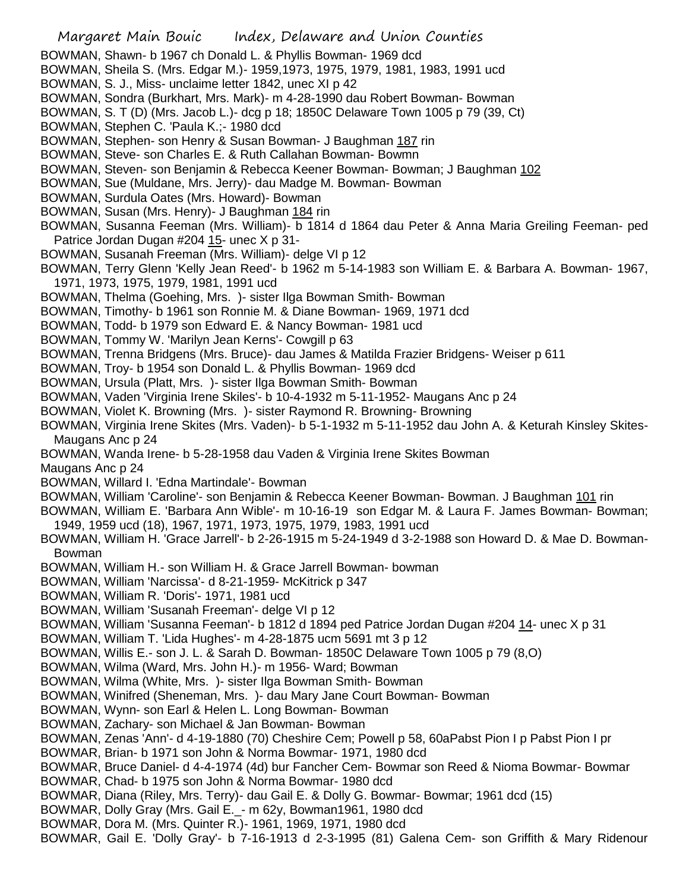BOWMAN, Shawn- b 1967 ch Donald L. & Phyllis Bowman- 1969 dcd
BOWMAN, Sheila S. (Mrs. Edgar M.)- 1959,1973, 1975, 1979, 1981, 1983, 1991 ucd
BOWMAN, S. J., Miss- unclaime letter 1842, unec XI p 42
BOWMAN, Sondra (Burkhart, Mrs. Mark)- m 4-28-1990 dau Robert Bowman- Bowman
BOWMAN, S. T (D) (Mrs. Jacob L.)- dcg p 18; 1850C Delaware Town 1005 p 79 (39, Ct)
BOWMAN, Stephen C. 'Paula K.;- 1980 dcd
BOWMAN, Stephen- son Henry & Susan Bowman- J Baughman 187 rin
BOWMAN, Steve- son Charles E. & Ruth Callahan Bowman- Bowmn
BOWMAN, Steven- son Benjamin & Rebecca Keener Bowman- Bowman; J Baughman 102
BOWMAN, Sue (Muldane, Mrs. Jerry)- dau Madge M. Bowman- Bowman
BOWMAN, Surdula Oates (Mrs. Howard)- Bowman
BOWMAN, Susan (Mrs. Henry)- J Baughman 184 rin
BOWMAN, Susanna Feeman (Mrs. William)- b 1814 d 1864 dau Peter & Anna Maria Greiling Feeman- ped Patrice Jordan Dugan #204 15- unec X p 31-
BOWMAN, Susanah Freeman (Mrs. William)- delge VI p 12
BOWMAN, Terry Glenn 'Kelly Jean Reed'- b 1962 m 5-14-1983 son William E. & Barbara A. Bowman- 1967, 1971, 1973, 1975, 1979, 1981, 1991 ucd
BOWMAN, Thelma (Goehing, Mrs. )- sister Ilga Bowman Smith- Bowman
BOWMAN, Timothy- b 1961 son Ronnie M. & Diane Bowman- 1969, 1971 dcd
BOWMAN, Todd- b 1979 son Edward E. & Nancy Bowman- 1981 ucd
BOWMAN, Tommy W. 'Marilyn Jean Kerns'- Cowgill p 63
BOWMAN, Trenna Bridgens (Mrs. Bruce)- dau James & Matilda Frazier Bridgens- Weiser p 611
BOWMAN, Troy- b 1954 son Donald L. & Phyllis Bowman- 1969 dcd
BOWMAN, Ursula (Platt, Mrs. )- sister Ilga Bowman Smith- Bowman
BOWMAN, Vaden 'Virginia Irene Skiles'- b 10-4-1932 m 5-11-1952- Maugans Anc p 24
BOWMAN, Violet K. Browning (Mrs. )- sister Raymond R. Browning- Browning
BOWMAN, Virginia Irene Skites (Mrs. Vaden)- b 5-1-1932 m 5-11-1952 dau John A. & Keturah Kinsley Skites- Maugans Anc p 24
BOWMAN, Wanda Irene- b 5-28-1958 dau Vaden & Virginia Irene Skites Bowman
Maugans Anc p 24
BOWMAN, Willard I. 'Edna Martindale'- Bowman
BOWMAN, William 'Caroline'- son Benjamin & Rebecca Keener Bowman- Bowman. J Baughman 101 rin
BOWMAN, William E. 'Barbara Ann Wible'- m 10-16-19 son Edgar M. & Laura F. James Bowman- Bowman; 1949, 1959 ucd (18), 1967, 1971, 1973, 1975, 1979, 1983, 1991 ucd
BOWMAN, William H. 'Grace Jarrell'- b 2-26-1915 m 5-24-1949 d 3-2-1988 son Howard D. & Mae D. Bowman- Bowman
BOWMAN, William H.- son William H. & Grace Jarrell Bowman- bowman
BOWMAN, William 'Narcissa'- d 8-21-1959- McKitrick p 347
BOWMAN, William R. 'Doris'- 1971, 1981 ucd
BOWMAN, William 'Susanah Freeman'- delge VI p 12
BOWMAN, William 'Susanna Feeman'- b 1812 d 1894 ped Patrice Jordan Dugan #204 14- unec X p 31
BOWMAN, William T. 'Lida Hughes'- m 4-28-1875 ucm 5691 mt 3 p 12
BOWMAN, Willis E.- son J. L. & Sarah D. Bowman- 1850C Delaware Town 1005 p 79 (8,O)
BOWMAN, Wilma (Ward, Mrs. John H.)- m 1956- Ward; Bowman
BOWMAN, Wilma (White, Mrs. )- sister Ilga Bowman Smith- Bowman
BOWMAN, Winifred (Sheneman, Mrs. )- dau Mary Jane Court Bowman- Bowman
BOWMAN, Wynn- son Earl & Helen L. Long Bowman- Bowman
BOWMAN, Zachary- son Michael & Jan Bowman- Bowman
BOWMAN, Zenas 'Ann'- d 4-19-1880 (70) Cheshire Cem; Powell p 58, 60aPabst Pion I p Pabst Pion I pr
BOWMAR, Brian- b 1971 son John & Norma Bowmar- 1971, 1980 dcd
BOWMAR, Bruce Daniel- d 4-4-1974 (4d) bur Fancher Cem- Bowmar son Reed & Nioma Bowmar- Bowmar
BOWMAR, Chad- b 1975 son John & Norma Bowmar- 1980 dcd
BOWMAR, Diana (Riley, Mrs. Terry)- dau Gail E. & Dolly G. Bowmar- Bowmar; 1961 dcd (15)
BOWMAR, Dolly Gray (Mrs. Gail E._- m 62y, Bowman1961, 1980 dcd
BOWMAR, Dora M. (Mrs. Quinter R.)- 1961, 1969, 1971, 1980 dcd
BOWMAR, Gail E. 'Dolly Gray'- b 7-16-1913 d 2-3-1995 (81) Galena Cem- son Griffith & Mary Ridenour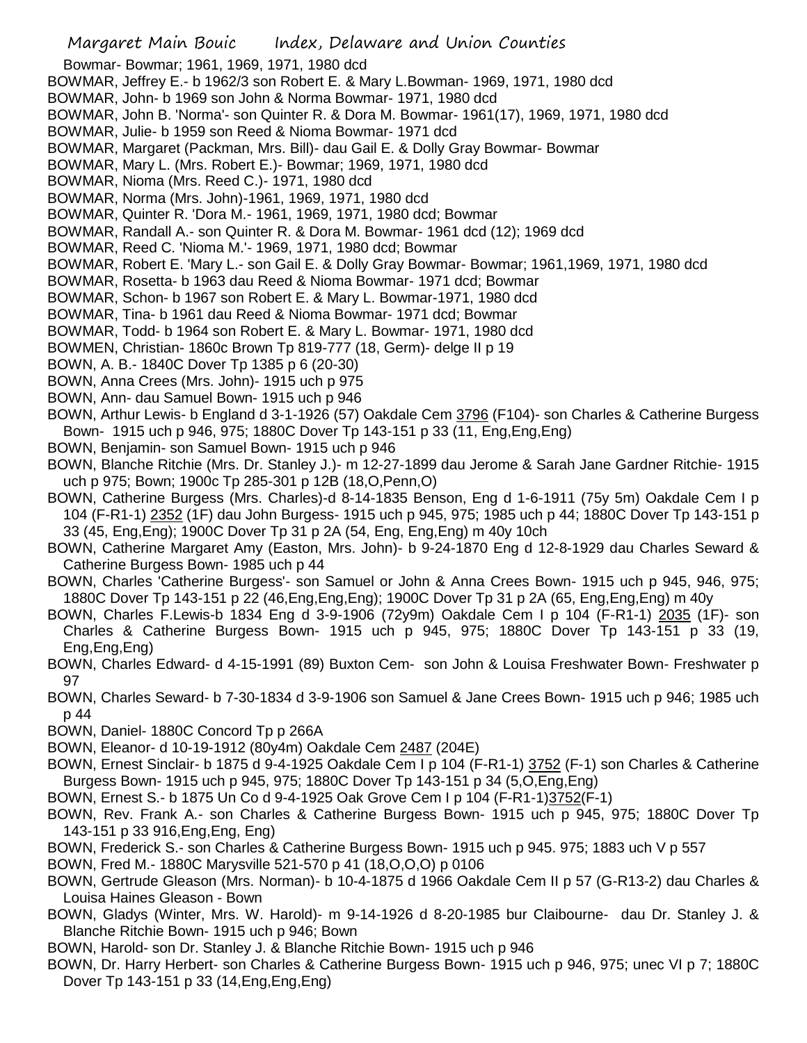Bowmar- Bowmar; 1961, 1969, 1971, 1980 dcd

BOWMAR, Jeffrey E.- b 1962/3 son Robert E. & Mary L.Bowman- 1969, 1971, 1980 dcd

BOWMAR, John- b 1969 son John & Norma Bowmar- 1971, 1980 dcd

BOWMAR, John B. 'Norma'- son Quinter R. & Dora M. Bowmar- 1961(17), 1969, 1971, 1980 dcd

BOWMAR, Julie- b 1959 son Reed & Nioma Bowmar- 1971 dcd

BOWMAR, Margaret (Packman, Mrs. Bill)- dau Gail E. & Dolly Gray Bowmar- Bowmar

BOWMAR, Mary L. (Mrs. Robert E.)- Bowmar; 1969, 1971, 1980 dcd

BOWMAR, Nioma (Mrs. Reed C.)- 1971, 1980 dcd

BOWMAR, Norma (Mrs. John)-1961, 1969, 1971, 1980 dcd

BOWMAR, Quinter R. 'Dora M.- 1961, 1969, 1971, 1980 dcd; Bowmar

BOWMAR, Randall A.- son Quinter R. & Dora M. Bowmar- 1961 dcd (12); 1969 dcd

BOWMAR, Reed C. 'Nioma M.'- 1969, 1971, 1980 dcd; Bowmar

BOWMAR, Robert E. 'Mary L.- son Gail E. & Dolly Gray Bowmar- Bowmar; 1961,1969, 1971, 1980 dcd

BOWMAR, Rosetta- b 1963 dau Reed & Nioma Bowmar- 1971 dcd; Bowmar

BOWMAR, Schon- b 1967 son Robert E. & Mary L. Bowmar-1971, 1980 dcd

BOWMAR, Tina- b 1961 dau Reed & Nioma Bowmar- 1971 dcd; Bowmar

BOWMAR, Todd- b 1964 son Robert E. & Mary L. Bowmar- 1971, 1980 dcd

BOWMEN, Christian- 1860c Brown Tp 819-777 (18, Germ)- delge II p 19

BOWN, A. B.- 1840C Dover Tp 1385 p 6 (20-30)

BOWN, Anna Crees (Mrs. John)- 1915 uch p 975

BOWN, Ann- dau Samuel Bown- 1915 uch p 946

BOWN, Arthur Lewis- b England d 3-1-1926 (57) Oakdale Cem 3796 (F104)- son Charles & Catherine Burgess Bown- 1915 uch p 946, 975; 1880C Dover Tp 143-151 p 33 (11, Eng,Eng,Eng)

BOWN, Benjamin- son Samuel Bown- 1915 uch p 946

BOWN, Blanche Ritchie (Mrs. Dr. Stanley J.)- m 12-27-1899 dau Jerome & Sarah Jane Gardner Ritchie- 1915 uch p 975; Bown; 1900c Tp 285-301 p 12B (18,O,Penn,O)

BOWN, Catherine Burgess (Mrs. Charles)-d 8-14-1835 Benson, Eng d 1-6-1911 (75y 5m) Oakdale Cem I p 104 (F-R1-1) 2352 (1F) dau John Burgess- 1915 uch p 945, 975; 1985 uch p 44; 1880C Dover Tp 143-151 p 33 (45, Eng,Eng); 1900C Dover Tp 31 p 2A (54, Eng, Eng,Eng) m 40y 10ch

BOWN, Catherine Margaret Amy (Easton, Mrs. John)- b 9-24-1870 Eng d 12-8-1929 dau Charles Seward & Catherine Burgess Bown- 1985 uch p 44

BOWN, Charles 'Catherine Burgess'- son Samuel or John & Anna Crees Bown- 1915 uch p 945, 946, 975; 1880C Dover Tp 143-151 p 22 (46,Eng,Eng,Eng); 1900C Dover Tp 31 p 2A (65, Eng,Eng,Eng) m 40y

BOWN, Charles F.Lewis-b 1834 Eng d 3-9-1906 (72y9m) Oakdale Cem I p 104 (F-R1-1) 2035 (1F)- son Charles & Catherine Burgess Bown- 1915 uch p 945, 975; 1880C Dover Tp 143-151 p 33 (19, Eng,Eng,Eng)

BOWN, Charles Edward- d 4-15-1991 (89) Buxton Cem- son John & Louisa Freshwater Bown- Freshwater p 97

BOWN, Charles Seward- b 7-30-1834 d 3-9-1906 son Samuel & Jane Crees Bown- 1915 uch p 946; 1985 uch p 44

BOWN, Daniel- 1880C Concord Tp p 266A

BOWN, Eleanor- d 10-19-1912 (80y4m) Oakdale Cem 2487 (204E)

BOWN, Ernest Sinclair- b 1875 d 9-4-1925 Oakdale Cem I p 104 (F-R1-1) 3752 (F-1) son Charles & Catherine Burgess Bown- 1915 uch p 945, 975; 1880C Dover Tp 143-151 p 34 (5,O,Eng,Eng)

BOWN, Ernest S.- b 1875 Un Co d 9-4-1925 Oak Grove Cem I p 104 (F-R1-1)3752(F-1)

BOWN, Rev. Frank A.- son Charles & Catherine Burgess Bown- 1915 uch p 945, 975; 1880C Dover Tp 143-151 p 33 916,Eng,Eng, Eng)

BOWN, Frederick S.- son Charles & Catherine Burgess Bown- 1915 uch p 945. 975; 1883 uch V p 557

BOWN, Fred M.- 1880C Marysville 521-570 p 41 (18,O,O,O) p 0106

BOWN, Gertrude Gleason (Mrs. Norman)- b 10-4-1875 d 1966 Oakdale Cem II p 57 (G-R13-2) dau Charles & Louisa Haines Gleason - Bown

BOWN, Gladys (Winter, Mrs. W. Harold)- m 9-14-1926 d 8-20-1985 bur Claibourne- dau Dr. Stanley J. & Blanche Ritchie Bown- 1915 uch p 946; Bown

BOWN, Harold- son Dr. Stanley J. & Blanche Ritchie Bown- 1915 uch p 946

BOWN, Dr. Harry Herbert- son Charles & Catherine Burgess Bown- 1915 uch p 946, 975; unec VI p 7; 1880C Dover Tp 143-151 p 33 (14,Eng,Eng,Eng)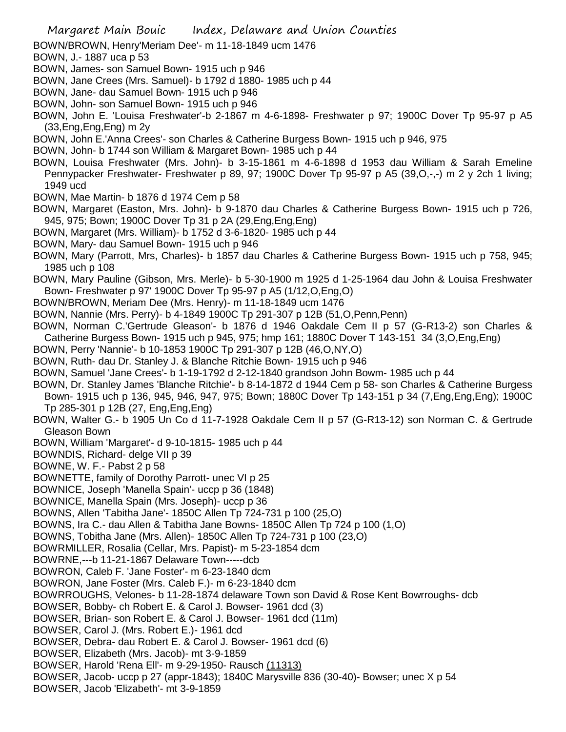BOWN/BROWN, Henry'Meriam Dee'- m 11-18-1849 ucm 1476

BOWN, J.- 1887 uca p 53

BOWN, James- son Samuel Bown- 1915 uch p 946

BOWN, Jane Crees (Mrs. Samuel)- b 1792 d 1880- 1985 uch p 44

BOWN, Jane- dau Samuel Bown- 1915 uch p 946

BOWN, John- son Samuel Bown- 1915 uch p 946

BOWN, John E. 'Louisa Freshwater'-b 2-1867 m 4-6-1898- Freshwater p 97; 1900C Dover Tp 95-97 p A5 (33,Eng,Eng,Eng) m 2y

BOWN, John E.'Anna Crees'- son Charles & Catherine Burgess Bown- 1915 uch p 946, 975

BOWN, John- b 1744 son William & Margaret Bown- 1985 uch p 44

BOWN, Louisa Freshwater (Mrs. John)- b 3-15-1861 m 4-6-1898 d 1953 dau William & Sarah Emeline Pennypacker Freshwater- Freshwater p 89, 97; 1900C Dover Tp 95-97 p A5 (39,O,-,-) m 2 y 2ch 1 living; 1949 ucd

BOWN, Mae Martin- b 1876 d 1974 Cem p 58

BOWN, Margaret (Easton, Mrs. John)- b 9-1870 dau Charles & Catherine Burgess Bown- 1915 uch p 726, 945, 975; Bown; 1900C Dover Tp 31 p 2A (29,Eng,Eng,Eng)

BOWN, Margaret (Mrs. William)- b 1752 d 3-6-1820- 1985 uch p 44

BOWN, Mary- dau Samuel Bown- 1915 uch p 946

BOWN, Mary (Parrott, Mrs, Charles)- b 1857 dau Charles & Catherine Burgess Bown- 1915 uch p 758, 945; 1985 uch p 108

BOWN, Mary Pauline (Gibson, Mrs. Merle)- b 5-30-1900 m 1925 d 1-25-1964 dau John & Louisa Freshwater Bown- Freshwater p 97' 1900C Dover Tp 95-97 p A5 (1/12,O,Eng,O)

BOWN/BROWN, Meriam Dee (Mrs. Henry)- m 11-18-1849 ucm 1476

BOWN, Nannie (Mrs. Perry)- b 4-1849 1900C Tp 291-307 p 12B (51,O,Penn,Penn)

BOWN, Norman C.'Gertrude Gleason'- b 1876 d 1946 Oakdale Cem II p 57 (G-R13-2) son Charles & Catherine Burgess Bown- 1915 uch p 945, 975; hmp 161; 1880C Dover T 143-151 34 (3,O,Eng,Eng)

BOWN, Perry 'Nannie'- b 10-1853 1900C Tp 291-307 p 12B (46,O,NY,O)

BOWN, Ruth- dau Dr. Stanley J. & Blanche Ritchie Bown- 1915 uch p 946

BOWN, Samuel 'Jane Crees'- b 1-19-1792 d 2-12-1840 grandson John Bowm- 1985 uch p 44

BOWN, Dr. Stanley James 'Blanche Ritchie'- b 8-14-1872 d 1944 Cem p 58- son Charles & Catherine Burgess Bown- 1915 uch p 136, 945, 946, 947, 975; Bown; 1880C Dover Tp 143-151 p 34 (7,Eng,Eng,Eng); 1900C Tp 285-301 p 12B (27, Eng,Eng,Eng)

BOWN, Walter G.- b 1905 Un Co d 11-7-1928 Oakdale Cem II p 57 (G-R13-12) son Norman C. & Gertrude Gleason Bown

BOWN, William 'Margaret'- d 9-10-1815- 1985 uch p 44

BOWNDIS, Richard- delge VII p 39

BOWNE, W. F.- Pabst 2 p 58

BOWNETTE, family of Dorothy Parrott- unec VI p 25

BOWNICE, Joseph 'Manella Spain'- uccp p 36 (1848)

BOWNICE, Manella Spain (Mrs. Joseph)- uccp p 36

BOWNS, Allen 'Tabitha Jane'- 1850C Allen Tp 724-731 p 100 (25,O)

BOWNS, Ira C.- dau Allen & Tabitha Jane Bowns- 1850C Allen Tp 724 p 100 (1,O)

BOWNS, Tobitha Jane (Mrs. Allen)- 1850C Allen Tp 724-731 p 100 (23,O)

BOWRMILLER, Rosalia (Cellar, Mrs. Papist)- m 5-23-1854 dcm

BOWRNE,---b 11-21-1867 Delaware Town-----dcb

BOWRON, Caleb F. 'Jane Foster'- m 6-23-1840 dcm

BOWRON, Jane Foster (Mrs. Caleb F.)- m 6-23-1840 dcm

BOWRROUGHS, Velones- b 11-28-1874 delaware Town son David & Rose Kent Bowrroughs- dcb

BOWSER, Bobby- ch Robert E. & Carol J. Bowser- 1961 dcd (3)

BOWSER, Brian- son Robert E. & Carol J. Bowser- 1961 dcd (11m)

BOWSER, Carol J. (Mrs. Robert E.)- 1961 dcd

BOWSER, Debra- dau Robert E. & Carol J. Bowser- 1961 dcd (6)

BOWSER, Elizabeth (Mrs. Jacob)- mt 3-9-1859

BOWSER, Harold 'Rena Ell'- m 9-29-1950- Rausch (11313)

BOWSER, Jacob- uccp p 27 (appr-1843); 1840C Marysville 836 (30-40)- Bowser; unec X p 54

BOWSER, Jacob 'Elizabeth'- mt 3-9-1859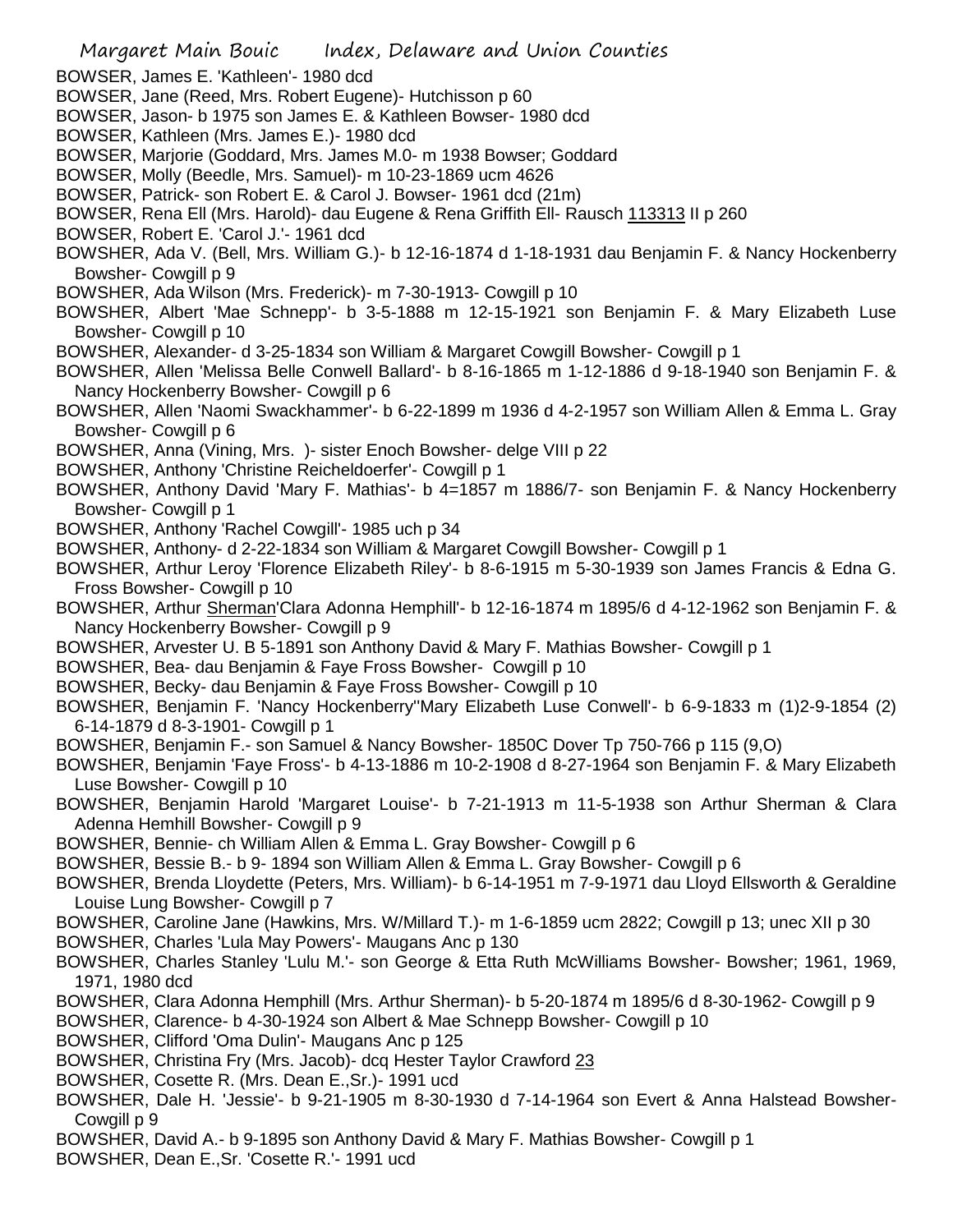BOWSER, James E. 'Kathleen'- 1980 dcd
BOWSER, Jane (Reed, Mrs. Robert Eugene)- Hutchisson p 60
BOWSER, Jason- b 1975 son James E. & Kathleen Bowser- 1980 dcd
BOWSER, Kathleen (Mrs. James E.)- 1980 dcd
BOWSER, Marjorie (Goddard, Mrs. James M.0- m 1938 Bowser; Goddard
BOWSER, Molly (Beedle, Mrs. Samuel)- m 10-23-1869 ucm 4626
BOWSER, Patrick- son Robert E. & Carol J. Bowser- 1961 dcd (21m)
BOWSER, Rena Ell (Mrs. Harold)- dau Eugene & Rena Griffith Ell- Rausch 113313 II p 260
BOWSER, Robert E. 'Carol J.'- 1961 dcd
BOWSHER, Ada V. (Bell, Mrs. William G.)- b 12-16-1874 d 1-18-1931 dau Benjamin F. & Nancy Hockenberry Bowsher- Cowgill p 9
BOWSHER, Ada Wilson (Mrs. Frederick)- m 7-30-1913- Cowgill p 10
BOWSHER, Albert 'Mae Schnepp'- b 3-5-1888 m 12-15-1921 son Benjamin F. & Mary Elizabeth Luse Bowsher- Cowgill p 10
BOWSHER, Alexander- d 3-25-1834 son William & Margaret Cowgill Bowsher- Cowgill p 1
BOWSHER, Allen 'Melissa Belle Conwell Ballard'- b 8-16-1865 m 1-12-1886 d 9-18-1940 son Benjamin F. & Nancy Hockenberry Bowsher- Cowgill p 6
BOWSHER, Allen 'Naomi Swackhammer'- b 6-22-1899 m 1936 d 4-2-1957 son William Allen & Emma L. Gray Bowsher- Cowgill p 6
BOWSHER, Anna (Vining, Mrs. )- sister Enoch Bowsher- delge VIII p 22
BOWSHER, Anthony 'Christine Reicheldoerfer'- Cowgill p 1
BOWSHER, Anthony David 'Mary F. Mathias'- b 4=1857 m 1886/7- son Benjamin F. & Nancy Hockenberry Bowsher- Cowgill p 1
BOWSHER, Anthony 'Rachel Cowgill'- 1985 uch p 34
BOWSHER, Anthony- d 2-22-1834 son William & Margaret Cowgill Bowsher- Cowgill p 1
BOWSHER, Arthur Leroy 'Florence Elizabeth Riley'- b 8-6-1915 m 5-30-1939 son James Francis & Edna G. Fross Bowsher- Cowgill p 10
BOWSHER, Arthur Sherman'Clara Adonna Hemphill'- b 12-16-1874 m 1895/6 d 4-12-1962 son Benjamin F. & Nancy Hockenberry Bowsher- Cowgill p 9
BOWSHER, Arvester U. B 5-1891 son Anthony David & Mary F. Mathias Bowsher- Cowgill p 1
BOWSHER, Bea- dau Benjamin & Faye Fross Bowsher- Cowgill p 10
BOWSHER, Becky- dau Benjamin & Faye Fross Bowsher- Cowgill p 10
BOWSHER, Benjamin F. 'Nancy Hockenberry''Mary Elizabeth Luse Conwell'- b 6-9-1833 m (1)2-9-1854 (2) 6-14-1879 d 8-3-1901- Cowgill p 1
BOWSHER, Benjamin F.- son Samuel & Nancy Bowsher- 1850C Dover Tp 750-766 p 115 (9,O)
BOWSHER, Benjamin 'Faye Fross'- b 4-13-1886 m 10-2-1908 d 8-27-1964 son Benjamin F. & Mary Elizabeth Luse Bowsher- Cowgill p 10
BOWSHER, Benjamin Harold 'Margaret Louise'- b 7-21-1913 m 11-5-1938 son Arthur Sherman & Clara Adenna Hemhill Bowsher- Cowgill p 9
BOWSHER, Bennie- ch William Allen & Emma L. Gray Bowsher- Cowgill p 6
BOWSHER, Bessie B.- b 9- 1894 son William Allen & Emma L. Gray Bowsher- Cowgill p 6
BOWSHER, Brenda Lloydette (Peters, Mrs. William)- b 6-14-1951 m 7-9-1971 dau Lloyd Ellsworth & Geraldine Louise Lung Bowsher- Cowgill p 7
BOWSHER, Caroline Jane (Hawkins, Mrs. W/Millard T.)- m 1-6-1859 ucm 2822; Cowgill p 13; unec XII p 30
BOWSHER, Charles 'Lula May Powers'- Maugans Anc p 130
BOWSHER, Charles Stanley 'Lulu M.'- son George & Etta Ruth McWilliams Bowsher- Bowsher; 1961, 1969, 1971, 1980 dcd
BOWSHER, Clara Adonna Hemphill (Mrs. Arthur Sherman)- b 5-20-1874 m 1895/6 d 8-30-1962- Cowgill p 9
BOWSHER, Clarence- b 4-30-1924 son Albert & Mae Schnepp Bowsher- Cowgill p 10
BOWSHER, Clifford 'Oma Dulin'- Maugans Anc p 125
BOWSHER, Christina Fry (Mrs. Jacob)- dcq Hester Taylor Crawford 23
BOWSHER, Cosette R. (Mrs. Dean E.,Sr.)- 1991 ucd
BOWSHER, Dale H. 'Jessie'- b 9-21-1905 m 8-30-1930 d 7-14-1964 son Evert & Anna Halstead Bowsher- Cowgill p 9
BOWSHER, David A.- b 9-1895 son Anthony David & Mary F. Mathias Bowsher- Cowgill p 1
BOWSHER, Dean E.,Sr. 'Cosette R.'- 1991 ucd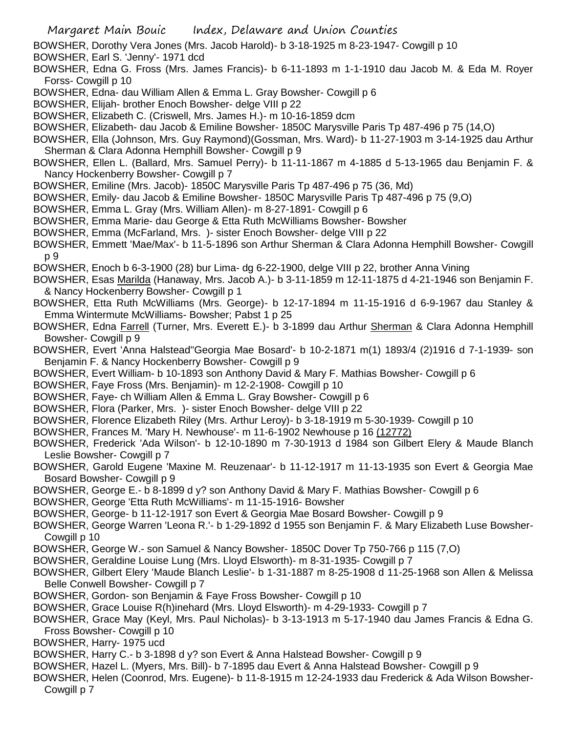BOWSHER, Dorothy Vera Jones (Mrs. Jacob Harold)- b 3-18-1925 m 8-23-1947- Cowgill p 10

BOWSHER, Earl S. 'Jenny'- 1971 dcd

BOWSHER, Edna G. Fross (Mrs. James Francis)- b 6-11-1893 m 1-1-1910 dau Jacob M. & Eda M. Royer Forss- Cowgill p 10

BOWSHER, Edna- dau William Allen & Emma L. Gray Bowsher- Cowgill p 6

BOWSHER, Elijah- brother Enoch Bowsher- delge VIII p 22

BOWSHER, Elizabeth C. (Criswell, Mrs. James H.)- m 10-16-1859 dcm

BOWSHER, Elizabeth- dau Jacob & Emiline Bowsher- 1850C Marysville Paris Tp 487-496 p 75 (14,O)

BOWSHER, Ella (Johnson, Mrs. Guy Raymond)(Gossman, Mrs. Ward)- b 11-27-1903 m 3-14-1925 dau Arthur Sherman & Clara Adonna Hemphill Bowsher- Cowgill p 9

BOWSHER, Ellen L. (Ballard, Mrs. Samuel Perry)- b 11-11-1867 m 4-1885 d 5-13-1965 dau Benjamin F. & Nancy Hockenberry Bowsher- Cowgill p 7

BOWSHER, Emiline (Mrs. Jacob)- 1850C Marysville Paris Tp 487-496 p 75 (36, Md)

BOWSHER, Emily- dau Jacob & Emiline Bowsher- 1850C Marysville Paris Tp 487-496 p 75 (9,O)

BOWSHER, Emma L. Gray (Mrs. William Allen)- m 8-27-1891- Cowgill p 6

BOWSHER, Emma Marie- dau George & Etta Ruth McWilliams Bowsher- Bowsher

BOWSHER, Emma (McFarland, Mrs. )- sister Enoch Bowsher- delge VIII p 22

BOWSHER, Emmett 'Mae/Max'- b 11-5-1896 son Arthur Sherman & Clara Adonna Hemphill Bowsher- Cowgill p 9

BOWSHER, Enoch b 6-3-1900 (28) bur Lima- dg 6-22-1900, delge VIII p 22, brother Anna Vining

BOWSHER, Esas Marilda (Hanaway, Mrs. Jacob A.)- b 3-11-1859 m 12-11-1875 d 4-21-1946 son Benjamin F. & Nancy Hockenberry Bowsher- Cowgill p 1

BOWSHER, Etta Ruth McWilliams (Mrs. George)- b 12-17-1894 m 11-15-1916 d 6-9-1967 dau Stanley & Emma Wintermute McWilliams- Bowsher; Pabst 1 p 25

BOWSHER, Edna Farrell (Turner, Mrs. Everett E.)- b 3-1899 dau Arthur Sherman & Clara Adonna Hemphill Bowsher- Cowgill p 9

BOWSHER, Evert 'Anna Halstead''Georgia Mae Bosard'- b 10-2-1871 m(1) 1893/4 (2)1916 d 7-1-1939- son Benjamin F. & Nancy Hockenberry Bowsher- Cowgill p 9

BOWSHER, Evert William- b 10-1893 son Anthony David & Mary F. Mathias Bowsher- Cowgill p 6

BOWSHER, Faye Fross (Mrs. Benjamin)- m 12-2-1908- Cowgill p 10

BOWSHER, Faye- ch William Allen & Emma L. Gray Bowsher- Cowgill p 6

BOWSHER, Flora (Parker, Mrs. )- sister Enoch Bowsher- delge VIII p 22

BOWSHER, Florence Elizabeth Riley (Mrs. Arthur Leroy)- b 3-18-1919 m 5-30-1939- Cowgill p 10

BOWSHER, Frances M. 'Mary H. Newhouse'- m 11-6-1902 Newhouse p 16 (12772)

BOWSHER, Frederick 'Ada Wilson'- b 12-10-1890 m 7-30-1913 d 1984 son Gilbert Elery & Maude Blanch Leslie Bowsher- Cowgill p 7

BOWSHER, Garold Eugene 'Maxine M. Reuzenaar'- b 11-12-1917 m 11-13-1935 son Evert & Georgia Mae Bosard Bowsher- Cowgill p 9

BOWSHER, George E.- b 8-1899 d y? son Anthony David & Mary F. Mathias Bowsher- Cowgill p 6

BOWSHER, George 'Etta Ruth McWilliams'- m 11-15-1916- Bowsher

BOWSHER, George- b 11-12-1917 son Evert & Georgia Mae Bosard Bowsher- Cowgill p 9

BOWSHER, George Warren 'Leona R.'- b 1-29-1892 d 1955 son Benjamin F. & Mary Elizabeth Luse Bowsher- Cowgill p 10

BOWSHER, George W.- son Samuel & Nancy Bowsher- 1850C Dover Tp 750-766 p 115 (7,O)

BOWSHER, Geraldine Louise Lung (Mrs. Lloyd Elsworth)- m 8-31-1935- Cowgill p 7

BOWSHER, Gilbert Elery 'Maude Blanch Leslie'- b 1-31-1887 m 8-25-1908 d 11-25-1968 son Allen & Melissa Belle Conwell Bowsher- Cowgill p 7

BOWSHER, Gordon- son Benjamin & Faye Fross Bowsher- Cowgill p 10

BOWSHER, Grace Louise R(h)inehard (Mrs. Lloyd Elsworth)- m 4-29-1933- Cowgill p 7

BOWSHER, Grace May (Keyl, Mrs. Paul Nicholas)- b 3-13-1913 m 5-17-1940 dau James Francis & Edna G. Fross Bowsher- Cowgill p 10

BOWSHER, Harry- 1975 ucd

BOWSHER, Harry C.- b 3-1898 d y? son Evert & Anna Halstead Bowsher- Cowgill p 9

BOWSHER, Hazel L. (Myers, Mrs. Bill)- b 7-1895 dau Evert & Anna Halstead Bowsher- Cowgill p 9

BOWSHER, Helen (Coonrod, Mrs. Eugene)- b 11-8-1915 m 12-24-1933 dau Frederick & Ada Wilson Bowsher- Cowgill p 7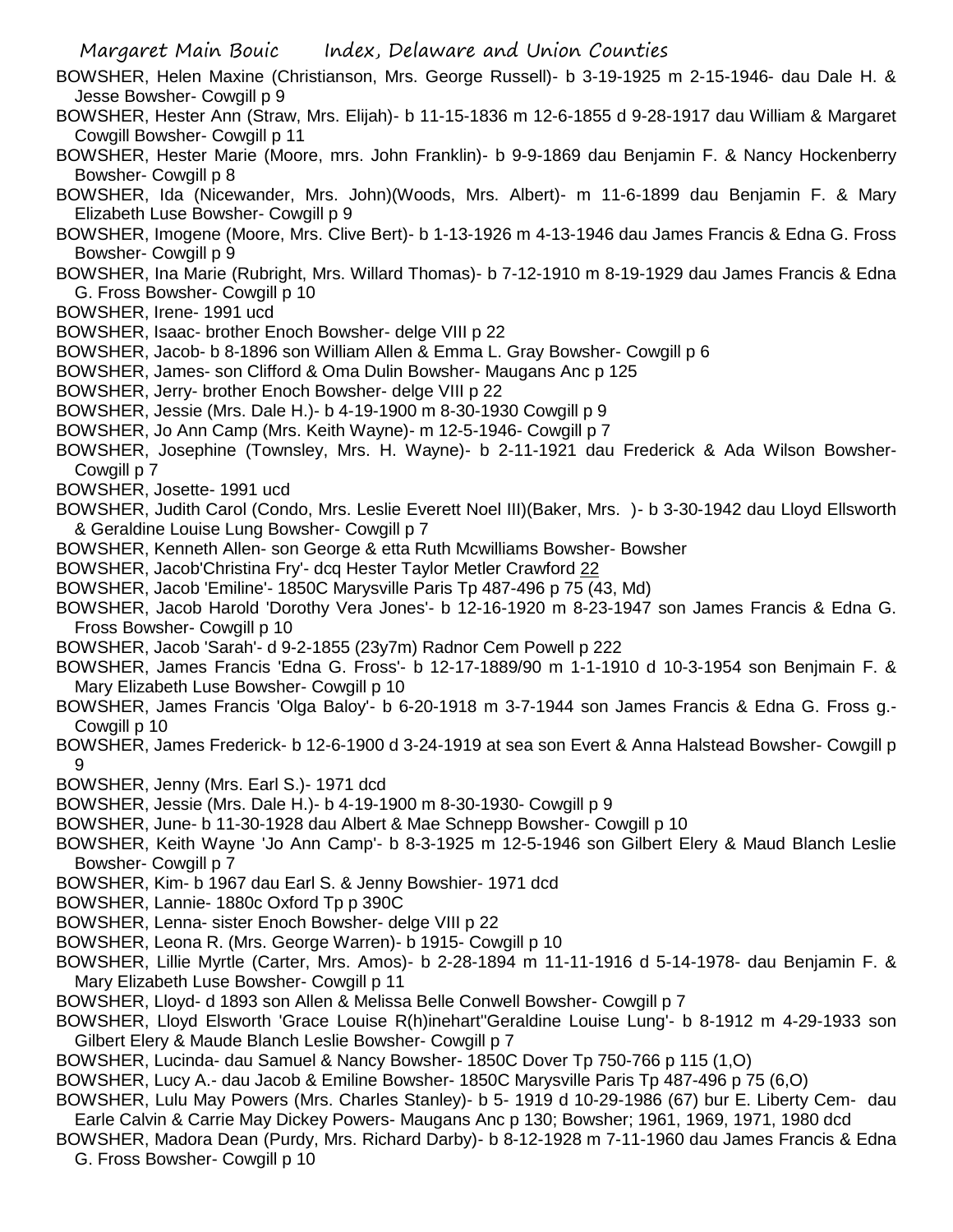BOWSHER, Helen Maxine (Christianson, Mrs. George Russell)- b 3-19-1925 m 2-15-1946- dau Dale H. & Jesse Bowsher- Cowgill p 9

BOWSHER, Hester Ann (Straw, Mrs. Elijah)- b 11-15-1836 m 12-6-1855 d 9-28-1917 dau William & Margaret Cowgill Bowsher- Cowgill p 11

BOWSHER, Hester Marie (Moore, mrs. John Franklin)- b 9-9-1869 dau Benjamin F. & Nancy Hockenberry Bowsher- Cowgill p 8

BOWSHER, Ida (Nicewander, Mrs. John)(Woods, Mrs. Albert)- m 11-6-1899 dau Benjamin F. & Mary Elizabeth Luse Bowsher- Cowgill p 9

BOWSHER, Imogene (Moore, Mrs. Clive Bert)- b 1-13-1926 m 4-13-1946 dau James Francis & Edna G. Fross Bowsher- Cowgill p 9

BOWSHER, Ina Marie (Rubright, Mrs. Willard Thomas)- b 7-12-1910 m 8-19-1929 dau James Francis & Edna G. Fross Bowsher- Cowgill p 10

BOWSHER, Irene- 1991 ucd

BOWSHER, Isaac- brother Enoch Bowsher- delge VIII p 22

BOWSHER, Jacob- b 8-1896 son William Allen & Emma L. Gray Bowsher- Cowgill p 6

BOWSHER, James- son Clifford & Oma Dulin Bowsher- Maugans Anc p 125

BOWSHER, Jerry- brother Enoch Bowsher- delge VIII p 22

BOWSHER, Jessie (Mrs. Dale H.)- b 4-19-1900 m 8-30-1930 Cowgill p 9

BOWSHER, Jo Ann Camp (Mrs. Keith Wayne)- m 12-5-1946- Cowgill p 7

BOWSHER, Josephine (Townsley, Mrs. H. Wayne)- b 2-11-1921 dau Frederick & Ada Wilson Bowsher- Cowgill p 7

BOWSHER, Josette- 1991 ucd

BOWSHER, Judith Carol (Condo, Mrs. Leslie Everett Noel III)(Baker, Mrs. )- b 3-30-1942 dau Lloyd Ellsworth & Geraldine Louise Lung Bowsher- Cowgill p 7

BOWSHER, Kenneth Allen- son George & etta Ruth Mcwilliams Bowsher- Bowsher

BOWSHER, Jacob'Christina Fry'- dcq Hester Taylor Metler Crawford 22

BOWSHER, Jacob 'Emiline'- 1850C Marysville Paris Tp 487-496 p 75 (43, Md)

BOWSHER, Jacob Harold 'Dorothy Vera Jones'- b 12-16-1920 m 8-23-1947 son James Francis & Edna G. Fross Bowsher- Cowgill p 10

BOWSHER, Jacob 'Sarah'- d 9-2-1855 (23y7m) Radnor Cem Powell p 222

BOWSHER, James Francis 'Edna G. Fross'- b 12-17-1889/90 m 1-1-1910 d 10-3-1954 son Benjmain F. & Mary Elizabeth Luse Bowsher- Cowgill p 10

BOWSHER, James Francis 'Olga Baloy'- b 6-20-1918 m 3-7-1944 son James Francis & Edna G. Fross g.- Cowgill p 10

BOWSHER, James Frederick- b 12-6-1900 d 3-24-1919 at sea son Evert & Anna Halstead Bowsher- Cowgill p 9

BOWSHER, Jenny (Mrs. Earl S.)- 1971 dcd

BOWSHER, Jessie (Mrs. Dale H.)- b 4-19-1900 m 8-30-1930- Cowgill p 9

BOWSHER, June- b 11-30-1928 dau Albert & Mae Schnepp Bowsher- Cowgill p 10

BOWSHER, Keith Wayne 'Jo Ann Camp'- b 8-3-1925 m 12-5-1946 son Gilbert Elery & Maud Blanch Leslie Bowsher- Cowgill p 7

BOWSHER, Kim- b 1967 dau Earl S. & Jenny Bowshier- 1971 dcd

BOWSHER, Lannie- 1880c Oxford Tp p 390C

BOWSHER, Lenna- sister Enoch Bowsher- delge VIII p 22

BOWSHER, Leona R. (Mrs. George Warren)- b 1915- Cowgill p 10

BOWSHER, Lillie Myrtle (Carter, Mrs. Amos)- b 2-28-1894 m 11-11-1916 d 5-14-1978- dau Benjamin F. & Mary Elizabeth Luse Bowsher- Cowgill p 11

BOWSHER, Lloyd- d 1893 son Allen & Melissa Belle Conwell Bowsher- Cowgill p 7

BOWSHER, Lloyd Elsworth 'Grace Louise R(h)inehart''Geraldine Louise Lung'- b 8-1912 m 4-29-1933 son Gilbert Elery & Maude Blanch Leslie Bowsher- Cowgill p 7

BOWSHER, Lucinda- dau Samuel & Nancy Bowsher- 1850C Dover Tp 750-766 p 115 (1,O)

BOWSHER, Lucy A.- dau Jacob & Emiline Bowsher- 1850C Marysville Paris Tp 487-496 p 75 (6,O)

BOWSHER, Lulu May Powers (Mrs. Charles Stanley)- b 5- 1919 d 10-29-1986 (67) bur E. Liberty Cem- dau Earle Calvin & Carrie May Dickey Powers- Maugans Anc p 130; Bowsher; 1961, 1969, 1971, 1980 dcd

BOWSHER, Madora Dean (Purdy, Mrs. Richard Darby)- b 8-12-1928 m 7-11-1960 dau James Francis & Edna G. Fross Bowsher- Cowgill p 10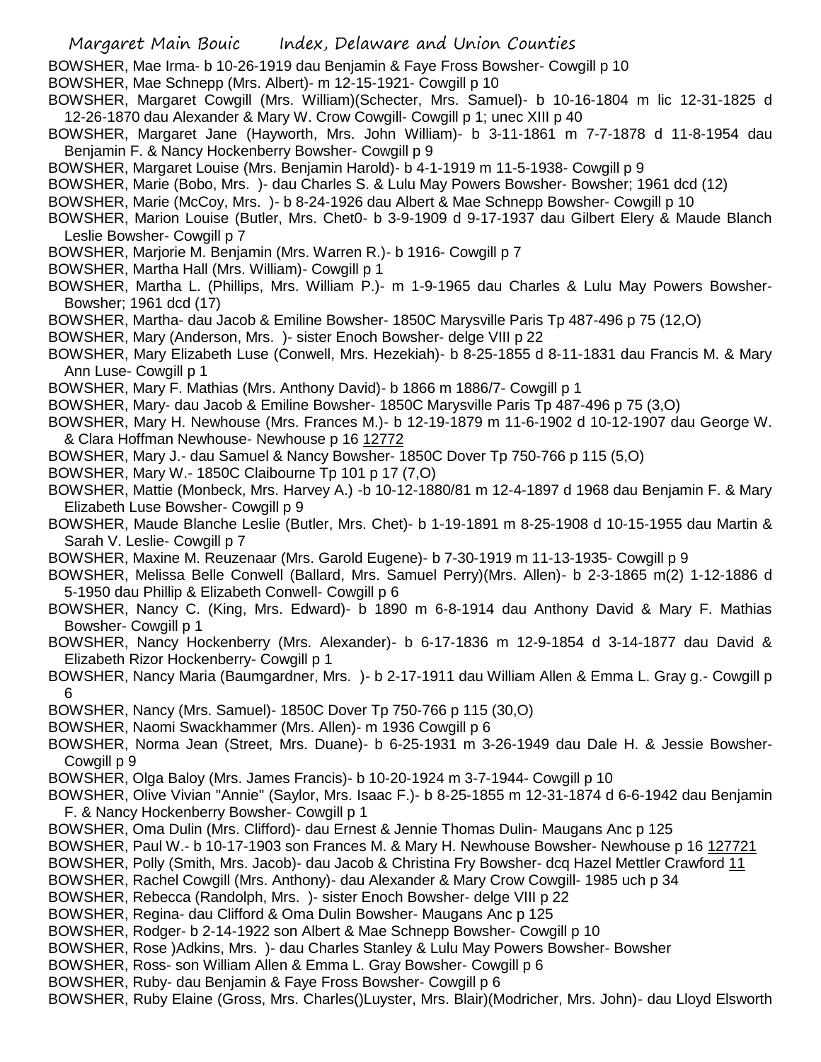BOWSHER, Mae Irma- b 10-26-1919 dau Benjamin & Faye Fross Bowsher- Cowgill p 10

BOWSHER, Mae Schnepp (Mrs. Albert)- m 12-15-1921- Cowgill p 10

BOWSHER, Margaret Cowgill (Mrs. William)(Schecter, Mrs. Samuel)- b 10-16-1804 m lic 12-31-1825 d 12-26-1870 dau Alexander & Mary W. Crow Cowgill- Cowgill p 1; unec XIII p 40

BOWSHER, Margaret Jane (Hayworth, Mrs. John William)- b 3-11-1861 m 7-7-1878 d 11-8-1954 dau Benjamin F. & Nancy Hockenberry Bowsher- Cowgill p 9

BOWSHER, Margaret Louise (Mrs. Benjamin Harold)- b 4-1-1919 m 11-5-1938- Cowgill p 9

BOWSHER, Marie (Bobo, Mrs. )- dau Charles S. & Lulu May Powers Bowsher- Bowsher; 1961 dcd (12)

BOWSHER, Marie (McCoy, Mrs. )- b 8-24-1926 dau Albert & Mae Schnepp Bowsher- Cowgill p 10

BOWSHER, Marion Louise (Butler, Mrs. Chet0- b 3-9-1909 d 9-17-1937 dau Gilbert Elery & Maude Blanch Leslie Bowsher- Cowgill p 7

BOWSHER, Marjorie M. Benjamin (Mrs. Warren R.)- b 1916- Cowgill p 7

BOWSHER, Martha Hall (Mrs. William)- Cowgill p 1

BOWSHER, Martha L. (Phillips, Mrs. William P.)- m 1-9-1965 dau Charles & Lulu May Powers Bowsher- Bowsher; 1961 dcd (17)

BOWSHER, Martha- dau Jacob & Emiline Bowsher- 1850C Marysville Paris Tp 487-496 p 75 (12,O)

BOWSHER, Mary (Anderson, Mrs. )- sister Enoch Bowsher- delge VIII p 22

BOWSHER, Mary Elizabeth Luse (Conwell, Mrs. Hezekiah)- b 8-25-1855 d 8-11-1831 dau Francis M. & Mary Ann Luse- Cowgill p 1

BOWSHER, Mary F. Mathias (Mrs. Anthony David)- b 1866 m 1886/7- Cowgill p 1

BOWSHER, Mary- dau Jacob & Emiline Bowsher- 1850C Marysville Paris Tp 487-496 p 75 (3,O)

BOWSHER, Mary H. Newhouse (Mrs. Frances M.)- b 12-19-1879 m 11-6-1902 d 10-12-1907 dau George W. & Clara Hoffman Newhouse- Newhouse p 16 12772

BOWSHER, Mary J.- dau Samuel & Nancy Bowsher- 1850C Dover Tp 750-766 p 115 (5,O)

BOWSHER, Mary W.- 1850C Claibourne Tp 101 p 17 (7,O)

BOWSHER, Mattie (Monbeck, Mrs. Harvey A.) -b 10-12-1880/81 m 12-4-1897 d 1968 dau Benjamin F. & Mary Elizabeth Luse Bowsher- Cowgill p 9

BOWSHER, Maude Blanche Leslie (Butler, Mrs. Chet)- b 1-19-1891 m 8-25-1908 d 10-15-1955 dau Martin & Sarah V. Leslie- Cowgill p 7

BOWSHER, Maxine M. Reuzenaar (Mrs. Garold Eugene)- b 7-30-1919 m 11-13-1935- Cowgill p 9

BOWSHER, Melissa Belle Conwell (Ballard, Mrs. Samuel Perry)(Mrs. Allen)- b 2-3-1865 m(2) 1-12-1886 d 5-1950 dau Phillip & Elizabeth Conwell- Cowgill p 6

BOWSHER, Nancy C. (King, Mrs. Edward)- b 1890 m 6-8-1914 dau Anthony David & Mary F. Mathias Bowsher- Cowgill p 1

BOWSHER, Nancy Hockenberry (Mrs. Alexander)- b 6-17-1836 m 12-9-1854 d 3-14-1877 dau David & Elizabeth Rizor Hockenberry- Cowgill p 1

BOWSHER, Nancy Maria (Baumgardner, Mrs. )- b 2-17-1911 dau William Allen & Emma L. Gray g.- Cowgill p 6

BOWSHER, Nancy (Mrs. Samuel)- 1850C Dover Tp 750-766 p 115 (30,O)

BOWSHER, Naomi Swackhammer (Mrs. Allen)- m 1936 Cowgill p 6

BOWSHER, Norma Jean (Street, Mrs. Duane)- b 6-25-1931 m 3-26-1949 dau Dale H. & Jessie Bowsher- Cowgill p 9

BOWSHER, Olga Baloy (Mrs. James Francis)- b 10-20-1924 m 3-7-1944- Cowgill p 10

BOWSHER, Olive Vivian "Annie" (Saylor, Mrs. Isaac F.)- b 8-25-1855 m 12-31-1874 d 6-6-1942 dau Benjamin F. & Nancy Hockenberry Bowsher- Cowgill p 1

BOWSHER, Oma Dulin (Mrs. Clifford)- dau Ernest & Jennie Thomas Dulin- Maugans Anc p 125

BOWSHER, Paul W.- b 10-17-1903 son Frances M. & Mary H. Newhouse Bowsher- Newhouse p 16 127721

BOWSHER, Polly (Smith, Mrs. Jacob)- dau Jacob & Christina Fry Bowsher- dcq Hazel Mettler Crawford 11

BOWSHER, Rachel Cowgill (Mrs. Anthony)- dau Alexander & Mary Crow Cowgill- 1985 uch p 34

BOWSHER, Rebecca (Randolph, Mrs. )- sister Enoch Bowsher- delge VIII p 22

BOWSHER, Regina- dau Clifford & Oma Dulin Bowsher- Maugans Anc p 125

BOWSHER, Rodger- b 2-14-1922 son Albert & Mae Schnepp Bowsher- Cowgill p 10

BOWSHER, Rose )Adkins, Mrs. )- dau Charles Stanley & Lulu May Powers Bowsher- Bowsher

BOWSHER, Ross- son William Allen & Emma L. Gray Bowsher- Cowgill p 6

BOWSHER, Ruby- dau Benjamin & Faye Fross Bowsher- Cowgill p 6

BOWSHER, Ruby Elaine (Gross, Mrs. Charles()Luyster, Mrs. Blair)(Modricher, Mrs. John)- dau Lloyd Elsworth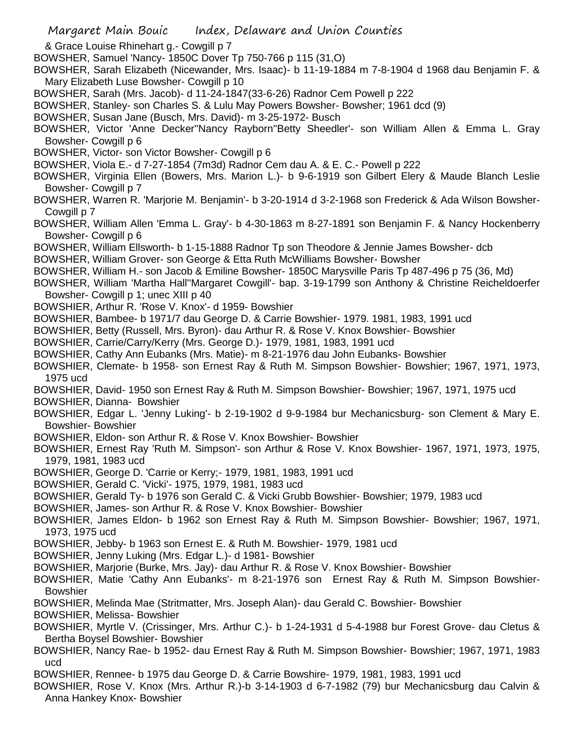& Grace Louise Rhinehart g.- Cowgill p 7

BOWSHER, Samuel 'Nancy- 1850C Dover Tp 750-766 p 115 (31,O)

BOWSHER, Sarah Elizabeth (Nicewander, Mrs. Isaac)- b 11-19-1884 m 7-8-1904 d 1968 dau Benjamin F. & Mary Elizabeth Luse Bowsher- Cowgill p 10

BOWSHER, Sarah (Mrs. Jacob)- d 11-24-1847(33-6-26) Radnor Cem Powell p 222

BOWSHER, Stanley- son Charles S. & Lulu May Powers Bowsher- Bowsher; 1961 dcd (9)

BOWSHER, Susan Jane (Busch, Mrs. David)- m 3-25-1972- Busch

BOWSHER, Victor 'Anne Decker''Nancy Rayborn''Betty Sheedler'- son William Allen & Emma L. Gray Bowsher- Cowgill p 6

BOWSHER, Victor- son Victor Bowsher- Cowgill p 6

BOWSHER, Viola E.- d 7-27-1854 (7m3d) Radnor Cem dau A. & E. C.- Powell p 222

BOWSHER, Virginia Ellen (Bowers, Mrs. Marion L.)- b 9-6-1919 son Gilbert Elery & Maude Blanch Leslie Bowsher- Cowgill p 7

BOWSHER, Warren R. 'Marjorie M. Benjamin'- b 3-20-1914 d 3-2-1968 son Frederick & Ada Wilson Bowsher- Cowgill p 7

BOWSHER, William Allen 'Emma L. Gray'- b 4-30-1863 m 8-27-1891 son Benjamin F. & Nancy Hockenberry Bowsher- Cowgill p 6

BOWSHER, William Ellsworth- b 1-15-1888 Radnor Tp son Theodore & Jennie James Bowsher- dcb

BOWSHER, William Grover- son George & Etta Ruth McWilliams Bowsher- Bowsher

BOWSHER, William H.- son Jacob & Emiline Bowsher- 1850C Marysville Paris Tp 487-496 p 75 (36, Md)

BOWSHER, William 'Martha Hall''Margaret Cowgill'- bap. 3-19-1799 son Anthony & Christine Reicheldoerfer Bowsher- Cowgill p 1; unec XIII p 40

BOWSHIER, Arthur R. 'Rose V. Knox'- d 1959- Bowshier

BOWSHIER, Bambee- b 1971/7 dau George D. & Carrie Bowshier- 1979. 1981, 1983, 1991 ucd

BOWSHIER, Betty (Russell, Mrs. Byron)- dau Arthur R. & Rose V. Knox Bowshier- Bowshier

BOWSHIER, Carrie/Carry/Kerry (Mrs. George D.)- 1979, 1981, 1983, 1991 ucd

BOWSHIER, Cathy Ann Eubanks (Mrs. Matie)- m 8-21-1976 dau John Eubanks- Bowshier

BOWSHIER, Clemate- b 1958- son Ernest Ray & Ruth M. Simpson Bowshier- Bowshier; 1967, 1971, 1973, 1975 ucd

BOWSHIER, David- 1950 son Ernest Ray & Ruth M. Simpson Bowshier- Bowshier; 1967, 1971, 1975 ucd

BOWSHIER, Dianna- Bowshier

BOWSHIER, Edgar L. 'Jenny Luking'- b 2-19-1902 d 9-9-1984 bur Mechanicsburg- son Clement & Mary E. Bowshier- Bowshier

BOWSHIER, Eldon- son Arthur R. & Rose V. Knox Bowshier- Bowshier

BOWSHIER, Ernest Ray 'Ruth M. Simpson'- son Arthur & Rose V. Knox Bowshier- 1967, 1971, 1973, 1975, 1979, 1981, 1983 ucd

BOWSHIER, George D. 'Carrie or Kerry;- 1979, 1981, 1983, 1991 ucd

BOWSHIER, Gerald C. 'Vicki'- 1975, 1979, 1981, 1983 ucd

BOWSHIER, Gerald Ty- b 1976 son Gerald C. & Vicki Grubb Bowshier- Bowshier; 1979, 1983 ucd

BOWSHIER, James- son Arthur R. & Rose V. Knox Bowshier- Bowshier

BOWSHIER, James Eldon- b 1962 son Ernest Ray & Ruth M. Simpson Bowshier- Bowshier; 1967, 1971, 1973, 1975 ucd

BOWSHIER, Jebby- b 1963 son Ernest E. & Ruth M. Bowshier- 1979, 1981 ucd

BOWSHIER, Jenny Luking (Mrs. Edgar L.)- d 1981- Bowshier

BOWSHIER, Marjorie (Burke, Mrs. Jay)- dau Arthur R. & Rose V. Knox Bowshier- Bowshier

BOWSHIER, Matie 'Cathy Ann Eubanks'- m 8-21-1976 son Ernest Ray & Ruth M. Simpson Bowshier- Bowshier

BOWSHIER, Melinda Mae (Stritmatter, Mrs. Joseph Alan)- dau Gerald C. Bowshier- Bowshier

BOWSHIER, Melissa- Bowshier

BOWSHIER, Myrtle V. (Crissinger, Mrs. Arthur C.)- b 1-24-1931 d 5-4-1988 bur Forest Grove- dau Cletus & Bertha Boysel Bowshier- Bowshier

BOWSHIER, Nancy Rae- b 1952- dau Ernest Ray & Ruth M. Simpson Bowshier- Bowshier; 1967, 1971, 1983 ucd

BOWSHIER, Rennee- b 1975 dau George D. & Carrie Bowshire- 1979, 1981, 1983, 1991 ucd

BOWSHIER, Rose V. Knox (Mrs. Arthur R.)-b 3-14-1903 d 6-7-1982 (79) bur Mechanicsburg dau Calvin & Anna Hankey Knox- Bowshier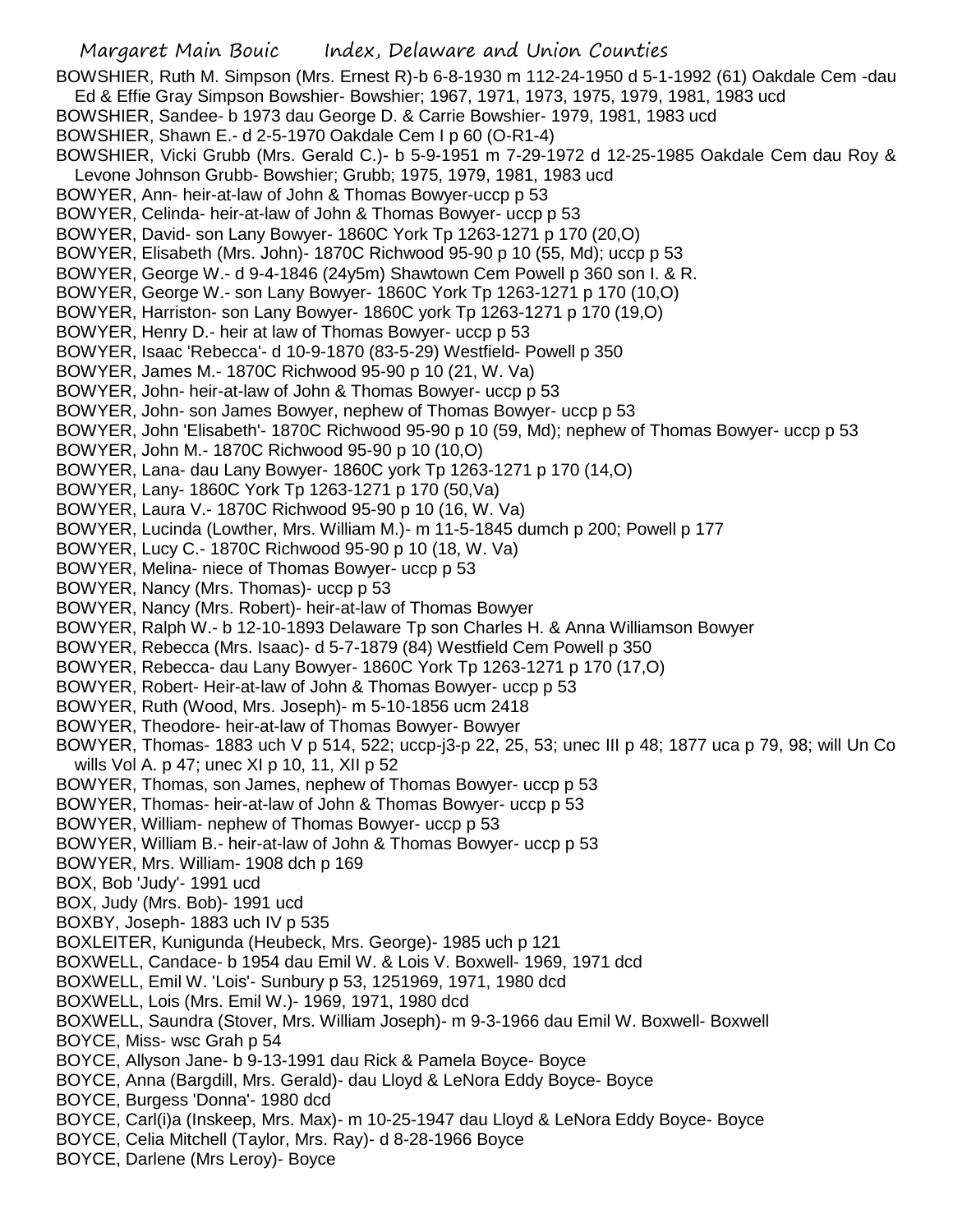BOWSHIER, Ruth M. Simpson (Mrs. Ernest R)-b 6-8-1930 m 112-24-1950 d 5-1-1992 (61) Oakdale Cem -dau Ed & Effie Gray Simpson Bowshier- Bowshier; 1967, 1971, 1973, 1975, 1979, 1981, 1983 ucd

BOWSHIER, Sandee- b 1973 dau George D. & Carrie Bowshier- 1979, 1981, 1983 ucd

BOWSHIER, Shawn E.- d 2-5-1970 Oakdale Cem I p 60 (O-R1-4)

BOWSHIER, Vicki Grubb (Mrs. Gerald C.)- b 5-9-1951 m 7-29-1972 d 12-25-1985 Oakdale Cem dau Roy & Levone Johnson Grubb- Bowshier; Grubb; 1975, 1979, 1981, 1983 ucd

BOWYER, Ann- heir-at-law of John & Thomas Bowyer-uccp p 53

BOWYER, Celinda- heir-at-law of John & Thomas Bowyer- uccp p 53

BOWYER, David- son Lany Bowyer- 1860C York Tp 1263-1271 p 170 (20,O)

BOWYER, Elisabeth (Mrs. John)- 1870C Richwood 95-90 p 10 (55, Md); uccp p 53

BOWYER, George W.- d 9-4-1846 (24y5m) Shawtown Cem Powell p 360 son I. & R.

BOWYER, George W.- son Lany Bowyer- 1860C York Tp 1263-1271 p 170 (10,O)

BOWYER, Harriston- son Lany Bowyer- 1860C york Tp 1263-1271 p 170 (19,O)

BOWYER, Henry D.- heir at law of Thomas Bowyer- uccp p 53

BOWYER, Isaac 'Rebecca'- d 10-9-1870 (83-5-29) Westfield- Powell p 350

BOWYER, James M.- 1870C Richwood 95-90 p 10 (21, W. Va)

BOWYER, John- heir-at-law of John & Thomas Bowyer- uccp p 53

BOWYER, John- son James Bowyer, nephew of Thomas Bowyer- uccp p 53

BOWYER, John 'Elisabeth'- 1870C Richwood 95-90 p 10 (59, Md); nephew of Thomas Bowyer- uccp p 53

BOWYER, John M.- 1870C Richwood 95-90 p 10 (10,O)

BOWYER, Lana- dau Lany Bowyer- 1860C york Tp 1263-1271 p 170 (14,O)

BOWYER, Lany- 1860C York Tp 1263-1271 p 170 (50,Va)

BOWYER, Laura V.- 1870C Richwood 95-90 p 10 (16, W. Va)

BOWYER, Lucinda (Lowther, Mrs. William M.)- m 11-5-1845 dumch p 200; Powell p 177

BOWYER, Lucy C.- 1870C Richwood 95-90 p 10 (18, W. Va)

BOWYER, Melina- niece of Thomas Bowyer- uccp p 53

BOWYER, Nancy (Mrs. Thomas)- uccp p 53

BOWYER, Nancy (Mrs. Robert)- heir-at-law of Thomas Bowyer

BOWYER, Ralph W.- b 12-10-1893 Delaware Tp son Charles H. & Anna Williamson Bowyer

BOWYER, Rebecca (Mrs. Isaac)- d 5-7-1879 (84) Westfield Cem Powell p 350

BOWYER, Rebecca- dau Lany Bowyer- 1860C York Tp 1263-1271 p 170 (17,O)

BOWYER, Robert- Heir-at-law of John & Thomas Bowyer- uccp p 53

BOWYER, Ruth (Wood, Mrs. Joseph)- m 5-10-1856 ucm 2418

BOWYER, Theodore- heir-at-law of Thomas Bowyer- Bowyer

BOWYER, Thomas- 1883 uch V p 514, 522; uccp-j3-p 22, 25, 53; unec III p 48; 1877 uca p 79, 98; will Un Co wills Vol A. p 47; unec XI p 10, 11, XII p 52

BOWYER, Thomas, son James, nephew of Thomas Bowyer- uccp p 53

BOWYER, Thomas- heir-at-law of John & Thomas Bowyer- uccp p 53

BOWYER, William- nephew of Thomas Bowyer- uccp p 53

BOWYER, William B.- heir-at-law of John & Thomas Bowyer- uccp p 53

BOWYER, Mrs. William- 1908 dch p 169

BOX, Bob 'Judy'- 1991 ucd

BOX, Judy (Mrs. Bob)- 1991 ucd

BOXBY, Joseph- 1883 uch IV p 535

BOXLEITER, Kunigunda (Heubeck, Mrs. George)- 1985 uch p 121

BOXWELL, Candace- b 1954 dau Emil W. & Lois V. Boxwell- 1969, 1971 dcd

BOXWELL, Emil W. 'Lois'- Sunbury p 53, 1251969, 1971, 1980 dcd

BOXWELL, Lois (Mrs. Emil W.)- 1969, 1971, 1980 dcd

BOXWELL, Saundra (Stover, Mrs. William Joseph)- m 9-3-1966 dau Emil W. Boxwell- Boxwell

BOYCE, Miss- wsc Grah p 54

BOYCE, Allyson Jane- b 9-13-1991 dau Rick & Pamela Boyce- Boyce

BOYCE, Anna (Bargdill, Mrs. Gerald)- dau Lloyd & LeNora Eddy Boyce- Boyce

BOYCE, Burgess 'Donna'- 1980 dcd

BOYCE, Carl(i)a (Inskeep, Mrs. Max)- m 10-25-1947 dau Lloyd & LeNora Eddy Boyce- Boyce

BOYCE, Celia Mitchell (Taylor, Mrs. Ray)- d 8-28-1966 Boyce

BOYCE, Darlene (Mrs Leroy)- Boyce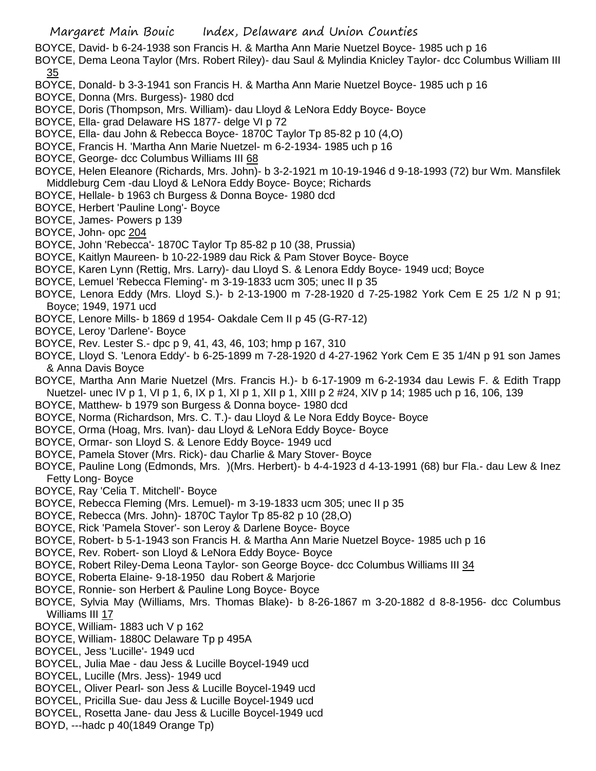BOYCE, David- b 6-24-1938 son Francis H. & Martha Ann Marie Nuetzel Boyce- 1985 uch p 16

BOYCE, Dema Leona Taylor (Mrs. Robert Riley)- dau Saul & Mylindia Knicley Taylor- dcc Columbus William III 35

BOYCE, Donald- b 3-3-1941 son Francis H. & Martha Ann Marie Nuetzel Boyce- 1985 uch p 16

BOYCE, Donna (Mrs. Burgess)- 1980 dcd

BOYCE, Doris (Thompson, Mrs. William)- dau Lloyd & LeNora Eddy Boyce- Boyce

BOYCE, Ella- grad Delaware HS 1877- delge VI p 72

BOYCE, Ella- dau John & Rebecca Boyce- 1870C Taylor Tp 85-82 p 10 (4,O)

BOYCE, Francis H. 'Martha Ann Marie Nuetzel- m 6-2-1934- 1985 uch p 16

BOYCE, George- dcc Columbus Williams III 68

BOYCE, Helen Eleanore (Richards, Mrs. John)- b 3-2-1921 m 10-19-1946 d 9-18-1993 (72) bur Wm. Mansfilek Middleburg Cem -dau Lloyd & LeNora Eddy Boyce- Boyce; Richards

BOYCE, Hellale- b 1963 ch Burgess & Donna Boyce- 1980 dcd

BOYCE, Herbert 'Pauline Long'- Boyce

BOYCE, James- Powers p 139

BOYCE, John- opc 204

BOYCE, John 'Rebecca'- 1870C Taylor Tp 85-82 p 10 (38, Prussia)

BOYCE, Kaitlyn Maureen- b 10-22-1989 dau Rick & Pam Stover Boyce- Boyce

BOYCE, Karen Lynn (Rettig, Mrs. Larry)- dau Lloyd S. & Lenora Eddy Boyce- 1949 ucd; Boyce

BOYCE, Lemuel 'Rebecca Fleming'- m 3-19-1833 ucm 305; unec II p 35

BOYCE, Lenora Eddy (Mrs. Lloyd S.)- b 2-13-1900 m 7-28-1920 d 7-25-1982 York Cem E 25 1/2 N p 91; Boyce; 1949, 1971 ucd

BOYCE, Lenore Mills- b 1869 d 1954- Oakdale Cem II p 45 (G-R7-12)

BOYCE, Leroy 'Darlene'- Boyce

BOYCE, Rev. Lester S.- dpc p 9, 41, 43, 46, 103; hmp p 167, 310

BOYCE, Lloyd S. 'Lenora Eddy'- b 6-25-1899 m 7-28-1920 d 4-27-1962 York Cem E 35 1/4N p 91 son James & Anna Davis Boyce

BOYCE, Martha Ann Marie Nuetzel (Mrs. Francis H.)- b 6-17-1909 m 6-2-1934 dau Lewis F. & Edith Trapp Nuetzel- unec IV p 1, VI p 1, 6, IX p 1, XI p 1, XII p 1, XIII p 2 #24, XIV p 14; 1985 uch p 16, 106, 139

BOYCE, Matthew- b 1979 son Burgess & Donna boyce- 1980 dcd

BOYCE, Norma (Richardson, Mrs. C. T.)- dau Lloyd & Le Nora Eddy Boyce- Boyce

BOYCE, Orma (Hoag, Mrs. Ivan)- dau Lloyd & LeNora Eddy Boyce- Boyce

BOYCE, Ormar- son Lloyd S. & Lenore Eddy Boyce- 1949 ucd

BOYCE, Pamela Stover (Mrs. Rick)- dau Charlie & Mary Stover- Boyce

BOYCE, Pauline Long (Edmonds, Mrs. )(Mrs. Herbert)- b 4-4-1923 d 4-13-1991 (68) bur Fla.- dau Lew & Inez Fetty Long- Boyce

BOYCE, Ray 'Celia T. Mitchell'- Boyce

BOYCE, Rebecca Fleming (Mrs. Lemuel)- m 3-19-1833 ucm 305; unec II p 35

BOYCE, Rebecca (Mrs. John)- 1870C Taylor Tp 85-82 p 10 (28,O)

BOYCE, Rick 'Pamela Stover'- son Leroy & Darlene Boyce- Boyce

BOYCE, Robert- b 5-1-1943 son Francis H. & Martha Ann Marie Nuetzel Boyce- 1985 uch p 16

BOYCE, Rev. Robert- son Lloyd & LeNora Eddy Boyce- Boyce

BOYCE, Robert Riley-Dema Leona Taylor- son George Boyce- dcc Columbus Williams III 34

BOYCE, Roberta Elaine- 9-18-1950 dau Robert & Marjorie

BOYCE, Ronnie- son Herbert & Pauline Long Boyce- Boyce

BOYCE, Sylvia May (Williams, Mrs. Thomas Blake)- b 8-26-1867 m 3-20-1882 d 8-8-1956- dcc Columbus Williams III 17

BOYCE, William- 1883 uch V p 162

BOYCE, William- 1880C Delaware Tp p 495A

BOYCEL, Jess 'Lucille'- 1949 ucd

BOYCEL, Julia Mae - dau Jess & Lucille Boycel-1949 ucd

BOYCEL, Lucille (Mrs. Jess)- 1949 ucd

BOYCEL, Oliver Pearl- son Jess & Lucille Boycel-1949 ucd

BOYCEL, Pricilla Sue- dau Jess & Lucille Boycel-1949 ucd

BOYCEL, Rosetta Jane- dau Jess & Lucille Boycel-1949 ucd

BOYD, ---hadc p 40(1849 Orange Tp)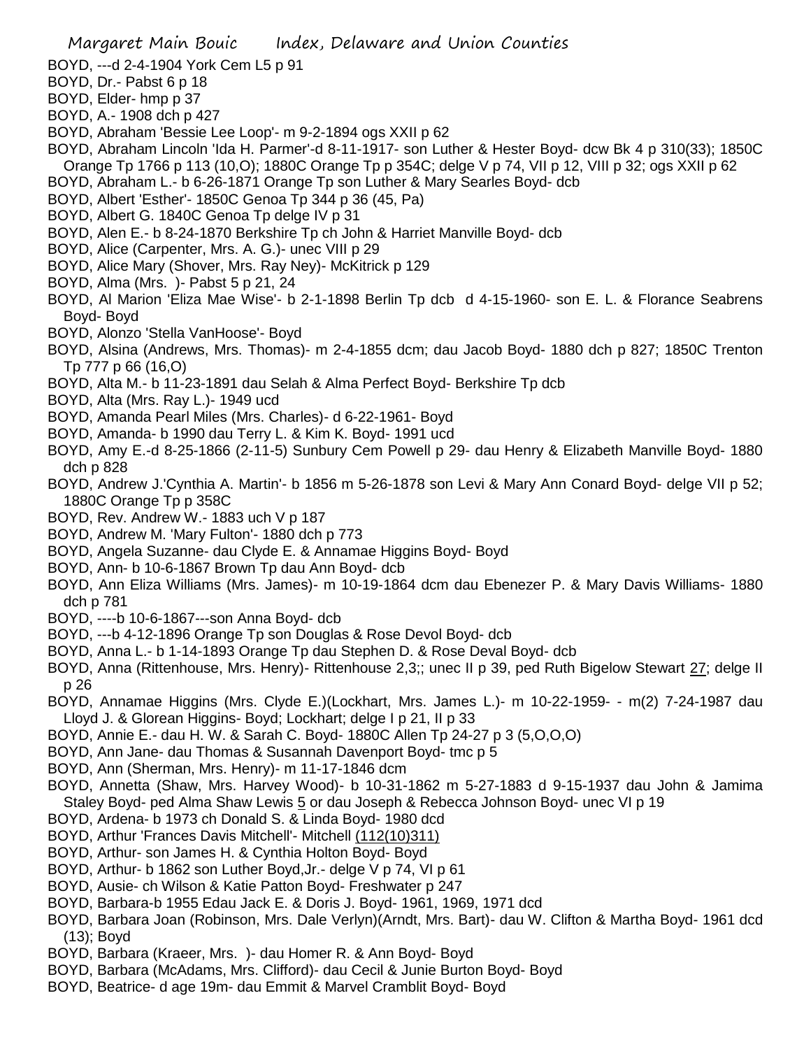BOYD, ---d 2-4-1904 York Cem L5 p 91

BOYD, Dr.- Pabst 6 p 18

BOYD, Elder- hmp p 37

BOYD, A.- 1908 dch p 427

BOYD, Abraham 'Bessie Lee Loop'- m 9-2-1894 ogs XXII p 62

BOYD, Abraham Lincoln 'Ida H. Parmer'-d 8-11-1917- son Luther & Hester Boyd- dcw Bk 4 p 310(33); 1850C Orange Tp 1766 p 113 (10,O); 1880C Orange Tp p 354C; delge V p 74, VII p 12, VIII p 32; ogs XXII p 62

BOYD, Abraham L.- b 6-26-1871 Orange Tp son Luther & Mary Searles Boyd- dcb

BOYD, Albert 'Esther'- 1850C Genoa Tp 344 p 36 (45, Pa)

BOYD, Albert G. 1840C Genoa Tp delge IV p 31

BOYD, Alen E.- b 8-24-1870 Berkshire Tp ch John & Harriet Manville Boyd- dcb

BOYD, Alice (Carpenter, Mrs. A. G.)- unec VIII p 29

BOYD, Alice Mary (Shover, Mrs. Ray Ney)- McKitrick p 129

BOYD, Alma (Mrs. )- Pabst 5 p 21, 24

BOYD, Al Marion 'Eliza Mae Wise'- b 2-1-1898 Berlin Tp dcb d 4-15-1960- son E. L. & Florance Seabrens Boyd- Boyd

BOYD, Alonzo 'Stella VanHoose'- Boyd

BOYD, Alsina (Andrews, Mrs. Thomas)- m 2-4-1855 dcm; dau Jacob Boyd- 1880 dch p 827; 1850C Trenton Tp 777 p 66 (16,O)

BOYD, Alta M.- b 11-23-1891 dau Selah & Alma Perfect Boyd- Berkshire Tp dcb

BOYD, Alta (Mrs. Ray L.)- 1949 ucd

BOYD, Amanda Pearl Miles (Mrs. Charles)- d 6-22-1961- Boyd

BOYD, Amanda- b 1990 dau Terry L. & Kim K. Boyd- 1991 ucd

BOYD, Amy E.-d 8-25-1866 (2-11-5) Sunbury Cem Powell p 29- dau Henry & Elizabeth Manville Boyd- 1880 dch p 828

BOYD, Andrew J.'Cynthia A. Martin'- b 1856 m 5-26-1878 son Levi & Mary Ann Conard Boyd- delge VII p 52; 1880C Orange Tp p 358C

BOYD, Rev. Andrew W.- 1883 uch V p 187

BOYD, Andrew M. 'Mary Fulton'- 1880 dch p 773

BOYD, Angela Suzanne- dau Clyde E. & Annamae Higgins Boyd- Boyd

BOYD, Ann- b 10-6-1867 Brown Tp dau Ann Boyd- dcb

BOYD, Ann Eliza Williams (Mrs. James)- m 10-19-1864 dcm dau Ebenezer P. & Mary Davis Williams- 1880 dch p 781

BOYD, ----b 10-6-1867---son Anna Boyd- dcb

BOYD, ---b 4-12-1896 Orange Tp son Douglas & Rose Devol Boyd- dcb

BOYD, Anna L.- b 1-14-1893 Orange Tp dau Stephen D. & Rose Deval Boyd- dcb

BOYD, Anna (Rittenhouse, Mrs. Henry)- Rittenhouse 2,3;; unec II p 39, ped Ruth Bigelow Stewart 27; delge II p 26

BOYD, Annamae Higgins (Mrs. Clyde E.)(Lockhart, Mrs. James L.)- m 10-22-1959- - m(2) 7-24-1987 dau Lloyd J. & Glorean Higgins- Boyd; Lockhart; delge I p 21, II p 33

BOYD, Annie E.- dau H. W. & Sarah C. Boyd- 1880C Allen Tp 24-27 p 3 (5,O,O,O)

BOYD, Ann Jane- dau Thomas & Susannah Davenport Boyd- tmc p 5

BOYD, Ann (Sherman, Mrs. Henry)- m 11-17-1846 dcm

BOYD, Annetta (Shaw, Mrs. Harvey Wood)- b 10-31-1862 m 5-27-1883 d 9-15-1937 dau John & Jamima Staley Boyd- ped Alma Shaw Lewis 5 or dau Joseph & Rebecca Johnson Boyd- unec VI p 19

BOYD, Ardena- b 1973 ch Donald S. & Linda Boyd- 1980 dcd

BOYD, Arthur 'Frances Davis Mitchell'- Mitchell (112(10)311)

BOYD, Arthur- son James H. & Cynthia Holton Boyd- Boyd

BOYD, Arthur- b 1862 son Luther Boyd,Jr.- delge V p 74, VI p 61

BOYD, Ausie- ch Wilson & Katie Patton Boyd- Freshwater p 247

BOYD, Barbara-b 1955 Edau Jack E. & Doris J. Boyd- 1961, 1969, 1971 dcd

BOYD, Barbara Joan (Robinson, Mrs. Dale Verlyn)(Arndt, Mrs. Bart)- dau W. Clifton & Martha Boyd- 1961 dcd (13); Boyd

BOYD, Barbara (Kraeer, Mrs. )- dau Homer R. & Ann Boyd- Boyd

BOYD, Barbara (McAdams, Mrs. Clifford)- dau Cecil & Junie Burton Boyd- Boyd

BOYD, Beatrice- d age 19m- dau Emmit & Marvel Cramblit Boyd- Boyd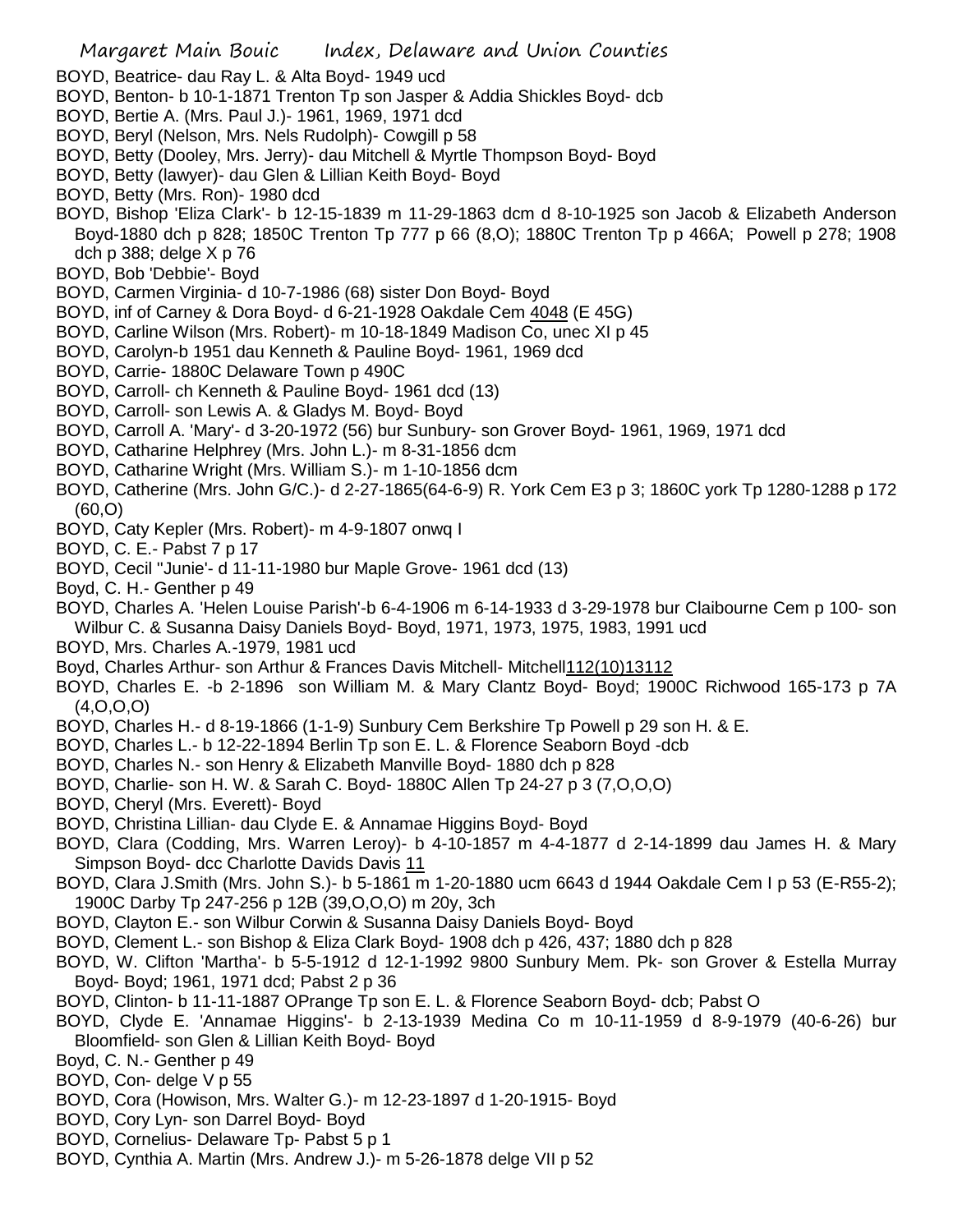BOYD, Beatrice- dau Ray L. & Alta Boyd- 1949 ucd

BOYD, Benton- b 10-1-1871 Trenton Tp son Jasper & Addia Shickles Boyd- dcb

BOYD, Bertie A. (Mrs. Paul J.)- 1961, 1969, 1971 dcd

BOYD, Beryl (Nelson, Mrs. Nels Rudolph)- Cowgill p 58

BOYD, Betty (Dooley, Mrs. Jerry)- dau Mitchell & Myrtle Thompson Boyd- Boyd

BOYD, Betty (lawyer)- dau Glen & Lillian Keith Boyd- Boyd

BOYD, Betty (Mrs. Ron)- 1980 dcd

BOYD, Bishop 'Eliza Clark'- b 12-15-1839 m 11-29-1863 dcm d 8-10-1925 son Jacob & Elizabeth Anderson Boyd-1880 dch p 828; 1850C Trenton Tp 777 p 66 (8,O); 1880C Trenton Tp p 466A; Powell p 278; 1908 dch p 388; delge X p 76

BOYD, Bob 'Debbie'- Boyd

BOYD, Carmen Virginia- d 10-7-1986 (68) sister Don Boyd- Boyd

BOYD, inf of Carney & Dora Boyd- d 6-21-1928 Oakdale Cem 4048 (E 45G)

BOYD, Carline Wilson (Mrs. Robert)- m 10-18-1849 Madison Co, unec XI p 45

BOYD, Carolyn-b 1951 dau Kenneth & Pauline Boyd- 1961, 1969 dcd

BOYD, Carrie- 1880C Delaware Town p 490C

BOYD, Carroll- ch Kenneth & Pauline Boyd- 1961 dcd (13)

BOYD, Carroll- son Lewis A. & Gladys M. Boyd- Boyd

BOYD, Carroll A. 'Mary'- d 3-20-1972 (56) bur Sunbury- son Grover Boyd- 1961, 1969, 1971 dcd

BOYD, Catharine Helphrey (Mrs. John L.)- m 8-31-1856 dcm

BOYD, Catharine Wright (Mrs. William S.)- m 1-10-1856 dcm

BOYD, Catherine (Mrs. John G/C.)- d 2-27-1865(64-6-9) R. York Cem E3 p 3; 1860C york Tp 1280-1288 p 172 (60,O)

BOYD, Caty Kepler (Mrs. Robert)- m 4-9-1807 onwq I

BOYD, C. E.- Pabst 7 p 17

BOYD, Cecil "Junie'- d 11-11-1980 bur Maple Grove- 1961 dcd (13)

Boyd, C. H.- Genther p 49

BOYD, Charles A. 'Helen Louise Parish'-b 6-4-1906 m 6-14-1933 d 3-29-1978 bur Claibourne Cem p 100- son Wilbur C. & Susanna Daisy Daniels Boyd- Boyd, 1971, 1973, 1975, 1983, 1991 ucd

BOYD, Mrs. Charles A.-1979, 1981 ucd

Boyd, Charles Arthur- son Arthur & Frances Davis Mitchell- Mitchell112(10)13112

BOYD, Charles E. -b 2-1896 son William M. & Mary Clantz Boyd- Boyd; 1900C Richwood 165-173 p 7A (4,O,O,O)

BOYD, Charles H.- d 8-19-1866 (1-1-9) Sunbury Cem Berkshire Tp Powell p 29 son H. & E.

BOYD, Charles L.- b 12-22-1894 Berlin Tp son E. L. & Florence Seaborn Boyd -dcb

BOYD, Charles N.- son Henry & Elizabeth Manville Boyd- 1880 dch p 828

BOYD, Charlie- son H. W. & Sarah C. Boyd- 1880C Allen Tp 24-27 p 3 (7,O,O,O)

BOYD, Cheryl (Mrs. Everett)- Boyd

BOYD, Christina Lillian- dau Clyde E. & Annamae Higgins Boyd- Boyd

BOYD, Clara (Codding, Mrs. Warren Leroy)- b 4-10-1857 m 4-4-1877 d 2-14-1899 dau James H. & Mary Simpson Boyd- dcc Charlotte Davids Davis 11

BOYD, Clara J.Smith (Mrs. John S.)- b 5-1861 m 1-20-1880 ucm 6643 d 1944 Oakdale Cem I p 53 (E-R55-2); 1900C Darby Tp 247-256 p 12B (39,O,O,O) m 20y, 3ch

BOYD, Clayton E.- son Wilbur Corwin & Susanna Daisy Daniels Boyd- Boyd

BOYD, Clement L.- son Bishop & Eliza Clark Boyd- 1908 dch p 426, 437; 1880 dch p 828

BOYD, W. Clifton 'Martha'- b 5-5-1912 d 12-1-1992 9800 Sunbury Mem. Pk- son Grover & Estella Murray Boyd- Boyd; 1961, 1971 dcd; Pabst 2 p 36

BOYD, Clinton- b 11-11-1887 OPrange Tp son E. L. & Florence Seaborn Boyd- dcb; Pabst O

BOYD, Clyde E. 'Annamae Higgins'- b 2-13-1939 Medina Co m 10-11-1959 d 8-9-1979 (40-6-26) bur Bloomfield- son Glen & Lillian Keith Boyd- Boyd

Boyd, C. N.- Genther p 49

BOYD, Con- delge V p 55

BOYD, Cora (Howison, Mrs. Walter G.)- m 12-23-1897 d 1-20-1915- Boyd

BOYD, Cory Lyn- son Darrel Boyd- Boyd

BOYD, Cornelius- Delaware Tp- Pabst 5 p 1

BOYD, Cynthia A. Martin (Mrs. Andrew J.)- m 5-26-1878 delge VII p 52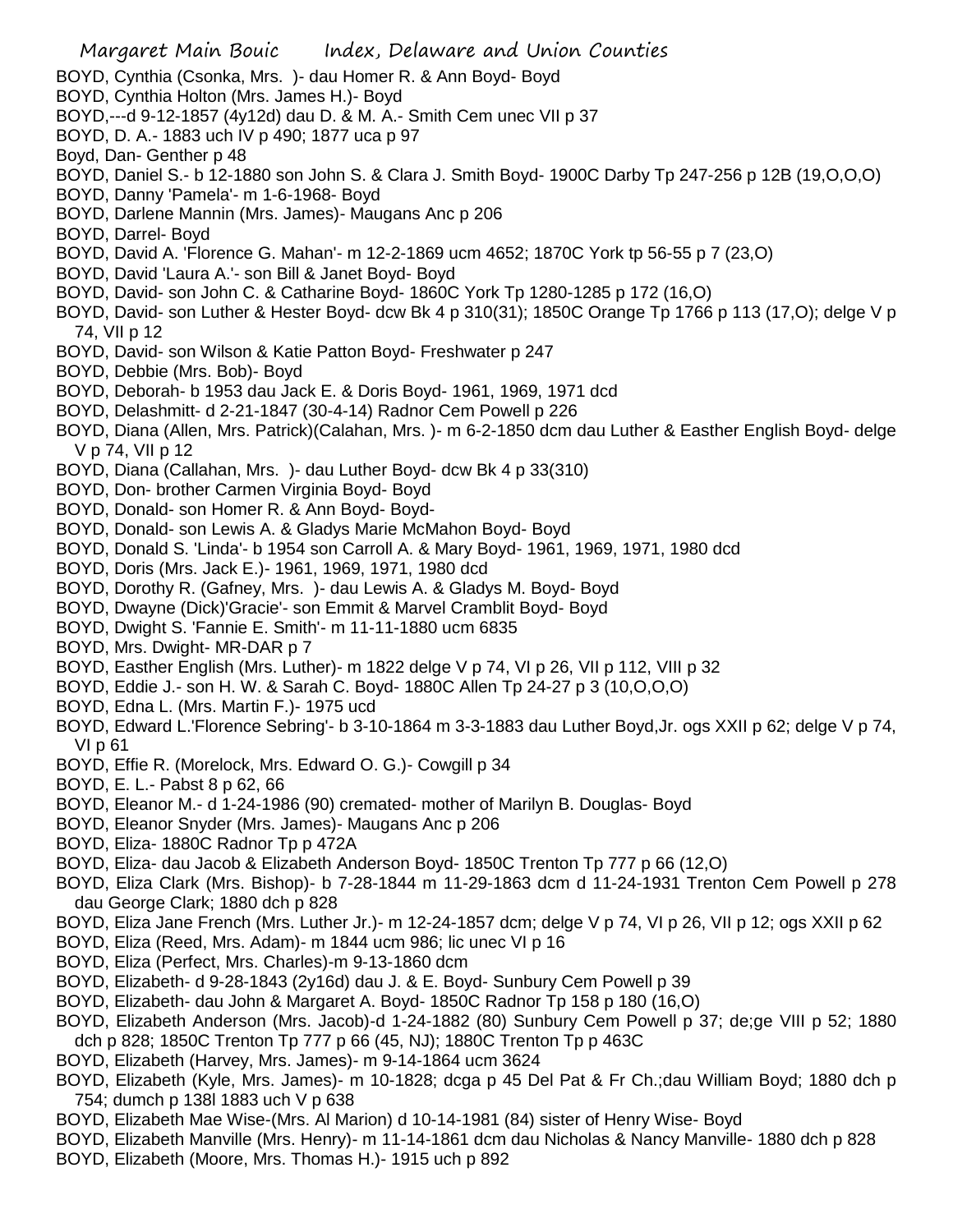BOYD, Cynthia (Csonka, Mrs. )- dau Homer R. & Ann Boyd- Boyd

BOYD, Cynthia Holton (Mrs. James H.)- Boyd

BOYD,---d 9-12-1857 (4y12d) dau D. & M. A.- Smith Cem unec VII p 37

BOYD, D. A.- 1883 uch IV p 490; 1877 uca p 97

Boyd, Dan- Genther p 48

BOYD, Daniel S.- b 12-1880 son John S. & Clara J. Smith Boyd- 1900C Darby Tp 247-256 p 12B (19,O,O,O)

BOYD, Danny 'Pamela'- m 1-6-1968- Boyd

BOYD, Darlene Mannin (Mrs. James)- Maugans Anc p 206

BOYD, Darrel- Boyd

BOYD, David A. 'Florence G. Mahan'- m 12-2-1869 ucm 4652; 1870C York tp 56-55 p 7 (23,O)

BOYD, David 'Laura A.'- son Bill & Janet Boyd- Boyd

BOYD, David- son John C. & Catharine Boyd- 1860C York Tp 1280-1285 p 172 (16,O)

BOYD, David- son Luther & Hester Boyd- dcw Bk 4 p 310(31); 1850C Orange Tp 1766 p 113 (17,O); delge V p 74, VII p 12

BOYD, David- son Wilson & Katie Patton Boyd- Freshwater p 247

BOYD, Debbie (Mrs. Bob)- Boyd

BOYD, Deborah- b 1953 dau Jack E. & Doris Boyd- 1961, 1969, 1971 dcd

BOYD, Delashmitt- d 2-21-1847 (30-4-14) Radnor Cem Powell p 226

BOYD, Diana (Allen, Mrs. Patrick)(Calahan, Mrs. )- m 6-2-1850 dcm dau Luther & Easther English Boyd- delge V p 74, VII p 12

BOYD, Diana (Callahan, Mrs. )- dau Luther Boyd- dcw Bk 4 p 33(310)

BOYD, Don- brother Carmen Virginia Boyd- Boyd

BOYD, Donald- son Homer R. & Ann Boyd- Boyd-

BOYD, Donald- son Lewis A. & Gladys Marie McMahon Boyd- Boyd

BOYD, Donald S. 'Linda'- b 1954 son Carroll A. & Mary Boyd- 1961, 1969, 1971, 1980 dcd

BOYD, Doris (Mrs. Jack E.)- 1961, 1969, 1971, 1980 dcd

BOYD, Dorothy R. (Gafney, Mrs. )- dau Lewis A. & Gladys M. Boyd- Boyd

BOYD, Dwayne (Dick)'Gracie'- son Emmit & Marvel Cramblit Boyd- Boyd

BOYD, Dwight S. 'Fannie E. Smith'- m 11-11-1880 ucm 6835

BOYD, Mrs. Dwight- MR-DAR p 7

BOYD, Easther English (Mrs. Luther)- m 1822 delge V p 74, VI p 26, VII p 112, VIII p 32

BOYD, Eddie J.- son H. W. & Sarah C. Boyd- 1880C Allen Tp 24-27 p 3 (10,O,O,O)

BOYD, Edna L. (Mrs. Martin F.)- 1975 ucd

BOYD, Edward L.'Florence Sebring'- b 3-10-1864 m 3-3-1883 dau Luther Boyd,Jr. ogs XXII p 62; delge V p 74, VI p 61

BOYD, Effie R. (Morelock, Mrs. Edward O. G.)- Cowgill p 34

BOYD, E. L.- Pabst 8 p 62, 66

BOYD, Eleanor M.- d 1-24-1986 (90) cremated- mother of Marilyn B. Douglas- Boyd

BOYD, Eleanor Snyder (Mrs. James)- Maugans Anc p 206

BOYD, Eliza- 1880C Radnor Tp p 472A

BOYD, Eliza- dau Jacob & Elizabeth Anderson Boyd- 1850C Trenton Tp 777 p 66 (12,O)

BOYD, Eliza Clark (Mrs. Bishop)- b 7-28-1844 m 11-29-1863 dcm d 11-24-1931 Trenton Cem Powell p 278 dau George Clark; 1880 dch p 828

BOYD, Eliza Jane French (Mrs. Luther Jr.)- m 12-24-1857 dcm; delge V p 74, VI p 26, VII p 12; ogs XXII p 62

BOYD, Eliza (Reed, Mrs. Adam)- m 1844 ucm 986; lic unec VI p 16

BOYD, Eliza (Perfect, Mrs. Charles)-m 9-13-1860 dcm

BOYD, Elizabeth- d 9-28-1843 (2y16d) dau J. & E. Boyd- Sunbury Cem Powell p 39

BOYD, Elizabeth- dau John & Margaret A. Boyd- 1850C Radnor Tp 158 p 180 (16,O)

BOYD, Elizabeth Anderson (Mrs. Jacob)-d 1-24-1882 (80) Sunbury Cem Powell p 37; de;ge VIII p 52; 1880 dch p 828; 1850C Trenton Tp 777 p 66 (45, NJ); 1880C Trenton Tp p 463C

BOYD, Elizabeth (Harvey, Mrs. James)- m 9-14-1864 ucm 3624

BOYD, Elizabeth (Kyle, Mrs. James)- m 10-1828; dcga p 45 Del Pat & Fr Ch.;dau William Boyd; 1880 dch p 754; dumch p 138l 1883 uch V p 638

BOYD, Elizabeth Mae Wise-(Mrs. Al Marion) d 10-14-1981 (84) sister of Henry Wise- Boyd

BOYD, Elizabeth Manville (Mrs. Henry)- m 11-14-1861 dcm dau Nicholas & Nancy Manville- 1880 dch p 828

BOYD, Elizabeth (Moore, Mrs. Thomas H.)- 1915 uch p 892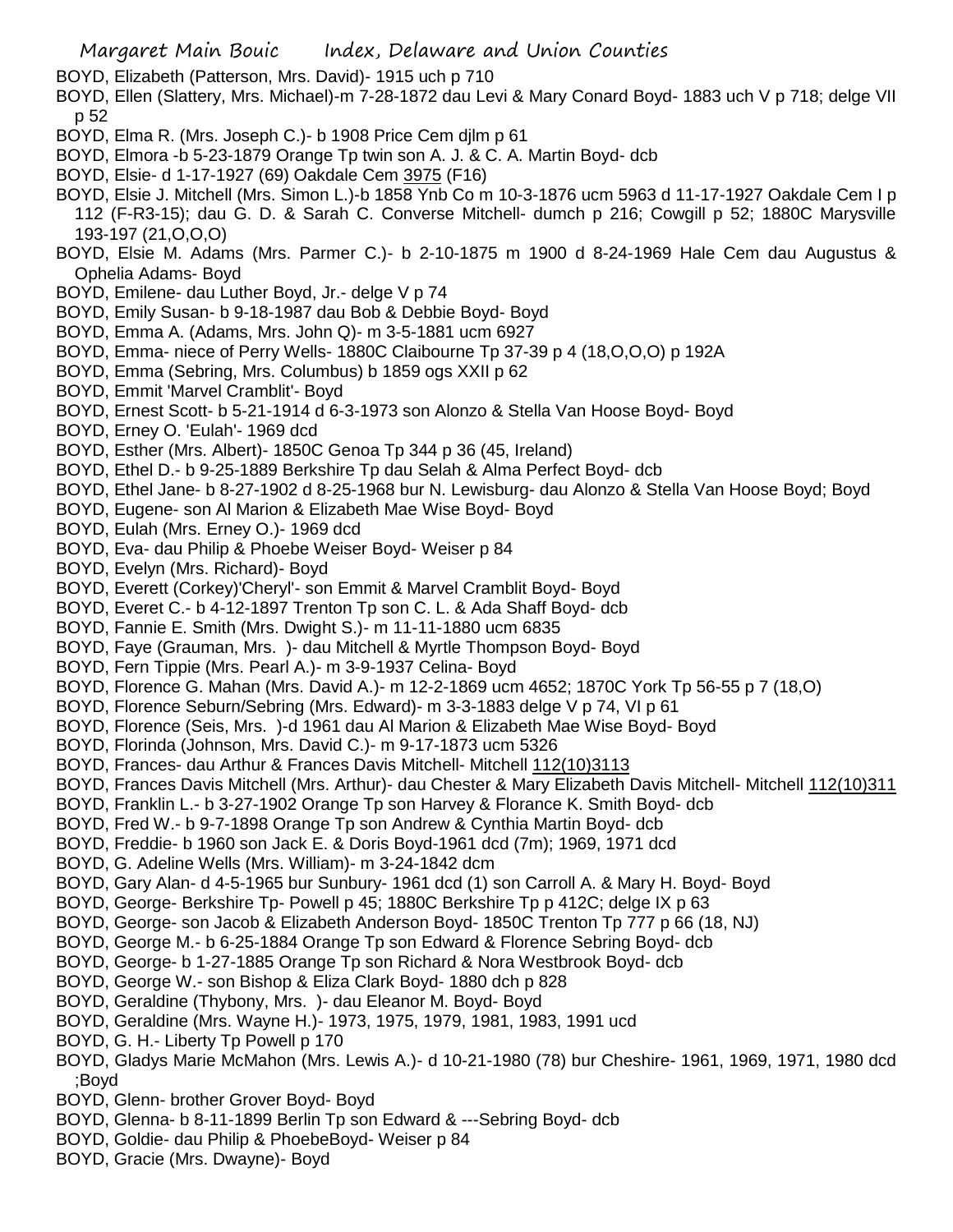BOYD, Elizabeth (Patterson, Mrs. David)- 1915 uch p 710

BOYD, Ellen (Slattery, Mrs. Michael)-m 7-28-1872 dau Levi & Mary Conard Boyd- 1883 uch V p 718; delge VII p 52

BOYD, Elma R. (Mrs. Joseph C.)- b 1908 Price Cem djlm p 61

BOYD, Elmora -b 5-23-1879 Orange Tp twin son A. J. & C. A. Martin Boyd- dcb

BOYD, Elsie- d 1-17-1927 (69) Oakdale Cem 3975 (F16)

BOYD, Elsie J. Mitchell (Mrs. Simon L.)-b 1858 Ynb Co m 10-3-1876 ucm 5963 d 11-17-1927 Oakdale Cem I p 112 (F-R3-15); dau G. D. & Sarah C. Converse Mitchell- dumch p 216; Cowgill p 52; 1880C Marysville 193-197 (21,O,O,O)

BOYD, Elsie M. Adams (Mrs. Parmer C.)- b 2-10-1875 m 1900 d 8-24-1969 Hale Cem dau Augustus & Ophelia Adams- Boyd

BOYD, Emilene- dau Luther Boyd, Jr.- delge V p 74

BOYD, Emily Susan- b 9-18-1987 dau Bob & Debbie Boyd- Boyd

BOYD, Emma A. (Adams, Mrs. John Q)- m 3-5-1881 ucm 6927

BOYD, Emma- niece of Perry Wells- 1880C Claibourne Tp 37-39 p 4 (18,O,O,O) p 192A

BOYD, Emma (Sebring, Mrs. Columbus) b 1859 ogs XXII p 62

BOYD, Emmit 'Marvel Cramblit'- Boyd

BOYD, Ernest Scott- b 5-21-1914 d 6-3-1973 son Alonzo & Stella Van Hoose Boyd- Boyd

BOYD, Erney O. 'Eulah'- 1969 dcd

BOYD, Esther (Mrs. Albert)- 1850C Genoa Tp 344 p 36 (45, Ireland)

BOYD, Ethel D.- b 9-25-1889 Berkshire Tp dau Selah & Alma Perfect Boyd- dcb

BOYD, Ethel Jane- b 8-27-1902 d 8-25-1968 bur N. Lewisburg- dau Alonzo & Stella Van Hoose Boyd; Boyd

BOYD, Eugene- son Al Marion & Elizabeth Mae Wise Boyd- Boyd

BOYD, Eulah (Mrs. Erney O.)- 1969 dcd

BOYD, Eva- dau Philip & Phoebe Weiser Boyd- Weiser p 84

BOYD, Evelyn (Mrs. Richard)- Boyd

BOYD, Everett (Corkey)'Cheryl'- son Emmit & Marvel Cramblit Boyd- Boyd

BOYD, Everet C.- b 4-12-1897 Trenton Tp son C. L. & Ada Shaff Boyd- dcb

BOYD, Fannie E. Smith (Mrs. Dwight S.)- m 11-11-1880 ucm 6835

BOYD, Faye (Grauman, Mrs. )- dau Mitchell & Myrtle Thompson Boyd- Boyd

BOYD, Fern Tippie (Mrs. Pearl A.)- m 3-9-1937 Celina- Boyd

BOYD, Florence G. Mahan (Mrs. David A.)- m 12-2-1869 ucm 4652; 1870C York Tp 56-55 p 7 (18,O)

BOYD, Florence Seburn/Sebring (Mrs. Edward)- m 3-3-1883 delge V p 74, VI p 61

BOYD, Florence (Seis, Mrs. )-d 1961 dau Al Marion & Elizabeth Mae Wise Boyd- Boyd

BOYD, Florinda (Johnson, Mrs. David C.)- m 9-17-1873 ucm 5326

BOYD, Frances- dau Arthur & Frances Davis Mitchell- Mitchell 112(10)3113

BOYD, Frances Davis Mitchell (Mrs. Arthur)- dau Chester & Mary Elizabeth Davis Mitchell- Mitchell 112(10)311

BOYD, Franklin L.- b 3-27-1902 Orange Tp son Harvey & Florance K. Smith Boyd- dcb

BOYD, Fred W.- b 9-7-1898 Orange Tp son Andrew & Cynthia Martin Boyd- dcb

BOYD, Freddie- b 1960 son Jack E. & Doris Boyd-1961 dcd (7m); 1969, 1971 dcd

BOYD, G. Adeline Wells (Mrs. William)- m 3-24-1842 dcm

BOYD, Gary Alan- d 4-5-1965 bur Sunbury- 1961 dcd (1) son Carroll A. & Mary H. Boyd- Boyd

BOYD, George- Berkshire Tp- Powell p 45; 1880C Berkshire Tp p 412C; delge IX p 63

BOYD, George- son Jacob & Elizabeth Anderson Boyd- 1850C Trenton Tp 777 p 66 (18, NJ)

BOYD, George M.- b 6-25-1884 Orange Tp son Edward & Florence Sebring Boyd- dcb

BOYD, George- b 1-27-1885 Orange Tp son Richard & Nora Westbrook Boyd- dcb

BOYD, George W.- son Bishop & Eliza Clark Boyd- 1880 dch p 828

BOYD, Geraldine (Thybony, Mrs. )- dau Eleanor M. Boyd- Boyd

BOYD, Geraldine (Mrs. Wayne H.)- 1973, 1975, 1979, 1981, 1983, 1991 ucd

BOYD, G. H.- Liberty Tp Powell p 170

BOYD, Gladys Marie McMahon (Mrs. Lewis A.)- d 10-21-1980 (78) bur Cheshire- 1961, 1969, 1971, 1980 dcd ;Boyd

BOYD, Glenn- brother Grover Boyd- Boyd

BOYD, Glenna- b 8-11-1899 Berlin Tp son Edward & ---Sebring Boyd- dcb

BOYD, Goldie- dau Philip & PhoebeBoyd- Weiser p 84

BOYD, Gracie (Mrs. Dwayne)- Boyd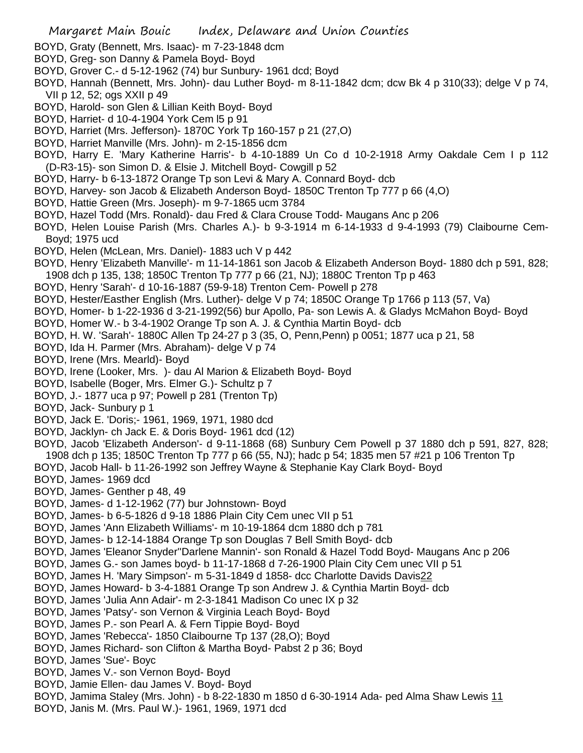BOYD, Graty (Bennett, Mrs. Isaac)- m 7-23-1848 dcm

BOYD, Greg- son Danny & Pamela Boyd- Boyd

BOYD, Grover C.- d 5-12-1962 (74) bur Sunbury- 1961 dcd; Boyd

BOYD, Hannah (Bennett, Mrs. John)- dau Luther Boyd- m 8-11-1842 dcm; dcw Bk 4 p 310(33); delge V p 74, VII p 12, 52; ogs XXII p 49

BOYD, Harold- son Glen & Lillian Keith Boyd- Boyd

BOYD, Harriet- d 10-4-1904 York Cem l5 p 91

BOYD, Harriet (Mrs. Jefferson)- 1870C York Tp 160-157 p 21 (27,O)

BOYD, Harriet Manville (Mrs. John)- m 2-15-1856 dcm

BOYD, Harry E. 'Mary Katherine Harris'- b 4-10-1889 Un Co d 10-2-1918 Army Oakdale Cem I p 112 (D-R3-15)- son Simon D. & Elsie J. Mitchell Boyd- Cowgill p 52

BOYD, Harry- b 6-13-1872 Orange Tp son Levi & Mary A. Connard Boyd- dcb

BOYD, Harvey- son Jacob & Elizabeth Anderson Boyd- 1850C Trenton Tp 777 p 66 (4,O)

BOYD, Hattie Green (Mrs. Joseph)- m 9-7-1865 ucm 3784

BOYD, Hazel Todd (Mrs. Ronald)- dau Fred & Clara Crouse Todd- Maugans Anc p 206

BOYD, Helen Louise Parish (Mrs. Charles A.)- b 9-3-1914 m 6-14-1933 d 9-4-1993 (79) Claibourne Cem- Boyd; 1975 ucd

BOYD, Helen (McLean, Mrs. Daniel)- 1883 uch V p 442

BOYD, Henry 'Elizabeth Manville'- m 11-14-1861 son Jacob & Elizabeth Anderson Boyd- 1880 dch p 591, 828; 1908 dch p 135, 138; 1850C Trenton Tp 777 p 66 (21, NJ); 1880C Trenton Tp p 463

BOYD, Henry 'Sarah'- d 10-16-1887 (59-9-18) Trenton Cem- Powell p 278

BOYD, Hester/Easther English (Mrs. Luther)- delge V p 74; 1850C Orange Tp 1766 p 113 (57, Va)

BOYD, Homer- b 1-22-1936 d 3-21-1992(56) bur Apollo, Pa- son Lewis A. & Gladys McMahon Boyd- Boyd

BOYD, Homer W.- b 3-4-1902 Orange Tp son A. J. & Cynthia Martin Boyd- dcb

BOYD, H. W. 'Sarah'- 1880C Allen Tp 24-27 p 3 (35, O, Penn,Penn) p 0051; 1877 uca p 21, 58

BOYD, Ida H. Parmer (Mrs. Abraham)- delge V p 74

BOYD, Irene (Mrs. Mearld)- Boyd

BOYD, Irene (Looker, Mrs. )- dau Al Marion & Elizabeth Boyd- Boyd

BOYD, Isabelle (Boger, Mrs. Elmer G.)- Schultz p 7

BOYD, J.- 1877 uca p 97; Powell p 281 (Trenton Tp)

BOYD, Jack- Sunbury p 1

BOYD, Jack E. 'Doris;- 1961, 1969, 1971, 1980 dcd

BOYD, Jacklyn- ch Jack E. & Doris Boyd- 1961 dcd (12)

BOYD, Jacob 'Elizabeth Anderson'- d 9-11-1868 (68) Sunbury Cem Powell p 37 1880 dch p 591, 827, 828; 1908 dch p 135; 1850C Trenton Tp 777 p 66 (55, NJ); hadc p 54; 1835 men 57 #21 p 106 Trenton Tp

BOYD, Jacob Hall- b 11-26-1992 son Jeffrey Wayne & Stephanie Kay Clark Boyd- Boyd

BOYD, James- 1969 dcd

BOYD, James- Genther p 48, 49

BOYD, James- d 1-12-1962 (77) bur Johnstown- Boyd

BOYD, James- b 6-5-1826 d 9-18 1886 Plain City Cem unec VII p 51

BOYD, James 'Ann Elizabeth Williams'- m 10-19-1864 dcm 1880 dch p 781

BOYD, James- b 12-14-1884 Orange Tp son Douglas 7 Bell Smith Boyd- dcb

BOYD, James 'Eleanor Snyder''Darlene Mannin'- son Ronald & Hazel Todd Boyd- Maugans Anc p 206

BOYD, James G.- son James boyd- b 11-17-1868 d 7-26-1900 Plain City Cem unec VII p 51

BOYD, James H. 'Mary Simpson'- m 5-31-1849 d 1858- dcc Charlotte Davids Davis22

BOYD, James Howard- b 3-4-1881 Orange Tp son Andrew J. & Cynthia Martin Boyd- dcb

BOYD, James 'Julia Ann Adair'- m 2-3-1841 Madison Co unec IX p 32

BOYD, James 'Patsy'- son Vernon & Virginia Leach Boyd- Boyd

BOYD, James P.- son Pearl A. & Fern Tippie Boyd- Boyd

BOYD, James 'Rebecca'- 1850 Claibourne Tp 137 (28,O); Boyd

BOYD, James Richard- son Clifton & Martha Boyd- Pabst 2 p 36; Boyd

BOYD, James 'Sue'- Boyc

BOYD, James V.- son Vernon Boyd- Boyd

BOYD, Jamie Ellen- dau James V. Boyd- Boyd

BOYD, Jamima Staley (Mrs. John) - b 8-22-1830 m 1850 d 6-30-1914 Ada- ped Alma Shaw Lewis 11

BOYD, Janis M. (Mrs. Paul W.)- 1961, 1969, 1971 dcd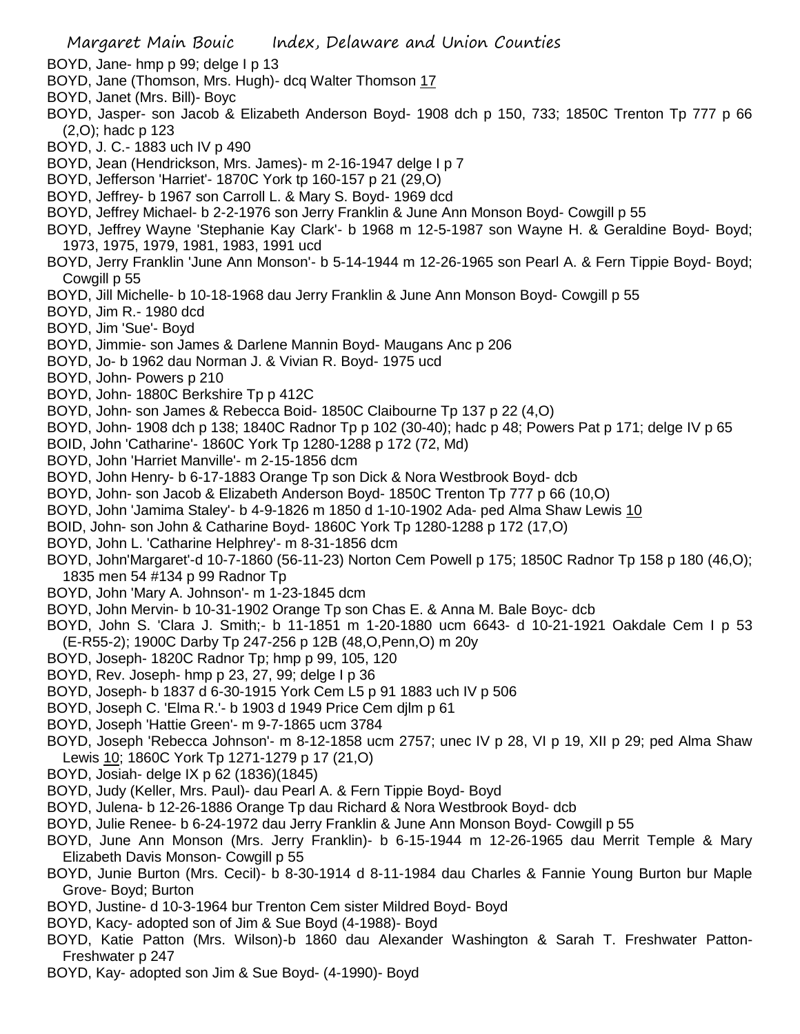BOYD, Jane- hmp p 99; delge I p 13
BOYD, Jane (Thomson, Mrs. Hugh)- dcq Walter Thomson 17
BOYD, Janet (Mrs. Bill)- Boyc
BOYD, Jasper- son Jacob & Elizabeth Anderson Boyd- 1908 dch p 150, 733; 1850C Trenton Tp 777 p 66 (2,O); hadc p 123
BOYD, J. C.- 1883 uch IV p 490
BOYD, Jean (Hendrickson, Mrs. James)- m 2-16-1947 delge I p 7
BOYD, Jefferson 'Harriet'- 1870C York tp 160-157 p 21 (29,O)
BOYD, Jeffrey- b 1967 son Carroll L. & Mary S. Boyd- 1969 dcd
BOYD, Jeffrey Michael- b 2-2-1976 son Jerry Franklin & June Ann Monson Boyd- Cowgill p 55
BOYD, Jeffrey Wayne 'Stephanie Kay Clark'- b 1968 m 12-5-1987 son Wayne H. & Geraldine Boyd- Boyd; 1973, 1975, 1979, 1981, 1983, 1991 ucd
BOYD, Jerry Franklin 'June Ann Monson'- b 5-14-1944 m 12-26-1965 son Pearl A. & Fern Tippie Boyd- Boyd; Cowgill p 55
BOYD, Jill Michelle- b 10-18-1968 dau Jerry Franklin & June Ann Monson Boyd- Cowgill p 55
BOYD, Jim R.- 1980 dcd
BOYD, Jim 'Sue'- Boyd
BOYD, Jimmie- son James & Darlene Mannin Boyd- Maugans Anc p 206
BOYD, Jo- b 1962 dau Norman J. & Vivian R. Boyd- 1975 ucd
BOYD, John- Powers p 210
BOYD, John- 1880C Berkshire Tp p 412C
BOYD, John- son James & Rebecca Boid- 1850C Claibourne Tp 137 p 22 (4,O)
BOYD, John- 1908 dch p 138; 1840C Radnor Tp p 102 (30-40); hadc p 48; Powers Pat p 171; delge IV p 65
BOID, John 'Catharine'- 1860C York Tp 1280-1288 p 172 (72, Md)
BOYD, John 'Harriet Manville'- m 2-15-1856 dcm
BOYD, John Henry- b 6-17-1883 Orange Tp son Dick & Nora Westbrook Boyd- dcb
BOYD, John- son Jacob & Elizabeth Anderson Boyd- 1850C Trenton Tp 777 p 66 (10,O)
BOYD, John 'Jamima Staley'- b 4-9-1826 m 1850 d 1-10-1902 Ada- ped Alma Shaw Lewis 10
BOID, John- son John & Catharine Boyd- 1860C York Tp 1280-1288 p 172 (17,O)
BOYD, John L. 'Catharine Helphrey'- m 8-31-1856 dcm
BOYD, John'Margaret'-d 10-7-1860 (56-11-23) Norton Cem Powell p 175; 1850C Radnor Tp 158 p 180 (46,O); 1835 men 54 #134 p 99 Radnor Tp
BOYD, John 'Mary A. Johnson'- m 1-23-1845 dcm
BOYD, John Mervin- b 10-31-1902 Orange Tp son Chas E. & Anna M. Bale Boyc- dcb
BOYD, John S. 'Clara J. Smith;- b 11-1851 m 1-20-1880 ucm 6643- d 10-21-1921 Oakdale Cem I p 53 (E-R55-2); 1900C Darby Tp 247-256 p 12B (48,O,Penn,O) m 20y
BOYD, Joseph- 1820C Radnor Tp; hmp p 99, 105, 120
BOYD, Rev. Joseph- hmp p 23, 27, 99; delge I p 36
BOYD, Joseph- b 1837 d 6-30-1915 York Cem L5 p 91 1883 uch IV p 506
BOYD, Joseph C. 'Elma R.'- b 1903 d 1949 Price Cem djlm p 61
BOYD, Joseph 'Hattie Green'- m 9-7-1865 ucm 3784
BOYD, Joseph 'Rebecca Johnson'- m 8-12-1858 ucm 2757; unec IV p 28, VI p 19, XII p 29; ped Alma Shaw Lewis 10; 1860C York Tp 1271-1279 p 17 (21,O)
BOYD, Josiah- delge IX p 62 (1836)(1845)
BOYD, Judy (Keller, Mrs. Paul)- dau Pearl A. & Fern Tippie Boyd- Boyd
BOYD, Julena- b 12-26-1886 Orange Tp dau Richard & Nora Westbrook Boyd- dcb
BOYD, Julie Renee- b 6-24-1972 dau Jerry Franklin & June Ann Monson Boyd- Cowgill p 55
BOYD, June Ann Monson (Mrs. Jerry Franklin)- b 6-15-1944 m 12-26-1965 dau Merrit Temple & Mary Elizabeth Davis Monson- Cowgill p 55
BOYD, Junie Burton (Mrs. Cecil)- b 8-30-1914 d 8-11-1984 dau Charles & Fannie Young Burton bur Maple Grove- Boyd; Burton
BOYD, Justine- d 10-3-1964 bur Trenton Cem sister Mildred Boyd- Boyd
BOYD, Kacy- adopted son of Jim & Sue Boyd (4-1988)- Boyd
BOYD, Katie Patton (Mrs. Wilson)-b 1860 dau Alexander Washington & Sarah T. Freshwater Patton- Freshwater p 247
BOYD, Kay- adopted son Jim & Sue Boyd- (4-1990)- Boyd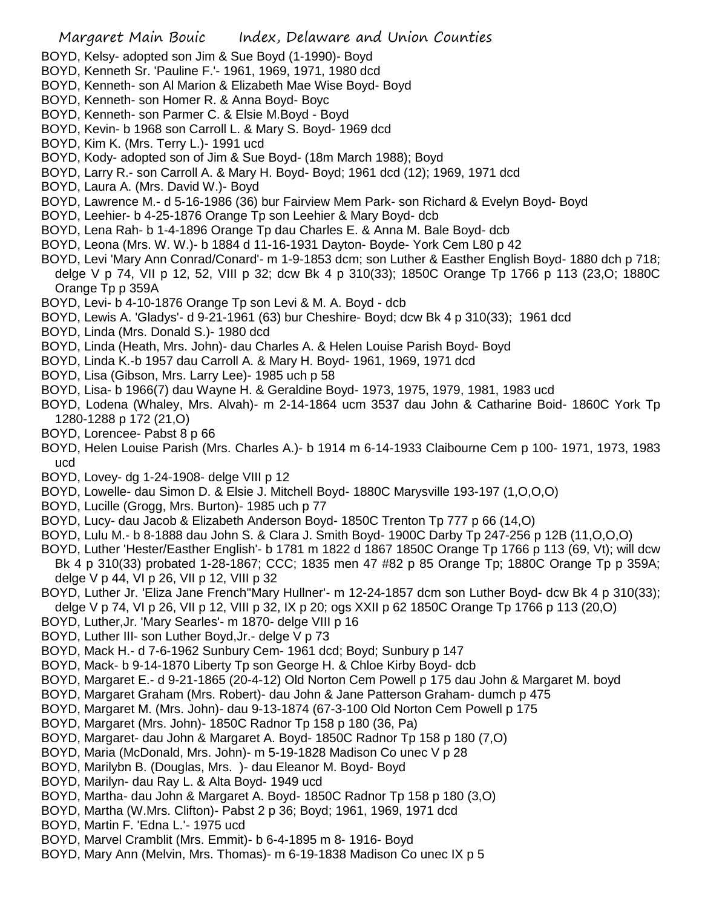BOYD, Kelsy- adopted son Jim & Sue Boyd (1-1990)- Boyd
BOYD, Kenneth Sr. 'Pauline F.'- 1961, 1969, 1971, 1980 dcd
BOYD, Kenneth- son Al Marion & Elizabeth Mae Wise Boyd- Boyd
BOYD, Kenneth- son Homer R. & Anna Boyd- Boyc
BOYD, Kenneth- son Parmer C. & Elsie M.Boyd - Boyd
BOYD, Kevin- b 1968 son Carroll L. & Mary S. Boyd- 1969 dcd
BOYD, Kim K. (Mrs. Terry L.)- 1991 ucd
BOYD, Kody- adopted son of Jim & Sue Boyd- (18m March 1988); Boyd
BOYD, Larry R.- son Carroll A. & Mary H. Boyd- Boyd; 1961 dcd (12); 1969, 1971 dcd
BOYD, Laura A. (Mrs. David W.)- Boyd
BOYD, Lawrence M.- d 5-16-1986 (36) bur Fairview Mem Park- son Richard & Evelyn Boyd- Boyd
BOYD, Leehier- b 4-25-1876 Orange Tp son Leehier & Mary Boyd- dcb
BOYD, Lena Rah- b 1-4-1896 Orange Tp dau Charles E. & Anna M. Bale Boyd- dcb
BOYD, Leona (Mrs. W. W.)- b 1884 d 11-16-1931 Dayton- Boyde- York Cem L80 p 42
BOYD, Levi 'Mary Ann Conrad/Conard'- m 1-9-1853 dcm; son Luther & Easther English Boyd- 1880 dch p 718; delge V p 74, VII p 12, 52, VIII p 32; dcw Bk 4 p 310(33); 1850C Orange Tp 1766 p 113 (23,O; 1880C Orange Tp p 359A
BOYD, Levi- b 4-10-1876 Orange Tp son Levi & M. A. Boyd - dcb
BOYD, Lewis A. 'Gladys'- d 9-21-1961 (63) bur Cheshire- Boyd; dcw Bk 4 p 310(33); 1961 dcd
BOYD, Linda (Mrs. Donald S.)- 1980 dcd
BOYD, Linda (Heath, Mrs. John)- dau Charles A. & Helen Louise Parish Boyd- Boyd
BOYD, Linda K.-b 1957 dau Carroll A. & Mary H. Boyd- 1961, 1969, 1971 dcd
BOYD, Lisa (Gibson, Mrs. Larry Lee)- 1985 uch p 58
BOYD, Lisa- b 1966(7) dau Wayne H. & Geraldine Boyd- 1973, 1975, 1979, 1981, 1983 ucd
BOYD, Lodena (Whaley, Mrs. Alvah)- m 2-14-1864 ucm 3537 dau John & Catharine Boid- 1860C York Tp 1280-1288 p 172 (21,O)
BOYD, Lorencee- Pabst 8 p 66
BOYD, Helen Louise Parish (Mrs. Charles A.)- b 1914 m 6-14-1933 Claibourne Cem p 100- 1971, 1973, 1983 ucd
BOYD, Lovey- dg 1-24-1908- delge VIII p 12
BOYD, Lowelle- dau Simon D. & Elsie J. Mitchell Boyd- 1880C Marysville 193-197 (1,O,O,O)
BOYD, Lucille (Grogg, Mrs. Burton)- 1985 uch p 77
BOYD, Lucy- dau Jacob & Elizabeth Anderson Boyd- 1850C Trenton Tp 777 p 66 (14,O)
BOYD, Lulu M.- b 8-1888 dau John S. & Clara J. Smith Boyd- 1900C Darby Tp 247-256 p 12B (11,O,O,O)
BOYD, Luther 'Hester/Easther English'- b 1781 m 1822 d 1867 1850C Orange Tp 1766 p 113 (69, Vt); will dcw Bk 4 p 310(33) probated 1-28-1867; CCC; 1835 men 47 #82 p 85 Orange Tp; 1880C Orange Tp p 359A; delge V p 44, VI p 26, VII p 12, VIII p 32
BOYD, Luther Jr. 'Eliza Jane French"Mary Hullner'- m 12-24-1857 dcm son Luther Boyd- dcw Bk 4 p 310(33); delge V p 74, VI p 26, VII p 12, VIII p 32, IX p 20; ogs XXII p 62 1850C Orange Tp 1766 p 113 (20,O)
BOYD, Luther,Jr. 'Mary Searles'- m 1870- delge VIII p 16
BOYD, Luther III- son Luther Boyd,Jr.- delge V p 73
BOYD, Mack H.- d 7-6-1962 Sunbury Cem- 1961 dcd; Boyd; Sunbury p 147
BOYD, Mack- b 9-14-1870 Liberty Tp son George H. & Chloe Kirby Boyd- dcb
BOYD, Margaret E.- d 9-21-1865 (20-4-12) Old Norton Cem Powell p 175 dau John & Margaret M. boyd
BOYD, Margaret Graham (Mrs. Robert)- dau John & Jane Patterson Graham- dumch p 475
BOYD, Margaret M. (Mrs. John)- dau 9-13-1874 (67-3-100 Old Norton Cem Powell p 175
BOYD, Margaret (Mrs. John)- 1850C Radnor Tp 158 p 180 (36, Pa)
BOYD, Margaret- dau John & Margaret A. Boyd- 1850C Radnor Tp 158 p 180 (7,O)
BOYD, Maria (McDonald, Mrs. John)- m 5-19-1828 Madison Co unec V p 28
BOYD, Marilybn B. (Douglas, Mrs. )- dau Eleanor M. Boyd- Boyd
BOYD, Marilyn- dau Ray L. & Alta Boyd- 1949 ucd
BOYD, Martha- dau John & Margaret A. Boyd- 1850C Radnor Tp 158 p 180 (3,O)
BOYD, Martha (W.Mrs. Clifton)- Pabst 2 p 36; Boyd; 1961, 1969, 1971 dcd
BOYD, Martin F. 'Edna L.'- 1975 ucd
BOYD, Marvel Cramblit (Mrs. Emmit)- b 6-4-1895 m 8- 1916- Boyd
BOYD, Mary Ann (Melvin, Mrs. Thomas)- m 6-19-1838 Madison Co unec IX p 5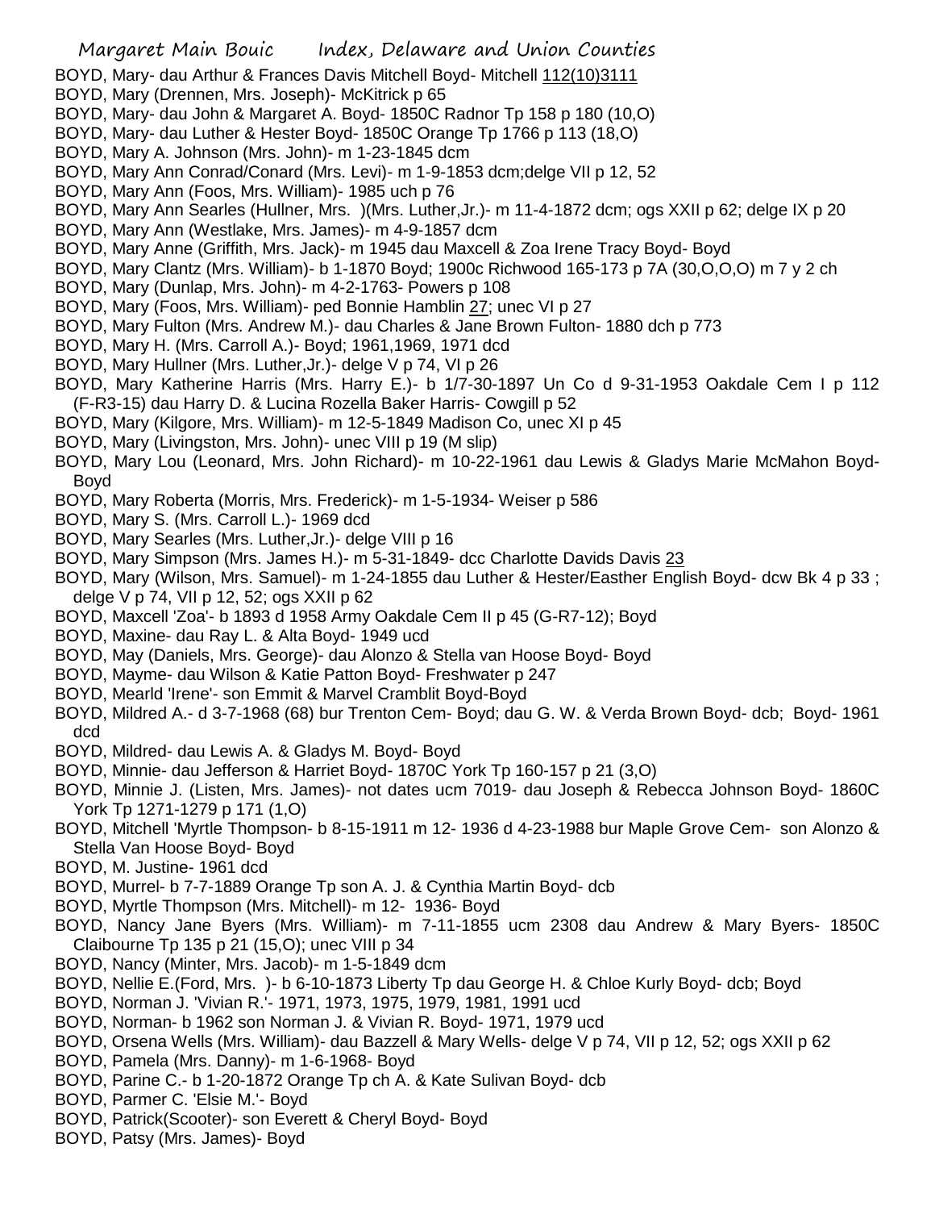BOYD, Mary- dau Arthur & Frances Davis Mitchell Boyd- Mitchell 112(10)3111

BOYD, Mary (Drennen, Mrs. Joseph)- McKitrick p 65

BOYD, Mary- dau John & Margaret A. Boyd- 1850C Radnor Tp 158 p 180 (10,O)

BOYD, Mary- dau Luther & Hester Boyd- 1850C Orange Tp 1766 p 113 (18,O)

BOYD, Mary A. Johnson (Mrs. John)- m 1-23-1845 dcm

BOYD, Mary Ann Conrad/Conard (Mrs. Levi)- m 1-9-1853 dcm;delge VII p 12, 52

BOYD, Mary Ann (Foos, Mrs. William)- 1985 uch p 76

BOYD, Mary Ann Searles (Hullner, Mrs. )(Mrs. Luther,Jr.)- m 11-4-1872 dcm; ogs XXII p 62; delge IX p 20

BOYD, Mary Ann (Westlake, Mrs. James)- m 4-9-1857 dcm

BOYD, Mary Anne (Griffith, Mrs. Jack)- m 1945 dau Maxcell & Zoa Irene Tracy Boyd- Boyd

BOYD, Mary Clantz (Mrs. William)- b 1-1870 Boyd; 1900c Richwood 165-173 p 7A (30,O,O,O) m 7 y 2 ch

BOYD, Mary (Dunlap, Mrs. John)- m 4-2-1763- Powers p 108

BOYD, Mary (Foos, Mrs. William)- ped Bonnie Hamblin 27; unec VI p 27

BOYD, Mary Fulton (Mrs. Andrew M.)- dau Charles & Jane Brown Fulton- 1880 dch p 773

BOYD, Mary H. (Mrs. Carroll A.)- Boyd; 1961,1969, 1971 dcd

BOYD, Mary Hullner (Mrs. Luther,Jr.)- delge V p 74, VI p 26

BOYD, Mary Katherine Harris (Mrs. Harry E.)- b 1/7-30-1897 Un Co d 9-31-1953 Oakdale Cem I p 112 (F-R3-15) dau Harry D. & Lucina Rozella Baker Harris- Cowgill p 52

BOYD, Mary (Kilgore, Mrs. William)- m 12-5-1849 Madison Co, unec XI p 45

BOYD, Mary (Livingston, Mrs. John)- unec VIII p 19 (M slip)

BOYD, Mary Lou (Leonard, Mrs. John Richard)- m 10-22-1961 dau Lewis & Gladys Marie McMahon Boyd- Boyd

BOYD, Mary Roberta (Morris, Mrs. Frederick)- m 1-5-1934- Weiser p 586

BOYD, Mary S. (Mrs. Carroll L.)- 1969 dcd

BOYD, Mary Searles (Mrs. Luther,Jr.)- delge VIII p 16

BOYD, Mary Simpson (Mrs. James H.)- m 5-31-1849- dcc Charlotte Davids Davis 23

BOYD, Mary (Wilson, Mrs. Samuel)- m 1-24-1855 dau Luther & Hester/Easther English Boyd- dcw Bk 4 p 33 ; delge V p 74, VII p 12, 52; ogs XXII p 62

BOYD, Maxcell 'Zoa'- b 1893 d 1958 Army Oakdale Cem II p 45 (G-R7-12); Boyd

BOYD, Maxine- dau Ray L. & Alta Boyd- 1949 ucd

BOYD, May (Daniels, Mrs. George)- dau Alonzo & Stella van Hoose Boyd- Boyd

BOYD, Mayme- dau Wilson & Katie Patton Boyd- Freshwater p 247

BOYD, Mearld 'Irene'- son Emmit & Marvel Cramblit Boyd-Boyd

BOYD, Mildred A.- d 3-7-1968 (68) bur Trenton Cem- Boyd; dau G. W. & Verda Brown Boyd- dcb; Boyd- 1961 dcd

BOYD, Mildred- dau Lewis A. & Gladys M. Boyd- Boyd

BOYD, Minnie- dau Jefferson & Harriet Boyd- 1870C York Tp 160-157 p 21 (3,O)

BOYD, Minnie J. (Listen, Mrs. James)- not dates ucm 7019- dau Joseph & Rebecca Johnson Boyd- 1860C York Tp 1271-1279 p 171 (1,O)

BOYD, Mitchell 'Myrtle Thompson- b 8-15-1911 m 12- 1936 d 4-23-1988 bur Maple Grove Cem- son Alonzo & Stella Van Hoose Boyd- Boyd

BOYD, M. Justine- 1961 dcd

BOYD, Murrel- b 7-7-1889 Orange Tp son A. J. & Cynthia Martin Boyd- dcb

BOYD, Myrtle Thompson (Mrs. Mitchell)- m 12- 1936- Boyd

BOYD, Nancy Jane Byers (Mrs. William)- m 7-11-1855 ucm 2308 dau Andrew & Mary Byers- 1850C Claibourne Tp 135 p 21 (15,O); unec VIII p 34

BOYD, Nancy (Minter, Mrs. Jacob)- m 1-5-1849 dcm

BOYD, Nellie E.(Ford, Mrs. )- b 6-10-1873 Liberty Tp dau George H. & Chloe Kurly Boyd- dcb; Boyd

BOYD, Norman J. 'Vivian R.'- 1971, 1973, 1975, 1979, 1981, 1991 ucd

BOYD, Norman- b 1962 son Norman J. & Vivian R. Boyd- 1971, 1979 ucd

BOYD, Orsena Wells (Mrs. William)- dau Bazzell & Mary Wells- delge V p 74, VII p 12, 52; ogs XXII p 62

BOYD, Pamela (Mrs. Danny)- m 1-6-1968- Boyd

BOYD, Parine C.- b 1-20-1872 Orange Tp ch A. & Kate Sulivan Boyd- dcb

BOYD, Parmer C. 'Elsie M.'- Boyd

BOYD, Patrick(Scooter)- son Everett & Cheryl Boyd- Boyd

BOYD, Patsy (Mrs. James)- Boyd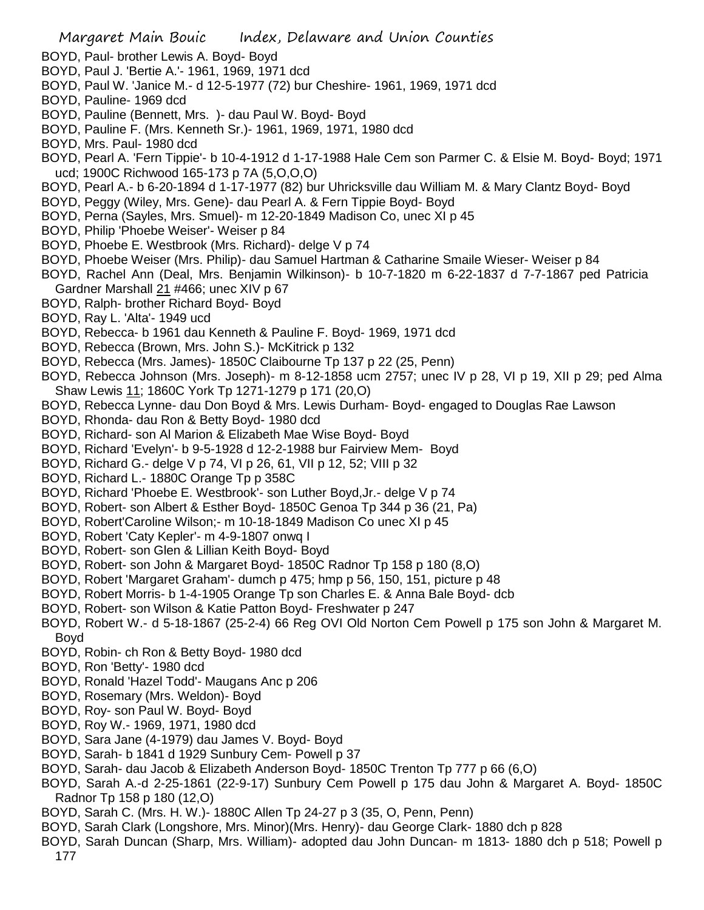BOYD, Paul- brother Lewis A. Boyd- Boyd
BOYD, Paul J. 'Bertie A.'- 1961, 1969, 1971 dcd
BOYD, Paul W. 'Janice M.- d 12-5-1977 (72) bur Cheshire- 1961, 1969, 1971 dcd
BOYD, Pauline- 1969 dcd
BOYD, Pauline (Bennett, Mrs. )- dau Paul W. Boyd- Boyd
BOYD, Pauline F. (Mrs. Kenneth Sr.)- 1961, 1969, 1971, 1980 dcd
BOYD, Mrs. Paul- 1980 dcd
BOYD, Pearl A. 'Fern Tippie'- b 10-4-1912 d 1-17-1988 Hale Cem son Parmer C. & Elsie M. Boyd- Boyd; 1971 ucd; 1900C Richwood 165-173 p 7A (5,O,O,O)
BOYD, Pearl A.- b 6-20-1894 d 1-17-1977 (82) bur Uhricksville dau William M. & Mary Clantz Boyd- Boyd
BOYD, Peggy (Wiley, Mrs. Gene)- dau Pearl A. & Fern Tippie Boyd- Boyd
BOYD, Perna (Sayles, Mrs. Smuel)- m 12-20-1849 Madison Co, unec XI p 45
BOYD, Philip 'Phoebe Weiser'- Weiser p 84
BOYD, Phoebe E. Westbrook (Mrs. Richard)- delge V p 74
BOYD, Phoebe Weiser (Mrs. Philip)- dau Samuel Hartman & Catharine Smaile Wieser- Weiser p 84
BOYD, Rachel Ann (Deal, Mrs. Benjamin Wilkinson)- b 10-7-1820 m 6-22-1837 d 7-7-1867 ped Patricia Gardner Marshall 21 #466; unec XIV p 67
BOYD, Ralph- brother Richard Boyd- Boyd
BOYD, Ray L. 'Alta'- 1949 ucd
BOYD, Rebecca- b 1961 dau Kenneth & Pauline F. Boyd- 1969, 1971 dcd
BOYD, Rebecca (Brown, Mrs. John S.)- McKitrick p 132
BOYD, Rebecca (Mrs. James)- 1850C Claibourne Tp 137 p 22 (25, Penn)
BOYD, Rebecca Johnson (Mrs. Joseph)- m 8-12-1858 ucm 2757; unec IV p 28, VI p 19, XII p 29; ped Alma Shaw Lewis 11; 1860C York Tp 1271-1279 p 171 (20,O)
BOYD, Rebecca Lynne- dau Don Boyd & Mrs. Lewis Durham- Boyd- engaged to Douglas Rae Lawson
BOYD, Rhonda- dau Ron & Betty Boyd- 1980 dcd
BOYD, Richard- son Al Marion & Elizabeth Mae Wise Boyd- Boyd
BOYD, Richard 'Evelyn'- b 9-5-1928 d 12-2-1988 bur Fairview Mem- Boyd
BOYD, Richard G.- delge V p 74, VI p 26, 61, VII p 12, 52; VIII p 32
BOYD, Richard L.- 1880C Orange Tp p 358C
BOYD, Richard 'Phoebe E. Westbrook'- son Luther Boyd,Jr.- delge V p 74
BOYD, Robert- son Albert & Esther Boyd- 1850C Genoa Tp 344 p 36 (21, Pa)
BOYD, Robert'Caroline Wilson;- m 10-18-1849 Madison Co unec XI p 45
BOYD, Robert 'Caty Kepler'- m 4-9-1807 onwq I
BOYD, Robert- son Glen & Lillian Keith Boyd- Boyd
BOYD, Robert- son John & Margaret Boyd- 1850C Radnor Tp 158 p 180 (8,O)
BOYD, Robert 'Margaret Graham'- dumch p 475; hmp p 56, 150, 151, picture p 48
BOYD, Robert Morris- b 1-4-1905 Orange Tp son Charles E. & Anna Bale Boyd- dcb
BOYD, Robert- son Wilson & Katie Patton Boyd- Freshwater p 247
BOYD, Robert W.- d 5-18-1867 (25-2-4) 66 Reg OVI Old Norton Cem Powell p 175 son John & Margaret M. Boyd
BOYD, Robin- ch Ron & Betty Boyd- 1980 dcd
BOYD, Ron 'Betty'- 1980 dcd
BOYD, Ronald 'Hazel Todd'- Maugans Anc p 206
BOYD, Rosemary (Mrs. Weldon)- Boyd
BOYD, Roy- son Paul W. Boyd- Boyd
BOYD, Roy W.- 1969, 1971, 1980 dcd
BOYD, Sara Jane (4-1979) dau James V. Boyd- Boyd
BOYD, Sarah- b 1841 d 1929 Sunbury Cem- Powell p 37
BOYD, Sarah- dau Jacob & Elizabeth Anderson Boyd- 1850C Trenton Tp 777 p 66 (6,O)
BOYD, Sarah A.-d 2-25-1861 (22-9-17) Sunbury Cem Powell p 175 dau John & Margaret A. Boyd- 1850C Radnor Tp 158 p 180 (12,O)
BOYD, Sarah C. (Mrs. H. W.)- 1880C Allen Tp 24-27 p 3 (35, O, Penn, Penn)
BOYD, Sarah Clark (Longshore, Mrs. Minor)(Mrs. Henry)- dau George Clark- 1880 dch p 828
BOYD, Sarah Duncan (Sharp, Mrs. William)- adopted dau John Duncan- m 1813- 1880 dch p 518; Powell p 177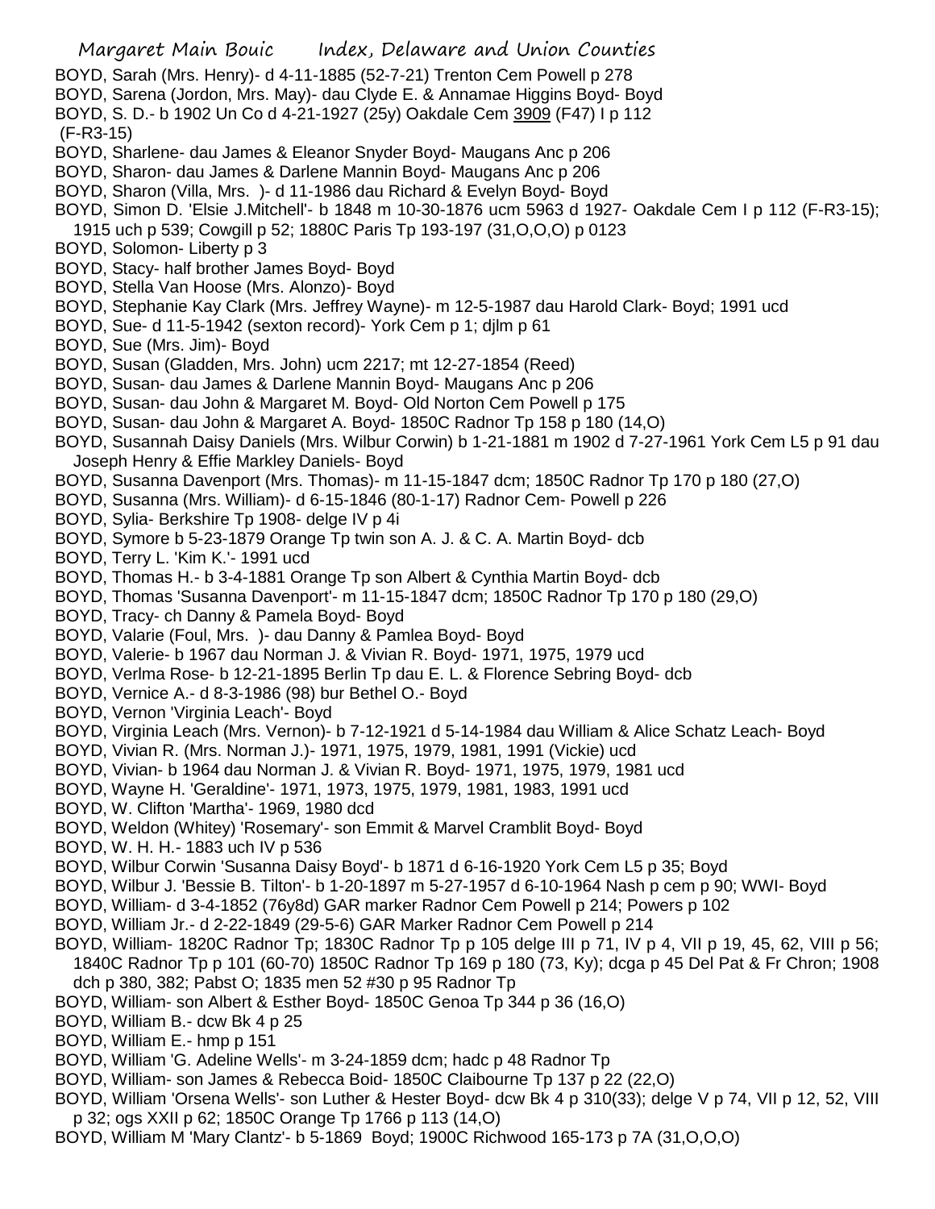BOYD, Sarah (Mrs. Henry)- d 4-11-1885 (52-7-21) Trenton Cem Powell p 278

BOYD, Sarena (Jordon, Mrs. May)- dau Clyde E. & Annamae Higgins Boyd- Boyd

BOYD, S. D.- b 1902 Un Co d 4-21-1927 (25y) Oakdale Cem 3909 (F47) I p 112 (F-R3-15)

BOYD, Sharlene- dau James & Eleanor Snyder Boyd- Maugans Anc p 206

BOYD, Sharon- dau James & Darlene Mannin Boyd- Maugans Anc p 206

BOYD, Sharon (Villa, Mrs. )- d 11-1986 dau Richard & Evelyn Boyd- Boyd

BOYD, Simon D. 'Elsie J.Mitchell'- b 1848 m 10-30-1876 ucm 5963 d 1927- Oakdale Cem I p 112 (F-R3-15); 1915 uch p 539; Cowgill p 52; 1880C Paris Tp 193-197 (31,O,O,O) p 0123

BOYD, Solomon- Liberty p 3

BOYD, Stacy- half brother James Boyd- Boyd

BOYD, Stella Van Hoose (Mrs. Alonzo)- Boyd

BOYD, Stephanie Kay Clark (Mrs. Jeffrey Wayne)- m 12-5-1987 dau Harold Clark- Boyd; 1991 ucd

BOYD, Sue- d 11-5-1942 (sexton record)- York Cem p 1; djlm p 61

BOYD, Sue (Mrs. Jim)- Boyd

BOYD, Susan (Gladden, Mrs. John) ucm 2217; mt 12-27-1854 (Reed)

BOYD, Susan- dau James & Darlene Mannin Boyd- Maugans Anc p 206

BOYD, Susan- dau John & Margaret M. Boyd- Old Norton Cem Powell p 175

BOYD, Susan- dau John & Margaret A. Boyd- 1850C Radnor Tp 158 p 180 (14,O)

BOYD, Susannah Daisy Daniels (Mrs. Wilbur Corwin) b 1-21-1881 m 1902 d 7-27-1961 York Cem L5 p 91 dau Joseph Henry & Effie Markley Daniels- Boyd

BOYD, Susanna Davenport (Mrs. Thomas)- m 11-15-1847 dcm; 1850C Radnor Tp 170 p 180 (27,O)

BOYD, Susanna (Mrs. William)- d 6-15-1846 (80-1-17) Radnor Cem- Powell p 226

BOYD, Sylia- Berkshire Tp 1908- delge IV p 4i

BOYD, Symore b 5-23-1879 Orange Tp twin son A. J. & C. A. Martin Boyd- dcb

BOYD, Terry L. 'Kim K.'- 1991 ucd

BOYD, Thomas H.- b 3-4-1881 Orange Tp son Albert & Cynthia Martin Boyd- dcb

BOYD, Thomas 'Susanna Davenport'- m 11-15-1847 dcm; 1850C Radnor Tp 170 p 180 (29,O)

BOYD, Tracy- ch Danny & Pamela Boyd- Boyd

BOYD, Valarie (Foul, Mrs. )- dau Danny & Pamlea Boyd- Boyd

BOYD, Valerie- b 1967 dau Norman J. & Vivian R. Boyd- 1971, 1975, 1979 ucd

BOYD, Verlma Rose- b 12-21-1895 Berlin Tp dau E. L. & Florence Sebring Boyd- dcb

BOYD, Vernice A.- d 8-3-1986 (98) bur Bethel O.- Boyd

BOYD, Vernon 'Virginia Leach'- Boyd

BOYD, Virginia Leach (Mrs. Vernon)- b 7-12-1921 d 5-14-1984 dau William & Alice Schatz Leach- Boyd

BOYD, Vivian R. (Mrs. Norman J.)- 1971, 1975, 1979, 1981, 1991 (Vickie) ucd

BOYD, Vivian- b 1964 dau Norman J. & Vivian R. Boyd- 1971, 1975, 1979, 1981 ucd

BOYD, Wayne H. 'Geraldine'- 1971, 1973, 1975, 1979, 1981, 1983, 1991 ucd

BOYD, W. Clifton 'Martha'- 1969, 1980 dcd

BOYD, Weldon (Whitey) 'Rosemary'- son Emmit & Marvel Cramblit Boyd- Boyd

BOYD, W. H. H.- 1883 uch IV p 536

BOYD, Wilbur Corwin 'Susanna Daisy Boyd'- b 1871 d 6-16-1920 York Cem L5 p 35; Boyd

BOYD, Wilbur J. 'Bessie B. Tilton'- b 1-20-1897 m 5-27-1957 d 6-10-1964 Nash p cem p 90; WWI- Boyd

BOYD, William- d 3-4-1852 (76y8d) GAR marker Radnor Cem Powell p 214; Powers p 102

BOYD, William Jr.- d 2-22-1849 (29-5-6) GAR Marker Radnor Cem Powell p 214

BOYD, William- 1820C Radnor Tp; 1830C Radnor Tp p 105 delge III p 71, IV p 4, VII p 19, 45, 62, VIII p 56; 1840C Radnor Tp p 101 (60-70) 1850C Radnor Tp 169 p 180 (73, Ky); dcga p 45 Del Pat & Fr Chron; 1908 dch p 380, 382; Pabst O; 1835 men 52 #30 p 95 Radnor Tp

BOYD, William- son Albert & Esther Boyd- 1850C Genoa Tp 344 p 36 (16,O)

BOYD, William B.- dcw Bk 4 p 25

BOYD, William E.- hmp p 151

BOYD, William 'G. Adeline Wells'- m 3-24-1859 dcm; hadc p 48 Radnor Tp

BOYD, William- son James & Rebecca Boid- 1850C Claibourne Tp 137 p 22 (22,O)

BOYD, William 'Orsena Wells'- son Luther & Hester Boyd- dcw Bk 4 p 310(33); delge V p 74, VII p 12, 52, VIII p 32; ogs XXII p 62; 1850C Orange Tp 1766 p 113 (14,O)

BOYD, William M 'Mary Clantz'- b 5-1869 Boyd; 1900C Richwood 165-173 p 7A (31,O,O,O)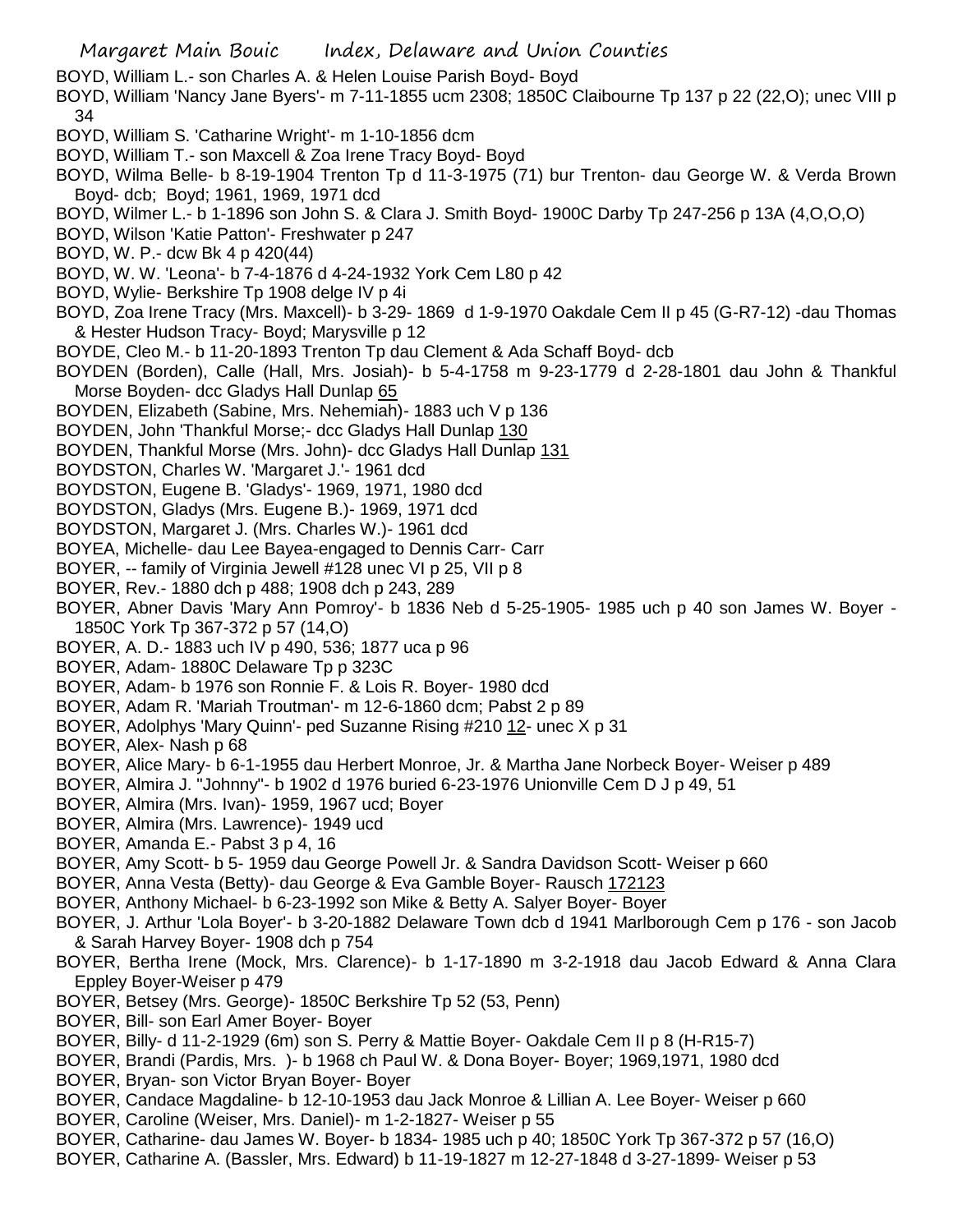BOYD, William L.- son Charles A. & Helen Louise Parish Boyd- Boyd

BOYD, William 'Nancy Jane Byers'- m 7-11-1855 ucm 2308; 1850C Claibourne Tp 137 p 22 (22,O); unec VIII p 34

BOYD, William S. 'Catharine Wright'- m 1-10-1856 dcm

BOYD, William T.- son Maxcell & Zoa Irene Tracy Boyd- Boyd

BOYD, Wilma Belle- b 8-19-1904 Trenton Tp d 11-3-1975 (71) bur Trenton- dau George W. & Verda Brown Boyd- dcb; Boyd; 1961, 1969, 1971 dcd

BOYD, Wilmer L.- b 1-1896 son John S. & Clara J. Smith Boyd- 1900C Darby Tp 247-256 p 13A (4,O,O,O)

BOYD, Wilson 'Katie Patton'- Freshwater p 247

BOYD, W. P.- dcw Bk 4 p 420(44)

BOYD, W. W. 'Leona'- b 7-4-1876 d 4-24-1932 York Cem L80 p 42

BOYD, Wylie- Berkshire Tp 1908 delge IV p 4i

BOYD, Zoa Irene Tracy (Mrs. Maxcell)- b 3-29- 1869 d 1-9-1970 Oakdale Cem II p 45 (G-R7-12) -dau Thomas & Hester Hudson Tracy- Boyd; Marysville p 12

BOYDE, Cleo M.- b 11-20-1893 Trenton Tp dau Clement & Ada Schaff Boyd- dcb

BOYDEN (Borden), Calle (Hall, Mrs. Josiah)- b 5-4-1758 m 9-23-1779 d 2-28-1801 dau John & Thankful Morse Boyden- dcc Gladys Hall Dunlap 65

BOYDEN, Elizabeth (Sabine, Mrs. Nehemiah)- 1883 uch V p 136

BOYDEN, John 'Thankful Morse;- dcc Gladys Hall Dunlap 130

BOYDEN, Thankful Morse (Mrs. John)- dcc Gladys Hall Dunlap 131

BOYDSTON, Charles W. 'Margaret J.'- 1961 dcd

BOYDSTON, Eugene B. 'Gladys'- 1969, 1971, 1980 dcd

BOYDSTON, Gladys (Mrs. Eugene B.)- 1969, 1971 dcd

BOYDSTON, Margaret J. (Mrs. Charles W.)- 1961 dcd

BOYEA, Michelle- dau Lee Bayea-engaged to Dennis Carr- Carr

BOYER, -- family of Virginia Jewell #128 unec VI p 25, VII p 8

BOYER, Rev.- 1880 dch p 488; 1908 dch p 243, 289

BOYER, Abner Davis 'Mary Ann Pomroy'- b 1836 Neb d 5-25-1905- 1985 uch p 40 son James W. Boyer - 1850C York Tp 367-372 p 57 (14,O)

BOYER, A. D.- 1883 uch IV p 490, 536; 1877 uca p 96

BOYER, Adam- 1880C Delaware Tp p 323C

BOYER, Adam- b 1976 son Ronnie F. & Lois R. Boyer- 1980 dcd

BOYER, Adam R. 'Mariah Troutman'- m 12-6-1860 dcm; Pabst 2 p 89

BOYER, Adolphys 'Mary Quinn'- ped Suzanne Rising #210 12- unec X p 31

BOYER, Alex- Nash p 68

BOYER, Alice Mary- b 6-1-1955 dau Herbert Monroe, Jr. & Martha Jane Norbeck Boyer- Weiser p 489

BOYER, Almira J. "Johnny"- b 1902 d 1976 buried 6-23-1976 Unionville Cem D J p 49, 51

BOYER, Almira (Mrs. Ivan)- 1959, 1967 ucd; Boyer

BOYER, Almira (Mrs. Lawrence)- 1949 ucd

BOYER, Amanda E.- Pabst 3 p 4, 16

BOYER, Amy Scott- b 5- 1959 dau George Powell Jr. & Sandra Davidson Scott- Weiser p 660

BOYER, Anna Vesta (Betty)- dau George & Eva Gamble Boyer- Rausch 172123

BOYER, Anthony Michael- b 6-23-1992 son Mike & Betty A. Salyer Boyer- Boyer

BOYER, J. Arthur 'Lola Boyer'- b 3-20-1882 Delaware Town dcb d 1941 Marlborough Cem p 176 - son Jacob & Sarah Harvey Boyer- 1908 dch p 754

BOYER, Bertha Irene (Mock, Mrs. Clarence)- b 1-17-1890 m 3-2-1918 dau Jacob Edward & Anna Clara Eppley Boyer-Weiser p 479

BOYER, Betsey (Mrs. George)- 1850C Berkshire Tp 52 (53, Penn)

BOYER, Bill- son Earl Amer Boyer- Boyer

BOYER, Billy- d 11-2-1929 (6m) son S. Perry & Mattie Boyer- Oakdale Cem II p 8 (H-R15-7)

BOYER, Brandi (Pardis, Mrs. )- b 1968 ch Paul W. & Dona Boyer- Boyer; 1969,1971, 1980 dcd

BOYER, Bryan- son Victor Bryan Boyer- Boyer

BOYER, Candace Magdaline- b 12-10-1953 dau Jack Monroe & Lillian A. Lee Boyer- Weiser p 660

BOYER, Caroline (Weiser, Mrs. Daniel)- m 1-2-1827- Weiser p 55

BOYER, Catharine- dau James W. Boyer- b 1834- 1985 uch p 40; 1850C York Tp 367-372 p 57 (16,O)

BOYER, Catharine A. (Bassler, Mrs. Edward) b 11-19-1827 m 12-27-1848 d 3-27-1899- Weiser p 53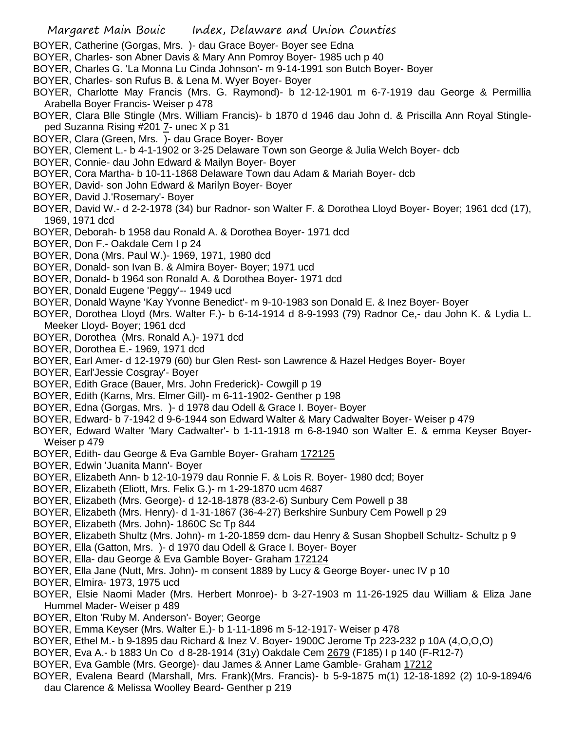BOYER, Catherine (Gorgas, Mrs. )- dau Grace Boyer- Boyer see Edna

BOYER, Charles- son Abner Davis & Mary Ann Pomroy Boyer- 1985 uch p 40

BOYER, Charles G. 'La Monna Lu Cinda Johnson'- m 9-14-1991 son Butch Boyer- Boyer

BOYER, Charles- son Rufus B. & Lena M. Wyer Boyer- Boyer

BOYER, Charlotte May Francis (Mrs. G. Raymond)- b 12-12-1901 m 6-7-1919 dau George & Permillia Arabella Boyer Francis- Weiser p 478

BOYER, Clara Blle Stingle (Mrs. William Francis)- b 1870 d 1946 dau John d. & Priscilla Ann Royal Stingle- ped Suzanna Rising #201 7- unec X p 31

BOYER, Clara (Green, Mrs. )- dau Grace Boyer- Boyer

BOYER, Clement L.- b 4-1-1902 or 3-25 Delaware Town son George & Julia Welch Boyer- dcb

BOYER, Connie- dau John Edward & Mailyn Boyer- Boyer

BOYER, Cora Martha- b 10-11-1868 Delaware Town dau Adam & Mariah Boyer- dcb

BOYER, David- son John Edward & Marilyn Boyer- Boyer

BOYER, David J.'Rosemary'- Boyer

BOYER, David W.- d 2-2-1978 (34) bur Radnor- son Walter F. & Dorothea Lloyd Boyer- Boyer; 1961 dcd (17), 1969, 1971 dcd

BOYER, Deborah- b 1958 dau Ronald A. & Dorothea Boyer- 1971 dcd

BOYER, Don F.- Oakdale Cem I p 24

BOYER, Dona (Mrs. Paul W.)- 1969, 1971, 1980 dcd

BOYER, Donald- son Ivan B. & Almira Boyer- Boyer; 1971 ucd

BOYER, Donald- b 1964 son Ronald A. & Dorothea Boyer- 1971 dcd

BOYER, Donald Eugene 'Peggy'-- 1949 ucd

BOYER, Donald Wayne 'Kay Yvonne Benedict'- m 9-10-1983 son Donald E. & Inez Boyer- Boyer

BOYER, Dorothea Lloyd (Mrs. Walter F.)- b 6-14-1914 d 8-9-1993 (79) Radnor Ce,- dau John K. & Lydia L. Meeker Lloyd- Boyer; 1961 dcd

BOYER, Dorothea (Mrs. Ronald A.)- 1971 dcd

BOYER, Dorothea E.- 1969, 1971 dcd

BOYER, Earl Amer- d 12-1979 (60) bur Glen Rest- son Lawrence & Hazel Hedges Boyer- Boyer

BOYER, Earl'Jessie Cosgray'- Boyer

BOYER, Edith Grace (Bauer, Mrs. John Frederick)- Cowgill p 19

BOYER, Edith (Karns, Mrs. Elmer Gill)- m 6-11-1902- Genther p 198

BOYER, Edna (Gorgas, Mrs. )- d 1978 dau Odell & Grace I. Boyer- Boyer

BOYER, Edward- b 7-1942 d 9-6-1944 son Edward Walter & Mary Cadwalter Boyer- Weiser p 479

BOYER, Edward Walter 'Mary Cadwalter'- b 1-11-1918 m 6-8-1940 son Walter E. & emma Keyser Boyer- Weiser p 479

BOYER, Edith- dau George & Eva Gamble Boyer- Graham 172125

BOYER, Edwin 'Juanita Mann'- Boyer

BOYER, Elizabeth Ann- b 12-10-1979 dau Ronnie F. & Lois R. Boyer- 1980 dcd; Boyer

BOYER, Elizabeth (Eliott, Mrs. Felix G.)- m 1-29-1870 ucm 4687

BOYER, Elizabeth (Mrs. George)- d 12-18-1878 (83-2-6) Sunbury Cem Powell p 38

BOYER, Elizabeth (Mrs. Henry)- d 1-31-1867 (36-4-27) Berkshire Sunbury Cem Powell p 29

BOYER, Elizabeth (Mrs. John)- 1860C Sc Tp 844

BOYER, Elizabeth Shultz (Mrs. John)- m 1-20-1859 dcm- dau Henry & Susan Shopbell Schultz- Schultz p 9

BOYER, Ella (Gatton, Mrs. )- d 1970 dau Odell & Grace I. Boyer- Boyer

BOYER, Ella- dau George & Eva Gamble Boyer- Graham 172124

BOYER, Ella Jane (Nutt, Mrs. John)- m consent 1889 by Lucy & George Boyer- unec IV p 10

BOYER, Elmira- 1973, 1975 ucd

BOYER, Elsie Naomi Mader (Mrs. Herbert Monroe)- b 3-27-1903 m 11-26-1925 dau William & Eliza Jane Hummel Mader- Weiser p 489

BOYER, Elton 'Ruby M. Anderson'- Boyer; George

BOYER, Emma Keyser (Mrs. Walter E.)- b 1-11-1896 m 5-12-1917- Weiser p 478

BOYER, Ethel M.- b 9-1895 dau Richard & Inez V. Boyer- 1900C Jerome Tp 223-232 p 10A (4,O,O,O)

BOYER, Eva A.- b 1883 Un Co d 8-28-1914 (31y) Oakdale Cem 2679 (F185) I p 140 (F-R12-7)

BOYER, Eva Gamble (Mrs. George)- dau James & Anner Lame Gamble- Graham 17212

BOYER, Evalena Beard (Marshall, Mrs. Frank)(Mrs. Francis)- b 5-9-1875 m(1) 12-18-1892 (2) 10-9-1894/6 dau Clarence & Melissa Woolley Beard- Genther p 219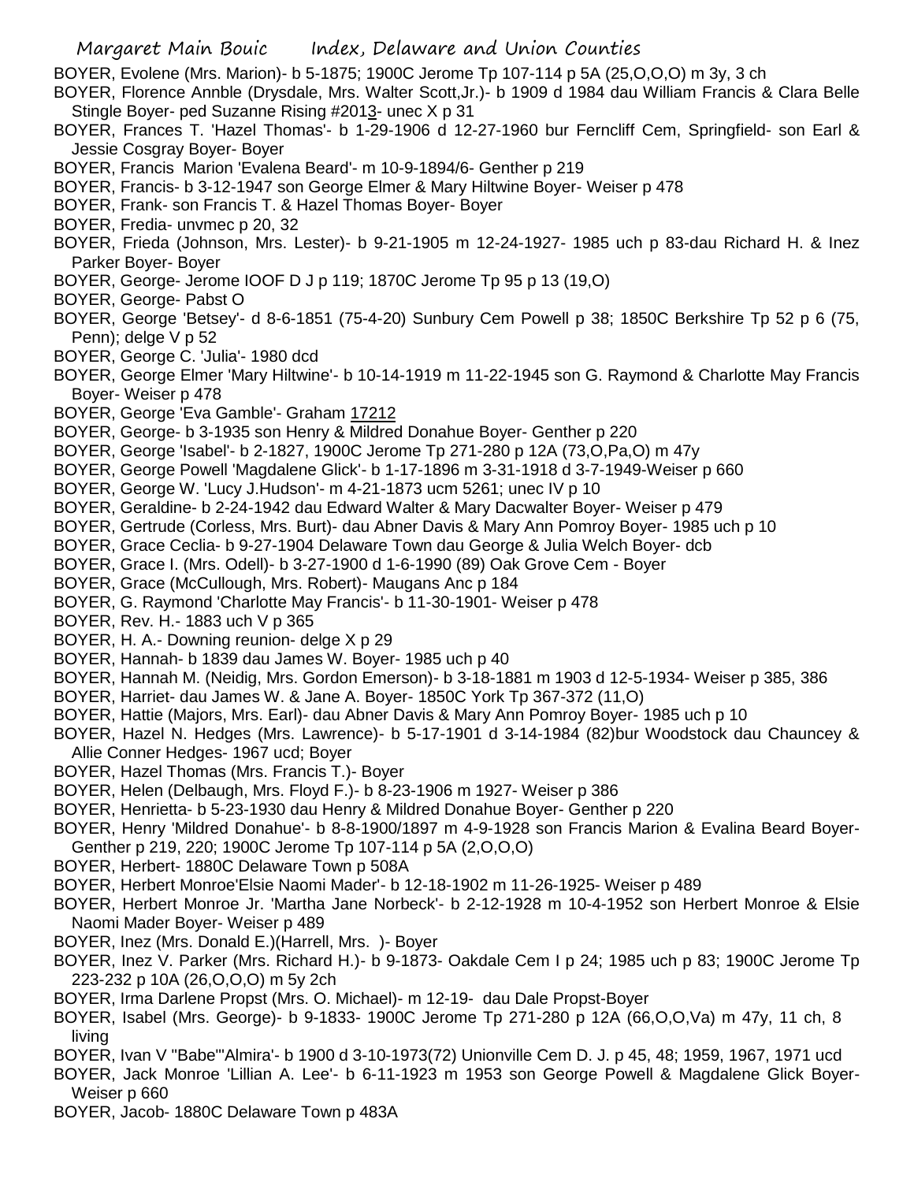BOYER, Evolene (Mrs. Marion)- b 5-1875; 1900C Jerome Tp 107-114 p 5A (25,O,O,O) m 3y, 3 ch

BOYER, Florence Annble (Drysdale, Mrs. Walter Scott,Jr.)- b 1909 d 1984 dau William Francis & Clara Belle Stingle Boyer- ped Suzanne Rising #2013- unec X p 31

BOYER, Frances T. 'Hazel Thomas'- b 1-29-1906 d 12-27-1960 bur Ferncliff Cem, Springfield- son Earl & Jessie Cosgray Boyer- Boyer

BOYER, Francis Marion 'Evalena Beard'- m 10-9-1894/6- Genther p 219

BOYER, Francis- b 3-12-1947 son George Elmer & Mary Hiltwine Boyer- Weiser p 478

BOYER, Frank- son Francis T. & Hazel Thomas Boyer- Boyer

BOYER, Fredia- unvmec p 20, 32

BOYER, Frieda (Johnson, Mrs. Lester)- b 9-21-1905 m 12-24-1927- 1985 uch p 83-dau Richard H. & Inez Parker Boyer- Boyer

BOYER, George- Jerome IOOF D J p 119; 1870C Jerome Tp 95 p 13 (19,O)

BOYER, George- Pabst O

BOYER, George 'Betsey'- d 8-6-1851 (75-4-20) Sunbury Cem Powell p 38; 1850C Berkshire Tp 52 p 6 (75, Penn); delge V p 52

BOYER, George C. 'Julia'- 1980 dcd

BOYER, George Elmer 'Mary Hiltwine'- b 10-14-1919 m 11-22-1945 son G. Raymond & Charlotte May Francis Boyer- Weiser p 478

BOYER, George 'Eva Gamble'- Graham 17212

BOYER, George- b 3-1935 son Henry & Mildred Donahue Boyer- Genther p 220

BOYER, George 'Isabel'- b 2-1827, 1900C Jerome Tp 271-280 p 12A (73,O,Pa,O) m 47y

BOYER, George Powell 'Magdalene Glick'- b 1-17-1896 m 3-31-1918 d 3-7-1949-Weiser p 660

BOYER, George W. 'Lucy J.Hudson'- m 4-21-1873 ucm 5261; unec IV p 10

BOYER, Geraldine- b 2-24-1942 dau Edward Walter & Mary Dacwalter Boyer- Weiser p 479

BOYER, Gertrude (Corless, Mrs. Burt)- dau Abner Davis & Mary Ann Pomroy Boyer- 1985 uch p 10

BOYER, Grace Ceclia- b 9-27-1904 Delaware Town dau George & Julia Welch Boyer- dcb

BOYER, Grace I. (Mrs. Odell)- b 3-27-1900 d 1-6-1990 (89) Oak Grove Cem - Boyer

BOYER, Grace (McCullough, Mrs. Robert)- Maugans Anc p 184

BOYER, G. Raymond 'Charlotte May Francis'- b 11-30-1901- Weiser p 478

BOYER, Rev. H.- 1883 uch V p 365

BOYER, H. A.- Downing reunion- delge X p 29

BOYER, Hannah- b 1839 dau James W. Boyer- 1985 uch p 40

BOYER, Hannah M. (Neidig, Mrs. Gordon Emerson)- b 3-18-1881 m 1903 d 12-5-1934- Weiser p 385, 386

BOYER, Harriet- dau James W. & Jane A. Boyer- 1850C York Tp 367-372 (11,O)

BOYER, Hattie (Majors, Mrs. Earl)- dau Abner Davis & Mary Ann Pomroy Boyer- 1985 uch p 10

BOYER, Hazel N. Hedges (Mrs. Lawrence)- b 5-17-1901 d 3-14-1984 (82)bur Woodstock dau Chauncey & Allie Conner Hedges- 1967 ucd; Boyer

BOYER, Hazel Thomas (Mrs. Francis T.)- Boyer

BOYER, Helen (Delbaugh, Mrs. Floyd F.)- b 8-23-1906 m 1927- Weiser p 386

BOYER, Henrietta- b 5-23-1930 dau Henry & Mildred Donahue Boyer- Genther p 220

BOYER, Henry 'Mildred Donahue'- b 8-8-1900/1897 m 4-9-1928 son Francis Marion & Evalina Beard Boyer- Genther p 219, 220; 1900C Jerome Tp 107-114 p 5A (2,O,O,O)

BOYER, Herbert- 1880C Delaware Town p 508A

BOYER, Herbert Monroe'Elsie Naomi Mader'- b 12-18-1902 m 11-26-1925- Weiser p 489

BOYER, Herbert Monroe Jr. 'Martha Jane Norbeck'- b 2-12-1928 m 10-4-1952 son Herbert Monroe & Elsie Naomi Mader Boyer- Weiser p 489

BOYER, Inez (Mrs. Donald E.)(Harrell, Mrs. )- Boyer

BOYER, Inez V. Parker (Mrs. Richard H.)- b 9-1873- Oakdale Cem I p 24; 1985 uch p 83; 1900C Jerome Tp 223-232 p 10A (26,O,O,O) m 5y 2ch

BOYER, Irma Darlene Propst (Mrs. O. Michael)- m 12-19- dau Dale Propst-Boyer

BOYER, Isabel (Mrs. George)- b 9-1833- 1900C Jerome Tp 271-280 p 12A (66,O,O,Va) m 47y, 11 ch, 8 living

BOYER, Ivan V "Babe"'Almira'- b 1900 d 3-10-1973(72) Unionville Cem D. J. p 45, 48; 1959, 1967, 1971 ucd

BOYER, Jack Monroe 'Lillian A. Lee'- b 6-11-1923 m 1953 son George Powell & Magdalene Glick Boyer- Weiser p 660

BOYER, Jacob- 1880C Delaware Town p 483A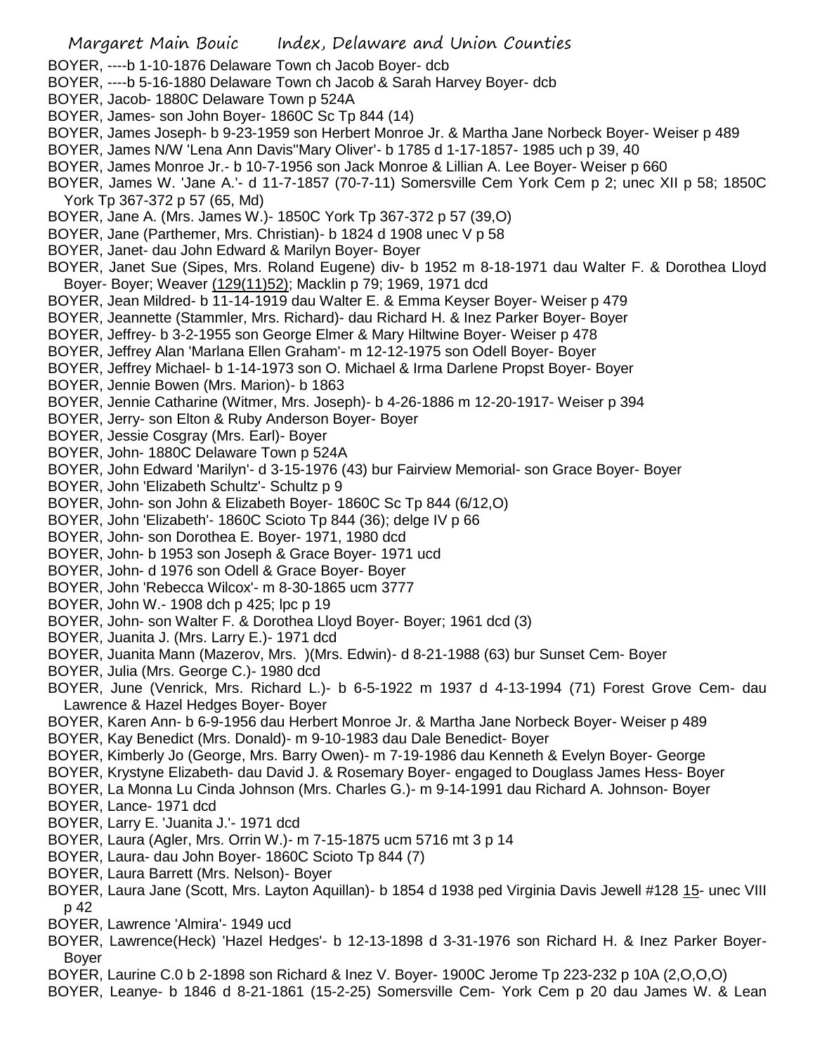BOYER, ----b 1-10-1876 Delaware Town ch Jacob Boyer- dcb

BOYER, ----b 5-16-1880 Delaware Town ch Jacob & Sarah Harvey Boyer- dcb

BOYER, Jacob- 1880C Delaware Town p 524A

BOYER, James- son John Boyer- 1860C Sc Tp 844 (14)

BOYER, James Joseph- b 9-23-1959 son Herbert Monroe Jr. & Martha Jane Norbeck Boyer- Weiser p 489

BOYER, James N/W 'Lena Ann Davis''Mary Oliver'- b 1785 d 1-17-1857- 1985 uch p 39, 40

BOYER, James Monroe Jr.- b 10-7-1956 son Jack Monroe & Lillian A. Lee Boyer- Weiser p 660

BOYER, James W. 'Jane A.'- d 11-7-1857 (70-7-11) Somersville Cem York Cem p 2; unec XII p 58; 1850C York Tp 367-372 p 57 (65, Md)

BOYER, Jane A. (Mrs. James W.)- 1850C York Tp 367-372 p 57 (39,O)

BOYER, Jane (Parthemer, Mrs. Christian)- b 1824 d 1908 unec V p 58

BOYER, Janet- dau John Edward & Marilyn Boyer- Boyer

BOYER, Janet Sue (Sipes, Mrs. Roland Eugene) div- b 1952 m 8-18-1971 dau Walter F. & Dorothea Lloyd Boyer- Boyer; Weaver (129(11)52); Macklin p 79; 1969, 1971 dcd

BOYER, Jean Mildred- b 11-14-1919 dau Walter E. & Emma Keyser Boyer- Weiser p 479

BOYER, Jeannette (Stammler, Mrs. Richard)- dau Richard H. & Inez Parker Boyer- Boyer

BOYER, Jeffrey- b 3-2-1955 son George Elmer & Mary Hiltwine Boyer- Weiser p 478

BOYER, Jeffrey Alan 'Marlana Ellen Graham'- m 12-12-1975 son Odell Boyer- Boyer

BOYER, Jeffrey Michael- b 1-14-1973 son O. Michael & Irma Darlene Propst Boyer- Boyer

BOYER, Jennie Bowen (Mrs. Marion)- b 1863

BOYER, Jennie Catharine (Witmer, Mrs. Joseph)- b 4-26-1886 m 12-20-1917- Weiser p 394

BOYER, Jerry- son Elton & Ruby Anderson Boyer- Boyer

BOYER, Jessie Cosgray (Mrs. Earl)- Boyer

BOYER, John- 1880C Delaware Town p 524A

BOYER, John Edward 'Marilyn'- d 3-15-1976 (43) bur Fairview Memorial- son Grace Boyer- Boyer

BOYER, John 'Elizabeth Schultz'- Schultz p 9

BOYER, John- son John & Elizabeth Boyer- 1860C Sc Tp 844 (6/12,O)

BOYER, John 'Elizabeth'- 1860C Scioto Tp 844 (36); delge IV p 66

BOYER, John- son Dorothea E. Boyer- 1971, 1980 dcd

BOYER, John- b 1953 son Joseph & Grace Boyer- 1971 ucd

BOYER, John- d 1976 son Odell & Grace Boyer- Boyer

BOYER, John 'Rebecca Wilcox'- m 8-30-1865 ucm 3777

BOYER, John W.- 1908 dch p 425; lpc p 19

BOYER, John- son Walter F. & Dorothea Lloyd Boyer- Boyer; 1961 dcd (3)

BOYER, Juanita J. (Mrs. Larry E.)- 1971 dcd

BOYER, Juanita Mann (Mazerov, Mrs. )(Mrs. Edwin)- d 8-21-1988 (63) bur Sunset Cem- Boyer

BOYER, Julia (Mrs. George C.)- 1980 dcd

BOYER, June (Venrick, Mrs. Richard L.)- b 6-5-1922 m 1937 d 4-13-1994 (71) Forest Grove Cem- dau Lawrence & Hazel Hedges Boyer- Boyer

BOYER, Karen Ann- b 6-9-1956 dau Herbert Monroe Jr. & Martha Jane Norbeck Boyer- Weiser p 489

BOYER, Kay Benedict (Mrs. Donald)- m 9-10-1983 dau Dale Benedict- Boyer

BOYER, Kimberly Jo (George, Mrs. Barry Owen)- m 7-19-1986 dau Kenneth & Evelyn Boyer- George

BOYER, Krystyne Elizabeth- dau David J. & Rosemary Boyer- engaged to Douglass James Hess- Boyer

BOYER, La Monna Lu Cinda Johnson (Mrs. Charles G.)- m 9-14-1991 dau Richard A. Johnson- Boyer

BOYER, Lance- 1971 dcd

BOYER, Larry E. 'Juanita J.'- 1971 dcd

BOYER, Laura (Agler, Mrs. Orrin W.)- m 7-15-1875 ucm 5716 mt 3 p 14

BOYER, Laura- dau John Boyer- 1860C Scioto Tp 844 (7)

BOYER, Laura Barrett (Mrs. Nelson)- Boyer

BOYER, Laura Jane (Scott, Mrs. Layton Aquillan)- b 1854 d 1938 ped Virginia Davis Jewell #128 15- unec VIII p 42

BOYER, Lawrence 'Almira'- 1949 ucd

BOYER, Lawrence(Heck) 'Hazel Hedges'- b 12-13-1898 d 3-31-1976 son Richard H. & Inez Parker Boyer- Boyer

BOYER, Laurine C.0 b 2-1898 son Richard & Inez V. Boyer- 1900C Jerome Tp 223-232 p 10A (2,O,O,O)

BOYER, Leanye- b 1846 d 8-21-1861 (15-2-25) Somersville Cem- York Cem p 20 dau James W. & Lean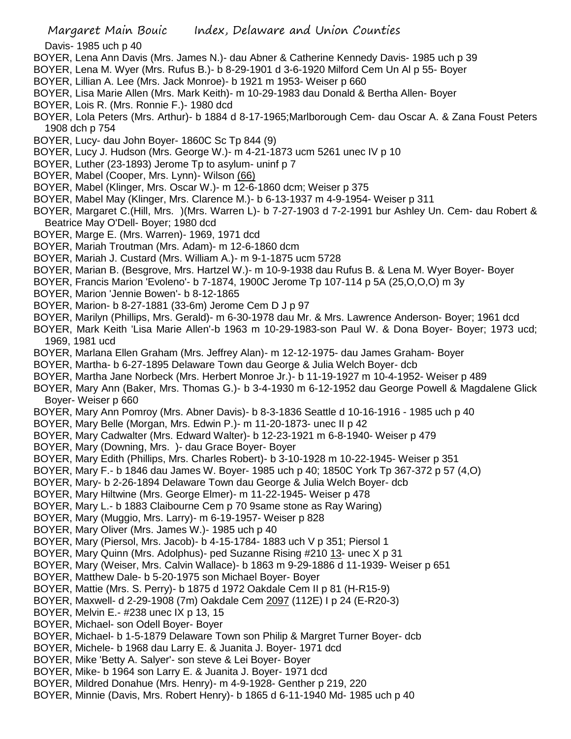Davis- 1985 uch p 40

BOYER, Lena Ann Davis (Mrs. James N.)- dau Abner & Catherine Kennedy Davis- 1985 uch p 39

BOYER, Lena M. Wyer (Mrs. Rufus B.)- b 8-29-1901 d 3-6-1920 Milford Cem Un Al p 55- Boyer

BOYER, Lillian A. Lee (Mrs. Jack Monroe)- b 1921 m 1953- Weiser p 660

BOYER, Lisa Marie Allen (Mrs. Mark Keith)- m 10-29-1983 dau Donald & Bertha Allen- Boyer

BOYER, Lois R. (Mrs. Ronnie F.)- 1980 dcd

BOYER, Lola Peters (Mrs. Arthur)- b 1884 d 8-17-1965;Marlborough Cem- dau Oscar A. & Zana Foust Peters 1908 dch p 754

BOYER, Lucy- dau John Boyer- 1860C Sc Tp 844 (9)

BOYER, Lucy J. Hudson (Mrs. George W.)- m 4-21-1873 ucm 5261 unec IV p 10

BOYER, Luther (23-1893) Jerome Tp to asylum- uninf p 7

BOYER, Mabel (Cooper, Mrs. Lynn)- Wilson (66)

BOYER, Mabel (Klinger, Mrs. Oscar W.)- m 12-6-1860 dcm; Weiser p 375

BOYER, Mabel May (Klinger, Mrs. Clarence M.)- b 6-13-1937 m 4-9-1954- Weiser p 311

BOYER, Margaret C.(Hill, Mrs. )(Mrs. Warren L)- b 7-27-1903 d 7-2-1991 bur Ashley Un. Cem- dau Robert & Beatrice May O'Dell- Boyer; 1980 dcd

BOYER, Marge E. (Mrs. Warren)- 1969, 1971 dcd

BOYER, Mariah Troutman (Mrs. Adam)- m 12-6-1860 dcm

BOYER, Mariah J. Custard (Mrs. William A.)- m 9-1-1875 ucm 5728

BOYER, Marian B. (Besgrove, Mrs. Hartzel W.)- m 10-9-1938 dau Rufus B. & Lena M. Wyer Boyer- Boyer

BOYER, Francis Marion 'Evoleno'- b 7-1874, 1900C Jerome Tp 107-114 p 5A (25,O,O,O) m 3y

BOYER, Marion 'Jennie Bowen'- b 8-12-1865

BOYER, Marion- b 8-27-1881 (33-6m) Jerome Cem D J p 97

BOYER, Marilyn (Phillips, Mrs. Gerald)- m 6-30-1978 dau Mr. & Mrs. Lawrence Anderson- Boyer; 1961 dcd

BOYER, Mark Keith 'Lisa Marie Allen'-b 1963 m 10-29-1983-son Paul W. & Dona Boyer- Boyer; 1973 ucd; 1969, 1981 ucd

BOYER, Marlana Ellen Graham (Mrs. Jeffrey Alan)- m 12-12-1975- dau James Graham- Boyer

BOYER, Martha- b 6-27-1895 Delaware Town dau George & Julia Welch Boyer- dcb

BOYER, Martha Jane Norbeck (Mrs. Herbert Monroe Jr.)- b 11-19-1927 m 10-4-1952- Weiser p 489

BOYER, Mary Ann (Baker, Mrs. Thomas G.)- b 3-4-1930 m 6-12-1952 dau George Powell & Magdalene Glick Boyer- Weiser p 660

BOYER, Mary Ann Pomroy (Mrs. Abner Davis)- b 8-3-1836 Seattle d 10-16-1916 - 1985 uch p 40

BOYER, Mary Belle (Morgan, Mrs. Edwin P.)- m 11-20-1873- unec II p 42

BOYER, Mary Cadwalter (Mrs. Edward Walter)- b 12-23-1921 m 6-8-1940- Weiser p 479

BOYER, Mary (Downing, Mrs. )- dau Grace Boyer- Boyer

BOYER, Mary Edith (Phillips, Mrs. Charles Robert)- b 3-10-1928 m 10-22-1945- Weiser p 351

BOYER, Mary F.- b 1846 dau James W. Boyer- 1985 uch p 40; 1850C York Tp 367-372 p 57 (4,O)

BOYER, Mary- b 2-26-1894 Delaware Town dau George & Julia Welch Boyer- dcb

BOYER, Mary Hiltwine (Mrs. George Elmer)- m 11-22-1945- Weiser p 478

BOYER, Mary L.- b 1883 Claibourne Cem p 70 9same stone as Ray Waring)

BOYER, Mary (Muggio, Mrs. Larry)- m 6-19-1957- Weiser p 828

BOYER, Mary Oliver (Mrs. James W.)- 1985 uch p 40

BOYER, Mary (Piersol, Mrs. Jacob)- b 4-15-1784- 1883 uch V p 351; Piersol 1

BOYER, Mary Quinn (Mrs. Adolphus)- ped Suzanne Rising #210 13- unec X p 31

BOYER, Mary (Weiser, Mrs. Calvin Wallace)- b 1863 m 9-29-1886 d 11-1939- Weiser p 651

BOYER, Matthew Dale- b 5-20-1975 son Michael Boyer- Boyer

BOYER, Mattie (Mrs. S. Perry)- b 1875 d 1972 Oakdale Cem II p 81 (H-R15-9)

BOYER, Maxwell- d 2-29-1908 (7m) Oakdale Cem 2097 (112E) I p 24 (E-R20-3)

BOYER, Melvin E.- #238 unec IX p 13, 15

BOYER, Michael- son Odell Boyer- Boyer

BOYER, Michael- b 1-5-1879 Delaware Town son Philip & Margret Turner Boyer- dcb

BOYER, Michele- b 1968 dau Larry E. & Juanita J. Boyer- 1971 dcd

BOYER, Mike 'Betty A. Salyer'- son steve & Lei Boyer- Boyer

BOYER, Mike- b 1964 son Larry E. & Juanita J. Boyer- 1971 dcd

BOYER, Mildred Donahue (Mrs. Henry)- m 4-9-1928- Genther p 219, 220

BOYER, Minnie (Davis, Mrs. Robert Henry)- b 1865 d 6-11-1940 Md- 1985 uch p 40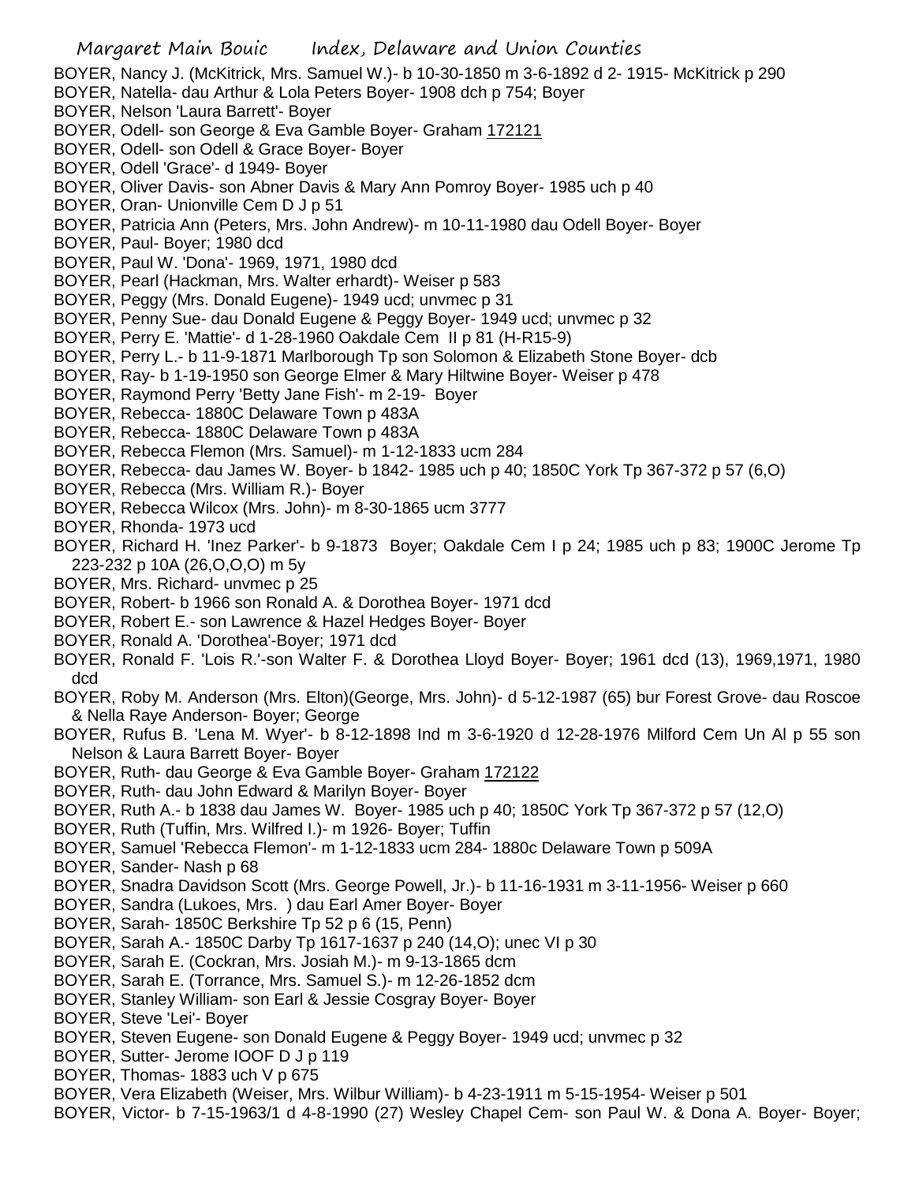BOYER, Nancy J. (McKitrick, Mrs. Samuel W.)- b 10-30-1850 m 3-6-1892 d 2- 1915- McKitrick p 290
BOYER, Natella- dau Arthur & Lola Peters Boyer- 1908 dch p 754; Boyer
BOYER, Nelson 'Laura Barrett'- Boyer
BOYER, Odell- son George & Eva Gamble Boyer- Graham 172121
BOYER, Odell- son Odell & Grace Boyer- Boyer
BOYER, Odell 'Grace'- d 1949- Boyer
BOYER, Oliver Davis- son Abner Davis & Mary Ann Pomroy Boyer- 1985 uch p 40
BOYER, Oran- Unionville Cem D J p 51
BOYER, Patricia Ann (Peters, Mrs. John Andrew)- m 10-11-1980 dau Odell Boyer- Boyer
BOYER, Paul- Boyer; 1980 dcd
BOYER, Paul W. 'Dona'- 1969, 1971, 1980 dcd
BOYER, Pearl (Hackman, Mrs. Walter erhardt)- Weiser p 583
BOYER, Peggy (Mrs. Donald Eugene)- 1949 ucd; unvmec p 31
BOYER, Penny Sue- dau Donald Eugene & Peggy Boyer- 1949 ucd; unvmec p 32
BOYER, Perry E. 'Mattie'- d 1-28-1960 Oakdale Cem II p 81 (H-R15-9)
BOYER, Perry L.- b 11-9-1871 Marlborough Tp son Solomon & Elizabeth Stone Boyer- dcb
BOYER, Ray- b 1-19-1950 son George Elmer & Mary Hiltwine Boyer- Weiser p 478
BOYER, Raymond Perry 'Betty Jane Fish'- m 2-19- Boyer
BOYER, Rebecca- 1880C Delaware Town p 483A
BOYER, Rebecca- 1880C Delaware Town p 483A
BOYER, Rebecca Flemon (Mrs. Samuel)- m 1-12-1833 ucm 284
BOYER, Rebecca- dau James W. Boyer- b 1842- 1985 uch p 40; 1850C York Tp 367-372 p 57 (6,O)
BOYER, Rebecca (Mrs. William R.)- Boyer
BOYER, Rebecca Wilcox (Mrs. John)- m 8-30-1865 ucm 3777
BOYER, Rhonda- 1973 ucd
BOYER, Richard H. 'Inez Parker'- b 9-1873 Boyer; Oakdale Cem I p 24; 1985 uch p 83; 1900C Jerome Tp 223-232 p 10A (26,O,O,O) m 5y
BOYER, Mrs. Richard- unvmec p 25
BOYER, Robert- b 1966 son Ronald A. & Dorothea Boyer- 1971 dcd
BOYER, Robert E.- son Lawrence & Hazel Hedges Boyer- Boyer
BOYER, Ronald A. 'Dorothea'-Boyer; 1971 dcd
BOYER, Ronald F. 'Lois R.'-son Walter F. & Dorothea Lloyd Boyer- Boyer; 1961 dcd (13), 1969,1971, 1980 dcd
BOYER, Roby M. Anderson (Mrs. Elton)(George, Mrs. John)- d 5-12-1987 (65) bur Forest Grove- dau Roscoe & Nella Raye Anderson- Boyer; George
BOYER, Rufus B. 'Lena M. Wyer'- b 8-12-1898 Ind m 3-6-1920 d 12-28-1976 Milford Cem Un Al p 55 son Nelson & Laura Barrett Boyer- Boyer
BOYER, Ruth- dau George & Eva Gamble Boyer- Graham 172122
BOYER, Ruth- dau John Edward & Marilyn Boyer- Boyer
BOYER, Ruth A.- b 1838 dau James W. Boyer- 1985 uch p 40; 1850C York Tp 367-372 p 57 (12,O)
BOYER, Ruth (Tuffin, Mrs. Wilfred I.)- m 1926- Boyer; Tuffin
BOYER, Samuel 'Rebecca Flemon'- m 1-12-1833 ucm 284- 1880c Delaware Town p 509A
BOYER, Sander- Nash p 68
BOYER, Snadra Davidson Scott (Mrs. George Powell, Jr.)- b 11-16-1931 m 3-11-1956- Weiser p 660
BOYER, Sandra (Lukoes, Mrs. ) dau Earl Amer Boyer- Boyer
BOYER, Sarah- 1850C Berkshire Tp 52 p 6 (15, Penn)
BOYER, Sarah A.- 1850C Darby Tp 1617-1637 p 240 (14,O); unec VI p 30
BOYER, Sarah E. (Cockran, Mrs. Josiah M.)- m 9-13-1865 dcm
BOYER, Sarah E. (Torrance, Mrs. Samuel S.)- m 12-26-1852 dcm
BOYER, Stanley William- son Earl & Jessie Cosgray Boyer- Boyer
BOYER, Steve 'Lei'- Boyer
BOYER, Steven Eugene- son Donald Eugene & Peggy Boyer- 1949 ucd; unvmec p 32
BOYER, Sutter- Jerome IOOF D J p 119
BOYER, Thomas- 1883 uch V p 675
BOYER, Vera Elizabeth (Weiser, Mrs. Wilbur William)- b 4-23-1911 m 5-15-1954- Weiser p 501
BOYER, Victor- b 7-15-1963/1 d 4-8-1990 (27) Wesley Chapel Cem- son Paul W. & Dona A. Boyer- Boyer;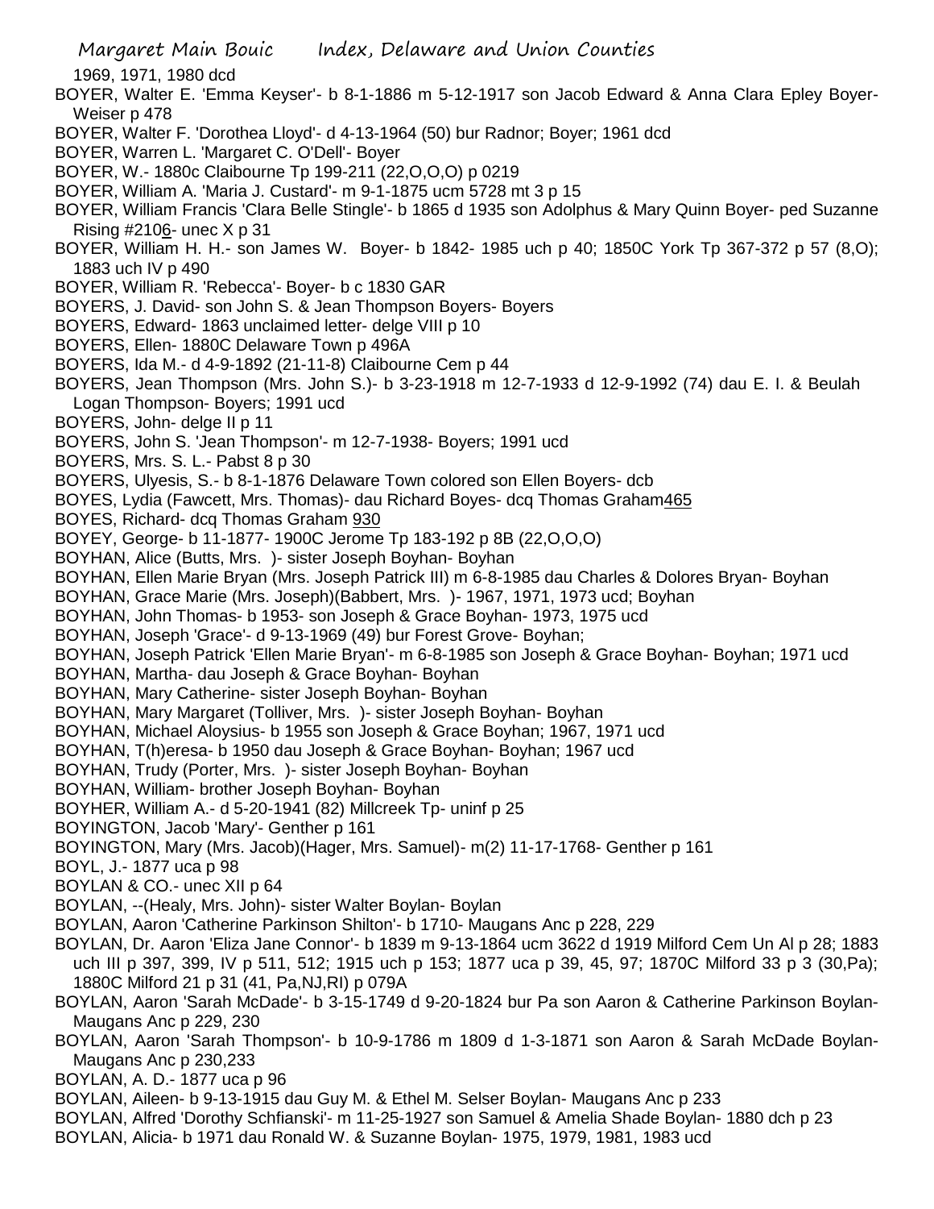1969, 1971, 1980 dcd

BOYER, Walter E. 'Emma Keyser'- b 8-1-1886 m 5-12-1917 son Jacob Edward & Anna Clara Epley Boyer-Weiser p 478

BOYER, Walter F. 'Dorothea Lloyd'- d 4-13-1964 (50) bur Radnor; Boyer; 1961 dcd

BOYER, Warren L. 'Margaret C. O'Dell'- Boyer

BOYER, W.- 1880c Claibourne Tp 199-211 (22,O,O,O) p 0219

BOYER, William A. 'Maria J. Custard'- m 9-1-1875 ucm 5728 mt 3 p 15

BOYER, William Francis 'Clara Belle Stingle'- b 1865 d 1935 son Adolphus & Mary Quinn Boyer- ped Suzanne Rising #2106- unec X p 31

BOYER, William H. H.- son James W. Boyer- b 1842- 1985 uch p 40; 1850C York Tp 367-372 p 57 (8,O); 1883 uch IV p 490

BOYER, William R. 'Rebecca'- Boyer- b c 1830 GAR

BOYERS, J. David- son John S. & Jean Thompson Boyers- Boyers

BOYERS, Edward- 1863 unclaimed letter- delge VIII p 10

BOYERS, Ellen- 1880C Delaware Town p 496A

BOYERS, Ida M.- d 4-9-1892 (21-11-8) Claibourne Cem p 44

BOYERS, Jean Thompson (Mrs. John S.)- b 3-23-1918 m 12-7-1933 d 12-9-1992 (74) dau E. I. & Beulah Logan Thompson- Boyers; 1991 ucd

BOYERS, John- delge II p 11

BOYERS, John S. 'Jean Thompson'- m 12-7-1938- Boyers; 1991 ucd

BOYERS, Mrs. S. L.- Pabst 8 p 30

BOYERS, Ulyesis, S.- b 8-1-1876 Delaware Town colored son Ellen Boyers- dcb

BOYES, Lydia (Fawcett, Mrs. Thomas)- dau Richard Boyes- dcq Thomas Graham465

BOYES, Richard- dcq Thomas Graham 930

BOYEY, George- b 11-1877- 1900C Jerome Tp 183-192 p 8B (22,O,O,O)

BOYHAN, Alice (Butts, Mrs. )- sister Joseph Boyhan- Boyhan

BOYHAN, Ellen Marie Bryan (Mrs. Joseph Patrick III) m 6-8-1985 dau Charles & Dolores Bryan- Boyhan

BOYHAN, Grace Marie (Mrs. Joseph)(Babbert, Mrs. )- 1967, 1971, 1973 ucd; Boyhan

BOYHAN, John Thomas- b 1953- son Joseph & Grace Boyhan- 1973, 1975 ucd

BOYHAN, Joseph 'Grace'- d 9-13-1969 (49) bur Forest Grove- Boyhan;

BOYHAN, Joseph Patrick 'Ellen Marie Bryan'- m 6-8-1985 son Joseph & Grace Boyhan- Boyhan; 1971 ucd

BOYHAN, Martha- dau Joseph & Grace Boyhan- Boyhan

BOYHAN, Mary Catherine- sister Joseph Boyhan- Boyhan

BOYHAN, Mary Margaret (Tolliver, Mrs. )- sister Joseph Boyhan- Boyhan

BOYHAN, Michael Aloysius- b 1955 son Joseph & Grace Boyhan; 1967, 1971 ucd

BOYHAN, T(h)eresa- b 1950 dau Joseph & Grace Boyhan- Boyhan; 1967 ucd

BOYHAN, Trudy (Porter, Mrs. )- sister Joseph Boyhan- Boyhan

BOYHAN, William- brother Joseph Boyhan- Boyhan

BOYHER, William A.- d 5-20-1941 (82) Millcreek Tp- uninf p 25

BOYINGTON, Jacob 'Mary'- Genther p 161

BOYINGTON, Mary (Mrs. Jacob)(Hager, Mrs. Samuel)- m(2) 11-17-1768- Genther p 161

BOYL, J.- 1877 uca p 98

BOYLAN & CO.- unec XII p 64

BOYLAN, --(Healy, Mrs. John)- sister Walter Boylan- Boylan

BOYLAN, Aaron 'Catherine Parkinson Shilton'- b 1710- Maugans Anc p 228, 229

BOYLAN, Dr. Aaron 'Eliza Jane Connor'- b 1839 m 9-13-1864 ucm 3622 d 1919 Milford Cem Un Al p 28; 1883 uch III p 397, 399, IV p 511, 512; 1915 uch p 153; 1877 uca p 39, 45, 97; 1870C Milford 33 p 3 (30,Pa); 1880C Milford 21 p 31 (41, Pa,NJ,RI) p 079A

BOYLAN, Aaron 'Sarah McDade'- b 3-15-1749 d 9-20-1824 bur Pa son Aaron & Catherine Parkinson Boylan- Maugans Anc p 229, 230

BOYLAN, Aaron 'Sarah Thompson'- b 10-9-1786 m 1809 d 1-3-1871 son Aaron & Sarah McDade Boylan- Maugans Anc p 230,233

BOYLAN, A. D.- 1877 uca p 96

BOYLAN, Aileen- b 9-13-1915 dau Guy M. & Ethel M. Selser Boylan- Maugans Anc p 233

BOYLAN, Alfred 'Dorothy Schfianski'- m 11-25-1927 son Samuel & Amelia Shade Boylan- 1880 dch p 23

BOYLAN, Alicia- b 1971 dau Ronald W. & Suzanne Boylan- 1975, 1979, 1981, 1983 ucd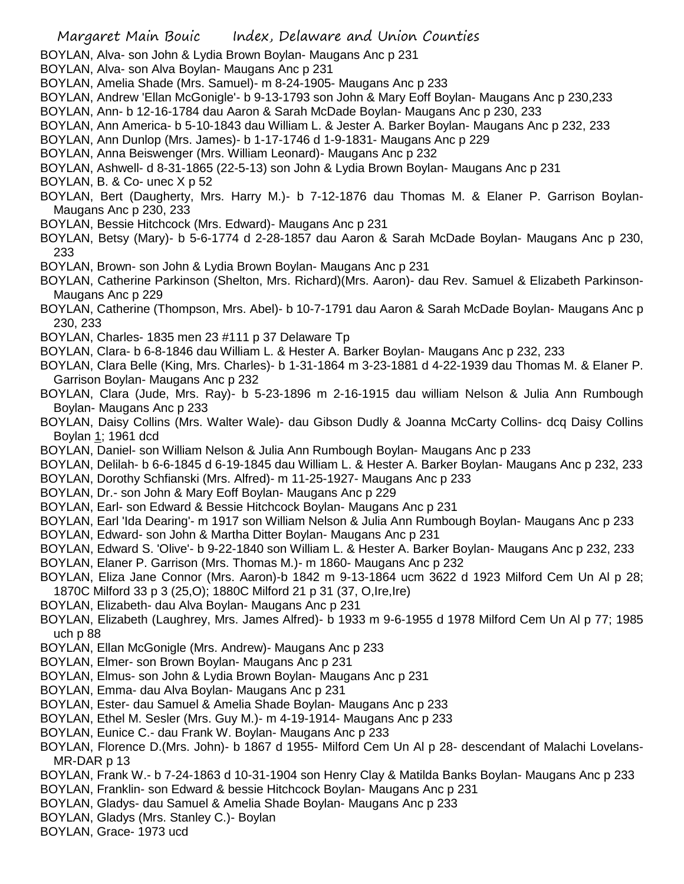BOYLAN, Alva- son John & Lydia Brown Boylan- Maugans Anc p 231
BOYLAN, Alva- son Alva Boylan- Maugans Anc p 231
BOYLAN, Amelia Shade (Mrs. Samuel)- m 8-24-1905- Maugans Anc p 233
BOYLAN, Andrew 'Ellan McGonigle'- b 9-13-1793 son John & Mary Eoff Boylan- Maugans Anc p 230,233
BOYLAN, Ann- b 12-16-1784 dau Aaron & Sarah McDade Boylan- Maugans Anc p 230, 233
BOYLAN, Ann America- b 5-10-1843 dau William L. & Jester A. Barker Boylan- Maugans Anc p 232, 233
BOYLAN, Ann Dunlop (Mrs. James)- b 1-17-1746 d 1-9-1831- Maugans Anc p 229
BOYLAN, Anna Beiswenger (Mrs. William Leonard)- Maugans Anc p 232
BOYLAN, Ashwell- d 8-31-1865 (22-5-13) son John & Lydia Brown Boylan- Maugans Anc p 231
BOYLAN, B. & Co- unec X p 52
BOYLAN, Bert (Daugherty, Mrs. Harry M.)- b 7-12-1876 dau Thomas M. & Elaner P. Garrison Boylan- Maugans Anc p 230, 233
BOYLAN, Bessie Hitchcock (Mrs. Edward)- Maugans Anc p 231
BOYLAN, Betsy (Mary)- b 5-6-1774 d 2-28-1857 dau Aaron & Sarah McDade Boylan- Maugans Anc p 230, 233
BOYLAN, Brown- son John & Lydia Brown Boylan- Maugans Anc p 231
BOYLAN, Catherine Parkinson (Shelton, Mrs. Richard)(Mrs. Aaron)- dau Rev. Samuel & Elizabeth Parkinson- Maugans Anc p 229
BOYLAN, Catherine (Thompson, Mrs. Abel)- b 10-7-1791 dau Aaron & Sarah McDade Boylan- Maugans Anc p 230, 233
BOYLAN, Charles- 1835 men 23 #111 p 37 Delaware Tp
BOYLAN, Clara- b 6-8-1846 dau William L. & Hester A. Barker Boylan- Maugans Anc p 232, 233
BOYLAN, Clara Belle (King, Mrs. Charles)- b 1-31-1864 m 3-23-1881 d 4-22-1939 dau Thomas M. & Elaner P. Garrison Boylan- Maugans Anc p 232
BOYLAN, Clara (Jude, Mrs. Ray)- b 5-23-1896 m 2-16-1915 dau william Nelson & Julia Ann Rumbough Boylan- Maugans Anc p 233
BOYLAN, Daisy Collins (Mrs. Walter Wale)- dau Gibson Dudly & Joanna McCarty Collins- dcq Daisy Collins Boylan 1; 1961 dcd
BOYLAN, Daniel- son William Nelson & Julia Ann Rumbough Boylan- Maugans Anc p 233
BOYLAN, Delilah- b 6-6-1845 d 6-19-1845 dau William L. & Hester A. Barker Boylan- Maugans Anc p 232, 233
BOYLAN, Dorothy Schfianski (Mrs. Alfred)- m 11-25-1927- Maugans Anc p 233
BOYLAN, Dr.- son John & Mary Eoff Boylan- Maugans Anc p 229
BOYLAN, Earl- son Edward & Bessie Hitchcock Boylan- Maugans Anc p 231
BOYLAN, Earl 'Ida Dearing'- m 1917 son William Nelson & Julia Ann Rumbough Boylan- Maugans Anc p 233
BOYLAN, Edward- son John & Martha Ditter Boylan- Maugans Anc p 231
BOYLAN, Edward S. 'Olive'- b 9-22-1840 son William L. & Hester A. Barker Boylan- Maugans Anc p 232, 233
BOYLAN, Elaner P. Garrison (Mrs. Thomas M.)- m 1860- Maugans Anc p 232
BOYLAN, Eliza Jane Connor (Mrs. Aaron)-b 1842 m 9-13-1864 ucm 3622 d 1923 Milford Cem Un Al p 28; 1870C Milford 33 p 3 (25,O); 1880C Milford 21 p 31 (37, O,Ire,Ire)
BOYLAN, Elizabeth- dau Alva Boylan- Maugans Anc p 231
BOYLAN, Elizabeth (Laughrey, Mrs. James Alfred)- b 1933 m 9-6-1955 d 1978 Milford Cem Un Al p 77; 1985 uch p 88
BOYLAN, Ellan McGonigle (Mrs. Andrew)- Maugans Anc p 233
BOYLAN, Elmer- son Brown Boylan- Maugans Anc p 231
BOYLAN, Elmus- son John & Lydia Brown Boylan- Maugans Anc p 231
BOYLAN, Emma- dau Alva Boylan- Maugans Anc p 231
BOYLAN, Ester- dau Samuel & Amelia Shade Boylan- Maugans Anc p 233
BOYLAN, Ethel M. Sesler (Mrs. Guy M.)- m 4-19-1914- Maugans Anc p 233
BOYLAN, Eunice C.- dau Frank W. Boylan- Maugans Anc p 233
BOYLAN, Florence D.(Mrs. John)- b 1867 d 1955- Milford Cem Un Al p 28- descendant of Malachi Lovelans- MR-DAR p 13
BOYLAN, Frank W.- b 7-24-1863 d 10-31-1904 son Henry Clay & Matilda Banks Boylan- Maugans Anc p 233
BOYLAN, Franklin- son Edward & bessie Hitchcock Boylan- Maugans Anc p 231
BOYLAN, Gladys- dau Samuel & Amelia Shade Boylan- Maugans Anc p 233
BOYLAN, Gladys (Mrs. Stanley C.)- Boylan
BOYLAN, Grace- 1973 ucd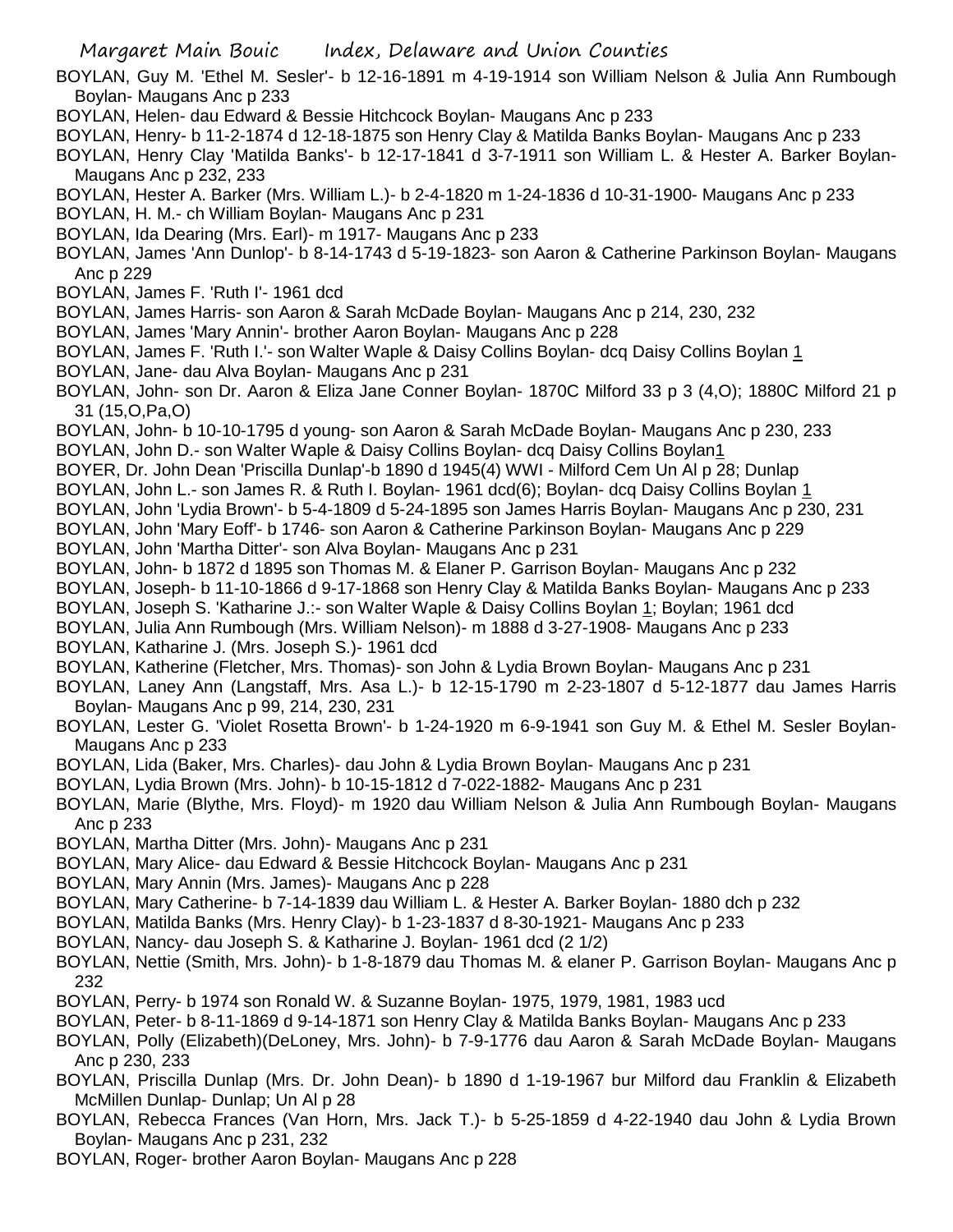BOYLAN, Guy M. 'Ethel M. Sesler'- b 12-16-1891 m 4-19-1914 son William Nelson & Julia Ann Rumbough Boylan- Maugans Anc p 233

BOYLAN, Helen- dau Edward & Bessie Hitchcock Boylan- Maugans Anc p 233

BOYLAN, Henry- b 11-2-1874 d 12-18-1875 son Henry Clay & Matilda Banks Boylan- Maugans Anc p 233

BOYLAN, Henry Clay 'Matilda Banks'- b 12-17-1841 d 3-7-1911 son William L. & Hester A. Barker Boylan- Maugans Anc p 232, 233

BOYLAN, Hester A. Barker (Mrs. William L.)- b 2-4-1820 m 1-24-1836 d 10-31-1900- Maugans Anc p 233

BOYLAN, H. M.- ch William Boylan- Maugans Anc p 231

BOYLAN, Ida Dearing (Mrs. Earl)- m 1917- Maugans Anc p 233

BOYLAN, James 'Ann Dunlop'- b 8-14-1743 d 5-19-1823- son Aaron & Catherine Parkinson Boylan- Maugans Anc p 229

BOYLAN, James F. 'Ruth I'- 1961 dcd

BOYLAN, James Harris- son Aaron & Sarah McDade Boylan- Maugans Anc p 214, 230, 232

BOYLAN, James 'Mary Annin'- brother Aaron Boylan- Maugans Anc p 228

BOYLAN, James F. 'Ruth I.'- son Walter Waple & Daisy Collins Boylan- dcq Daisy Collins Boylan 1

BOYLAN, Jane- dau Alva Boylan- Maugans Anc p 231

BOYLAN, John- son Dr. Aaron & Eliza Jane Conner Boylan- 1870C Milford 33 p 3 (4,O); 1880C Milford 21 p 31 (15,O,Pa,O)

BOYLAN, John- b 10-10-1795 d young- son Aaron & Sarah McDade Boylan- Maugans Anc p 230, 233

BOYLAN, John D.- son Walter Waple & Daisy Collins Boylan- dcq Daisy Collins Boylan1

BOYER, Dr. John Dean 'Priscilla Dunlap'-b 1890 d 1945(4) WWI - Milford Cem Un Al p 28; Dunlap

BOYLAN, John L.- son James R. & Ruth I. Boylan- 1961 dcd(6); Boylan- dcq Daisy Collins Boylan 1

BOYLAN, John 'Lydia Brown'- b 5-4-1809 d 5-24-1895 son James Harris Boylan- Maugans Anc p 230, 231

BOYLAN, John 'Mary Eoff'- b 1746- son Aaron & Catherine Parkinson Boylan- Maugans Anc p 229

BOYLAN, John 'Martha Ditter'- son Alva Boylan- Maugans Anc p 231

BOYLAN, John- b 1872 d 1895 son Thomas M. & Elaner P. Garrison Boylan- Maugans Anc p 232

BOYLAN, Joseph- b 11-10-1866 d 9-17-1868 son Henry Clay & Matilda Banks Boylan- Maugans Anc p 233

BOYLAN, Joseph S. 'Katharine J.:- son Walter Waple & Daisy Collins Boylan 1; Boylan; 1961 dcd

BOYLAN, Julia Ann Rumbough (Mrs. William Nelson)- m 1888 d 3-27-1908- Maugans Anc p 233

BOYLAN, Katharine J. (Mrs. Joseph S.)- 1961 dcd

BOYLAN, Katherine (Fletcher, Mrs. Thomas)- son John & Lydia Brown Boylan- Maugans Anc p 231

BOYLAN, Laney Ann (Langstaff, Mrs. Asa L.)- b 12-15-1790 m 2-23-1807 d 5-12-1877 dau James Harris Boylan- Maugans Anc p 99, 214, 230, 231

BOYLAN, Lester G. 'Violet Rosetta Brown'- b 1-24-1920 m 6-9-1941 son Guy M. & Ethel M. Sesler Boylan- Maugans Anc p 233

BOYLAN, Lida (Baker, Mrs. Charles)- dau John & Lydia Brown Boylan- Maugans Anc p 231

BOYLAN, Lydia Brown (Mrs. John)- b 10-15-1812 d 7-022-1882- Maugans Anc p 231

BOYLAN, Marie (Blythe, Mrs. Floyd)- m 1920 dau William Nelson & Julia Ann Rumbough Boylan- Maugans Anc p 233

BOYLAN, Martha Ditter (Mrs. John)- Maugans Anc p 231

BOYLAN, Mary Alice- dau Edward & Bessie Hitchcock Boylan- Maugans Anc p 231

BOYLAN, Mary Annin (Mrs. James)- Maugans Anc p 228

BOYLAN, Mary Catherine- b 7-14-1839 dau William L. & Hester A. Barker Boylan- 1880 dch p 232

BOYLAN, Matilda Banks (Mrs. Henry Clay)- b 1-23-1837 d 8-30-1921- Maugans Anc p 233

BOYLAN, Nancy- dau Joseph S. & Katharine J. Boylan- 1961 dcd (2 1/2)

BOYLAN, Nettie (Smith, Mrs. John)- b 1-8-1879 dau Thomas M. & elaner P. Garrison Boylan- Maugans Anc p 232

BOYLAN, Perry- b 1974 son Ronald W. & Suzanne Boylan- 1975, 1979, 1981, 1983 ucd

BOYLAN, Peter- b 8-11-1869 d 9-14-1871 son Henry Clay & Matilda Banks Boylan- Maugans Anc p 233

BOYLAN, Polly (Elizabeth)(DeLoney, Mrs. John)- b 7-9-1776 dau Aaron & Sarah McDade Boylan- Maugans Anc p 230, 233

BOYLAN, Priscilla Dunlap (Mrs. Dr. John Dean)- b 1890 d 1-19-1967 bur Milford dau Franklin & Elizabeth McMillen Dunlap- Dunlap; Un Al p 28

BOYLAN, Rebecca Frances (Van Horn, Mrs. Jack T.)- b 5-25-1859 d 4-22-1940 dau John & Lydia Brown Boylan- Maugans Anc p 231, 232

BOYLAN, Roger- brother Aaron Boylan- Maugans Anc p 228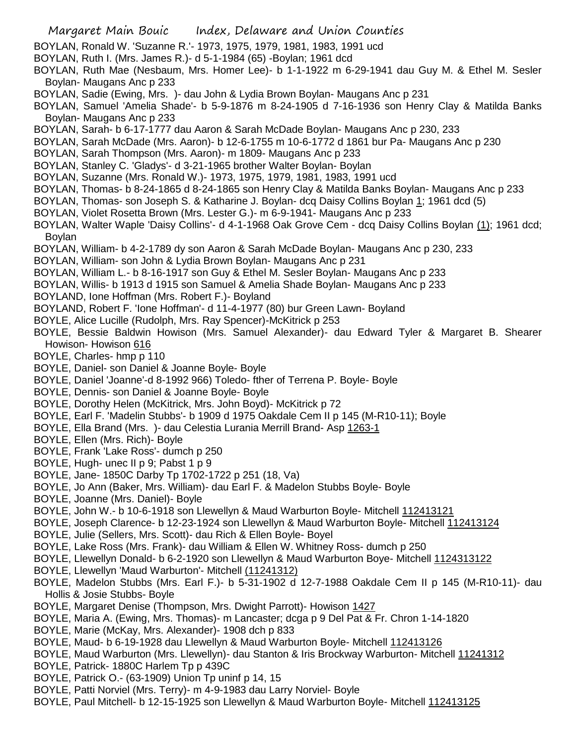BOYLAN, Ronald W. 'Suzanne R.'- 1973, 1975, 1979, 1981, 1983, 1991 ucd
BOYLAN, Ruth I. (Mrs. James R.)- d 5-1-1984 (65) -Boylan; 1961 dcd
BOYLAN, Ruth Mae (Nesbaum, Mrs. Homer Lee)- b 1-1-1922 m 6-29-1941 dau Guy M. & Ethel M. Sesler Boylan- Maugans Anc p 233
BOYLAN, Sadie (Ewing, Mrs. )- dau John & Lydia Brown Boylan- Maugans Anc p 231
BOYLAN, Samuel 'Amelia Shade'- b 5-9-1876 m 8-24-1905 d 7-16-1936 son Henry Clay & Matilda Banks Boylan- Maugans Anc p 233
BOYLAN, Sarah- b 6-17-1777 dau Aaron & Sarah McDade Boylan- Maugans Anc p 230, 233
BOYLAN, Sarah McDade (Mrs. Aaron)- b 12-6-1755 m 10-6-1772 d 1861 bur Pa- Maugans Anc p 230
BOYLAN, Sarah Thompson (Mrs. Aaron)- m 1809- Maugans Anc p 233
BOYLAN, Stanley C. 'Gladys'- d 3-21-1965 brother Walter Boylan- Boylan
BOYLAN, Suzanne (Mrs. Ronald W.)- 1973, 1975, 1979, 1981, 1983, 1991 ucd
BOYLAN, Thomas- b 8-24-1865 d 8-24-1865 son Henry Clay & Matilda Banks Boylan- Maugans Anc p 233
BOYLAN, Thomas- son Joseph S. & Katharine J. Boylan- dcq Daisy Collins Boylan 1; 1961 dcd (5)
BOYLAN, Violet Rosetta Brown (Mrs. Lester G.)- m 6-9-1941- Maugans Anc p 233
BOYLAN, Walter Waple 'Daisy Collins'- d 4-1-1968 Oak Grove Cem - dcq Daisy Collins Boylan (1); 1961 dcd; Boylan
BOYLAN, William- b 4-2-1789 dy son Aaron & Sarah McDade Boylan- Maugans Anc p 230, 233
BOYLAN, William- son John & Lydia Brown Boylan- Maugans Anc p 231
BOYLAN, William L.- b 8-16-1917 son Guy & Ethel M. Sesler Boylan- Maugans Anc p 233
BOYLAN, Willis- b 1913 d 1915 son Samuel & Amelia Shade Boylan- Maugans Anc p 233
BOYLAND, Ione Hoffman (Mrs. Robert F.)- Boyland
BOYLAND, Robert F. 'Ione Hoffman'- d 11-4-1977 (80) bur Green Lawn- Boyland
BOYLE, Alice Lucille (Rudolph, Mrs. Ray Spencer)-McKitrick p 253
BOYLE, Bessie Baldwin Howison (Mrs. Samuel Alexander)- dau Edward Tyler & Margaret B. Shearer Howison- Howison 616
BOYLE, Charles- hmp p 110
BOYLE, Daniel- son Daniel & Joanne Boyle- Boyle
BOYLE, Daniel 'Joanne'-d 8-1992 966) Toledo- fther of Terrena P. Boyle- Boyle
BOYLE, Dennis- son Daniel & Joanne Boyle- Boyle
BOYLE, Dorothy Helen (McKitrick, Mrs. John Boyd)- McKitrick p 72
BOYLE, Earl F. 'Madelin Stubbs'- b 1909 d 1975 Oakdale Cem II p 145 (M-R10-11); Boyle
BOYLE, Ella Brand (Mrs. )- dau Celestia Lurania Merrill Brand- Asp 1263-1
BOYLE, Ellen (Mrs. Rich)- Boyle
BOYLE, Frank 'Lake Ross'- dumch p 250
BOYLE, Hugh- unec II p 9; Pabst 1 p 9
BOYLE, Jane- 1850C Darby Tp 1702-1722 p 251 (18, Va)
BOYLE, Jo Ann (Baker, Mrs. William)- dau Earl F. & Madelon Stubbs Boyle- Boyle
BOYLE, Joanne (Mrs. Daniel)- Boyle
BOYLE, John W.- b 10-6-1918 son Llewellyn & Maud Warburton Boyle- Mitchell 112413121
BOYLE, Joseph Clarence- b 12-23-1924 son Llewellyn & Maud Warburton Boyle- Mitchell 112413124
BOYLE, Julie (Sellers, Mrs. Scott)- dau Rich & Ellen Boyle- Boyel
BOYLE, Lake Ross (Mrs. Frank)- dau William & Ellen W. Whitney Ross- dumch p 250
BOYLE, Llewellyn Donald- b 6-2-1920 son Llewellyn & Maud Warburton Boye- Mitchell 1124313122
BOYLE, Llewellyn 'Maud Warburton'- Mitchell (11241312)
BOYLE, Madelon Stubbs (Mrs. Earl F.)- b 5-31-1902 d 12-7-1988 Oakdale Cem II p 145 (M-R10-11)- dau Hollis & Josie Stubbs- Boyle
BOYLE, Margaret Denise (Thompson, Mrs. Dwight Parrott)- Howison 1427
BOYLE, Maria A. (Ewing, Mrs. Thomas)- m Lancaster; dcga p 9 Del Pat & Fr. Chron 1-14-1820
BOYLE, Marie (McKay, Mrs. Alexander)- 1908 dch p 833
BOYLE, Maud- b 6-19-1928 dau Llewellyn & Maud Warburton Boyle- Mitchell 112413126
BOYLE, Maud Warburton (Mrs. Llewellyn)- dau Stanton & Iris Brockway Warburton- Mitchell 11241312
BOYLE, Patrick- 1880C Harlem Tp p 439C
BOYLE, Patrick O.- (63-1909) Union Tp uninf p 14, 15
BOYLE, Patti Norviel (Mrs. Terry)- m 4-9-1983 dau Larry Norviel- Boyle
BOYLE, Paul Mitchell- b 12-15-1925 son Llewellyn & Maud Warburton Boyle- Mitchell 112413125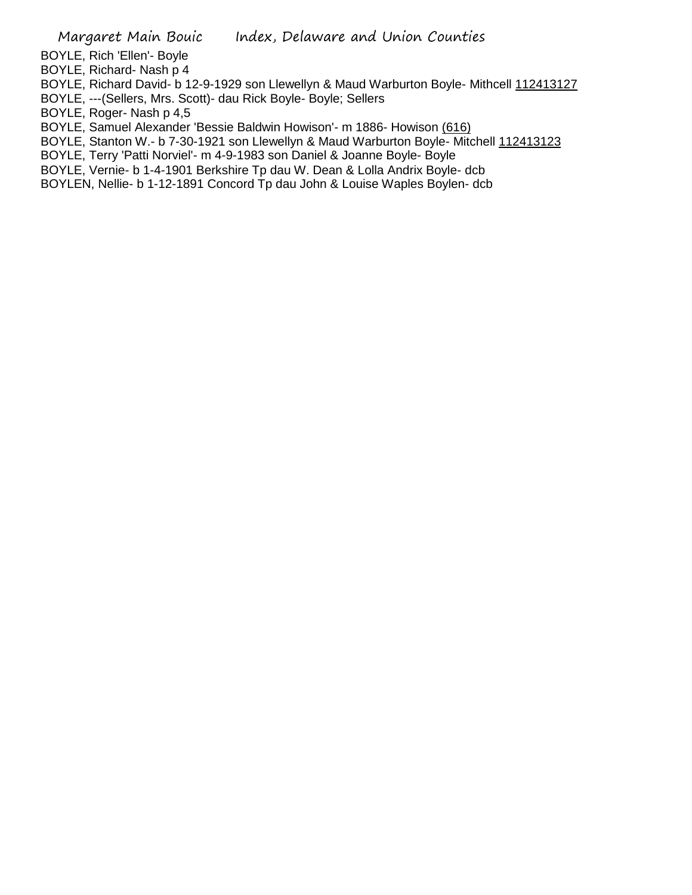BOYLE, Rich 'Ellen'- Boyle
BOYLE, Richard- Nash p 4
BOYLE, Richard David- b 12-9-1929 son Llewellyn & Maud Warburton Boyle- Mithcell 112413127
BOYLE, ---(Sellers, Mrs. Scott)- dau Rick Boyle- Boyle; Sellers
BOYLE, Roger- Nash p 4,5
BOYLE, Samuel Alexander 'Bessie Baldwin Howison'- m 1886- Howison (616)
BOYLE, Stanton W.- b 7-30-1921 son Llewellyn & Maud Warburton Boyle- Mitchell 112413123
BOYLE, Terry 'Patti Norviel'- m 4-9-1983 son Daniel & Joanne Boyle- Boyle
BOYLE, Vernie- b 1-4-1901 Berkshire Tp dau W. Dean & Lolla Andrix Boyle- dcb
BOYLEN, Nellie- b 1-12-1891 Concord Tp dau John & Louise Waples Boylen- dcb